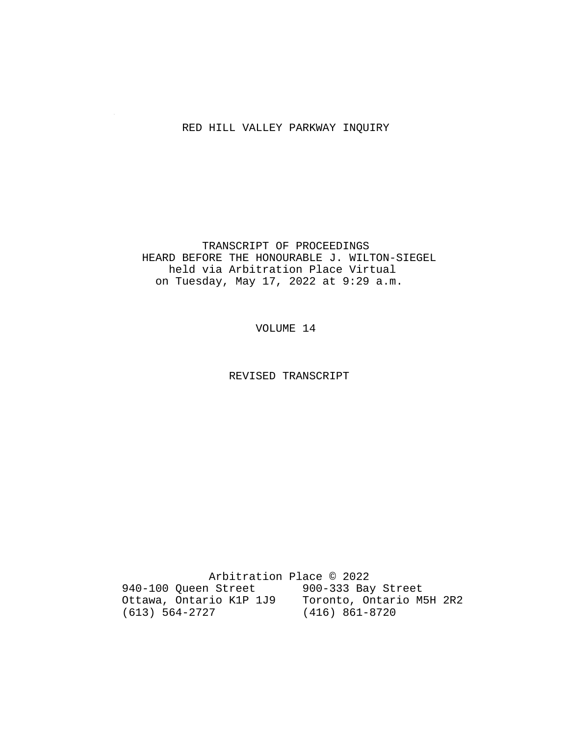# RED HILL VALLEY PARKWAY INQUIRY

TRANSCRIPT OF PROCEEDINGS
HEARD BEFORE THE HONOURABLE J. WILTON-SIEGEL
held via Arbitration Place Virtual
on Tuesday, May 17, 2022 at 9:29 a.m.

VOLUME 14

REVISED TRANSCRIPT

Arbitration Place © 2022

940-100 Queen Street
Ottawa, Ontario K1P 1J9
(613) 564-2727

900-333 Bay Street
Toronto, Ontario M5H 2R2
(416) 861-8720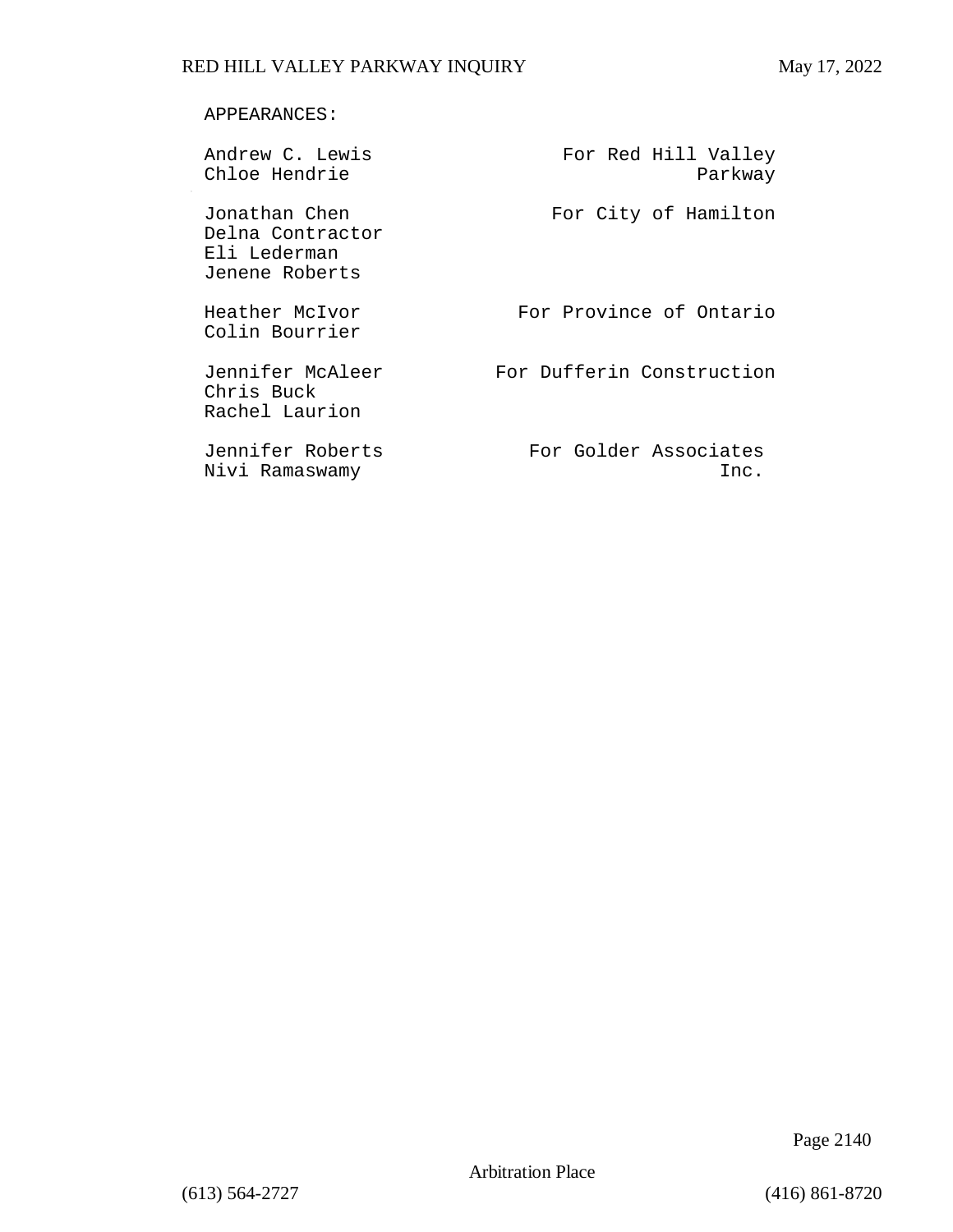APPEARANCES:

| | |
|---|---|
| Andrew C. Lewis<br>Chloe Hendrie | For Red Hill Valley Parkway |
| Jonathan Chen<br>Delna Contractor<br>Eli Lederman<br>Jenene Roberts | For City of Hamilton |
| Heather McIvor<br>Colin Bourrier | For Province of Ontario |
| Jennifer McAleer<br>Chris Buck<br>Rachel Laurion | For Dufferin Construction |
| Jennifer Roberts<br>Nivi Ramaswamy | For Golder Associates Inc. |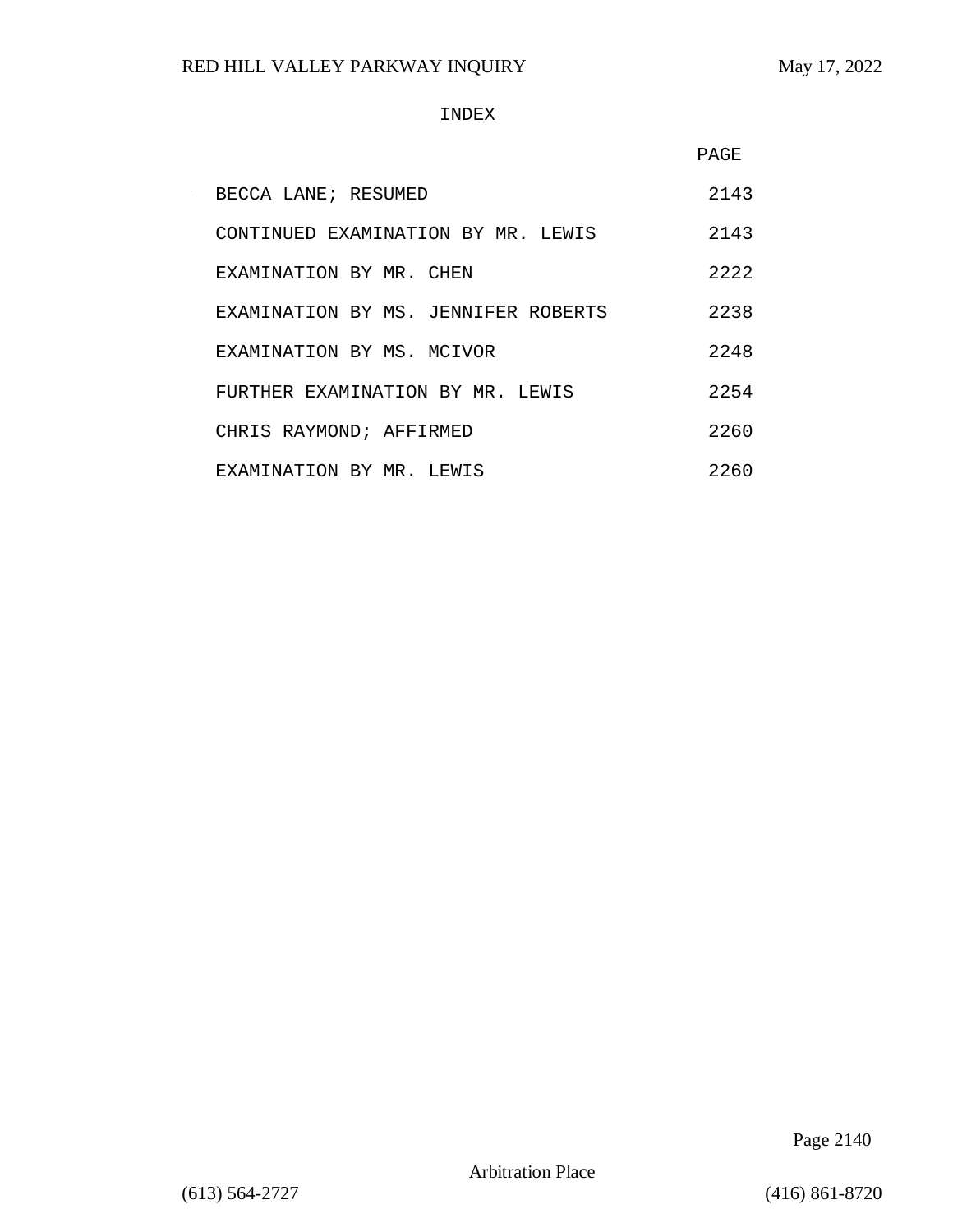# INDEX

| | PAGE |
|---|---|
| BECCA LANE; RESUMED | 2143 |
| CONTINUED EXAMINATION BY MR. LEWIS | 2143 |
| EXAMINATION BY MR. CHEN | 2222 |
| EXAMINATION BY MS. JENNIFER ROBERTS | 2238 |
| EXAMINATION BY MS. MCIVOR | 2248 |
| FURTHER EXAMINATION BY MR. LEWIS | 2254 |
| CHRIS RAYMOND; AFFIRMED | 2260 |
| EXAMINATION BY MR. LEWIS | 2260 |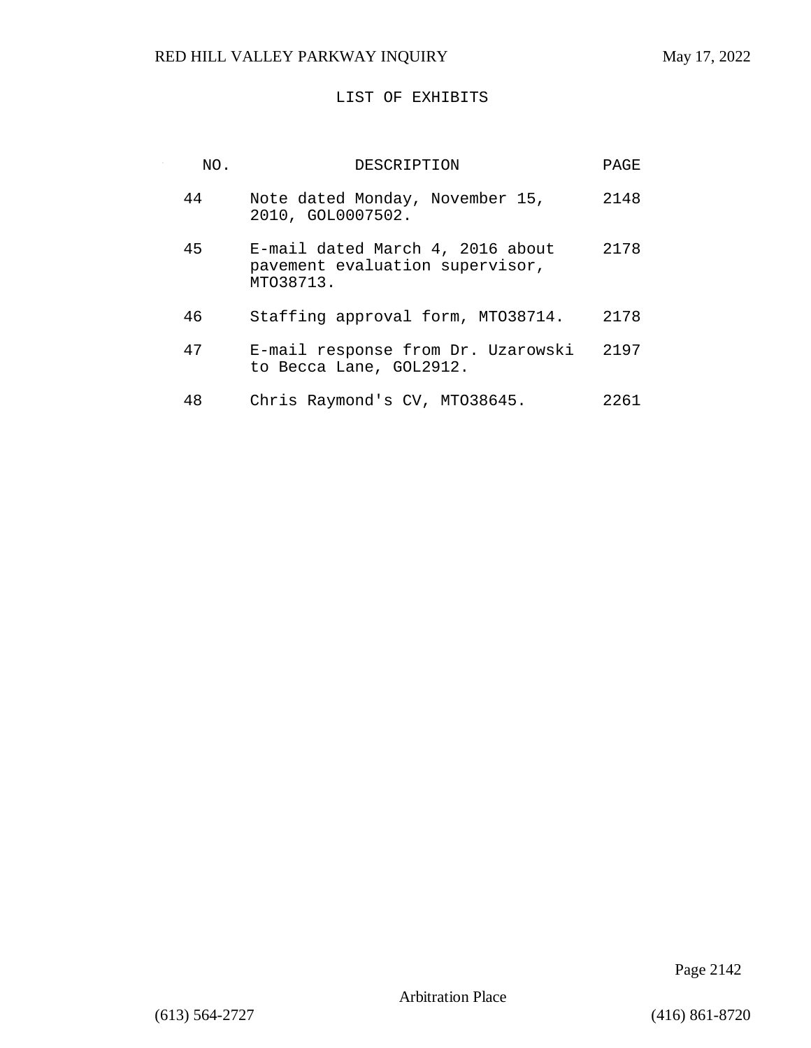# LIST OF EXHIBITS

| NO. | DESCRIPTION | PAGE |
|---|---|---|
| 44 | Note dated Monday, November 15, 2010, GOL0007502. | 2148 |
| 45 | E-mail dated March 4, 2016 about pavement evaluation supervisor, MTO38713. | 2178 |
| 46 | Staffing approval form, MTO38714. | 2178 |
| 47 | E-mail response from Dr. Uzarowski to Becca Lane, GOL2912. | 2197 |
| 48 | Chris Raymond's CV, MTO38645. | 2261 |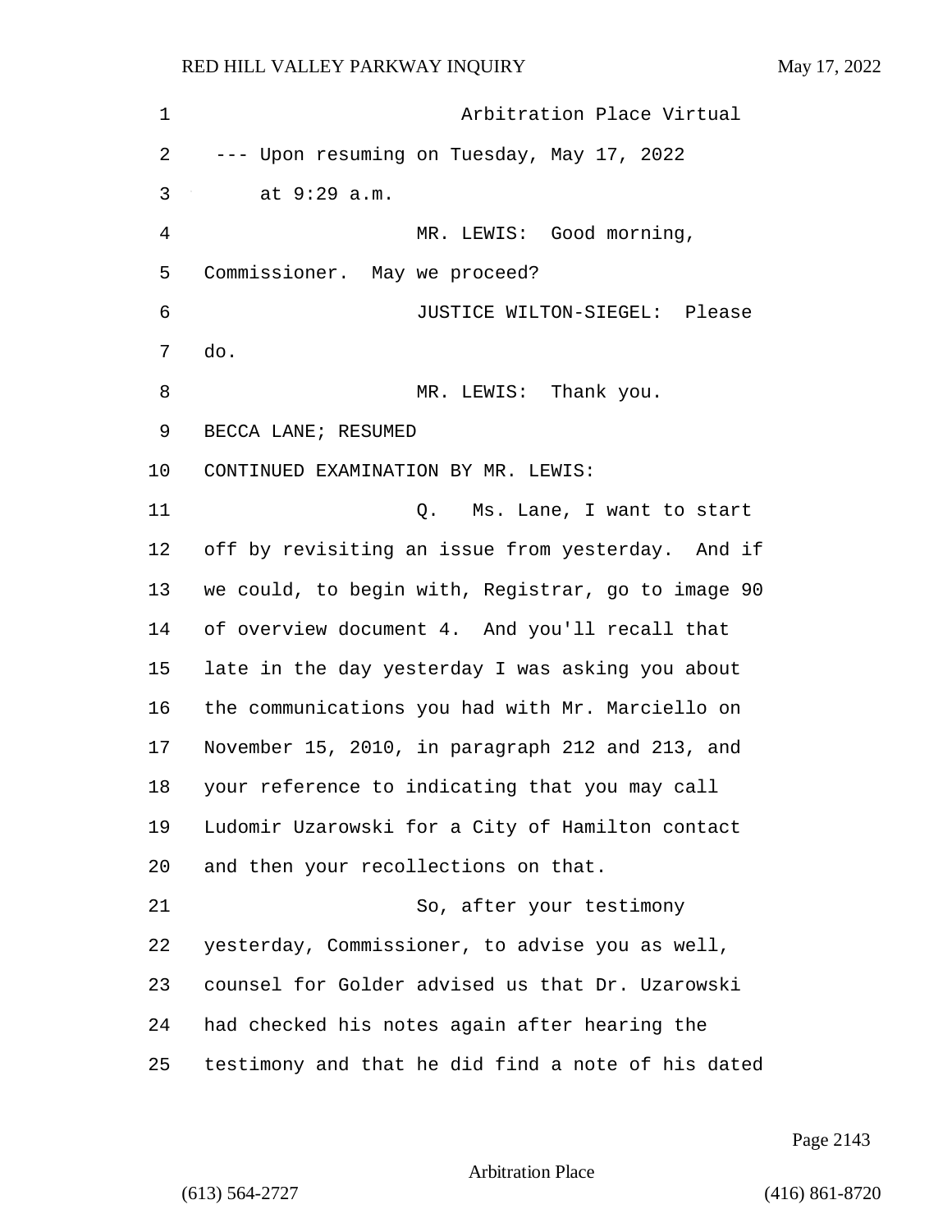Arbitration Place Virtual

--- Upon resuming on Tuesday, May 17, 2022 at 9:29 a.m.

MR. LEWIS: Good morning, Commissioner. May we proceed?

JUSTICE WILTON-SIEGEL: Please do.

MR. LEWIS: Thank you.

BECCA LANE; RESUMED

CONTINUED EXAMINATION BY MR. LEWIS:

Q. Ms. Lane, I want to start off by revisiting an issue from yesterday. And if we could, to begin with, Registrar, go to image 90 of overview document 4. And you'll recall that late in the day yesterday I was asking you about the communications you had with Mr. Marciello on November 15, 2010, in paragraph 212 and 213, and your reference to indicating that you may call Ludomir Uzarowski for a City of Hamilton contact and then your recollections on that.

So, after your testimony yesterday, Commissioner, to advise you as well, counsel for Golder advised us that Dr. Uzarowski had checked his notes again after hearing the testimony and that he did find a note of his dated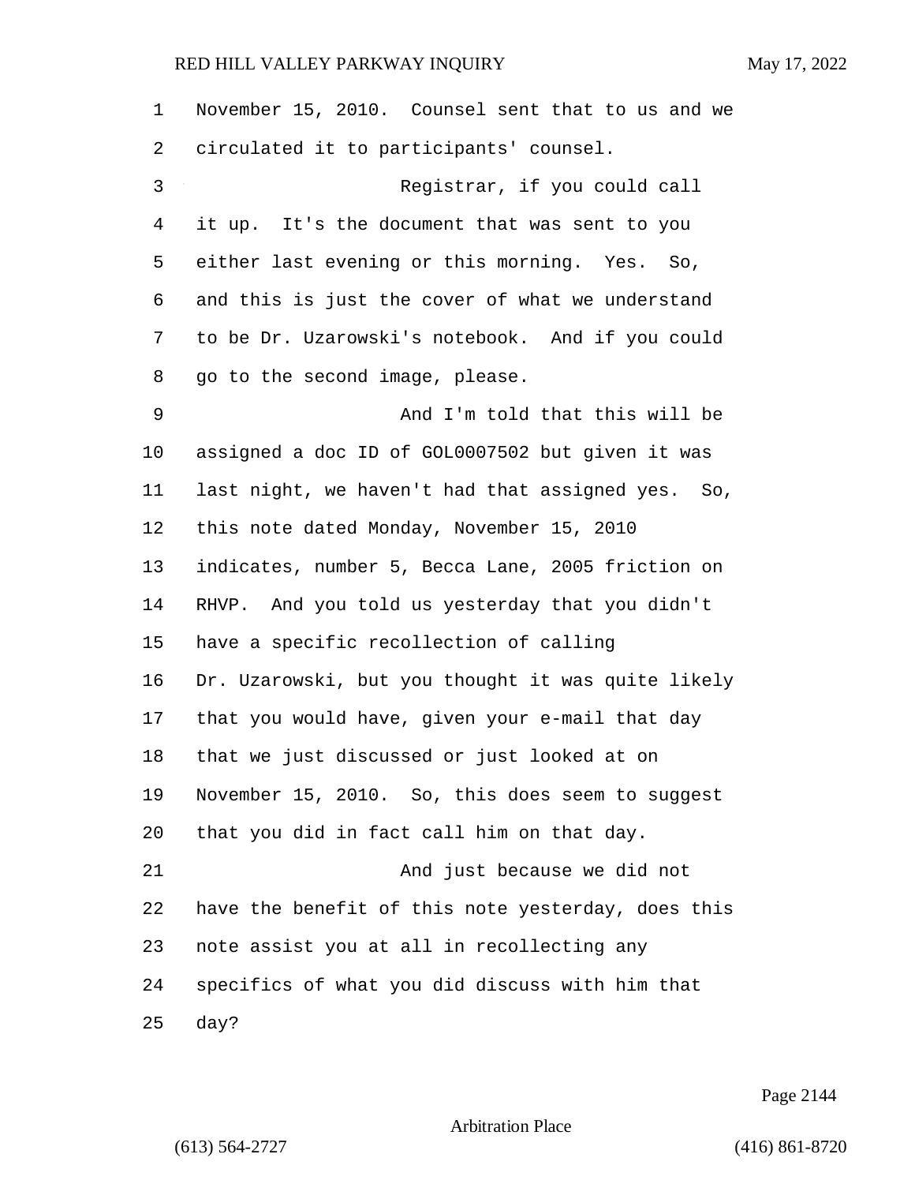November 15, 2010. Counsel sent that to us and we circulated it to participants' counsel.

Registrar, if you could call it up. It's the document that was sent to you either last evening or this morning. Yes. So, and this is just the cover of what we understand to be Dr. Uzarowski's notebook. And if you could go to the second image, please.

And I'm told that this will be assigned a doc ID of GOL0007502 but given it was last night, we haven't had that assigned yes. So, this note dated Monday, November 15, 2010 indicates, number 5, Becca Lane, 2005 friction on RHVP. And you told us yesterday that you didn't have a specific recollection of calling Dr. Uzarowski, but you thought it was quite likely that you would have, given your e-mail that day that we just discussed or just looked at on November 15, 2010. So, this does seem to suggest that you did in fact call him on that day.

And just because we did not have the benefit of this note yesterday, does this note assist you at all in recollecting any specifics of what you did discuss with him that day?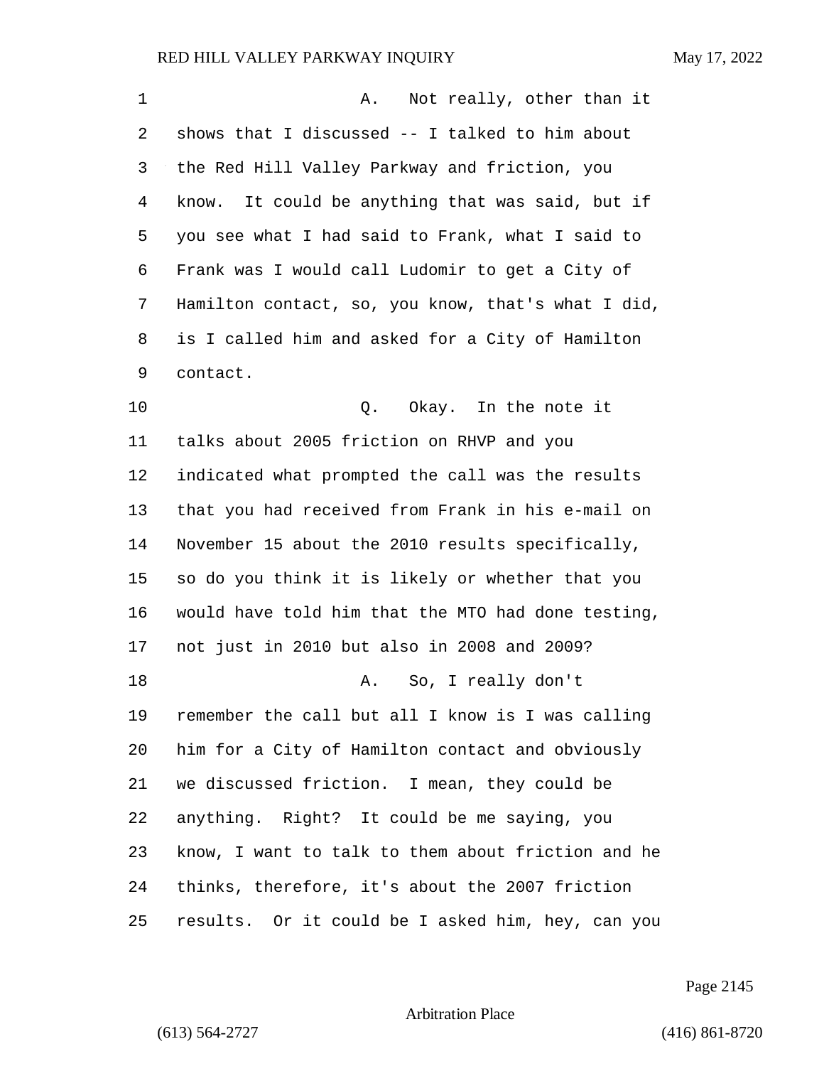A. Not really, other than it shows that I discussed -- I talked to him about the Red Hill Valley Parkway and friction, you know. It could be anything that was said, but if you see what I had said to Frank, what I said to Frank was I would call Ludomir to get a City of Hamilton contact, so, you know, that's what I did, is I called him and asked for a City of Hamilton contact.

Q. Okay. In the note it talks about 2005 friction on RHVP and you indicated what prompted the call was the results that you had received from Frank in his e-mail on November 15 about the 2010 results specifically, so do you think it is likely or whether that you would have told him that the MTO had done testing, not just in 2010 but also in 2008 and 2009?

A. So, I really don't remember the call but all I know is I was calling him for a City of Hamilton contact and obviously we discussed friction. I mean, they could be anything. Right? It could be me saying, you know, I want to talk to them about friction and he thinks, therefore, it's about the 2007 friction results. Or it could be I asked him, hey, can you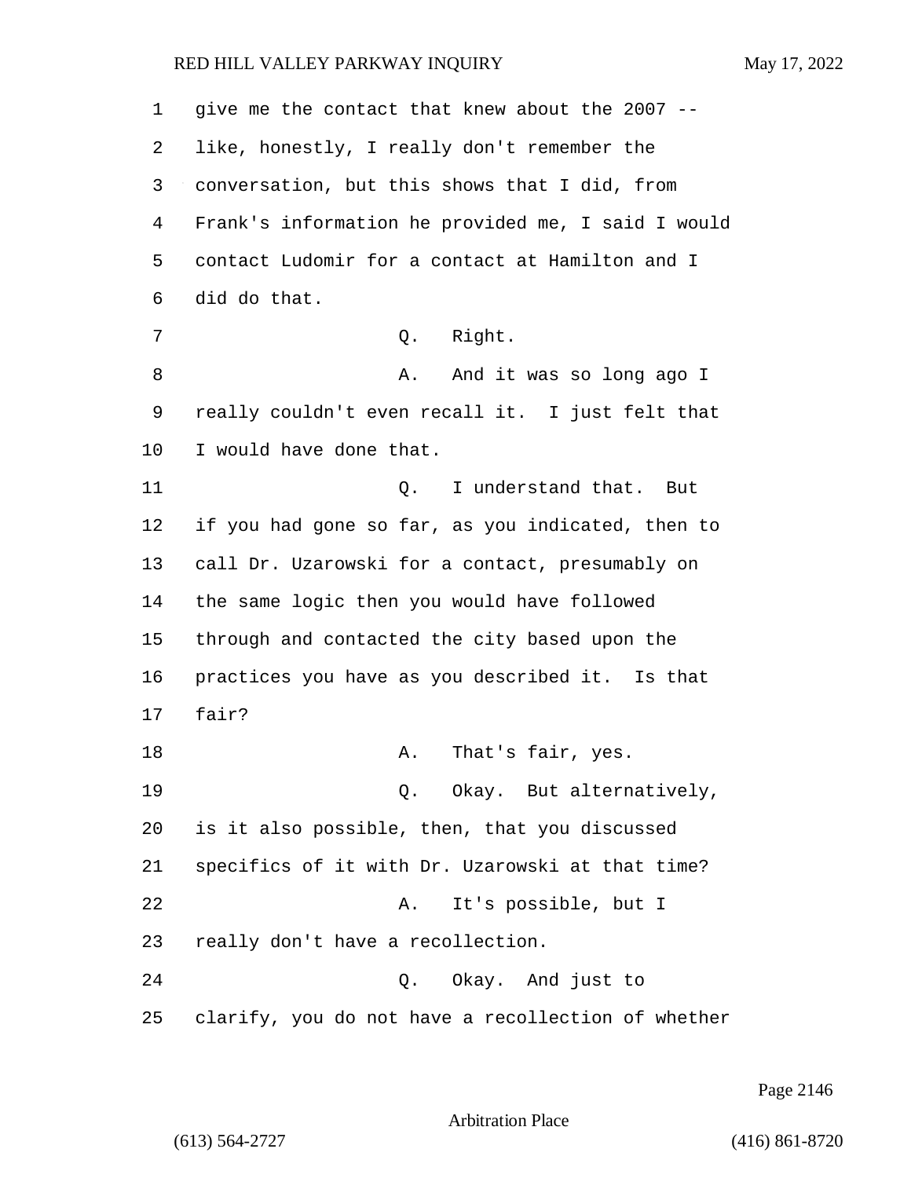give me the contact that knew about the 2007 -- like, honestly, I really don't remember the conversation, but this shows that I did, from Frank's information he provided me, I said I would contact Ludomir for a contact at Hamilton and I did do that.

Q. Right.

A. And it was so long ago I really couldn't even recall it. I just felt that I would have done that.

Q. I understand that. But if you had gone so far, as you indicated, then to call Dr. Uzarowski for a contact, presumably on the same logic then you would have followed through and contacted the city based upon the practices you have as you described it. Is that fair?

A. That's fair, yes.

Q. Okay. But alternatively, is it also possible, then, that you discussed specifics of it with Dr. Uzarowski at that time?

A. It's possible, but I really don't have a recollection.

Q. Okay. And just to clarify, you do not have a recollection of whether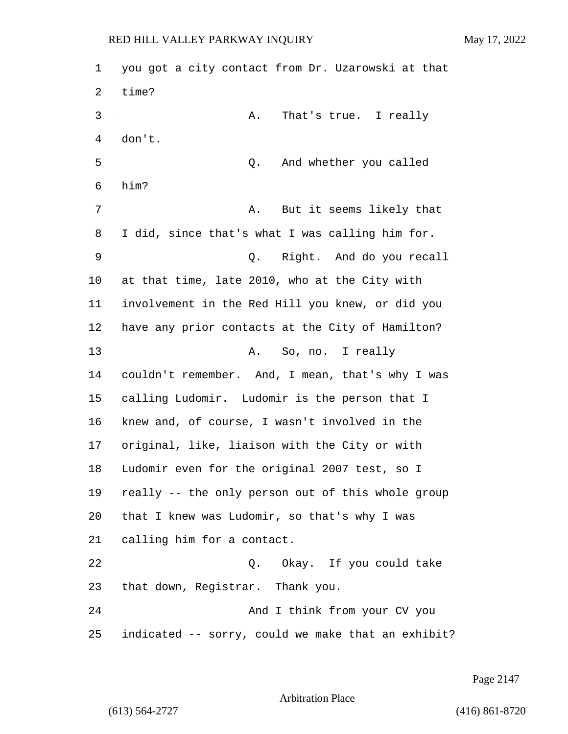you got a city contact from Dr. Uzarowski at that time?

A. That's true. I really don't.

Q. And whether you called him?

A. But it seems likely that I did, since that's what I was calling him for.

Q. Right. And do you recall at that time, late 2010, who at the City with involvement in the Red Hill you knew, or did you have any prior contacts at the City of Hamilton?

A. So, no. I really couldn't remember. And, I mean, that's why I was calling Ludomir. Ludomir is the person that I knew and, of course, I wasn't involved in the original, like, liaison with the City or with Ludomir even for the original 2007 test, so I really -- the only person out of this whole group that I knew was Ludomir, so that's why I was calling him for a contact.

Q. Okay. If you could take that down, Registrar. Thank you.

And I think from your CV you indicated -- sorry, could we make that an exhibit?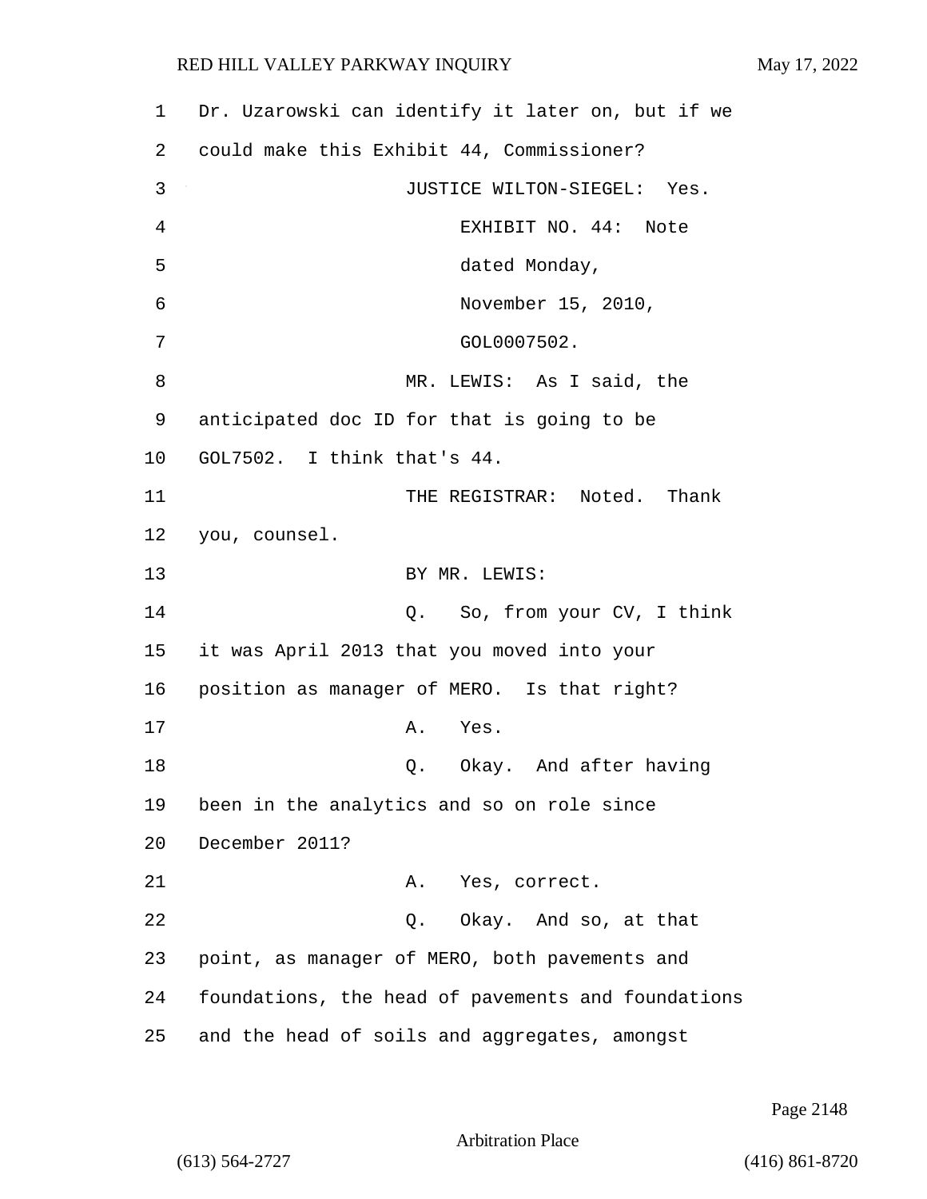1 Dr. Uzarowski can identify it later on, but if we
2 could make this Exhibit 44, Commissioner?
3 JUSTICE WILTON-SIEGEL: Yes.
4 EXHIBIT NO. 44: Note
5 dated Monday,
6 November 15, 2010,
7 GOL0007502.
8 MR. LEWIS: As I said, the
9 anticipated doc ID for that is going to be
10 GOL7502. I think that's 44.
11 THE REGISTRAR: Noted. Thank
12 you, counsel.
13 BY MR. LEWIS:
14 Q. So, from your CV, I think
15 it was April 2013 that you moved into your
16 position as manager of MERO. Is that right?
17 A. Yes.
18 Q. Okay. And after having
19 been in the analytics and so on role since
20 December 2011?
21 A. Yes, correct.
22 Q. Okay. And so, at that
23 point, as manager of MERO, both pavements and
24 foundations, the head of pavements and foundations
25 and the head of soils and aggregates, amongst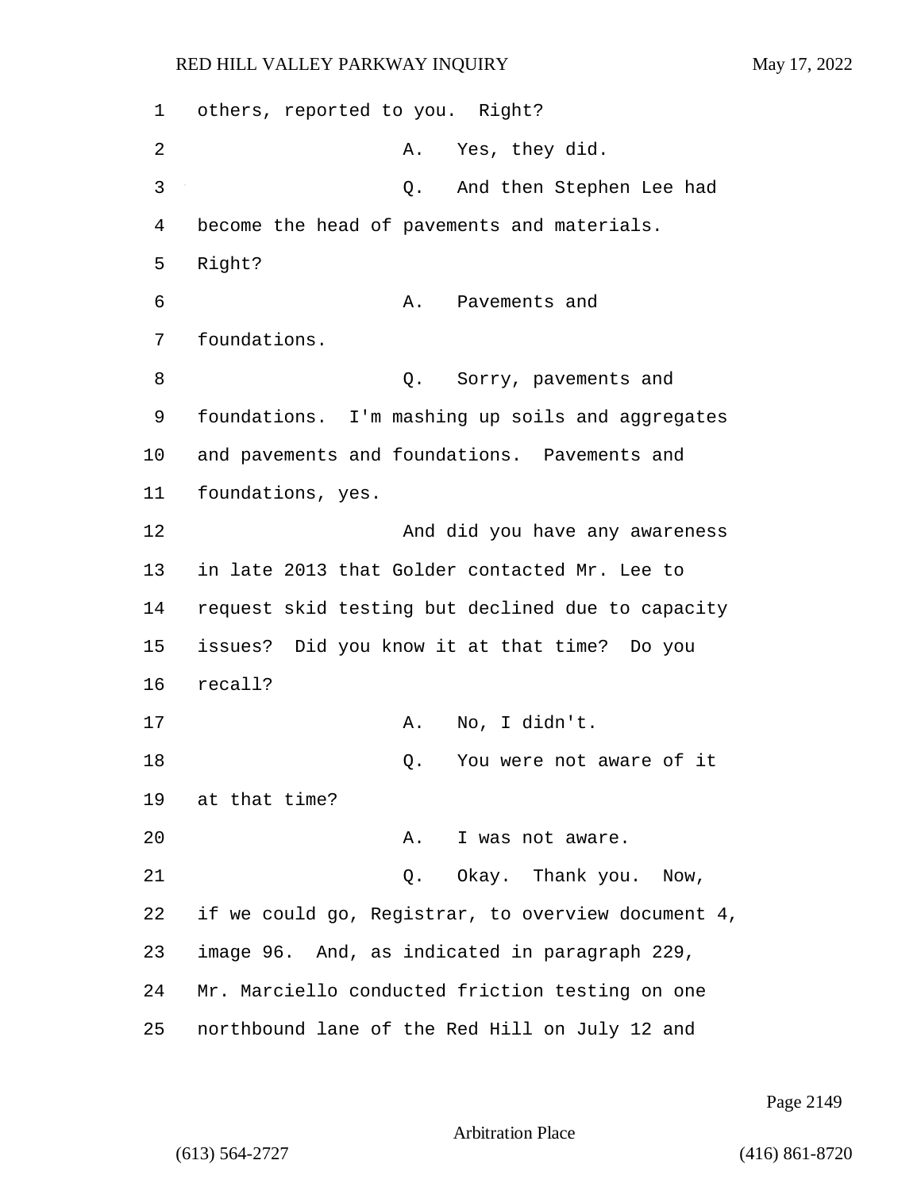others, reported to you. Right?

A. Yes, they did.

Q. And then Stephen Lee had become the head of pavements and materials. Right?

A. Pavements and foundations.

Q. Sorry, pavements and foundations. I'm mashing up soils and aggregates and pavements and foundations. Pavements and foundations, yes.

And did you have any awareness in late 2013 that Golder contacted Mr. Lee to request skid testing but declined due to capacity issues? Did you know it at that time? Do you recall?

A. No, I didn't.

Q. You were not aware of it at that time?

A. I was not aware.

Q. Okay. Thank you. Now, if we could go, Registrar, to overview document 4, image 96. And, as indicated in paragraph 229, Mr. Marciello conducted friction testing on one northbound lane of the Red Hill on July 12 and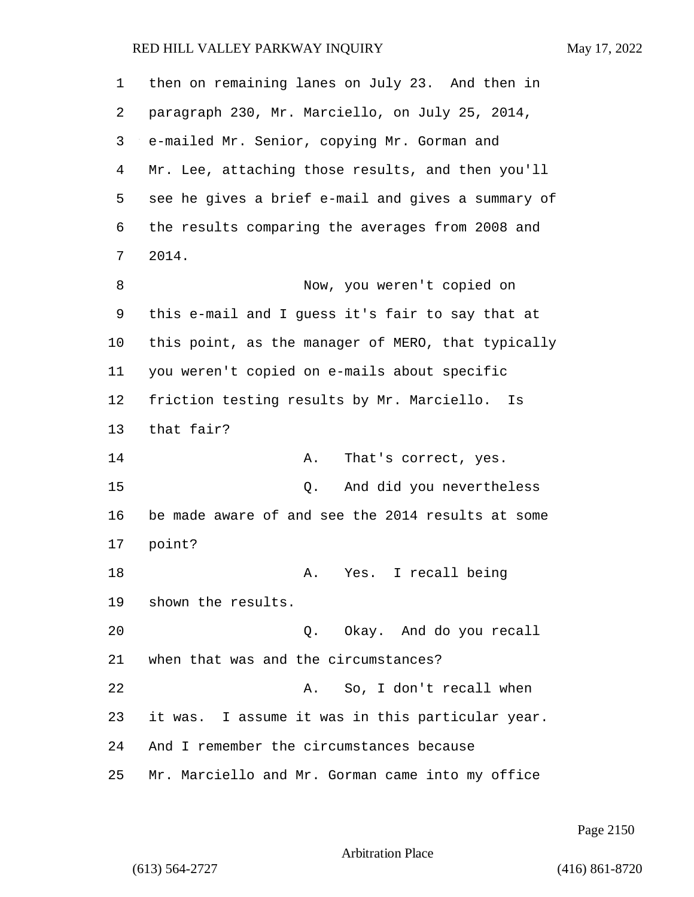then on remaining lanes on July 23. And then in paragraph 230, Mr. Marciello, on July 25, 2014, e-mailed Mr. Senior, copying Mr. Gorman and Mr. Lee, attaching those results, and then you'll see he gives a brief e-mail and gives a summary of the results comparing the averages from 2008 and 2014.

Now, you weren't copied on this e-mail and I guess it's fair to say that at this point, as the manager of MERO, that typically you weren't copied on e-mails about specific friction testing results by Mr. Marciello. Is that fair?

A. That's correct, yes.

Q. And did you nevertheless be made aware of and see the 2014 results at some point?

A. Yes. I recall being shown the results.

Q. Okay. And do you recall when that was and the circumstances?

A. So, I don't recall when it was. I assume it was in this particular year. And I remember the circumstances because Mr. Marciello and Mr. Gorman came into my office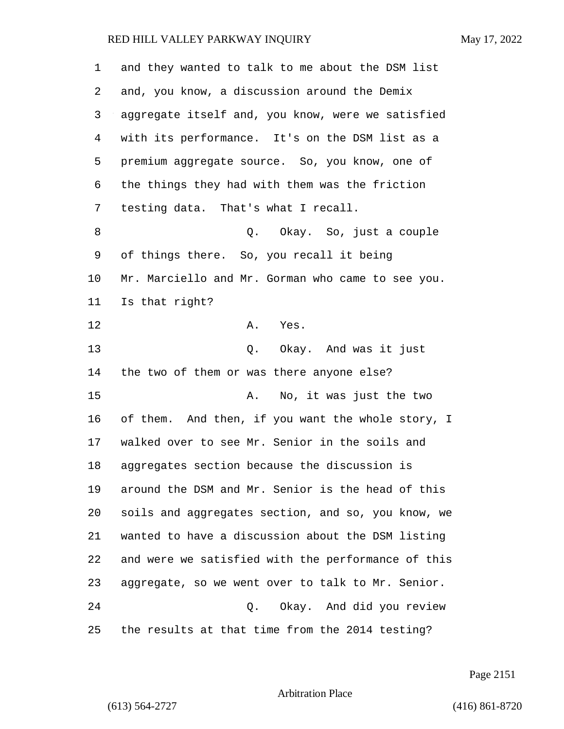1 and they wanted to talk to me about the DSM list
2 and, you know, a discussion around the Demix
3 aggregate itself and, you know, were we satisfied
4 with its performance. It's on the DSM list as a
5 premium aggregate source. So, you know, one of
6 the things they had with them was the friction
7 testing data. That's what I recall.

8 Q. Okay. So, just a couple
9 of things there. So, you recall it being
10 Mr. Marciello and Mr. Gorman who came to see you.
11 Is that right?

12 A. Yes.

13 Q. Okay. And was it just
14 the two of them or was there anyone else?

15 A. No, it was just the two
16 of them. And then, if you want the whole story, I
17 walked over to see Mr. Senior in the soils and
18 aggregates section because the discussion is
19 around the DSM and Mr. Senior is the head of this
20 soils and aggregates section, and so, you know, we
21 wanted to have a discussion about the DSM listing
22 and were we satisfied with the performance of this
23 aggregate, so we went over to talk to Mr. Senior.

24 Q. Okay. And did you review
25 the results at that time from the 2014 testing?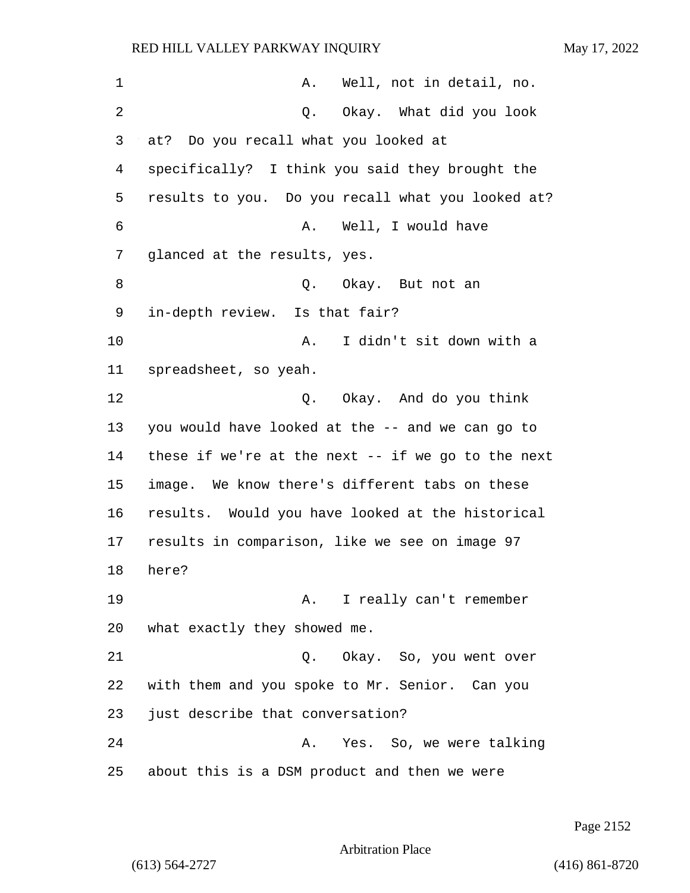A. Well, not in detail, no.

Q. Okay. What did you look at? Do you recall what you looked at specifically? I think you said they brought the results to you. Do you recall what you looked at?

A. Well, I would have glanced at the results, yes.

Q. Okay. But not an in-depth review. Is that fair?

A. I didn't sit down with a spreadsheet, so yeah.

Q. Okay. And do you think you would have looked at the -- and we can go to these if we're at the next -- if we go to the next image. We know there's different tabs on these results. Would you have looked at the historical results in comparison, like we see on image 97 here?

A. I really can't remember what exactly they showed me.

Q. Okay. So, you went over with them and you spoke to Mr. Senior. Can you just describe that conversation?

A. Yes. So, we were talking about this is a DSM product and then we were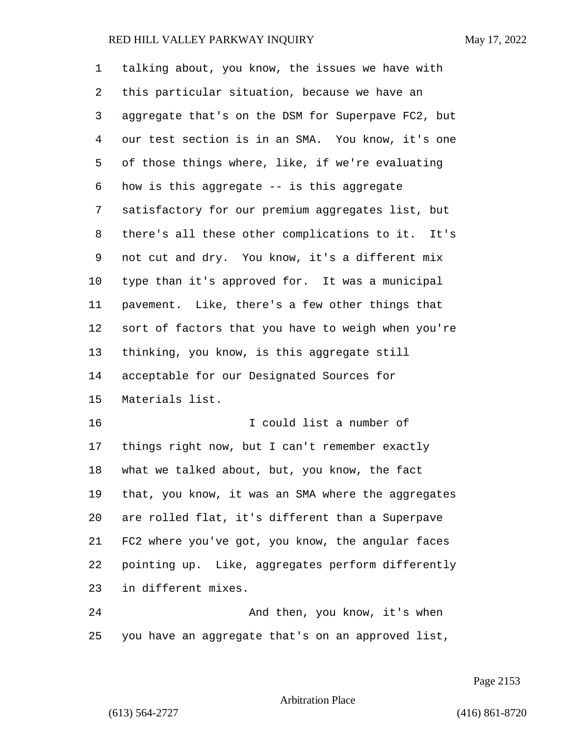talking about, you know, the issues we have with this particular situation, because we have an aggregate that's on the DSM for Superpave FC2, but our test section is in an SMA. You know, it's one of those things where, like, if we're evaluating how is this aggregate -- is this aggregate satisfactory for our premium aggregates list, but there's all these other complications to it. It's not cut and dry. You know, it's a different mix type than it's approved for. It was a municipal pavement. Like, there's a few other things that sort of factors that you have to weigh when you're thinking, you know, is this aggregate still acceptable for our Designated Sources for Materials list.

I could list a number of things right now, but I can't remember exactly what we talked about, but, you know, the fact that, you know, it was an SMA where the aggregates are rolled flat, it's different than a Superpave FC2 where you've got, you know, the angular faces pointing up. Like, aggregates perform differently in different mixes.

And then, you know, it's when you have an aggregate that's on an approved list,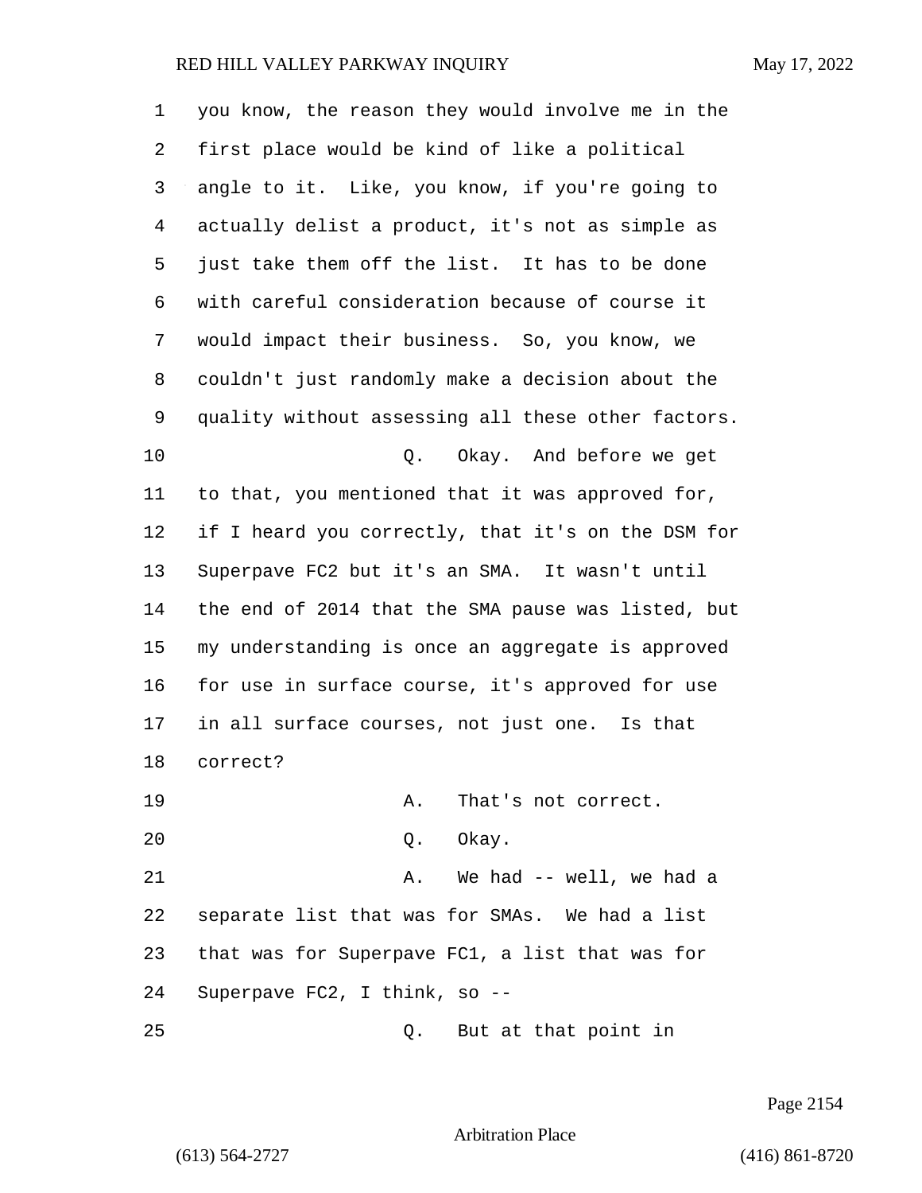you know, the reason they would involve me in the first place would be kind of like a political angle to it. Like, you know, if you're going to actually delist a product, it's not as simple as just take them off the list. It has to be done with careful consideration because of course it would impact their business. So, you know, we couldn't just randomly make a decision about the quality without assessing all these other factors.

Q. Okay. And before we get to that, you mentioned that it was approved for, if I heard you correctly, that it's on the DSM for Superpave FC2 but it's an SMA. It wasn't until the end of 2014 that the SMA pause was listed, but my understanding is once an aggregate is approved for use in surface course, it's approved for use in all surface courses, not just one. Is that correct?

A. That's not correct.

Q. Okay.

A. We had -- well, we had a separate list that was for SMAs. We had a list that was for Superpave FC1, a list that was for Superpave FC2, I think, so --

Q. But at that point in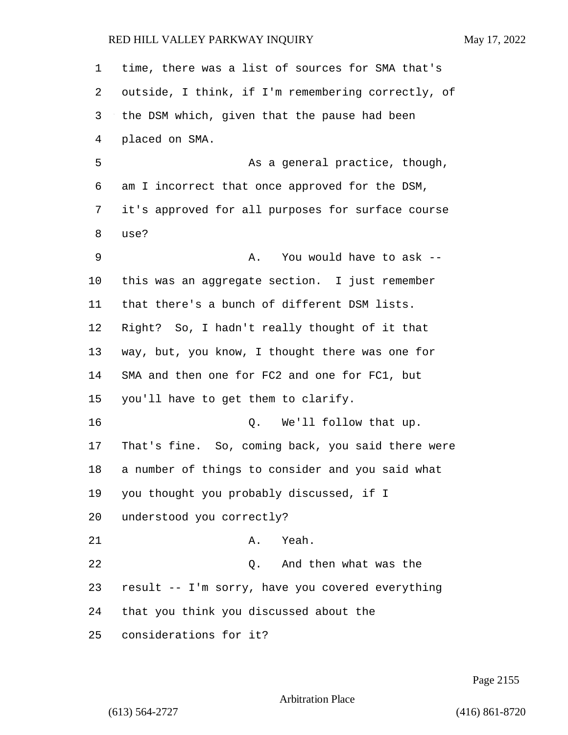time, there was a list of sources for SMA that's outside, I think, if I'm remembering correctly, of the DSM which, given that the pause had been placed on SMA.

As a general practice, though, am I incorrect that once approved for the DSM, it's approved for all purposes for surface course use?

A. You would have to ask -- this was an aggregate section. I just remember that there's a bunch of different DSM lists. Right? So, I hadn't really thought of it that way, but, you know, I thought there was one for SMA and then one for FC2 and one for FC1, but you'll have to get them to clarify.

Q. We'll follow that up. That's fine. So, coming back, you said there were a number of things to consider and you said what you thought you probably discussed, if I understood you correctly?

A. Yeah.

Q. And then what was the result -- I'm sorry, have you covered everything that you think you discussed about the considerations for it?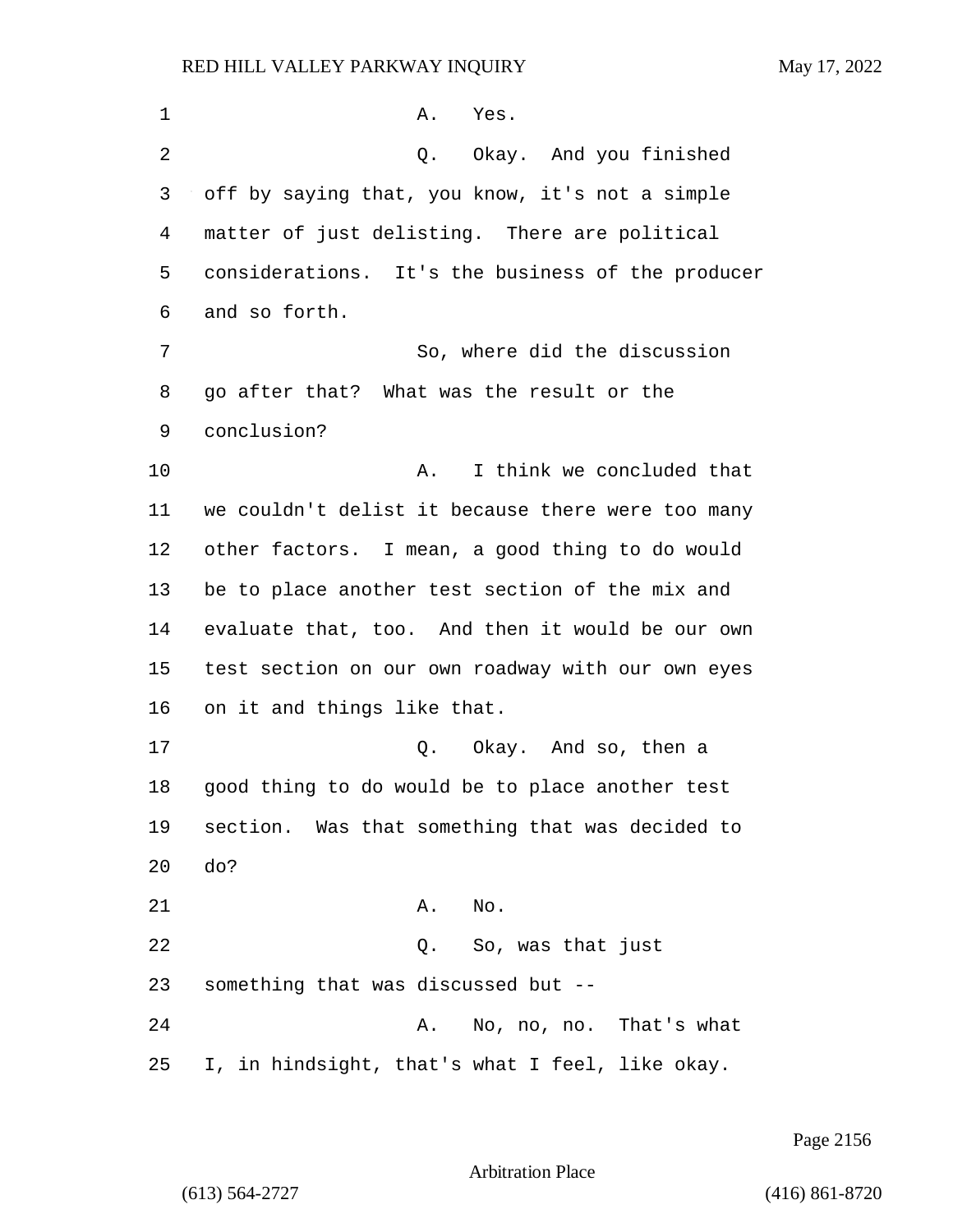A. Yes.

Q. Okay. And you finished off by saying that, you know, it's not a simple matter of just delisting. There are political considerations. It's the business of the producer and so forth.

So, where did the discussion go after that? What was the result or the conclusion?

A. I think we concluded that we couldn't delist it because there were too many other factors. I mean, a good thing to do would be to place another test section of the mix and evaluate that, too. And then it would be our own test section on our own roadway with our own eyes on it and things like that.

Q. Okay. And so, then a good thing to do would be to place another test section. Was that something that was decided to do?

A. No.

Q. So, was that just something that was discussed but --

A. No, no, no. That's what I, in hindsight, that's what I feel, like okay.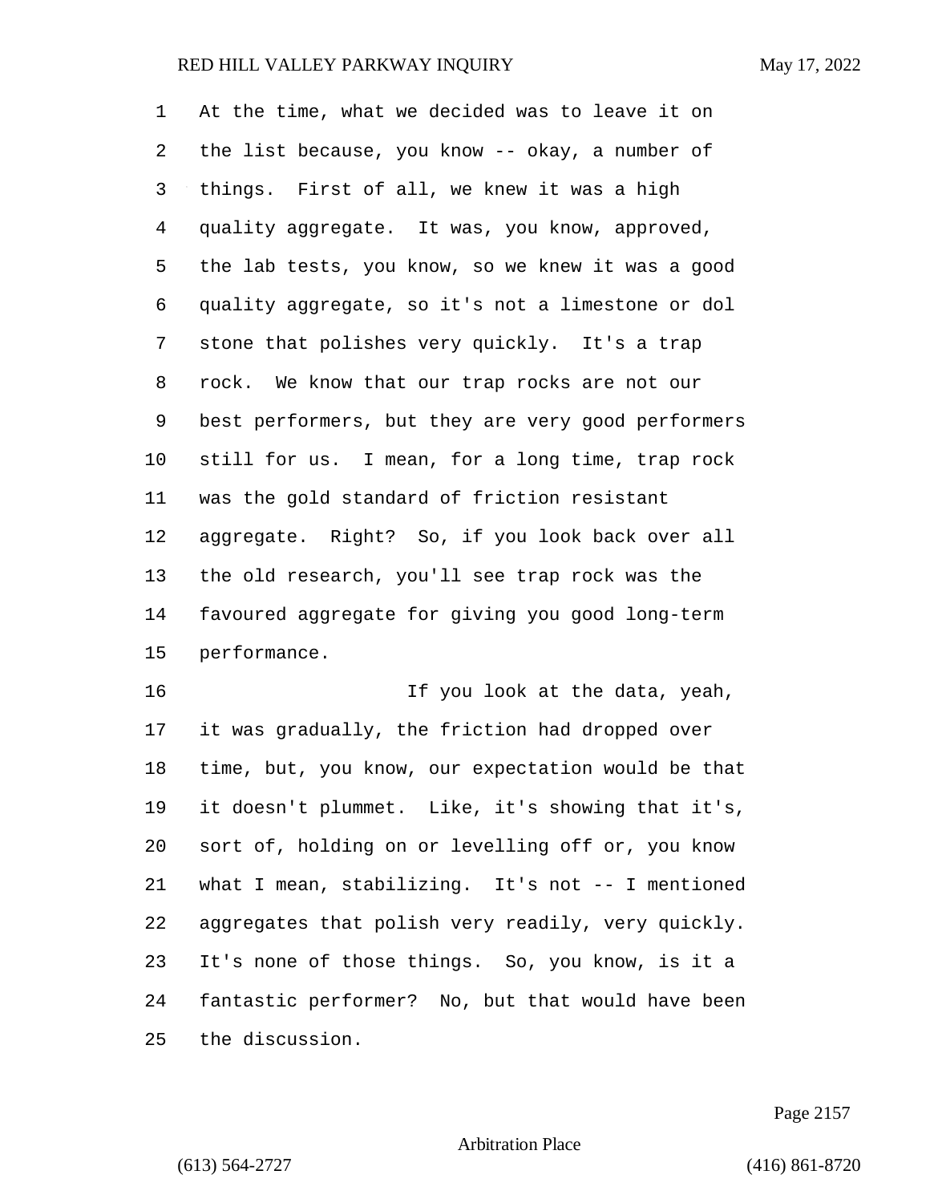At the time, what we decided was to leave it on the list because, you know -- okay, a number of things. First of all, we knew it was a high quality aggregate. It was, you know, approved, the lab tests, you know, so we knew it was a good quality aggregate, so it's not a limestone or dol stone that polishes very quickly. It's a trap rock. We know that our trap rocks are not our best performers, but they are very good performers still for us. I mean, for a long time, trap rock was the gold standard of friction resistant aggregate. Right? So, if you look back over all the old research, you'll see trap rock was the favoured aggregate for giving you good long-term performance.

If you look at the data, yeah, it was gradually, the friction had dropped over time, but, you know, our expectation would be that it doesn't plummet. Like, it's showing that it's, sort of, holding on or levelling off or, you know what I mean, stabilizing. It's not -- I mentioned aggregates that polish very readily, very quickly. It's none of those things. So, you know, is it a fantastic performer? No, but that would have been the discussion.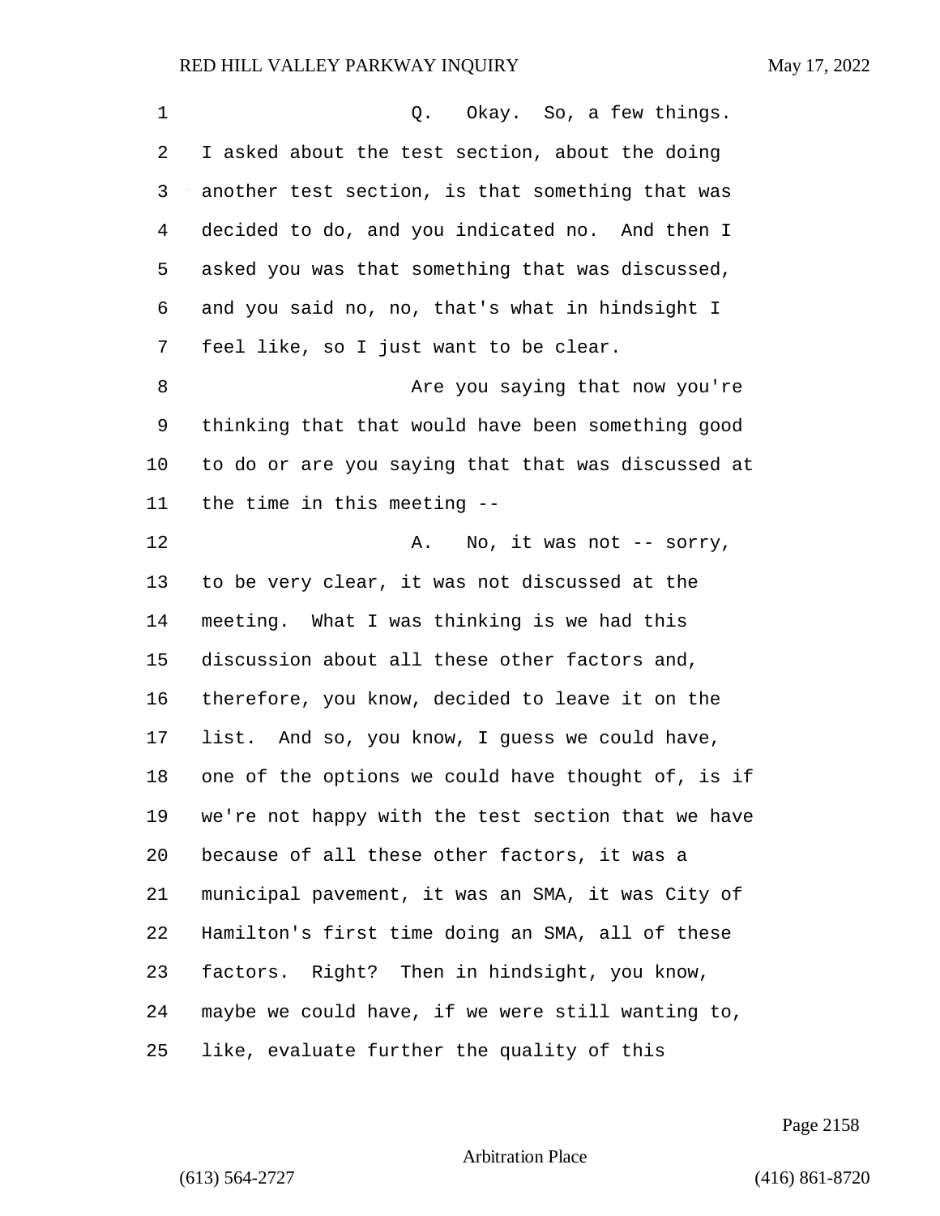Q. Okay. So, a few things. I asked about the test section, about the doing another test section, is that something that was decided to do, and you indicated no. And then I asked you was that something that was discussed, and you said no, no, that's what in hindsight I feel like, so I just want to be clear.

Are you saying that now you're thinking that that would have been something good to do or are you saying that that was discussed at the time in this meeting --

A. No, it was not -- sorry, to be very clear, it was not discussed at the meeting. What I was thinking is we had this discussion about all these other factors and, therefore, you know, decided to leave it on the list. And so, you know, I guess we could have, one of the options we could have thought of, is if we're not happy with the test section that we have because of all these other factors, it was a municipal pavement, it was an SMA, it was City of Hamilton's first time doing an SMA, all of these factors. Right? Then in hindsight, you know, maybe we could have, if we were still wanting to, like, evaluate further the quality of this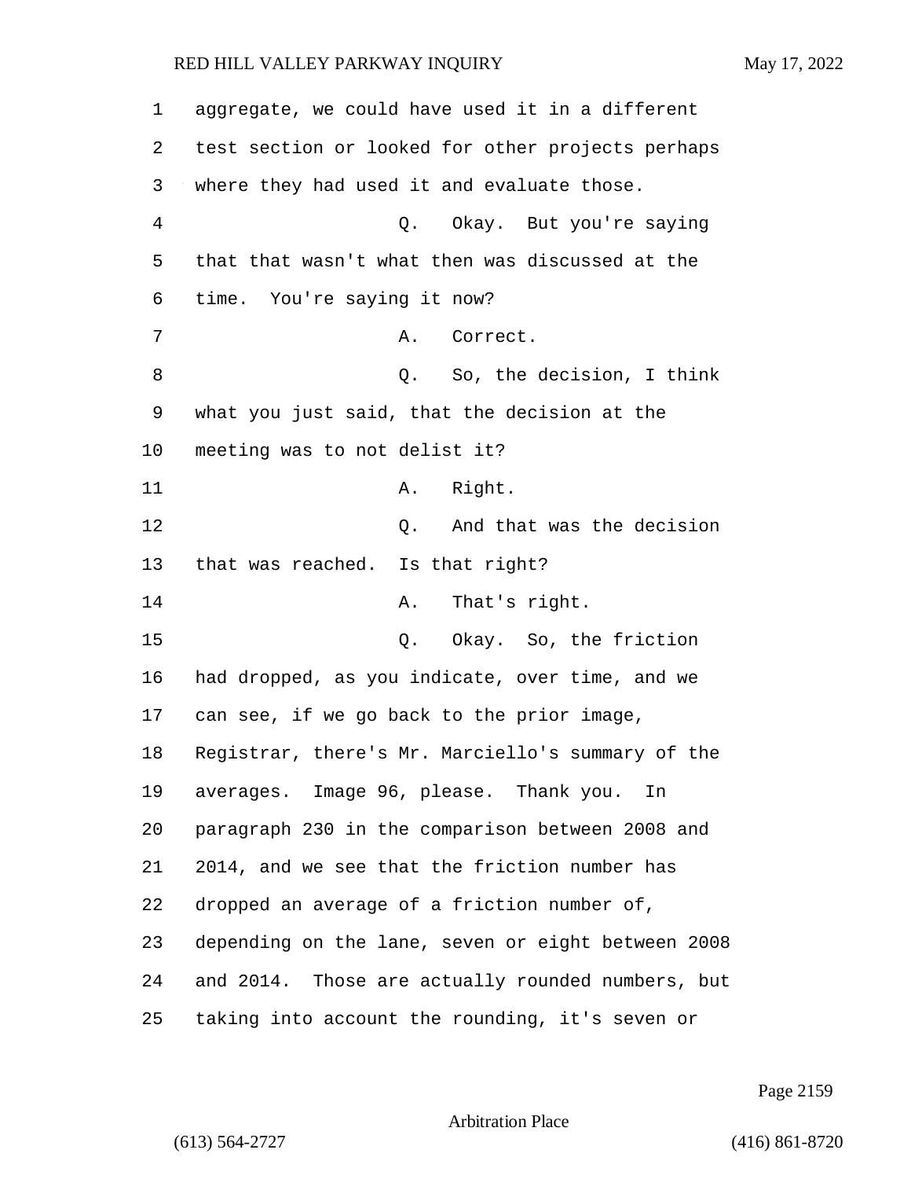aggregate, we could have used it in a different test section or looked for other projects perhaps where they had used it and evaluate those.

Q. Okay. But you're saying that that wasn't what then was discussed at the time. You're saying it now?

A. Correct.

Q. So, the decision, I think what you just said, that the decision at the meeting was to not delist it?

A. Right.

Q. And that was the decision that was reached. Is that right?

A. That's right.

Q. Okay. So, the friction had dropped, as you indicate, over time, and we can see, if we go back to the prior image, Registrar, there's Mr. Marciello's summary of the averages. Image 96, please. Thank you. In paragraph 230 in the comparison between 2008 and 2014, and we see that the friction number has dropped an average of a friction number of, depending on the lane, seven or eight between 2008 and 2014. Those are actually rounded numbers, but taking into account the rounding, it's seven or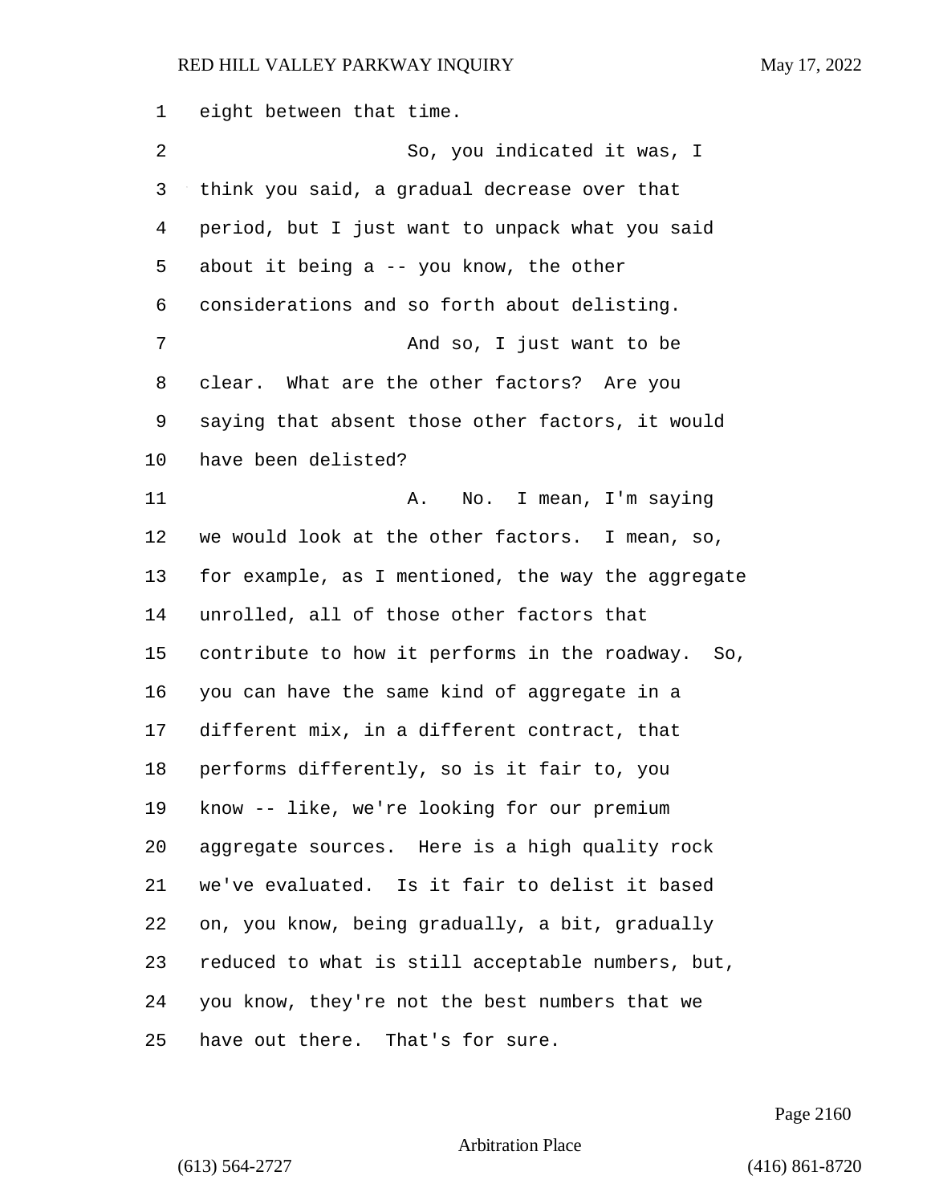eight between that time.

So, you indicated it was, I think you said, a gradual decrease over that period, but I just want to unpack what you said about it being a -- you know, the other considerations and so forth about delisting.

And so, I just want to be clear. What are the other factors? Are you saying that absent those other factors, it would have been delisted?

A. No. I mean, I'm saying we would look at the other factors. I mean, so, for example, as I mentioned, the way the aggregate unrolled, all of those other factors that contribute to how it performs in the roadway. So, you can have the same kind of aggregate in a different mix, in a different contract, that performs differently, so is it fair to, you know -- like, we're looking for our premium aggregate sources. Here is a high quality rock we've evaluated. Is it fair to delist it based on, you know, being gradually, a bit, gradually reduced to what is still acceptable numbers, but, you know, they're not the best numbers that we have out there. That's for sure.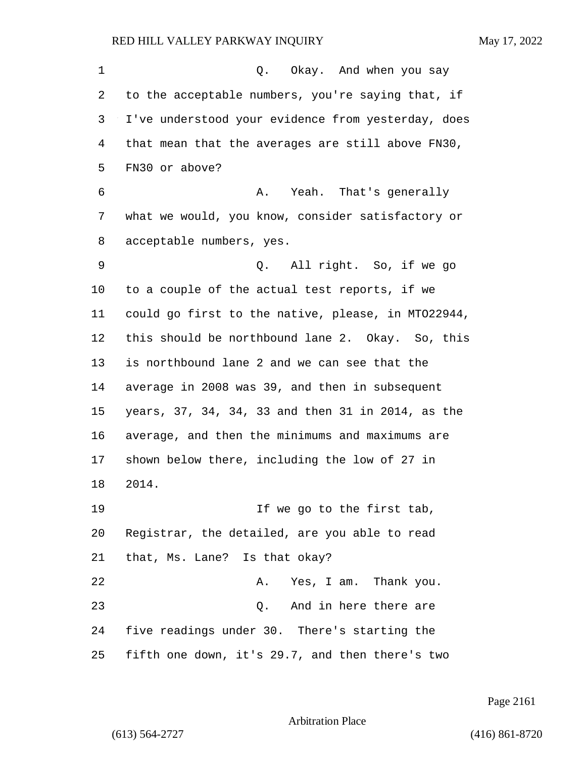Q. Okay. And when you say to the acceptable numbers, you're saying that, if I've understood your evidence from yesterday, does that mean that the averages are still above FN30, FN30 or above?

A. Yeah. That's generally what we would, you know, consider satisfactory or acceptable numbers, yes.

Q. All right. So, if we go to a couple of the actual test reports, if we could go first to the native, please, in MTO22944, this should be northbound lane 2. Okay. So, this is northbound lane 2 and we can see that the average in 2008 was 39, and then in subsequent years, 37, 34, 34, 33 and then 31 in 2014, as the average, and then the minimums and maximums are shown below there, including the low of 27 in 2014.

If we go to the first tab, Registrar, the detailed, are you able to read that, Ms. Lane? Is that okay?

A. Yes, I am. Thank you.

Q. And in here there are five readings under 30. There's starting the fifth one down, it's 29.7, and then there's two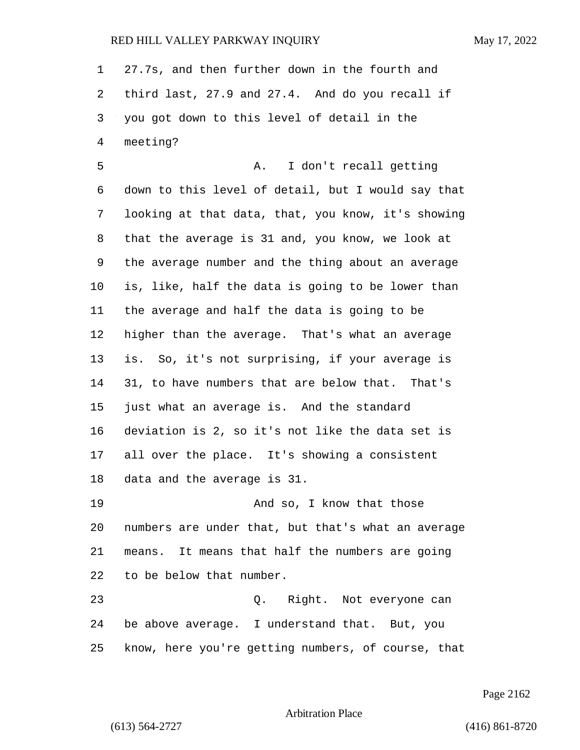27.7s, and then further down in the fourth and third last, 27.9 and 27.4. And do you recall if you got down to this level of detail in the meeting?

A. I don't recall getting down to this level of detail, but I would say that looking at that data, that, you know, it's showing that the average is 31 and, you know, we look at the average number and the thing about an average is, like, half the data is going to be lower than the average and half the data is going to be higher than the average. That's what an average is. So, it's not surprising, if your average is 31, to have numbers that are below that. That's just what an average is. And the standard deviation is 2, so it's not like the data set is all over the place. It's showing a consistent data and the average is 31.

And so, I know that those numbers are under that, but that's what an average means. It means that half the numbers are going to be below that number.

Q. Right. Not everyone can be above average. I understand that. But, you know, here you're getting numbers, of course, that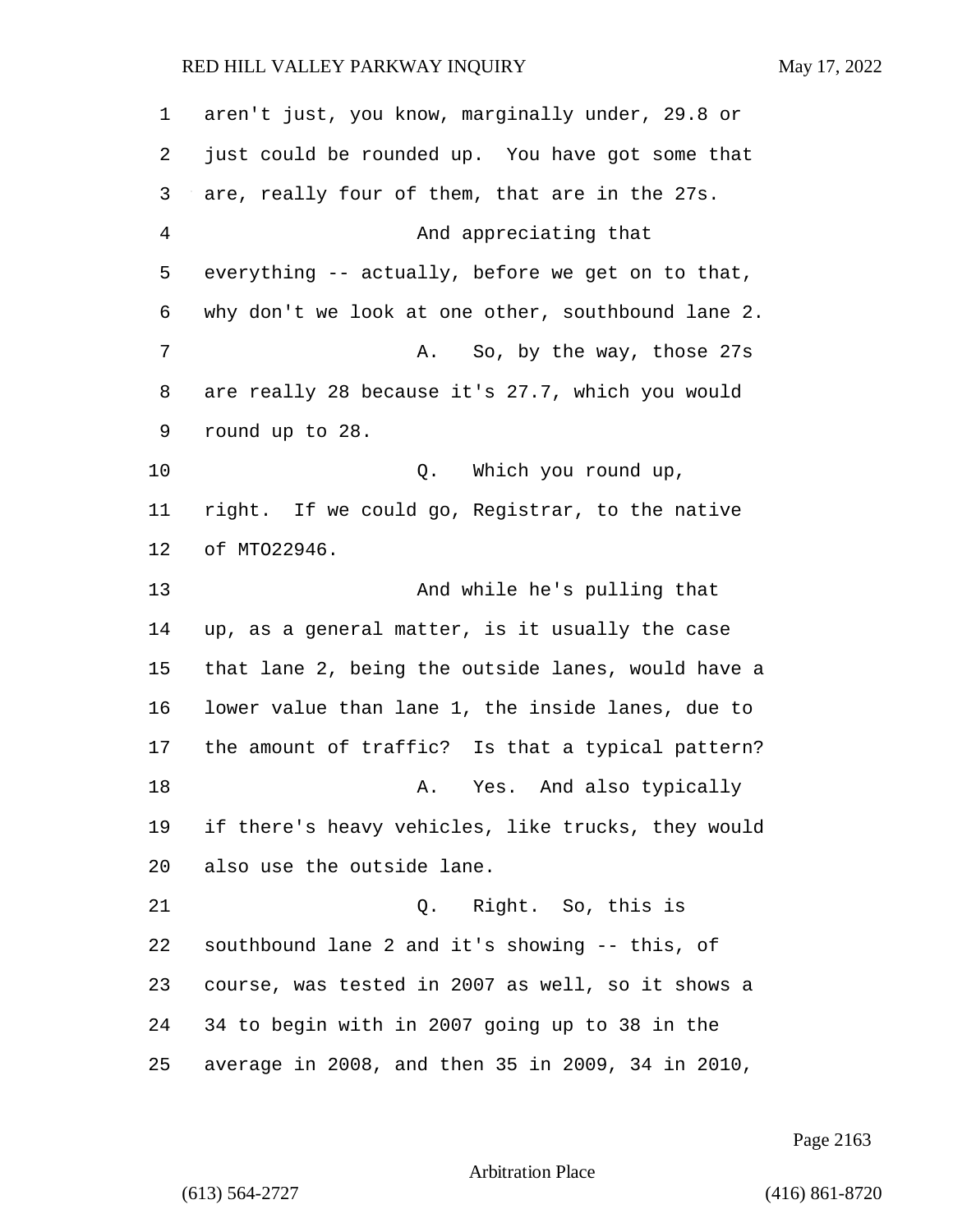aren't just, you know, marginally under, 29.8 or just could be rounded up. You have got some that are, really four of them, that are in the 27s.

And appreciating that everything -- actually, before we get on to that, why don't we look at one other, southbound lane 2.

A. So, by the way, those 27s are really 28 because it's 27.7, which you would round up to 28.

Q. Which you round up, right. If we could go, Registrar, to the native of MTO22946.

And while he's pulling that up, as a general matter, is it usually the case that lane 2, being the outside lanes, would have a lower value than lane 1, the inside lanes, due to the amount of traffic? Is that a typical pattern?

A. Yes. And also typically if there's heavy vehicles, like trucks, they would also use the outside lane.

Q. Right. So, this is southbound lane 2 and it's showing -- this, of course, was tested in 2007 as well, so it shows a 34 to begin with in 2007 going up to 38 in the average in 2008, and then 35 in 2009, 34 in 2010,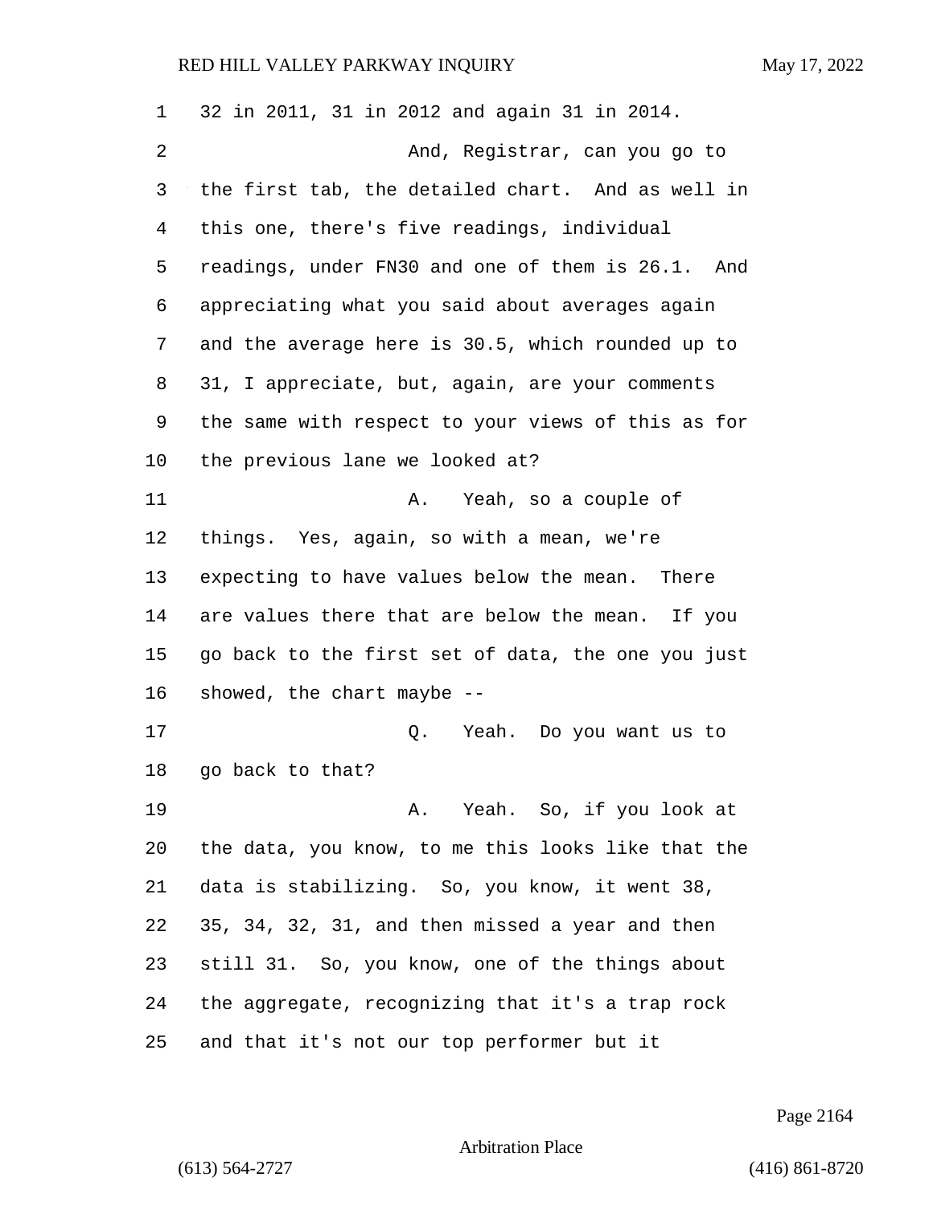32 in 2011, 31 in 2012 and again 31 in 2014.

And, Registrar, can you go to the first tab, the detailed chart. And as well in this one, there's five readings, individual readings, under FN30 and one of them is 26.1. And appreciating what you said about averages again and the average here is 30.5, which rounded up to 31, I appreciate, but, again, are your comments the same with respect to your views of this as for the previous lane we looked at?

A. Yeah, so a couple of things. Yes, again, so with a mean, we're expecting to have values below the mean. There are values there that are below the mean. If you go back to the first set of data, the one you just showed, the chart maybe --

Q. Yeah. Do you want us to go back to that?

A. Yeah. So, if you look at the data, you know, to me this looks like that the data is stabilizing. So, you know, it went 38, 35, 34, 32, 31, and then missed a year and then still 31. So, you know, one of the things about the aggregate, recognizing that it's a trap rock and that it's not our top performer but it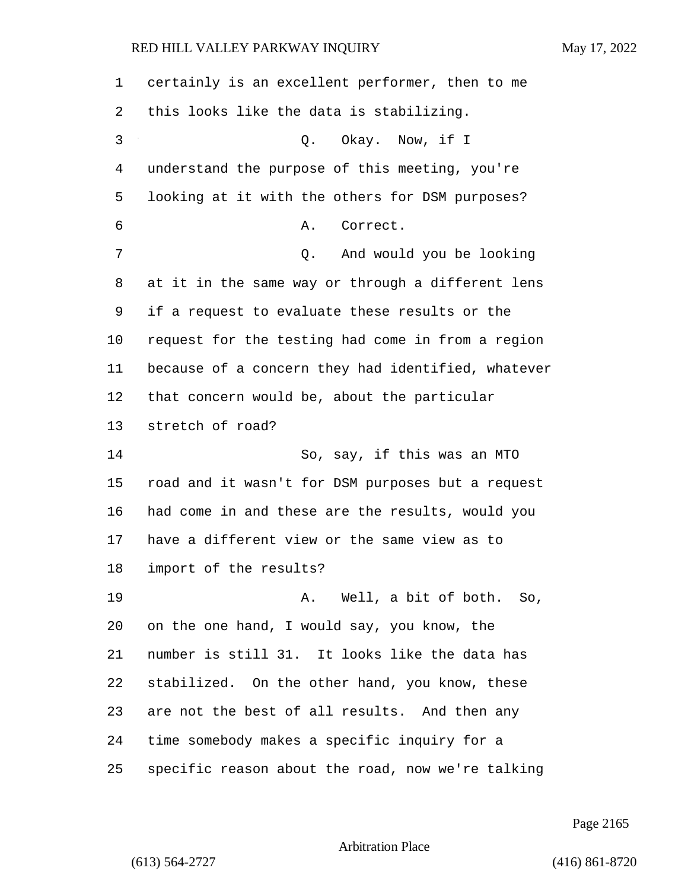certainly is an excellent performer, then to me this looks like the data is stabilizing.

Q. Okay. Now, if I understand the purpose of this meeting, you're looking at it with the others for DSM purposes?

A. Correct.

Q. And would you be looking at it in the same way or through a different lens if a request to evaluate these results or the request for the testing had come in from a region because of a concern they had identified, whatever that concern would be, about the particular stretch of road?

So, say, if this was an MTO road and it wasn't for DSM purposes but a request had come in and these are the results, would you have a different view or the same view as to import of the results?

A. Well, a bit of both. So, on the one hand, I would say, you know, the number is still 31. It looks like the data has stabilized. On the other hand, you know, these are not the best of all results. And then any time somebody makes a specific inquiry for a specific reason about the road, now we're talking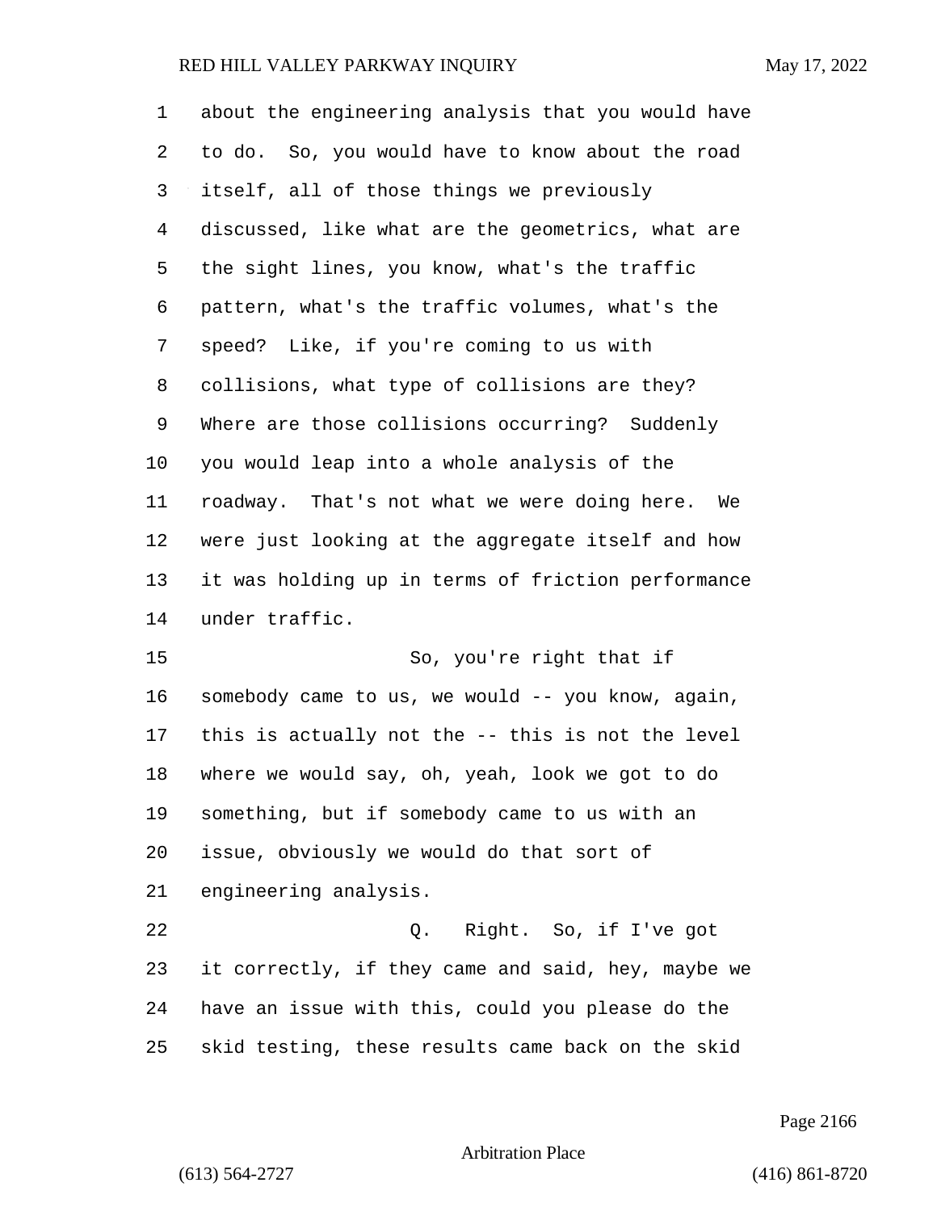about the engineering analysis that you would have to do. So, you would have to know about the road itself, all of those things we previously discussed, like what are the geometrics, what are the sight lines, you know, what's the traffic pattern, what's the traffic volumes, what's the speed? Like, if you're coming to us with collisions, what type of collisions are they? Where are those collisions occurring? Suddenly you would leap into a whole analysis of the roadway. That's not what we were doing here. We were just looking at the aggregate itself and how it was holding up in terms of friction performance under traffic.

So, you're right that if somebody came to us, we would -- you know, again, this is actually not the -- this is not the level where we would say, oh, yeah, look we got to do something, but if somebody came to us with an issue, obviously we would do that sort of engineering analysis.

Q. Right. So, if I've got it correctly, if they came and said, hey, maybe we have an issue with this, could you please do the skid testing, these results came back on the skid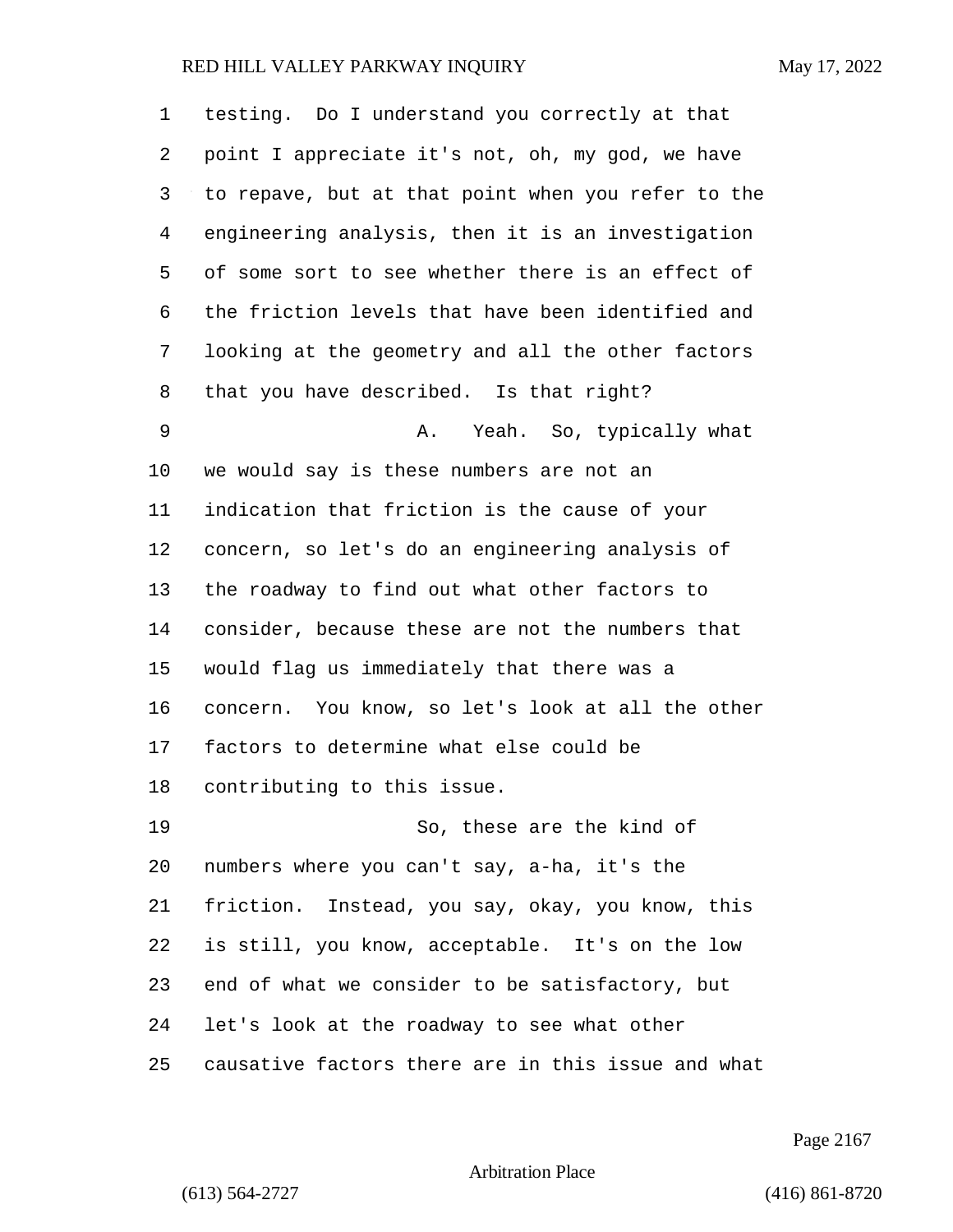testing. Do I understand you correctly at that point I appreciate it's not, oh, my god, we have to repave, but at that point when you refer to the engineering analysis, then it is an investigation of some sort to see whether there is an effect of the friction levels that have been identified and looking at the geometry and all the other factors that you have described. Is that right?

A. Yeah. So, typically what we would say is these numbers are not an indication that friction is the cause of your concern, so let's do an engineering analysis of the roadway to find out what other factors to consider, because these are not the numbers that would flag us immediately that there was a concern. You know, so let's look at all the other factors to determine what else could be contributing to this issue.

So, these are the kind of numbers where you can't say, a-ha, it's the friction. Instead, you say, okay, you know, this is still, you know, acceptable. It's on the low end of what we consider to be satisfactory, but let's look at the roadway to see what other causative factors there are in this issue and what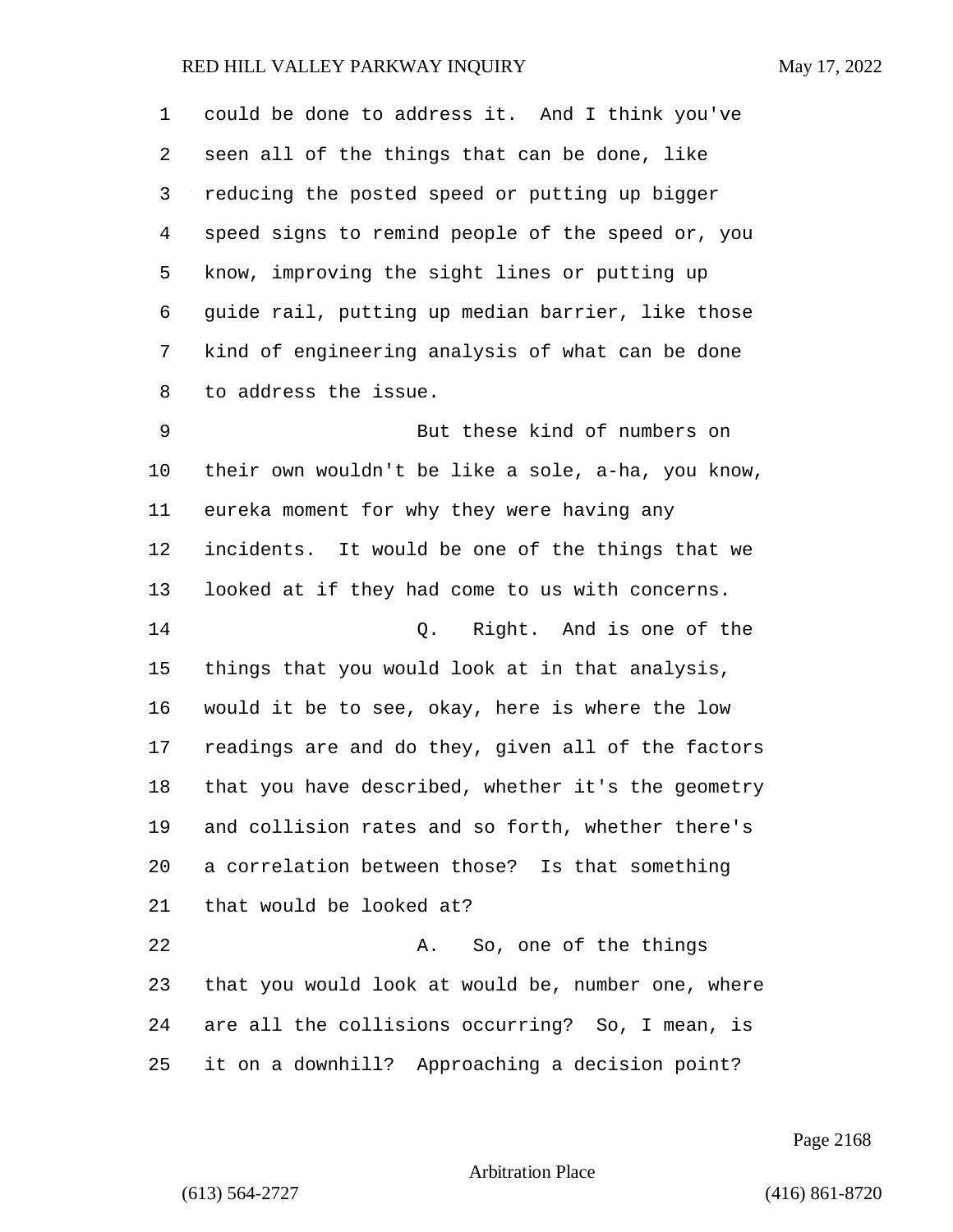could be done to address it. And I think you've seen all of the things that can be done, like reducing the posted speed or putting up bigger speed signs to remind people of the speed or, you know, improving the sight lines or putting up guide rail, putting up median barrier, like those kind of engineering analysis of what can be done to address the issue.

But these kind of numbers on their own wouldn't be like a sole, a-ha, you know, eureka moment for why they were having any incidents. It would be one of the things that we looked at if they had come to us with concerns.

Q. Right. And is one of the things that you would look at in that analysis, would it be to see, okay, here is where the low readings are and do they, given all of the factors that you have described, whether it's the geometry and collision rates and so forth, whether there's a correlation between those? Is that something that would be looked at?

A. So, one of the things that you would look at would be, number one, where are all the collisions occurring? So, I mean, is it on a downhill? Approaching a decision point?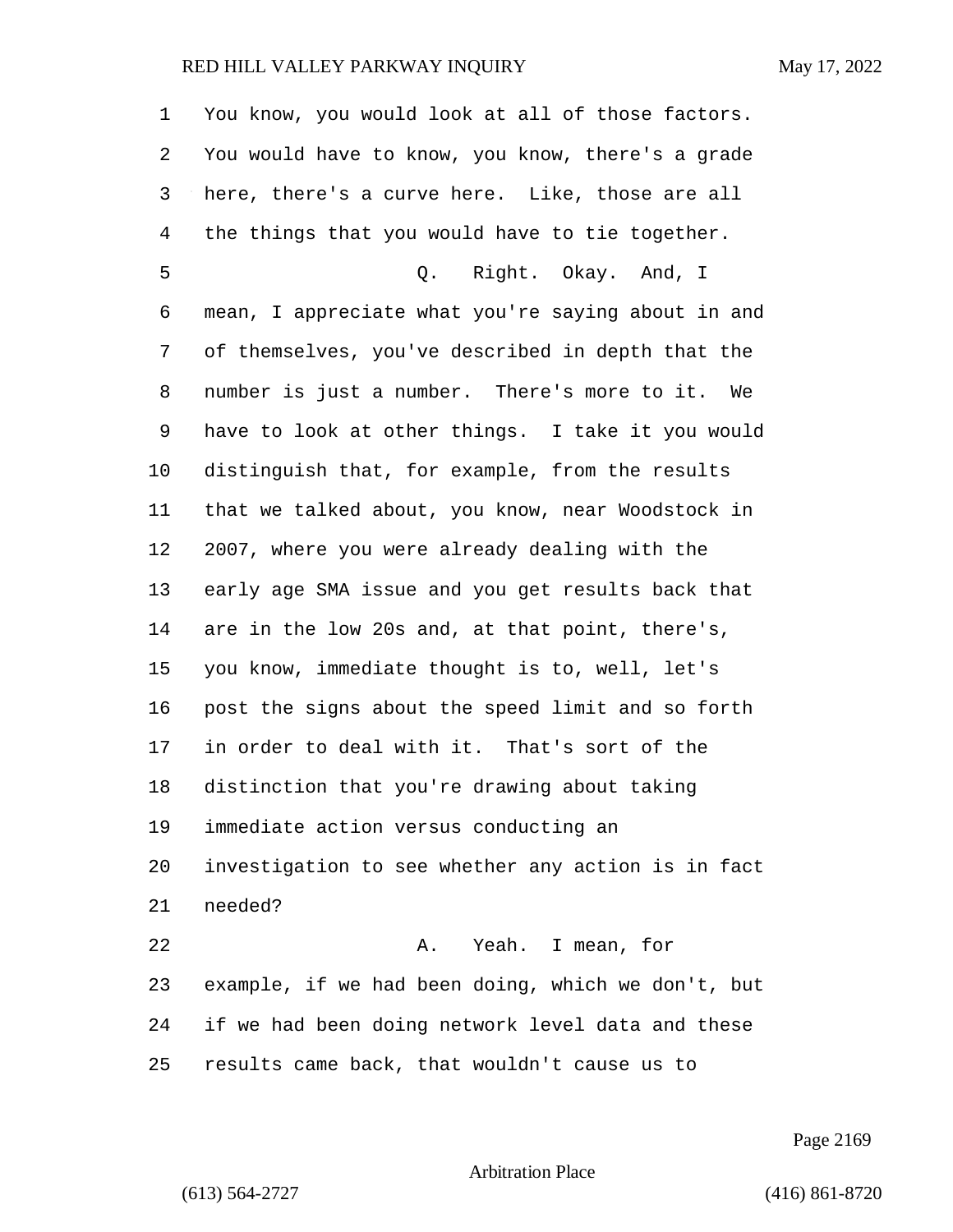You know, you would look at all of those factors. You would have to know, you know, there's a grade here, there's a curve here. Like, those are all the things that you would have to tie together.

Q. Right. Okay. And, I mean, I appreciate what you're saying about in and of themselves, you've described in depth that the number is just a number. There's more to it. We have to look at other things. I take it you would distinguish that, for example, from the results that we talked about, you know, near Woodstock in 2007, where you were already dealing with the early age SMA issue and you get results back that are in the low 20s and, at that point, there's, you know, immediate thought is to, well, let's post the signs about the speed limit and so forth in order to deal with it. That's sort of the distinction that you're drawing about taking immediate action versus conducting an investigation to see whether any action is in fact needed?

A. Yeah. I mean, for example, if we had been doing, which we don't, but if we had been doing network level data and these results came back, that wouldn't cause us to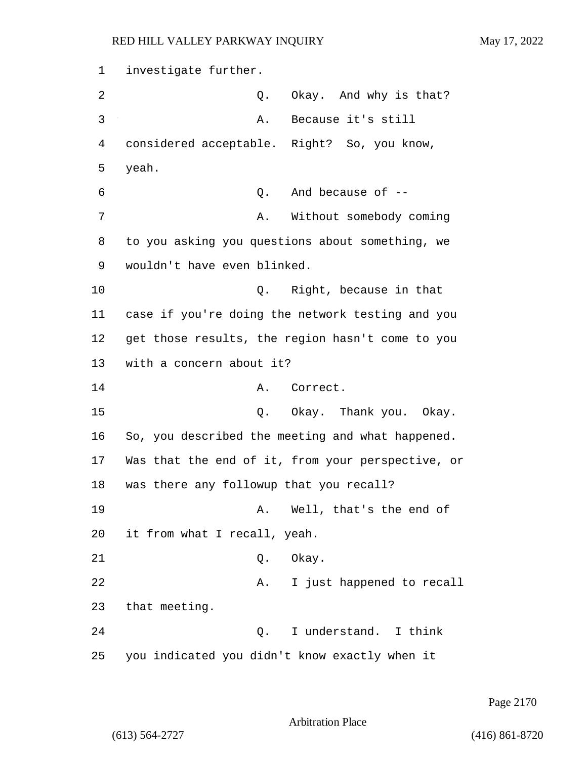investigate further.

Q. Okay. And why is that?

A. Because it's still considered acceptable. Right? So, you know, yeah.

Q. And because of --

A. Without somebody coming to you asking you questions about something, we wouldn't have even blinked.

Q. Right, because in that case if you're doing the network testing and you get those results, the region hasn't come to you with a concern about it?

A. Correct.

Q. Okay. Thank you. Okay. So, you described the meeting and what happened. Was that the end of it, from your perspective, or was there any followup that you recall?

A. Well, that's the end of it from what I recall, yeah.

Q. Okay.

A. I just happened to recall that meeting.

Q. I understand. I think you indicated you didn't know exactly when it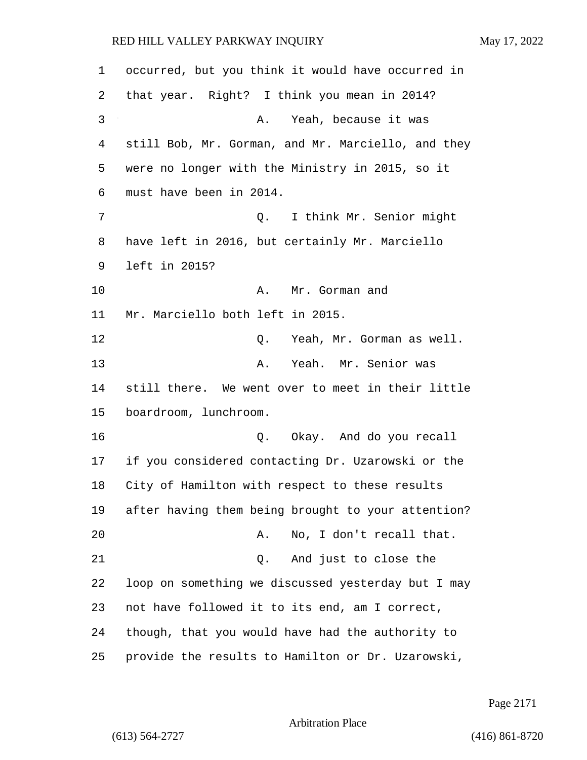occurred, but you think it would have occurred in that year. Right? I think you mean in 2014?

A. Yeah, because it was still Bob, Mr. Gorman, and Mr. Marciello, and they were no longer with the Ministry in 2015, so it must have been in 2014.

Q. I think Mr. Senior might have left in 2016, but certainly Mr. Marciello left in 2015?

A. Mr. Gorman and Mr. Marciello both left in 2015.

Q. Yeah, Mr. Gorman as well.

A. Yeah. Mr. Senior was still there. We went over to meet in their little boardroom, lunchroom.

Q. Okay. And do you recall if you considered contacting Dr. Uzarowski or the City of Hamilton with respect to these results after having them being brought to your attention?

A. No, I don't recall that.

Q. And just to close the loop on something we discussed yesterday but I may not have followed it to its end, am I correct, though, that you would have had the authority to provide the results to Hamilton or Dr. Uzarowski,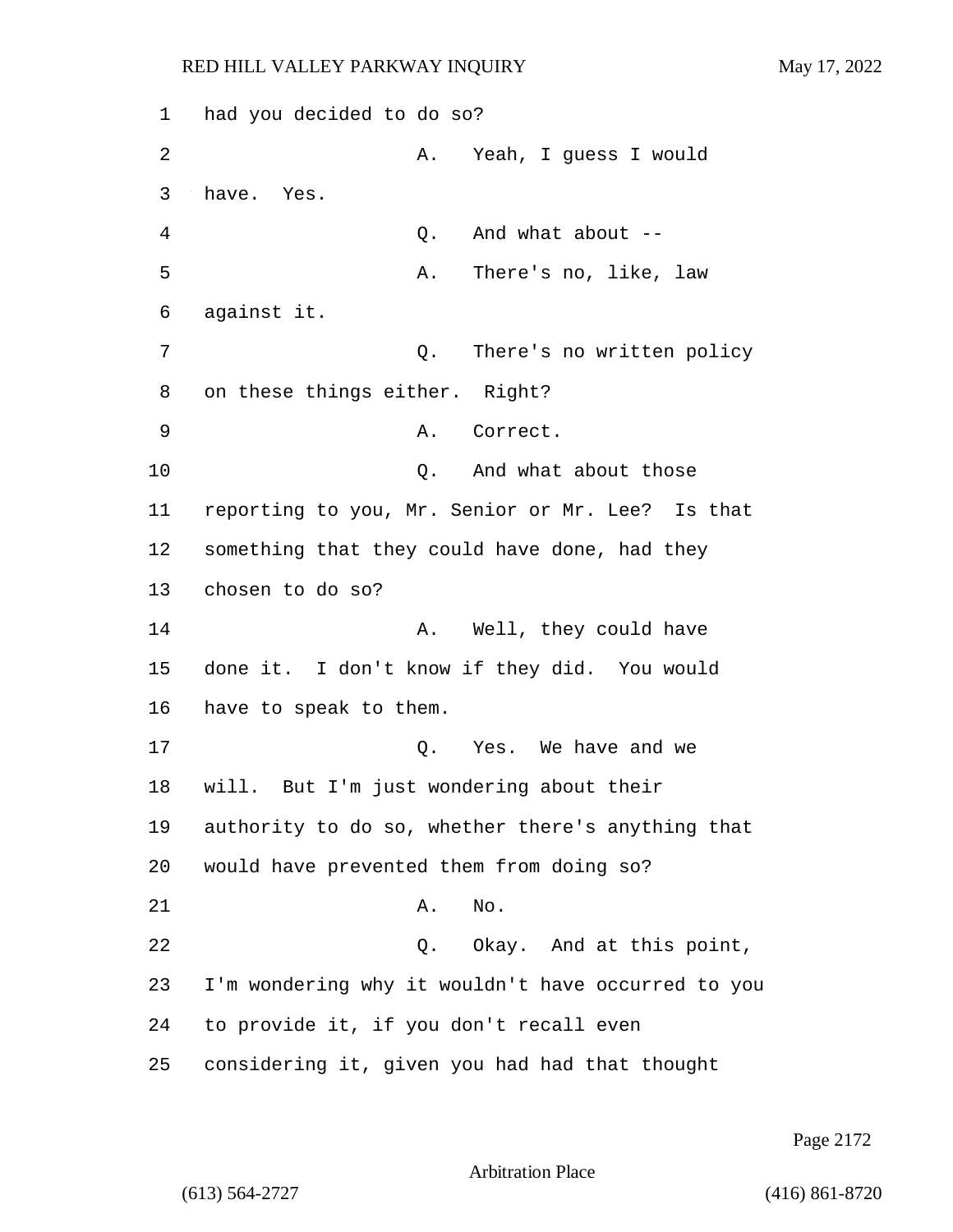had you decided to do so?

A. Yeah, I guess I would have. Yes.

Q. And what about --

A. There's no, like, law against it.

Q. There's no written policy on these things either. Right?

A. Correct.

Q. And what about those reporting to you, Mr. Senior or Mr. Lee? Is that something that they could have done, had they chosen to do so?

A. Well, they could have done it. I don't know if they did. You would have to speak to them.

Q. Yes. We have and we will. But I'm just wondering about their authority to do so, whether there's anything that would have prevented them from doing so?

A. No.

Q. Okay. And at this point, I'm wondering why it wouldn't have occurred to you to provide it, if you don't recall even considering it, given you had had that thought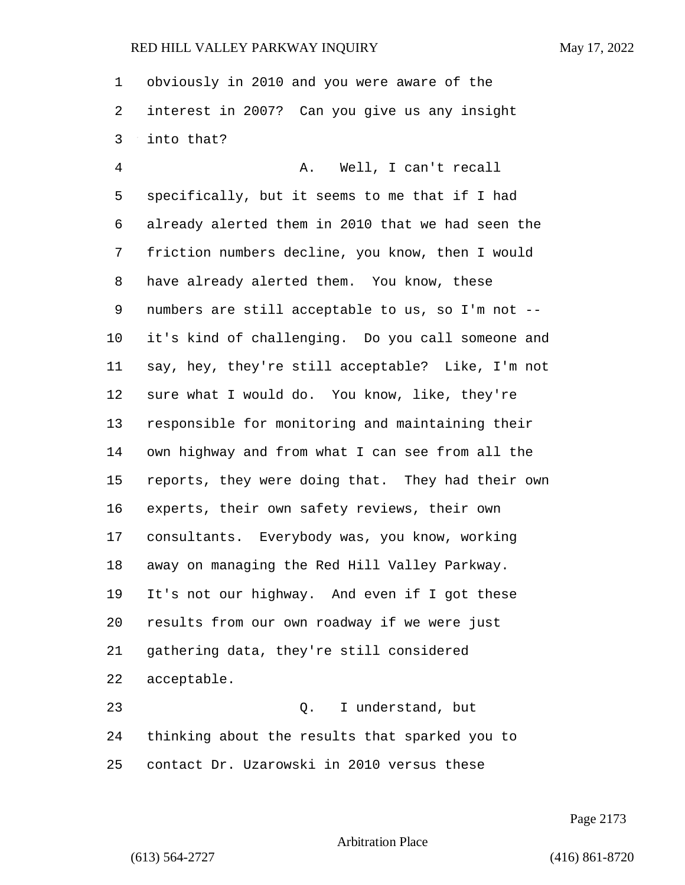obviously in 2010 and you were aware of the interest in 2007? Can you give us any insight into that?

A. Well, I can't recall specifically, but it seems to me that if I had already alerted them in 2010 that we had seen the friction numbers decline, you know, then I would have already alerted them. You know, these numbers are still acceptable to us, so I'm not -- it's kind of challenging. Do you call someone and say, hey, they're still acceptable? Like, I'm not sure what I would do. You know, like, they're responsible for monitoring and maintaining their own highway and from what I can see from all the reports, they were doing that. They had their own experts, their own safety reviews, their own consultants. Everybody was, you know, working away on managing the Red Hill Valley Parkway. It's not our highway. And even if I got these results from our own roadway if we were just gathering data, they're still considered acceptable.

Q. I understand, but thinking about the results that sparked you to contact Dr. Uzarowski in 2010 versus these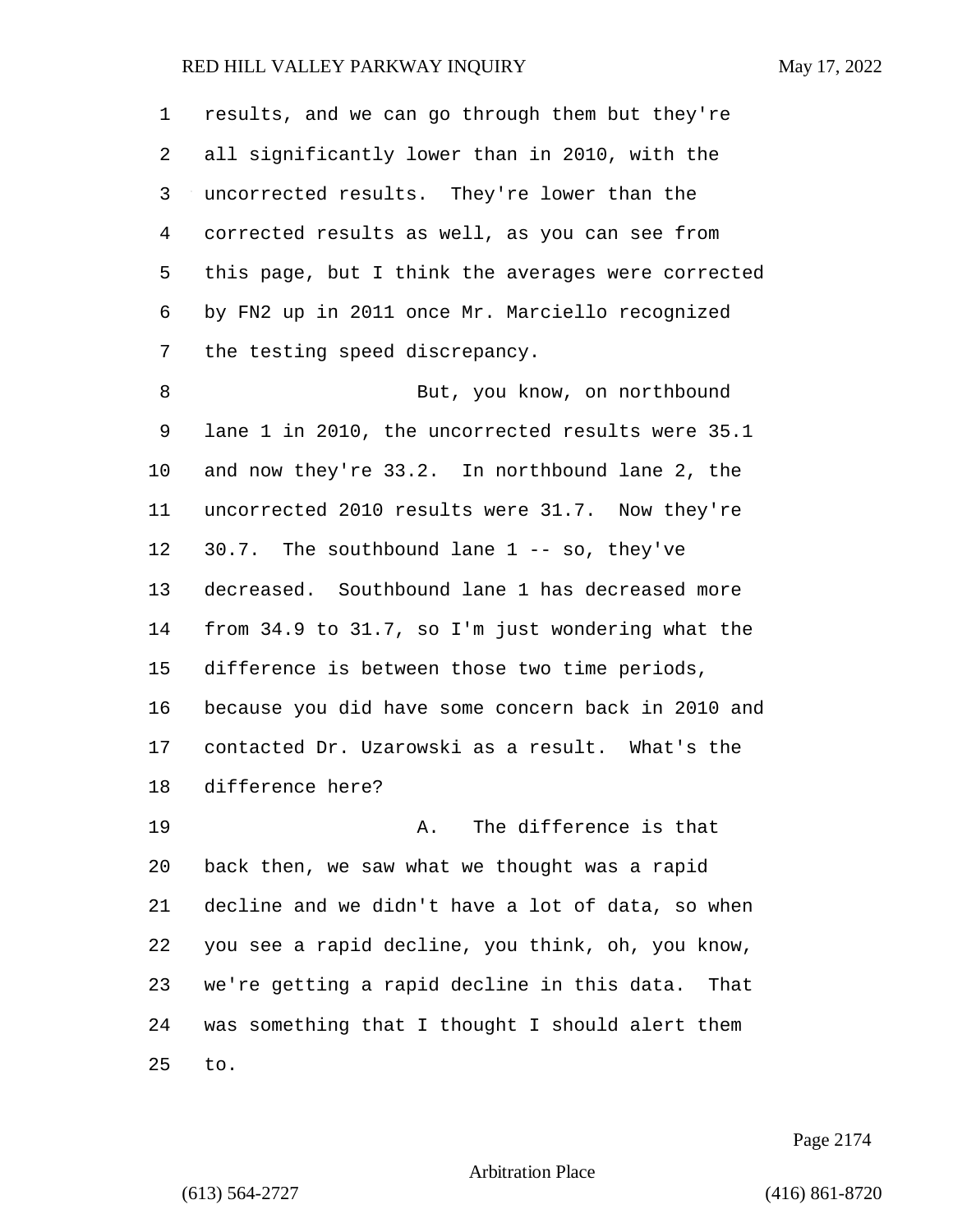results, and we can go through them but they're all significantly lower than in 2010, with the uncorrected results. They're lower than the corrected results as well, as you can see from this page, but I think the averages were corrected by FN2 up in 2011 once Mr. Marciello recognized the testing speed discrepancy.

But, you know, on northbound lane 1 in 2010, the uncorrected results were 35.1 and now they're 33.2. In northbound lane 2, the uncorrected 2010 results were 31.7. Now they're 30.7. The southbound lane 1 -- so, they've decreased. Southbound lane 1 has decreased more from 34.9 to 31.7, so I'm just wondering what the difference is between those two time periods, because you did have some concern back in 2010 and contacted Dr. Uzarowski as a result. What's the difference here?

A. The difference is that back then, we saw what we thought was a rapid decline and we didn't have a lot of data, so when you see a rapid decline, you think, oh, you know, we're getting a rapid decline in this data. That was something that I thought I should alert them to.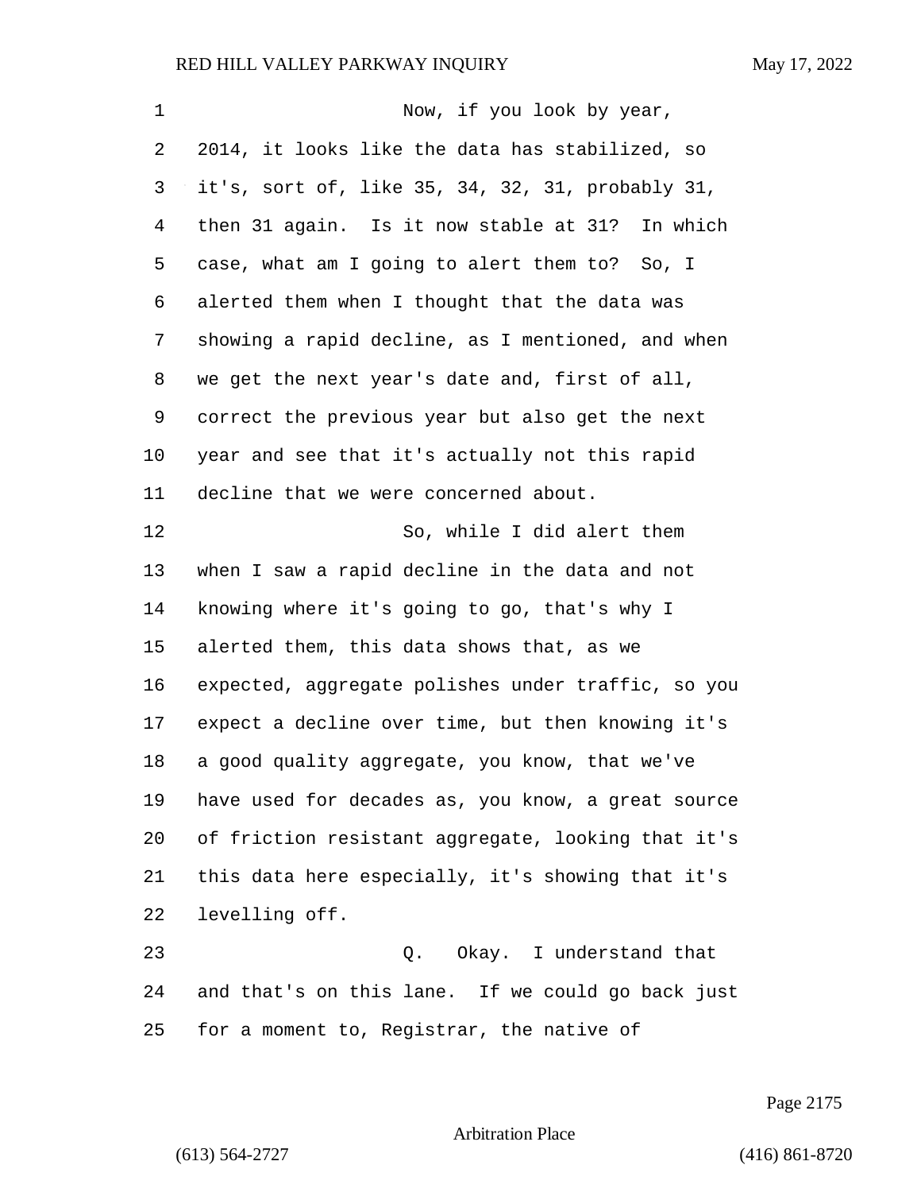Now, if you look by year, 2014, it looks like the data has stabilized, so it's, sort of, like 35, 34, 32, 31, probably 31, then 31 again. Is it now stable at 31? In which case, what am I going to alert them to? So, I alerted them when I thought that the data was showing a rapid decline, as I mentioned, and when we get the next year's date and, first of all, correct the previous year but also get the next year and see that it's actually not this rapid decline that we were concerned about.

So, while I did alert them when I saw a rapid decline in the data and not knowing where it's going to go, that's why I alerted them, this data shows that, as we expected, aggregate polishes under traffic, so you expect a decline over time, but then knowing it's a good quality aggregate, you know, that we've have used for decades as, you know, a great source of friction resistant aggregate, looking that it's this data here especially, it's showing that it's levelling off.

Q. Okay. I understand that and that's on this lane. If we could go back just for a moment to, Registrar, the native of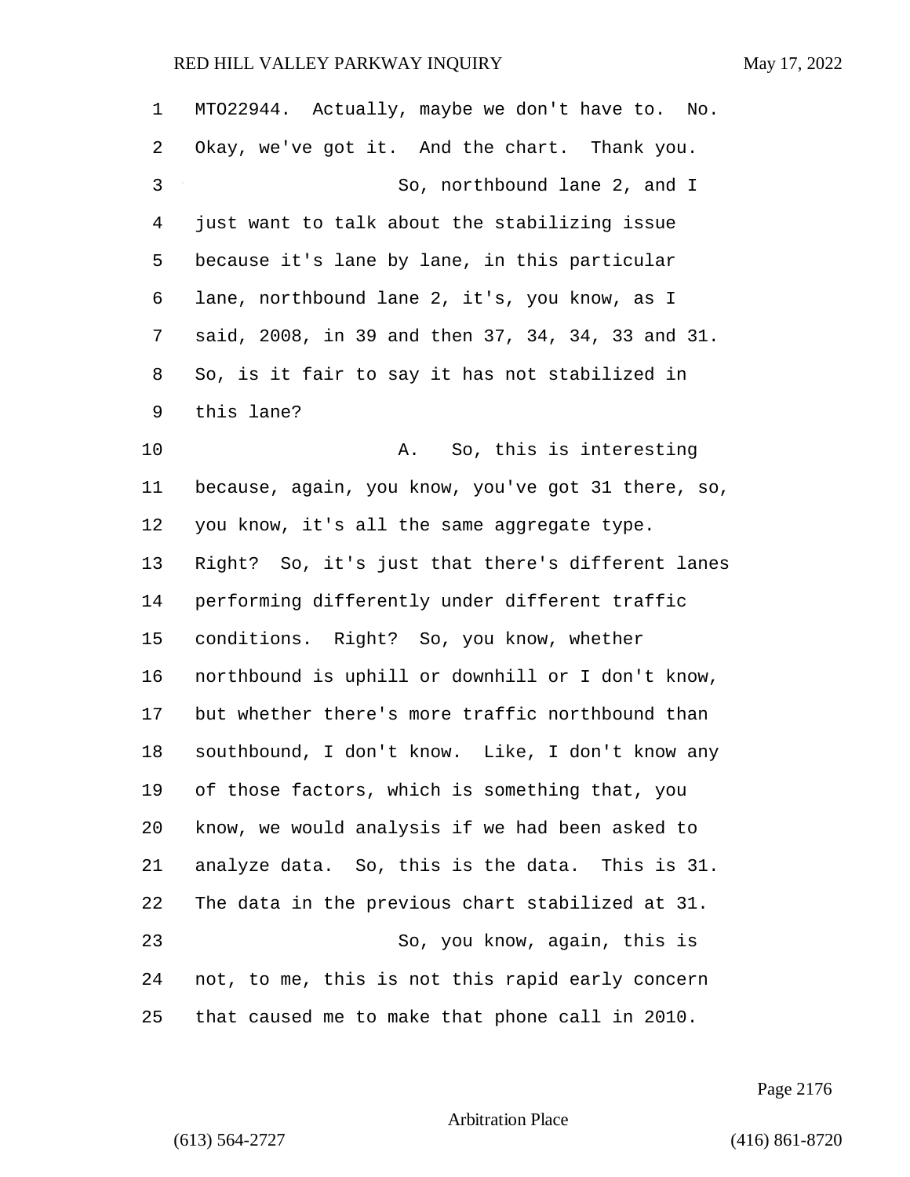MTO22944. Actually, maybe we don't have to. No. Okay, we've got it. And the chart. Thank you.

So, northbound lane 2, and I just want to talk about the stabilizing issue because it's lane by lane, in this particular lane, northbound lane 2, it's, you know, as I said, 2008, in 39 and then 37, 34, 34, 33 and 31. So, is it fair to say it has not stabilized in this lane?

A. So, this is interesting because, again, you know, you've got 31 there, so, you know, it's all the same aggregate type. Right? So, it's just that there's different lanes performing differently under different traffic conditions. Right? So, you know, whether northbound is uphill or downhill or I don't know, but whether there's more traffic northbound than southbound, I don't know. Like, I don't know any of those factors, which is something that, you know, we would analysis if we had been asked to analyze data. So, this is the data. This is 31. The data in the previous chart stabilized at 31.

So, you know, again, this is not, to me, this is not this rapid early concern that caused me to make that phone call in 2010.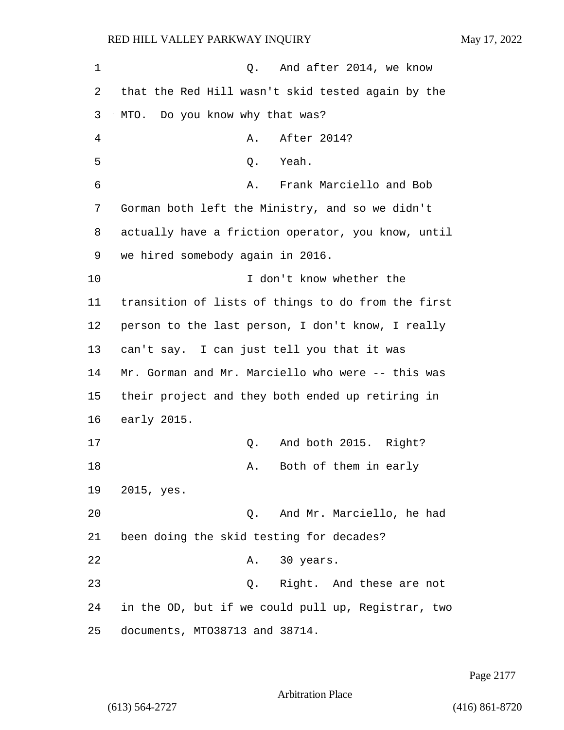Q. And after 2014, we know that the Red Hill wasn't skid tested again by the MTO. Do you know why that was?

A. After 2014?

Q. Yeah.

A. Frank Marciello and Bob Gorman both left the Ministry, and so we didn't actually have a friction operator, you know, until we hired somebody again in 2016.

I don't know whether the transition of lists of things to do from the first person to the last person, I don't know, I really can't say. I can just tell you that it was Mr. Gorman and Mr. Marciello who were -- this was their project and they both ended up retiring in early 2015.

Q. And both 2015. Right?

A. Both of them in early 2015, yes.

Q. And Mr. Marciello, he had been doing the skid testing for decades?

A. 30 years.

Q. Right. And these are not in the OD, but if we could pull up, Registrar, two documents, MTO38713 and 38714.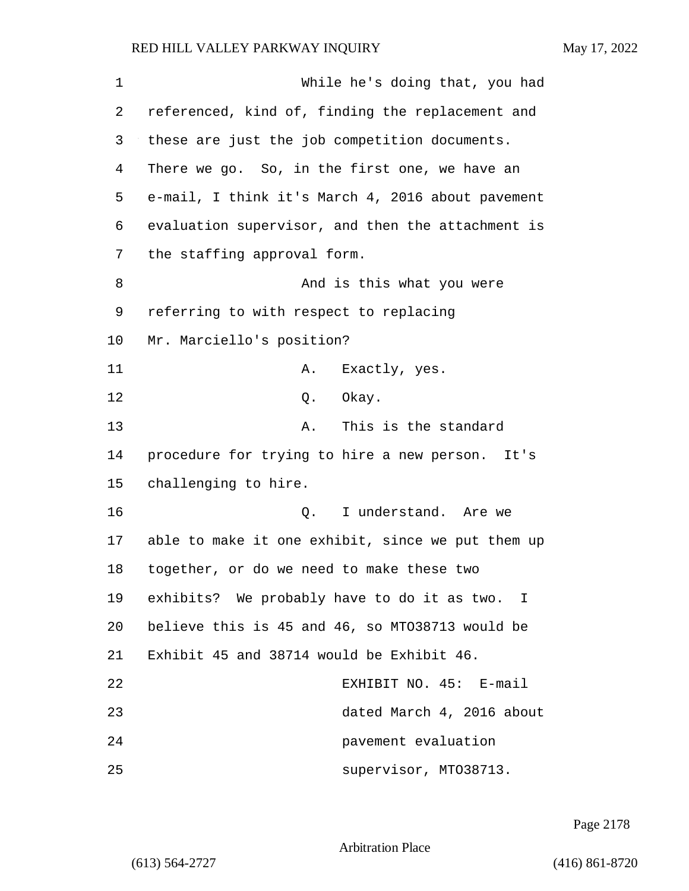While he's doing that, you had referenced, kind of, finding the replacement and these are just the job competition documents. There we go. So, in the first one, we have an e-mail, I think it's March 4, 2016 about pavement evaluation supervisor, and then the attachment is the staffing approval form.

And is this what you were referring to with respect to replacing Mr. Marciello's position?

A. Exactly, yes.

Q. Okay.

A. This is the standard procedure for trying to hire a new person. It's challenging to hire.

Q. I understand. Are we able to make it one exhibit, since we put them up together, or do we need to make these two exhibits? We probably have to do it as two. I believe this is 45 and 46, so MTO38713 would be Exhibit 45 and 38714 would be Exhibit 46.

EXHIBIT NO. 45: E-mail dated March 4, 2016 about pavement evaluation supervisor, MTO38713.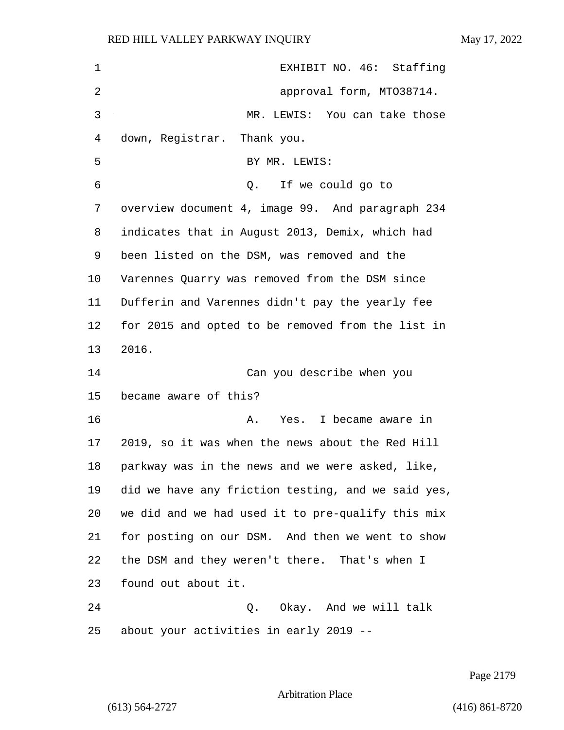EXHIBIT NO. 46: Staffing approval form, MTO38714.

MR. LEWIS: You can take those down, Registrar. Thank you.

BY MR. LEWIS:

Q. If we could go to overview document 4, image 99. And paragraph 234 indicates that in August 2013, Demix, which had been listed on the DSM, was removed and the Varennes Quarry was removed from the DSM since Dufferin and Varennes didn't pay the yearly fee for 2015 and opted to be removed from the list in 2016.

Can you describe when you became aware of this?

A. Yes. I became aware in 2019, so it was when the news about the Red Hill parkway was in the news and we were asked, like, did we have any friction testing, and we said yes, we did and we had used it to pre-qualify this mix for posting on our DSM. And then we went to show the DSM and they weren't there. That's when I found out about it.

Q. Okay. And we will talk about your activities in early 2019 --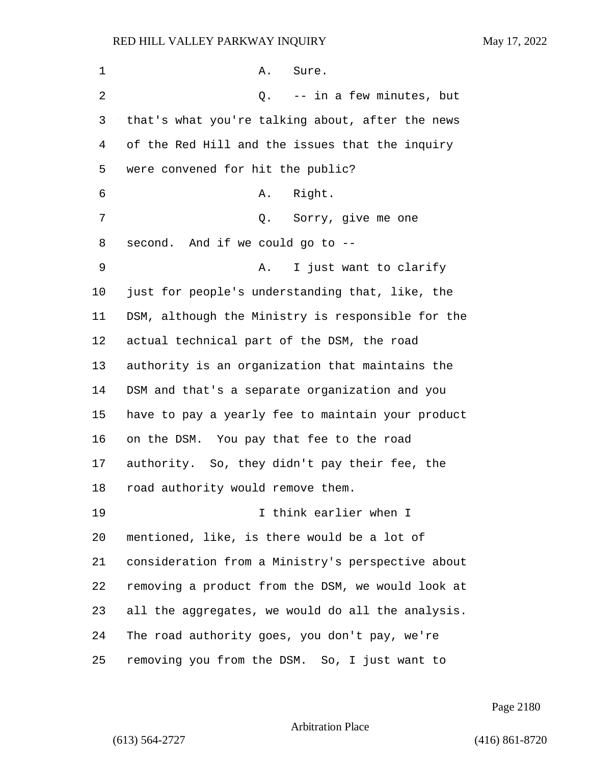A. Sure.

Q. -- in a few minutes, but that's what you're talking about, after the news of the Red Hill and the issues that the inquiry were convened for hit the public?

A. Right.

Q. Sorry, give me one second. And if we could go to --

A. I just want to clarify just for people's understanding that, like, the DSM, although the Ministry is responsible for the actual technical part of the DSM, the road authority is an organization that maintains the DSM and that's a separate organization and you have to pay a yearly fee to maintain your product on the DSM. You pay that fee to the road authority. So, they didn't pay their fee, the road authority would remove them.

I think earlier when I mentioned, like, is there would be a lot of consideration from a Ministry's perspective about removing a product from the DSM, we would look at all the aggregates, we would do all the analysis. The road authority goes, you don't pay, we're removing you from the DSM. So, I just want to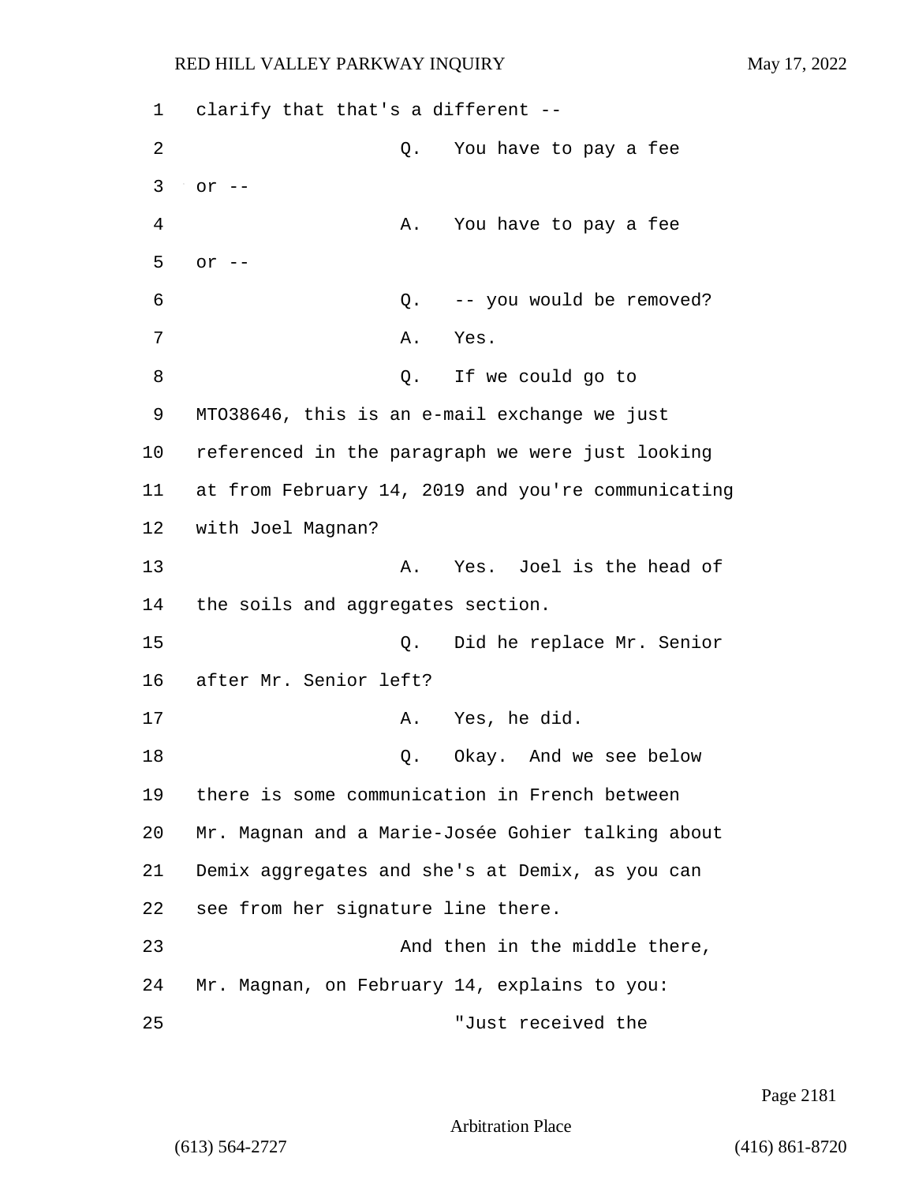1 clarify that that's a different --

2 Q. You have to pay a fee

3 or --

4 A. You have to pay a fee

5 or --

6 Q. -- you would be removed?

7 A. Yes.

8 Q. If we could go to

9 MTO38646, this is an e-mail exchange we just

10 referenced in the paragraph we were just looking

11 at from February 14, 2019 and you're communicating

12 with Joel Magnan?

13 A. Yes. Joel is the head of

14 the soils and aggregates section.

15 Q. Did he replace Mr. Senior

16 after Mr. Senior left?

17 A. Yes, he did.

18 Q. Okay. And we see below

19 there is some communication in French between

20 Mr. Magnan and a Marie-Josée Gohier talking about

21 Demix aggregates and she's at Demix, as you can

22 see from her signature line there.

23 And then in the middle there,

24 Mr. Magnan, on February 14, explains to you:

25 "Just received the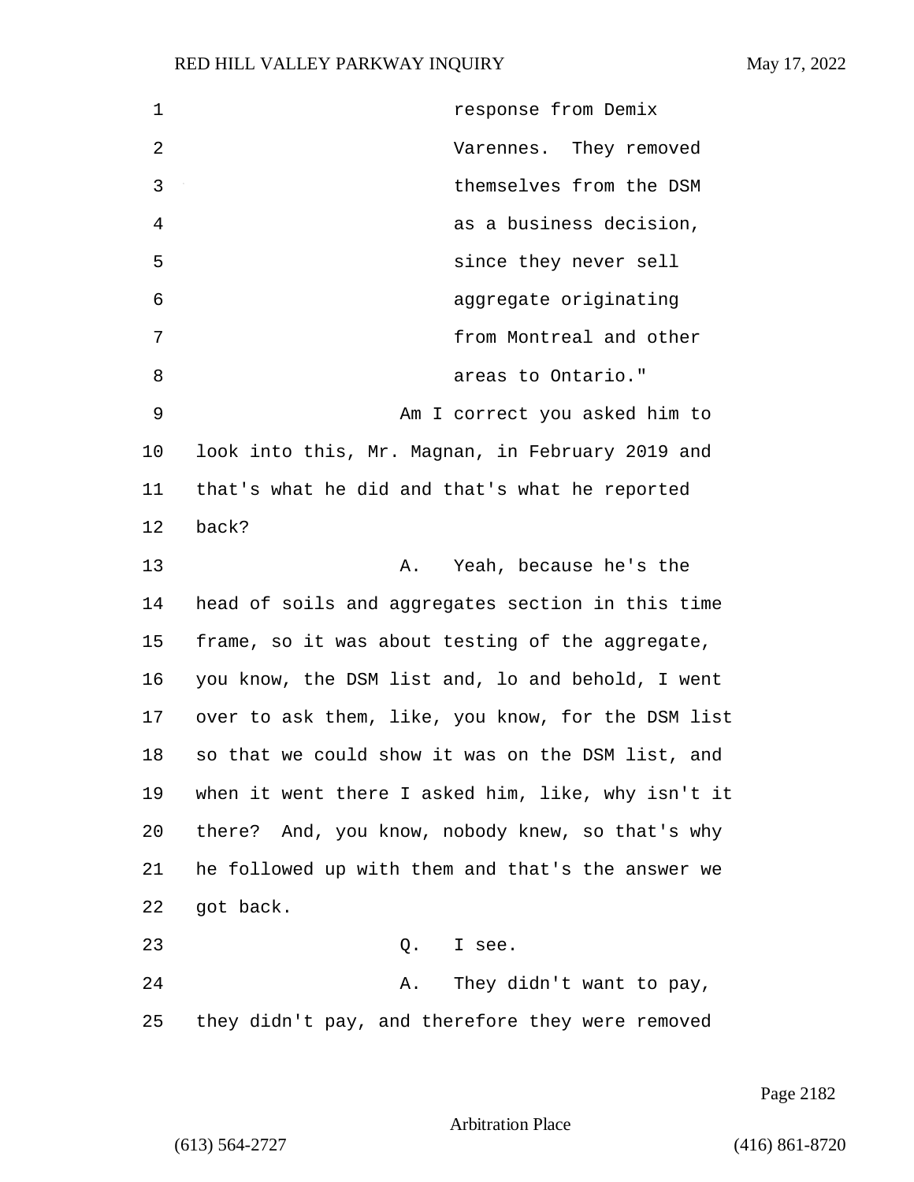response from Demix Varennes. They removed themselves from the DSM as a business decision, since they never sell aggregate originating from Montreal and other areas to Ontario."

Am I correct you asked him to look into this, Mr. Magnan, in February 2019 and that's what he did and that's what he reported back?

A. Yeah, because he's the head of soils and aggregates section in this time frame, so it was about testing of the aggregate, you know, the DSM list and, lo and behold, I went over to ask them, like, you know, for the DSM list so that we could show it was on the DSM list, and when it went there I asked him, like, why isn't it there? And, you know, nobody knew, so that's why he followed up with them and that's the answer we got back.

Q. I see.

A. They didn't want to pay, they didn't pay, and therefore they were removed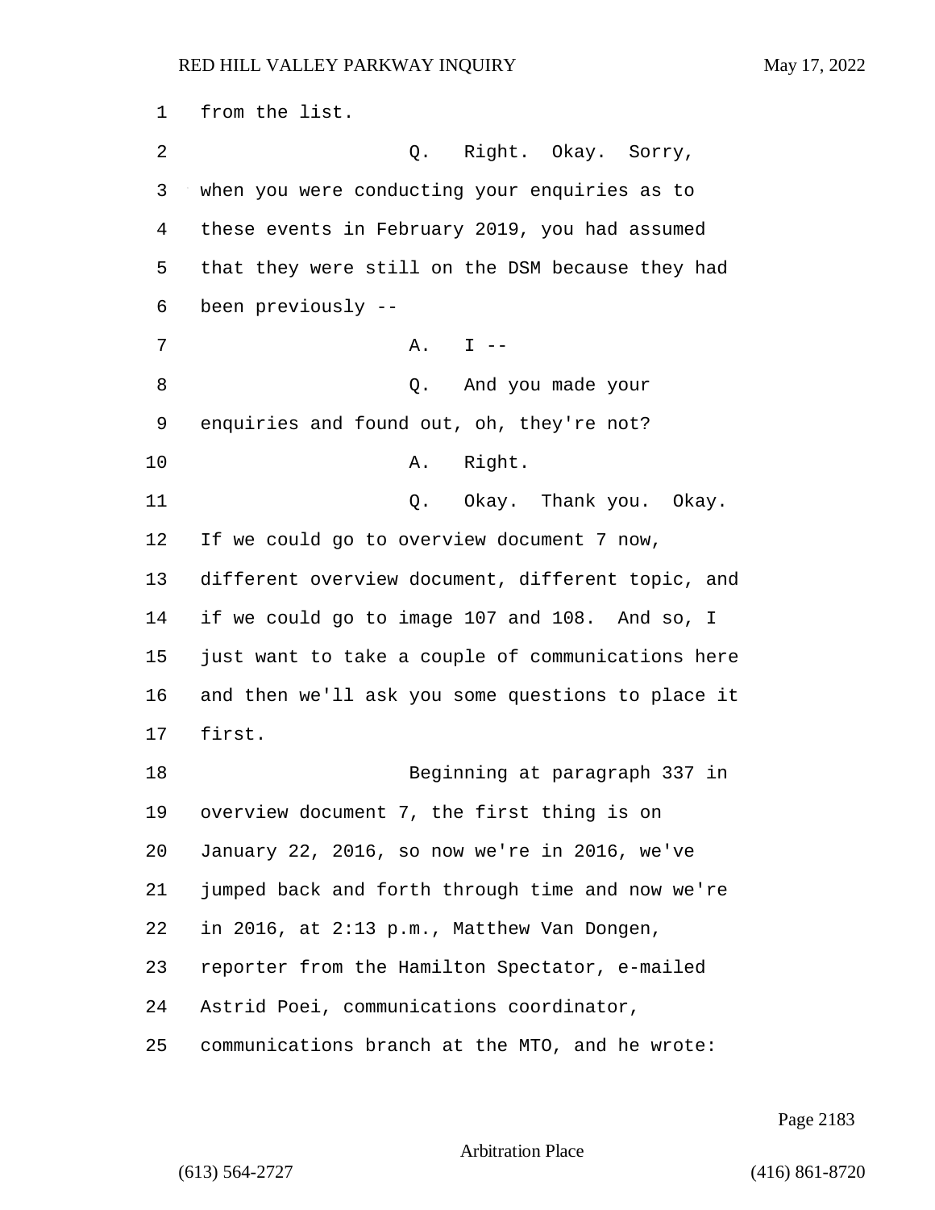from the list.

Q. Right. Okay. Sorry, when you were conducting your enquiries as to these events in February 2019, you had assumed that they were still on the DSM because they had been previously --

A. I --

Q. And you made your enquiries and found out, oh, they're not?

A. Right.

Q. Okay. Thank you. Okay. If we could go to overview document 7 now, different overview document, different topic, and if we could go to image 107 and 108. And so, I just want to take a couple of communications here and then we'll ask you some questions to place it first.

Beginning at paragraph 337 in overview document 7, the first thing is on January 22, 2016, so now we're in 2016, we've jumped back and forth through time and now we're in 2016, at 2:13 p.m., Matthew Van Dongen, reporter from the Hamilton Spectator, e-mailed Astrid Poei, communications coordinator, communications branch at the MTO, and he wrote: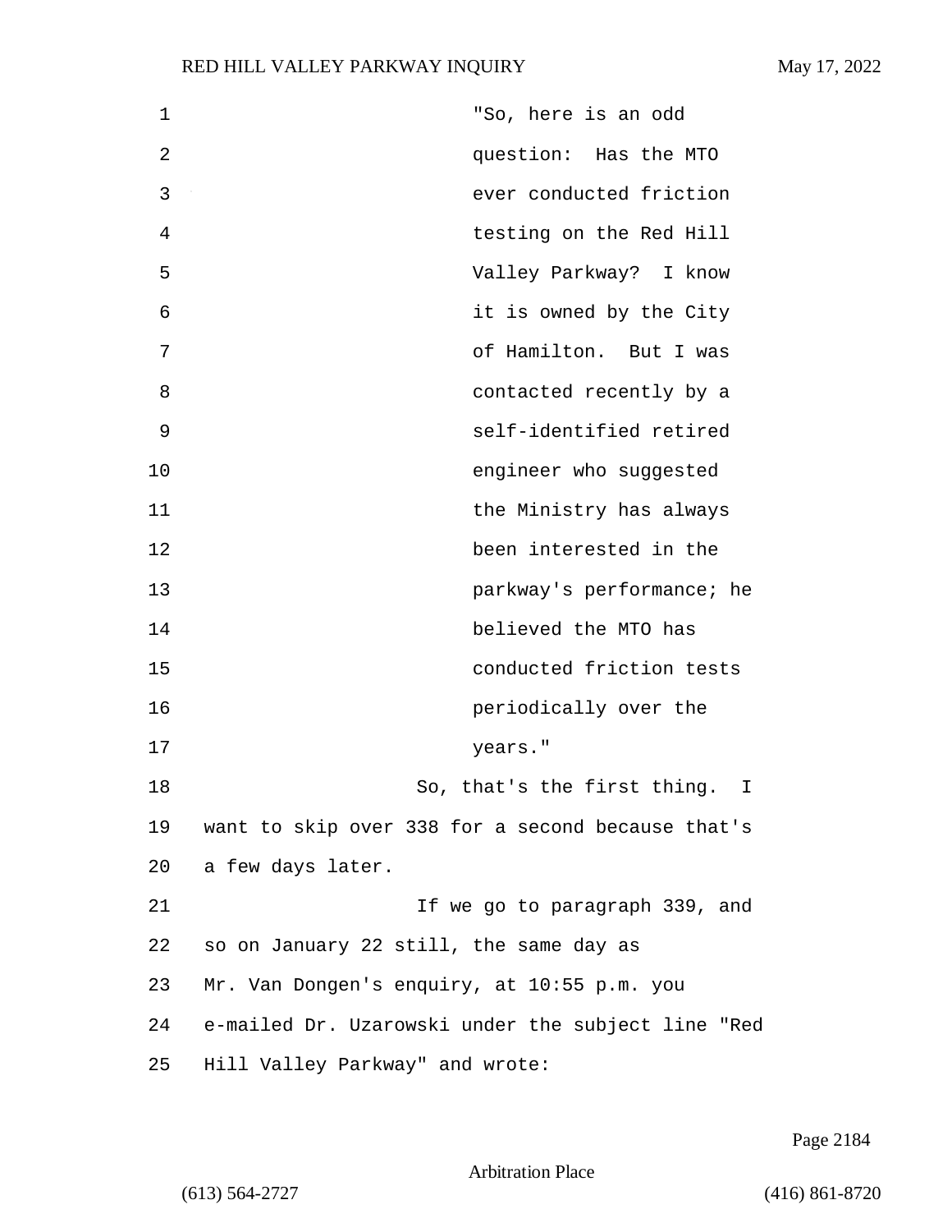"So, here is an odd question: Has the MTO ever conducted friction testing on the Red Hill Valley Parkway? I know it is owned by the City of Hamilton. But I was contacted recently by a self-identified retired engineer who suggested the Ministry has always been interested in the parkway's performance; he believed the MTO has conducted friction tests periodically over the years."

So, that's the first thing. I want to skip over 338 for a second because that's a few days later.

If we go to paragraph 339, and so on January 22 still, the same day as Mr. Van Dongen's enquiry, at 10:55 p.m. you e-mailed Dr. Uzarowski under the subject line "Red Hill Valley Parkway" and wrote: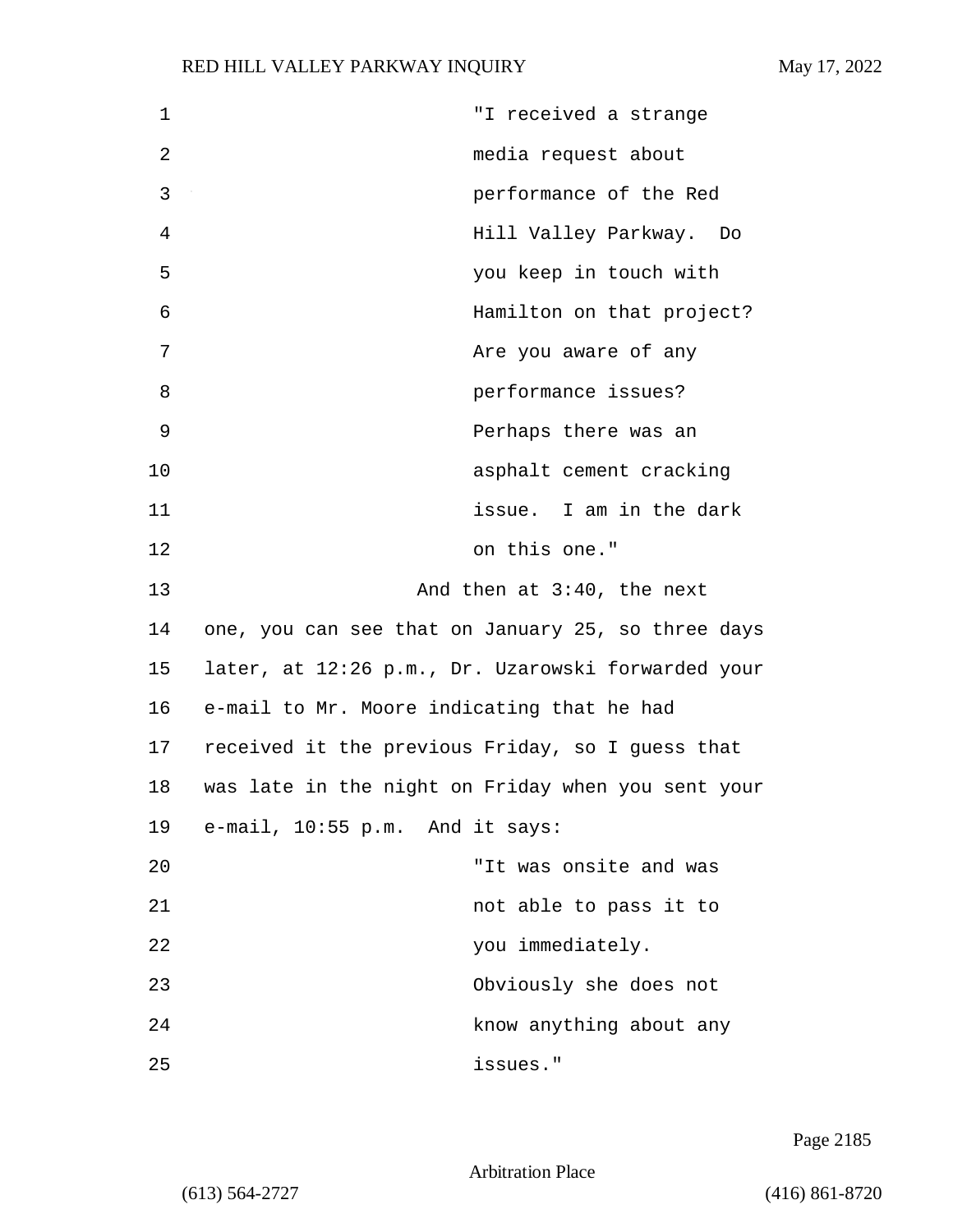> "I received a strange media request about performance of the Red Hill Valley Parkway. Do you keep in touch with Hamilton on that project? Are you aware of any performance issues? Perhaps there was an asphalt cement cracking issue. I am in the dark on this one."

And then at 3:40, the next one, you can see that on January 25, so three days later, at 12:26 p.m., Dr. Uzarowski forwarded your e-mail to Mr. Moore indicating that he had received it the previous Friday, so I guess that was late in the night on Friday when you sent your e-mail, 10:55 p.m. And it says:

> "It was onsite and was not able to pass it to you immediately. Obviously she does not know anything about any issues."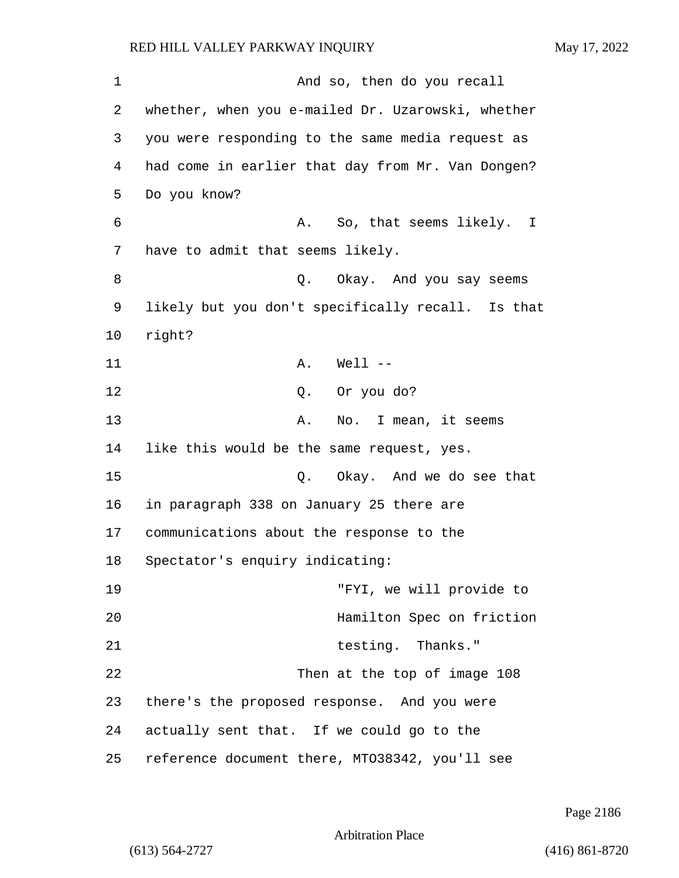And so, then do you recall whether, when you e-mailed Dr. Uzarowski, whether you were responding to the same media request as had come in earlier that day from Mr. Van Dongen? Do you know?

A. So, that seems likely. I have to admit that seems likely.

Q. Okay. And you say seems likely but you don't specifically recall. Is that right?

A. Well --

Q. Or you do?

A. No. I mean, it seems like this would be the same request, yes.

Q. Okay. And we do see that in paragraph 338 on January 25 there are communications about the response to the Spectator's enquiry indicating:

> "FYI, we will provide to Hamilton Spec on friction testing. Thanks."

Then at the top of image 108 there's the proposed response. And you were actually sent that. If we could go to the reference document there, MTO38342, you'll see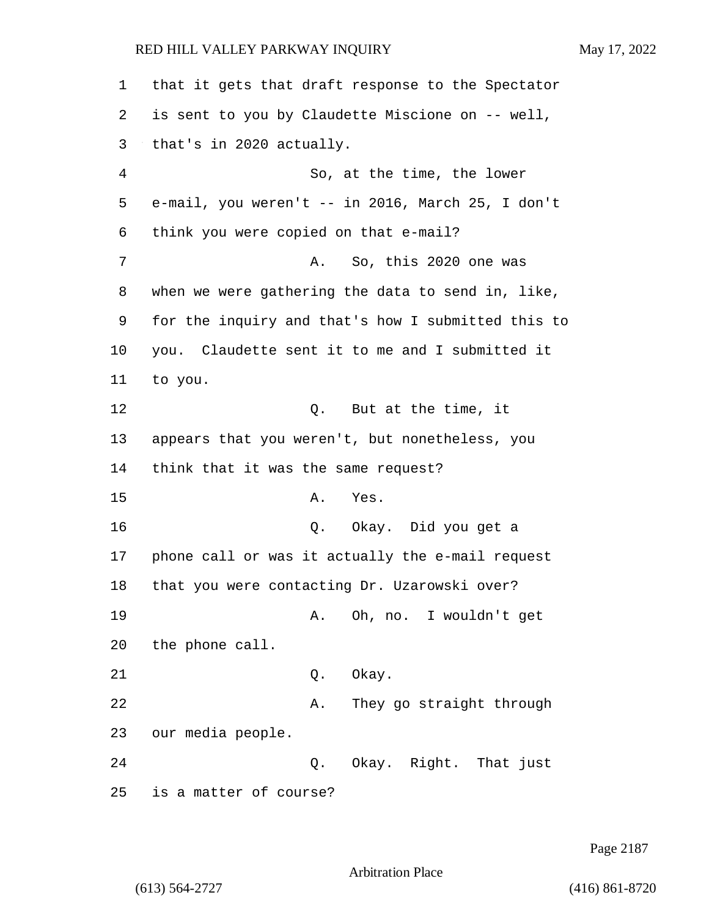that it gets that draft response to the Spectator is sent to you by Claudette Miscione on -- well, that's in 2020 actually.

So, at the time, the lower e-mail, you weren't -- in 2016, March 25, I don't think you were copied on that e-mail?

A. So, this 2020 one was when we were gathering the data to send in, like, for the inquiry and that's how I submitted this to you. Claudette sent it to me and I submitted it to you.

Q. But at the time, it appears that you weren't, but nonetheless, you think that it was the same request?

A. Yes.

Q. Okay. Did you get a phone call or was it actually the e-mail request that you were contacting Dr. Uzarowski over?

A. Oh, no. I wouldn't get the phone call.

Q. Okay.

A. They go straight through our media people.

Q. Okay. Right. That just is a matter of course?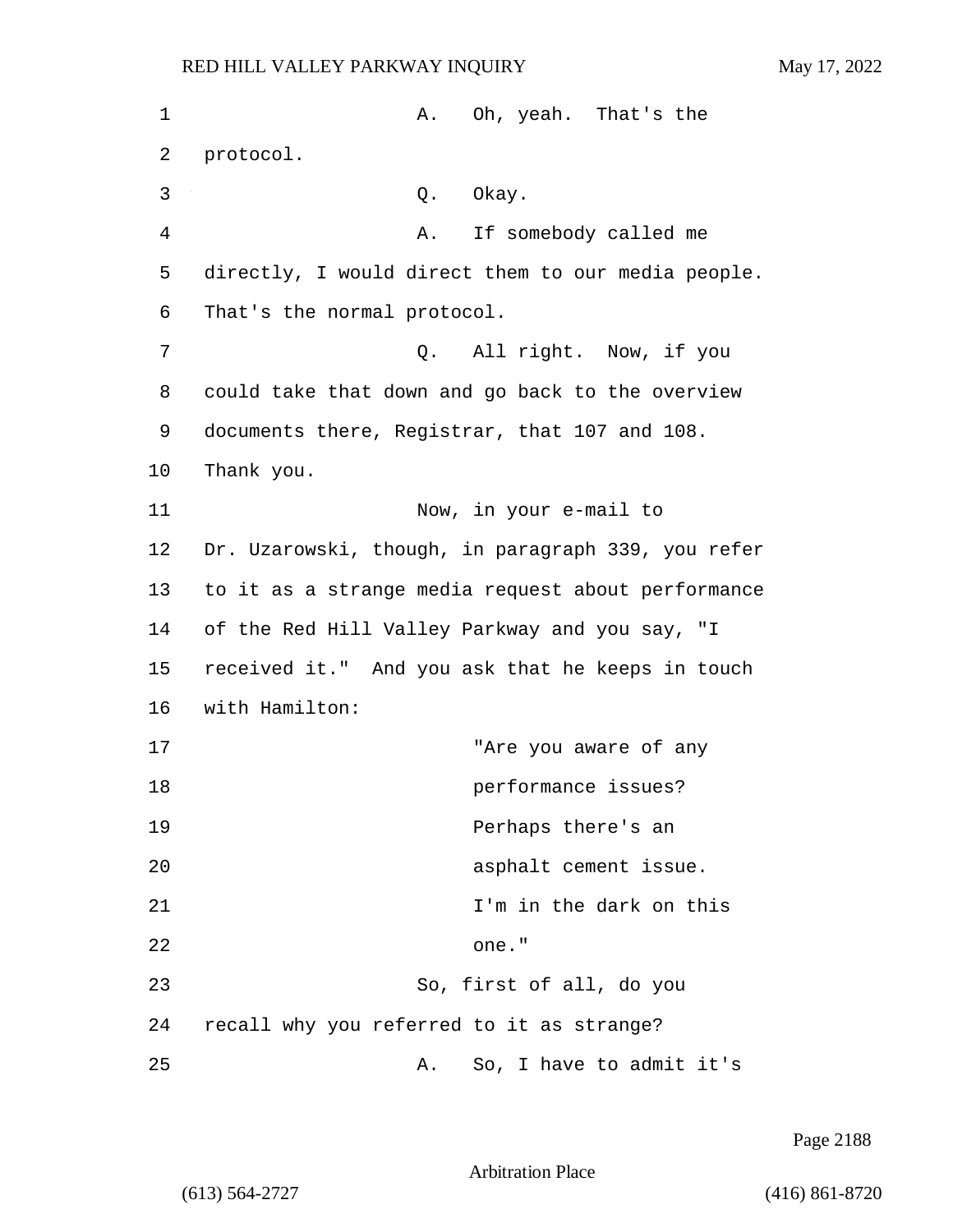A. Oh, yeah. That's the protocol.

Q. Okay.

A. If somebody called me directly, I would direct them to our media people. That's the normal protocol.

Q. All right. Now, if you could take that down and go back to the overview documents there, Registrar, that 107 and 108. Thank you.

Now, in your e-mail to Dr. Uzarowski, though, in paragraph 339, you refer to it as a strange media request about performance of the Red Hill Valley Parkway and you say, "I received it." And you ask that he keeps in touch with Hamilton:

> "Are you aware of any performance issues? Perhaps there's an asphalt cement issue. I'm in the dark on this one."

So, first of all, do you recall why you referred to it as strange?

A. So, I have to admit it's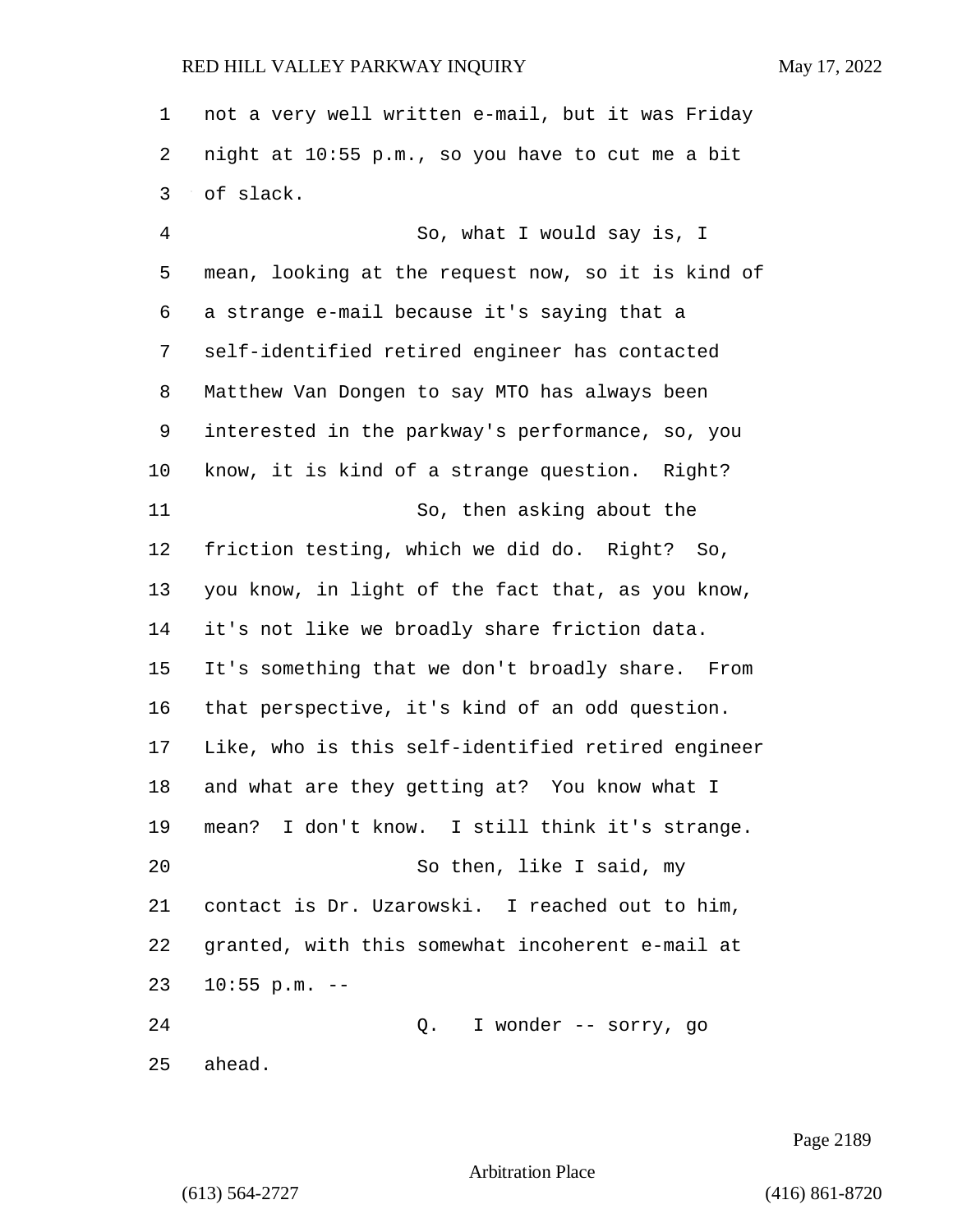not a very well written e-mail, but it was Friday night at 10:55 p.m., so you have to cut me a bit of slack.

So, what I would say is, I mean, looking at the request now, so it is kind of a strange e-mail because it's saying that a self-identified retired engineer has contacted Matthew Van Dongen to say MTO has always been interested in the parkway's performance, so, you know, it is kind of a strange question. Right?

So, then asking about the friction testing, which we did do. Right? So, you know, in light of the fact that, as you know, it's not like we broadly share friction data. It's something that we don't broadly share. From that perspective, it's kind of an odd question. Like, who is this self-identified retired engineer and what are they getting at? You know what I mean? I don't know. I still think it's strange.

So then, like I said, my contact is Dr. Uzarowski. I reached out to him, granted, with this somewhat incoherent e-mail at 10:55 p.m. --

Q. I wonder -- sorry, go ahead.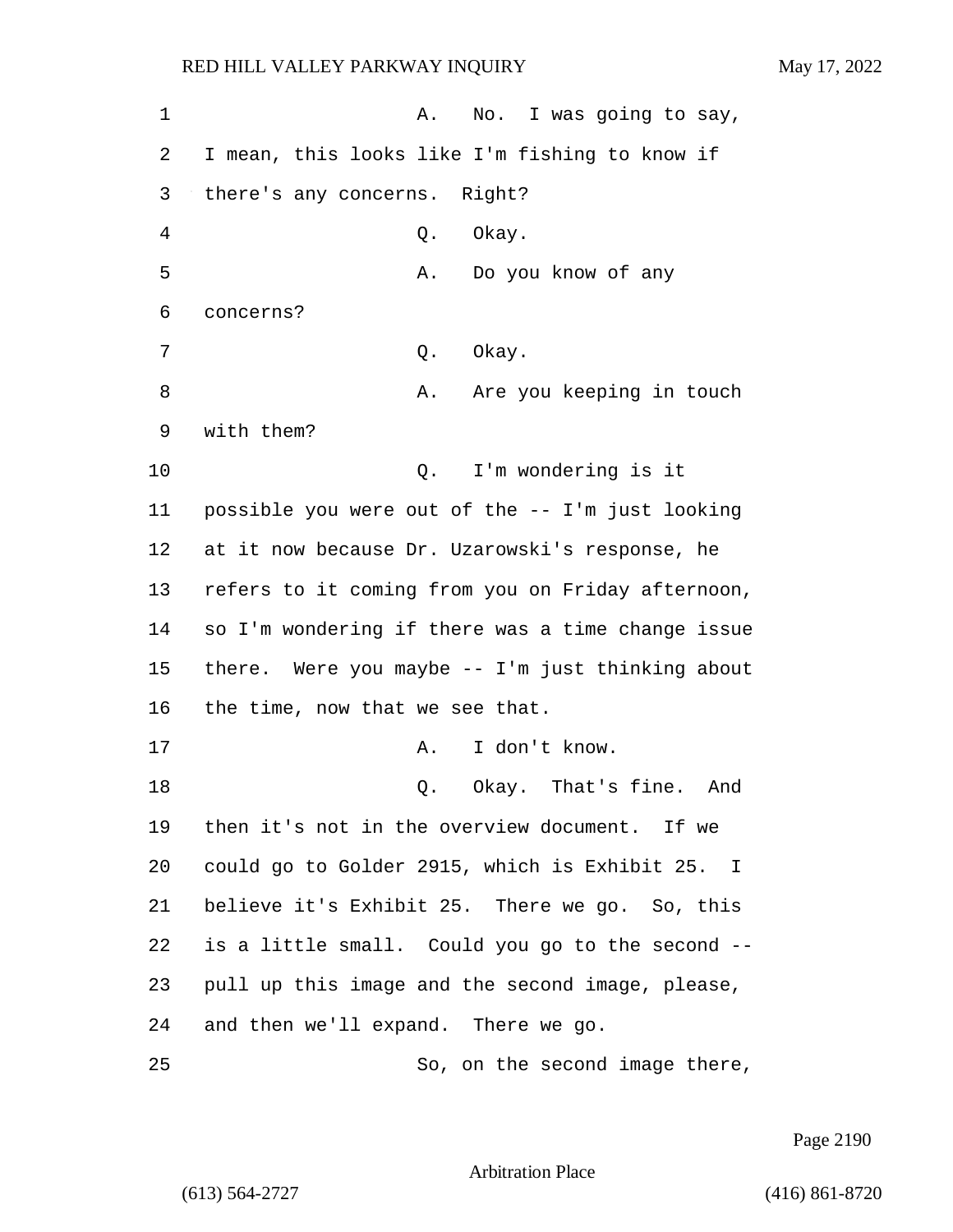A. No. I was going to say, I mean, this looks like I'm fishing to know if there's any concerns. Right?

Q. Okay.

A. Do you know of any concerns?

Q. Okay.

A. Are you keeping in touch with them?

Q. I'm wondering is it possible you were out of the -- I'm just looking at it now because Dr. Uzarowski's response, he refers to it coming from you on Friday afternoon, so I'm wondering if there was a time change issue there. Were you maybe -- I'm just thinking about the time, now that we see that.

A. I don't know.

Q. Okay. That's fine. And then it's not in the overview document. If we could go to Golder 2915, which is Exhibit 25. I believe it's Exhibit 25. There we go. So, this is a little small. Could you go to the second -- pull up this image and the second image, please, and then we'll expand. There we go.

So, on the second image there,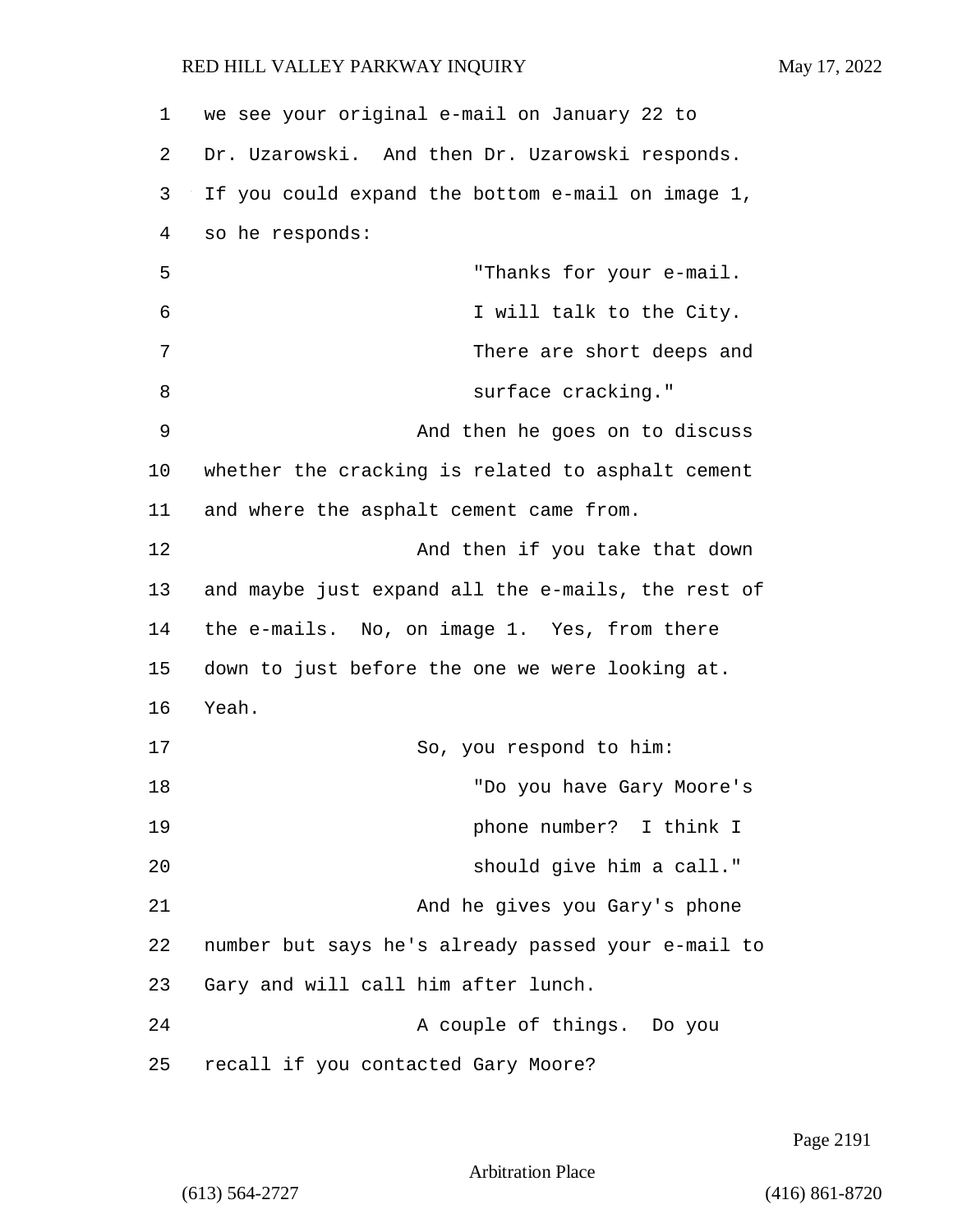we see your original e-mail on January 22 to Dr. Uzarowski. And then Dr. Uzarowski responds. If you could expand the bottom e-mail on image 1, so he responds:

> "Thanks for your e-mail. I will talk to the City. There are short deeps and surface cracking."

And then he goes on to discuss whether the cracking is related to asphalt cement and where the asphalt cement came from.

And then if you take that down and maybe just expand all the e-mails, the rest of the e-mails. No, on image 1. Yes, from there down to just before the one we were looking at. Yeah.

So, you respond to him:

> "Do you have Gary Moore's phone number? I think I should give him a call."

And he gives you Gary's phone number but says he's already passed your e-mail to Gary and will call him after lunch.

A couple of things. Do you recall if you contacted Gary Moore?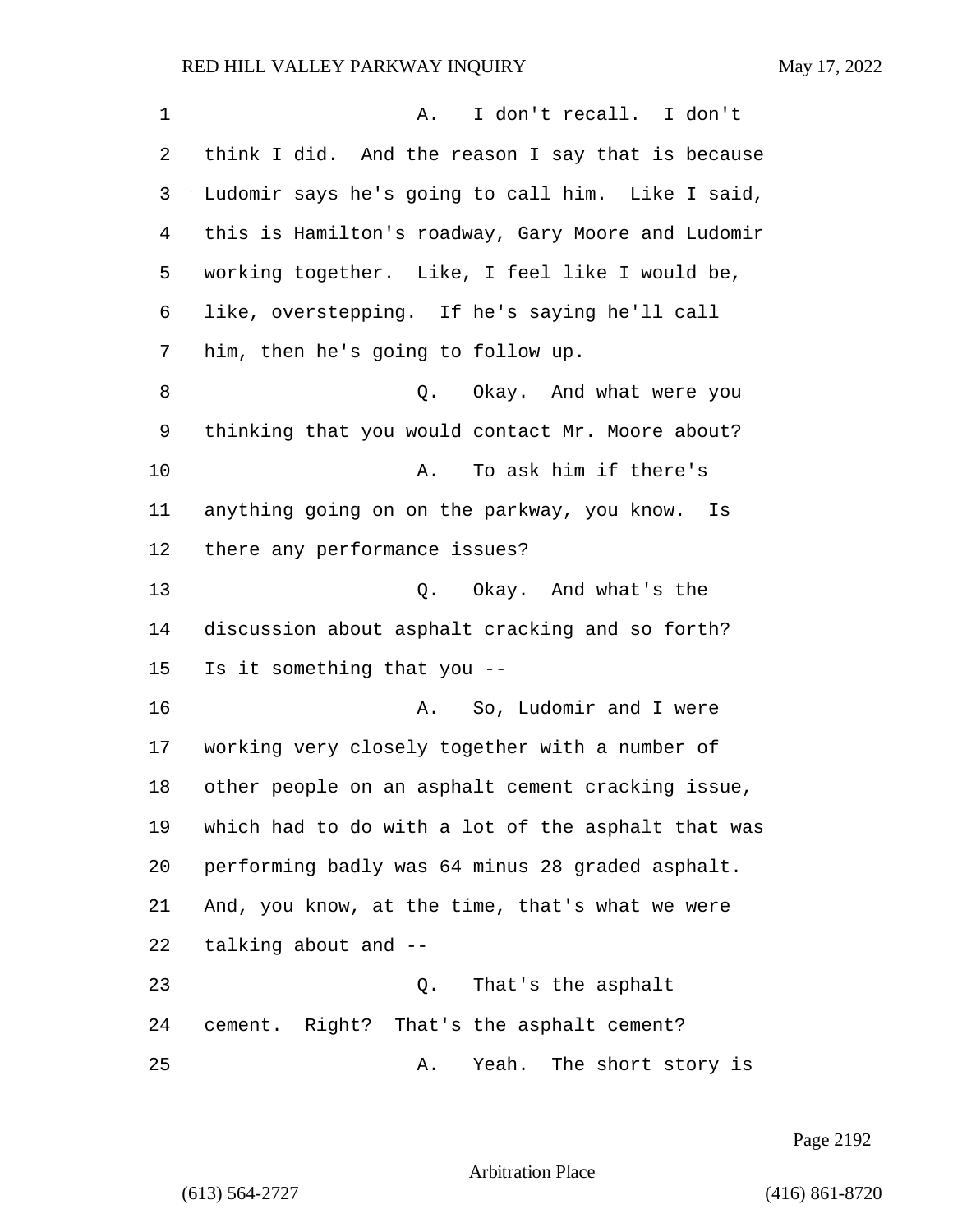A. I don't recall. I don't think I did. And the reason I say that is because Ludomir says he's going to call him. Like I said, this is Hamilton's roadway, Gary Moore and Ludomir working together. Like, I feel like I would be, like, overstepping. If he's saying he'll call him, then he's going to follow up.

Q. Okay. And what were you thinking that you would contact Mr. Moore about?

A. To ask him if there's anything going on on the parkway, you know. Is there any performance issues?

Q. Okay. And what's the discussion about asphalt cracking and so forth? Is it something that you --

A. So, Ludomir and I were working very closely together with a number of other people on an asphalt cement cracking issue, which had to do with a lot of the asphalt that was performing badly was 64 minus 28 graded asphalt. And, you know, at the time, that's what we were talking about and --

Q. That's the asphalt cement. Right? That's the asphalt cement?

A. Yeah. The short story is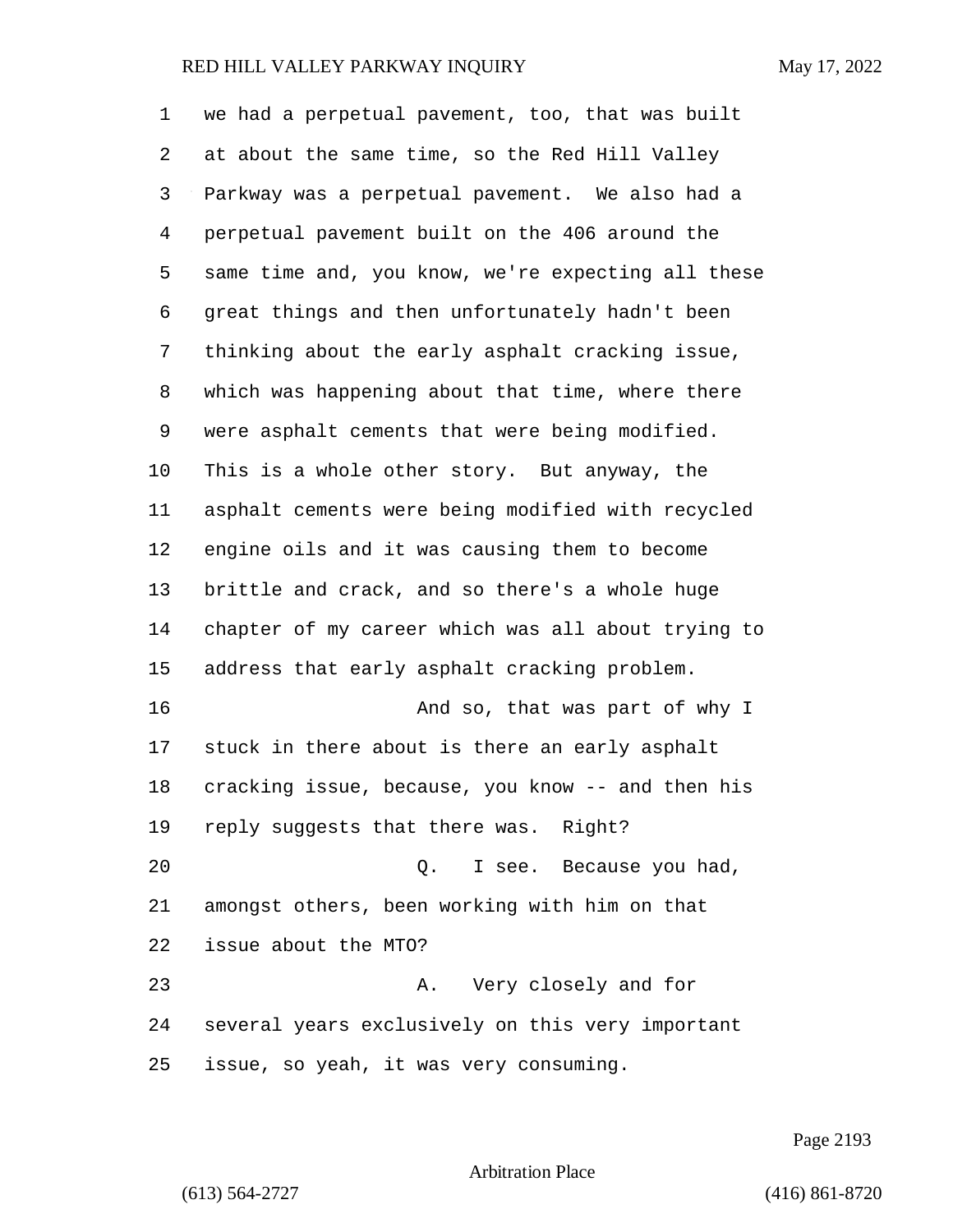we had a perpetual pavement, too, that was built at about the same time, so the Red Hill Valley Parkway was a perpetual pavement. We also had a perpetual pavement built on the 406 around the same time and, you know, we're expecting all these great things and then unfortunately hadn't been thinking about the early asphalt cracking issue, which was happening about that time, where there were asphalt cements that were being modified. This is a whole other story. But anyway, the asphalt cements were being modified with recycled engine oils and it was causing them to become brittle and crack, and so there's a whole huge chapter of my career which was all about trying to address that early asphalt cracking problem.

And so, that was part of why I stuck in there about is there an early asphalt cracking issue, because, you know -- and then his reply suggests that there was. Right?

Q. I see. Because you had, amongst others, been working with him on that issue about the MTO?

A. Very closely and for several years exclusively on this very important issue, so yeah, it was very consuming.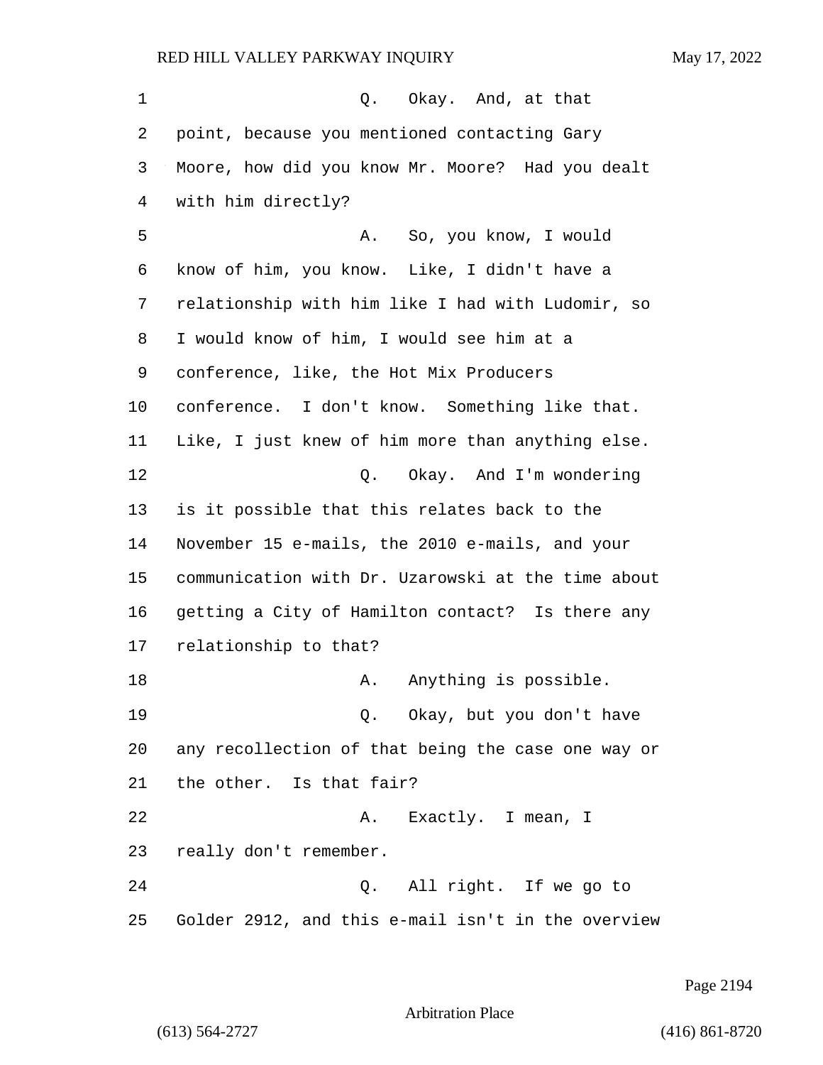Q. Okay. And, at that point, because you mentioned contacting Gary Moore, how did you know Mr. Moore? Had you dealt with him directly?

A. So, you know, I would know of him, you know. Like, I didn't have a relationship with him like I had with Ludomir, so I would know of him, I would see him at a conference, like, the Hot Mix Producers conference. I don't know. Something like that. Like, I just knew of him more than anything else.

Q. Okay. And I'm wondering is it possible that this relates back to the November 15 e-mails, the 2010 e-mails, and your communication with Dr. Uzarowski at the time about getting a City of Hamilton contact? Is there any relationship to that?

A. Anything is possible.

Q. Okay, but you don't have any recollection of that being the case one way or the other. Is that fair?

A. Exactly. I mean, I really don't remember.

Q. All right. If we go to Golder 2912, and this e-mail isn't in the overview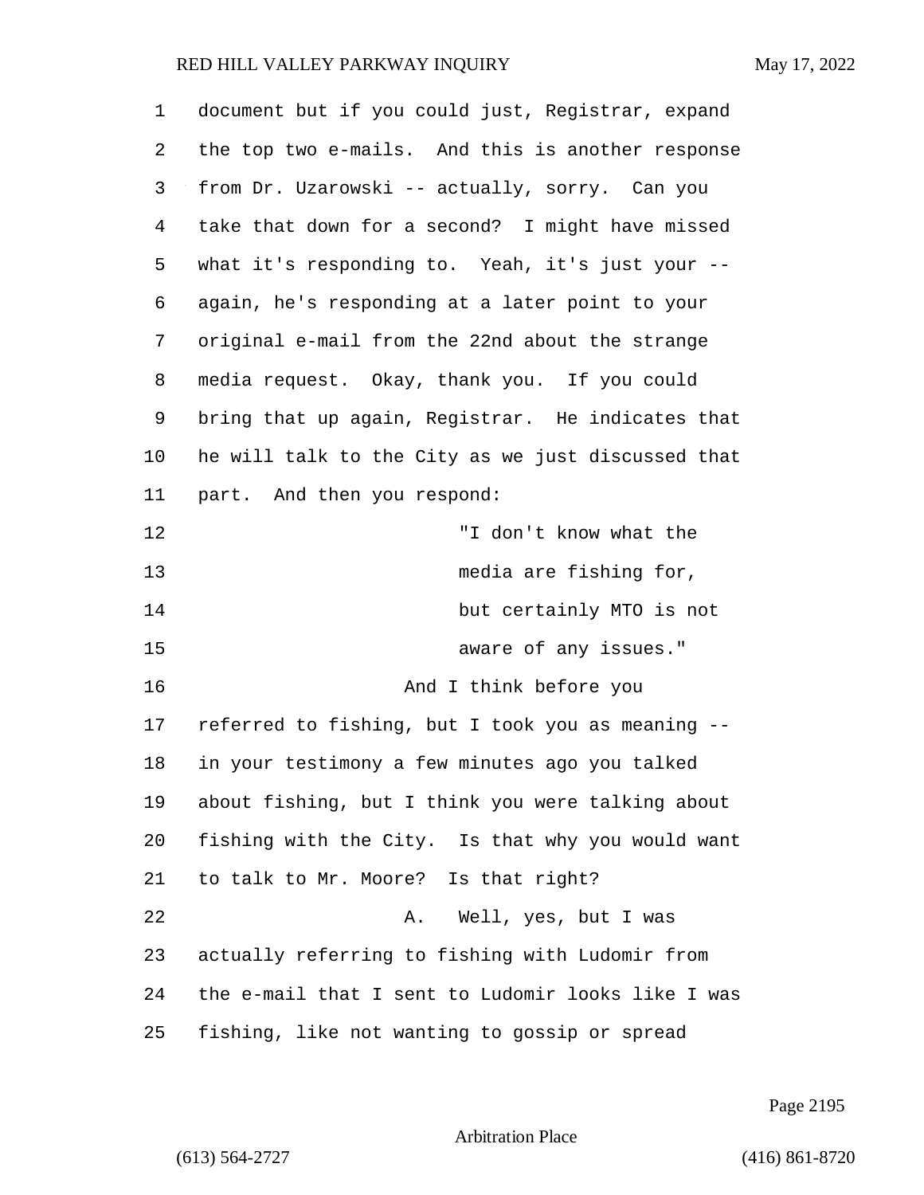document but if you could just, Registrar, expand the top two e-mails. And this is another response from Dr. Uzarowski -- actually, sorry. Can you take that down for a second? I might have missed what it's responding to. Yeah, it's just your -- again, he's responding at a later point to your original e-mail from the 22nd about the strange media request. Okay, thank you. If you could bring that up again, Registrar. He indicates that he will talk to the City as we just discussed that part. And then you respond:

> "I don't know what the media are fishing for, but certainly MTO is not aware of any issues."

And I think before you referred to fishing, but I took you as meaning -- in your testimony a few minutes ago you talked about fishing, but I think you were talking about fishing with the City. Is that why you would want to talk to Mr. Moore? Is that right?

A. Well, yes, but I was actually referring to fishing with Ludomir from the e-mail that I sent to Ludomir looks like I was fishing, like not wanting to gossip or spread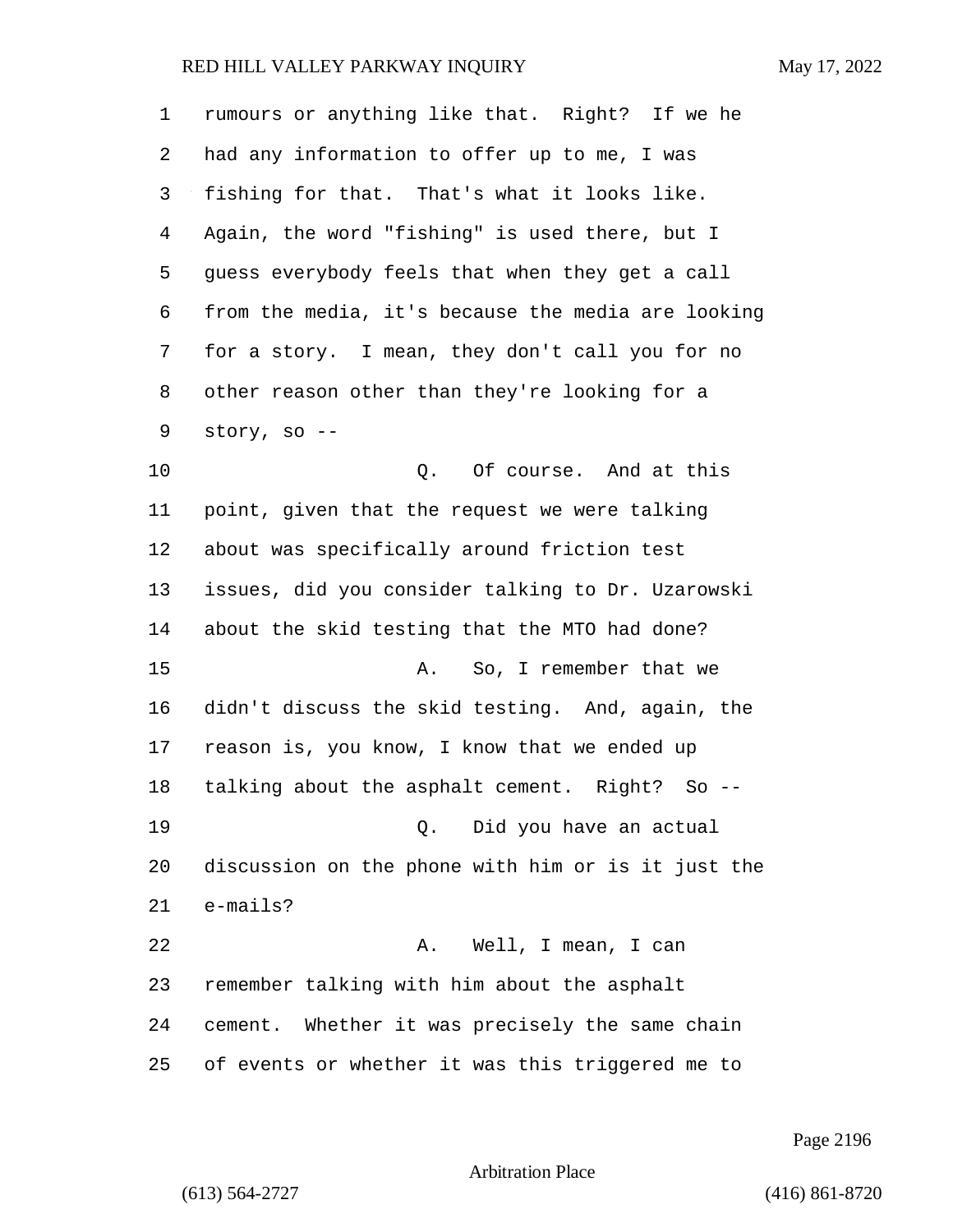rumours or anything like that. Right? If we he had any information to offer up to me, I was fishing for that. That's what it looks like. Again, the word "fishing" is used there, but I guess everybody feels that when they get a call from the media, it's because the media are looking for a story. I mean, they don't call you for no other reason other than they're looking for a story, so --

Q. Of course. And at this point, given that the request we were talking about was specifically around friction test issues, did you consider talking to Dr. Uzarowski about the skid testing that the MTO had done?

A. So, I remember that we didn't discuss the skid testing. And, again, the reason is, you know, I know that we ended up talking about the asphalt cement. Right? So --

Q. Did you have an actual discussion on the phone with him or is it just the e-mails?

A. Well, I mean, I can remember talking with him about the asphalt cement. Whether it was precisely the same chain of events or whether it was this triggered me to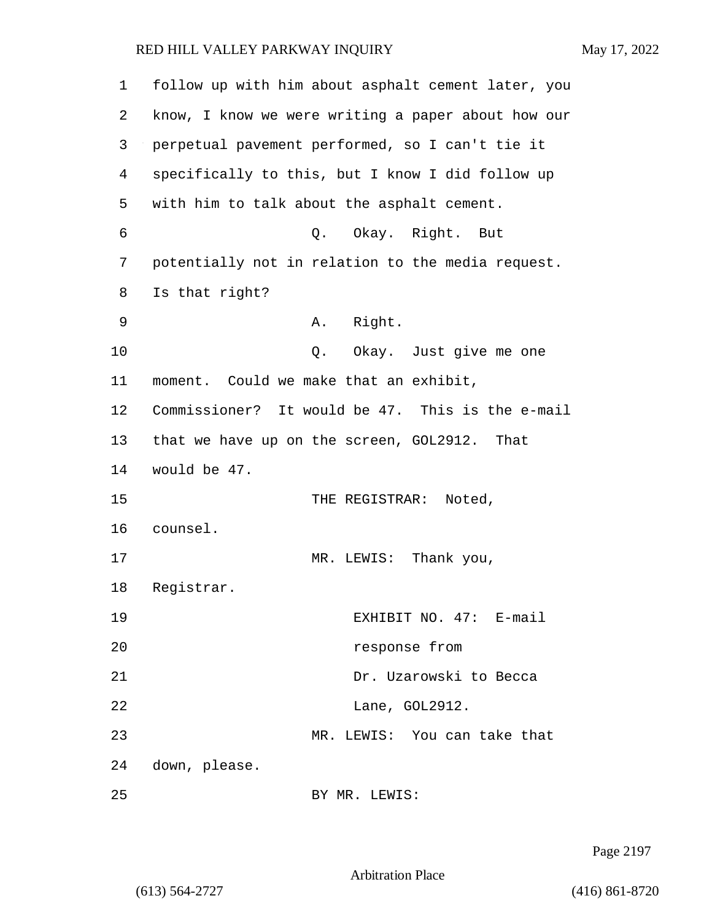follow up with him about asphalt cement later, you know, I know we were writing a paper about how our perpetual pavement performed, so I can't tie it specifically to this, but I know I did follow up with him to talk about the asphalt cement.

Q. Okay. Right. But potentially not in relation to the media request. Is that right?

A. Right.

Q. Okay. Just give me one moment. Could we make that an exhibit, Commissioner? It would be 47. This is the e-mail that we have up on the screen, GOL2912. That would be 47.

THE REGISTRAR: Noted, counsel.

MR. LEWIS: Thank you, Registrar.

EXHIBIT NO. 47: E-mail response from Dr. Uzarowski to Becca Lane, GOL2912.

MR. LEWIS: You can take that down, please.

BY MR. LEWIS: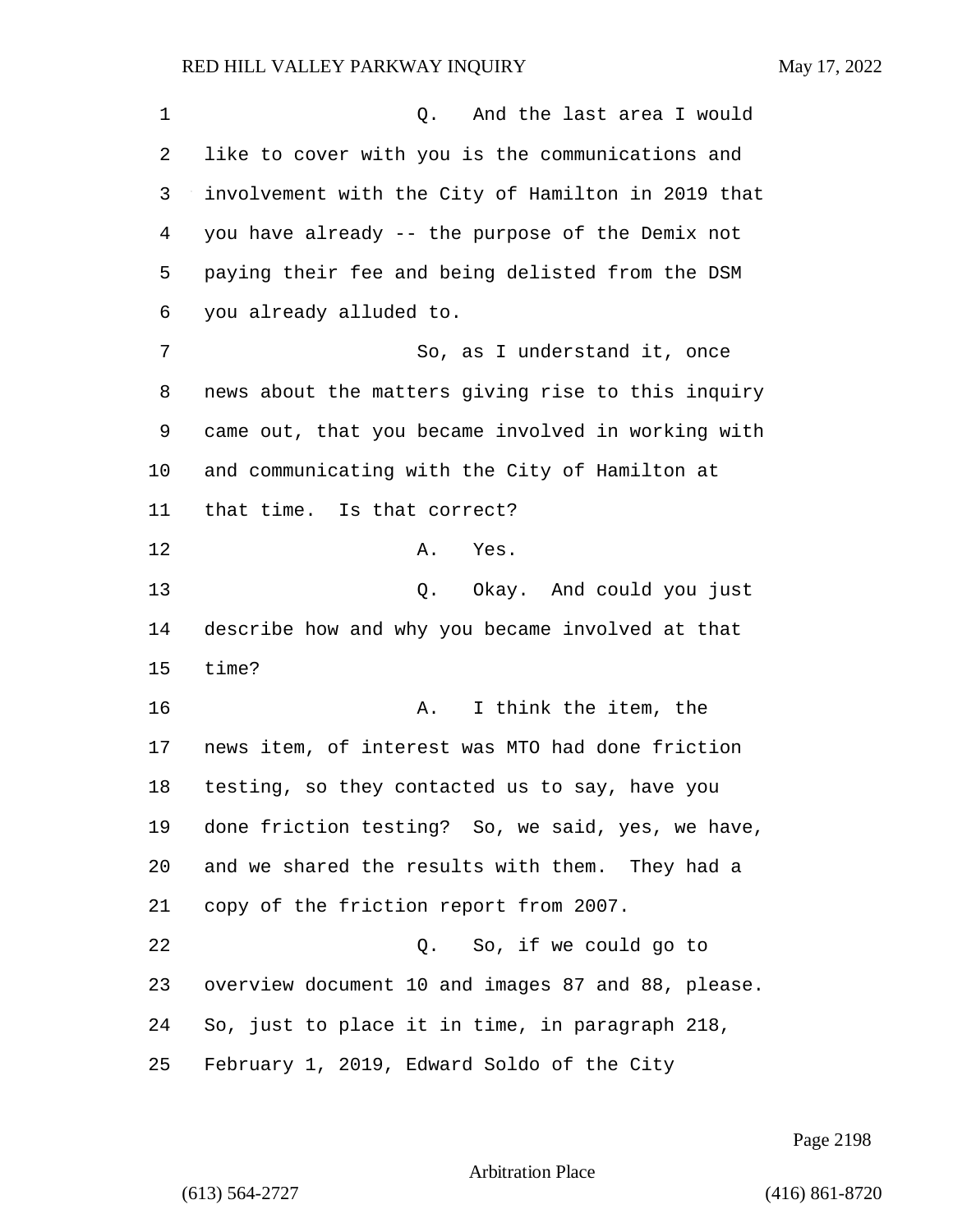Q. And the last area I would like to cover with you is the communications and involvement with the City of Hamilton in 2019 that you have already -- the purpose of the Demix not paying their fee and being delisted from the DSM you already alluded to.

So, as I understand it, once news about the matters giving rise to this inquiry came out, that you became involved in working with and communicating with the City of Hamilton at that time. Is that correct?

A. Yes.

Q. Okay. And could you just describe how and why you became involved at that time?

A. I think the item, the news item, of interest was MTO had done friction testing, so they contacted us to say, have you done friction testing? So, we said, yes, we have, and we shared the results with them. They had a copy of the friction report from 2007.

Q. So, if we could go to overview document 10 and images 87 and 88, please. So, just to place it in time, in paragraph 218, February 1, 2019, Edward Soldo of the City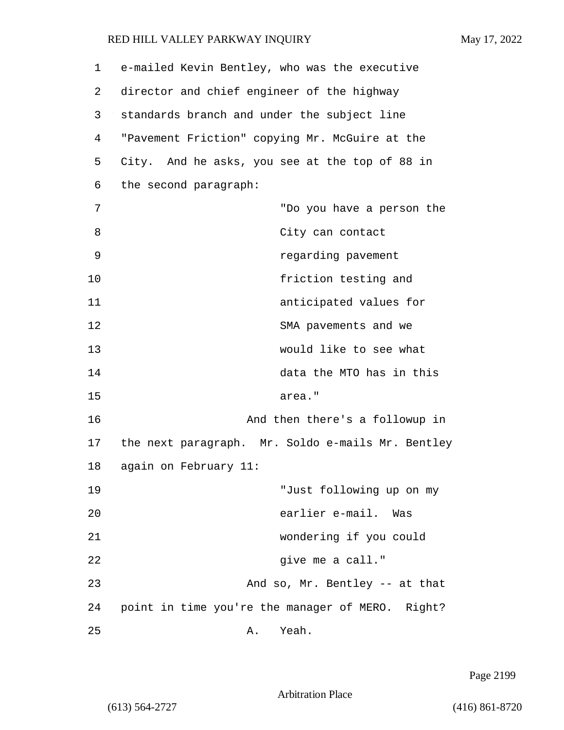e-mailed Kevin Bentley, who was the executive director and chief engineer of the highway standards branch and under the subject line "Pavement Friction" copying Mr. McGuire at the City. And he asks, you see at the top of 88 in the second paragraph:

> "Do you have a person the City can contact regarding pavement friction testing and anticipated values for SMA pavements and we would like to see what data the MTO has in this area."

And then there's a followup in the next paragraph. Mr. Soldo e-mails Mr. Bentley again on February 11:

> "Just following up on my earlier e-mail. Was wondering if you could give me a call."

And so, Mr. Bentley -- at that point in time you're the manager of MERO. Right?

A. Yeah.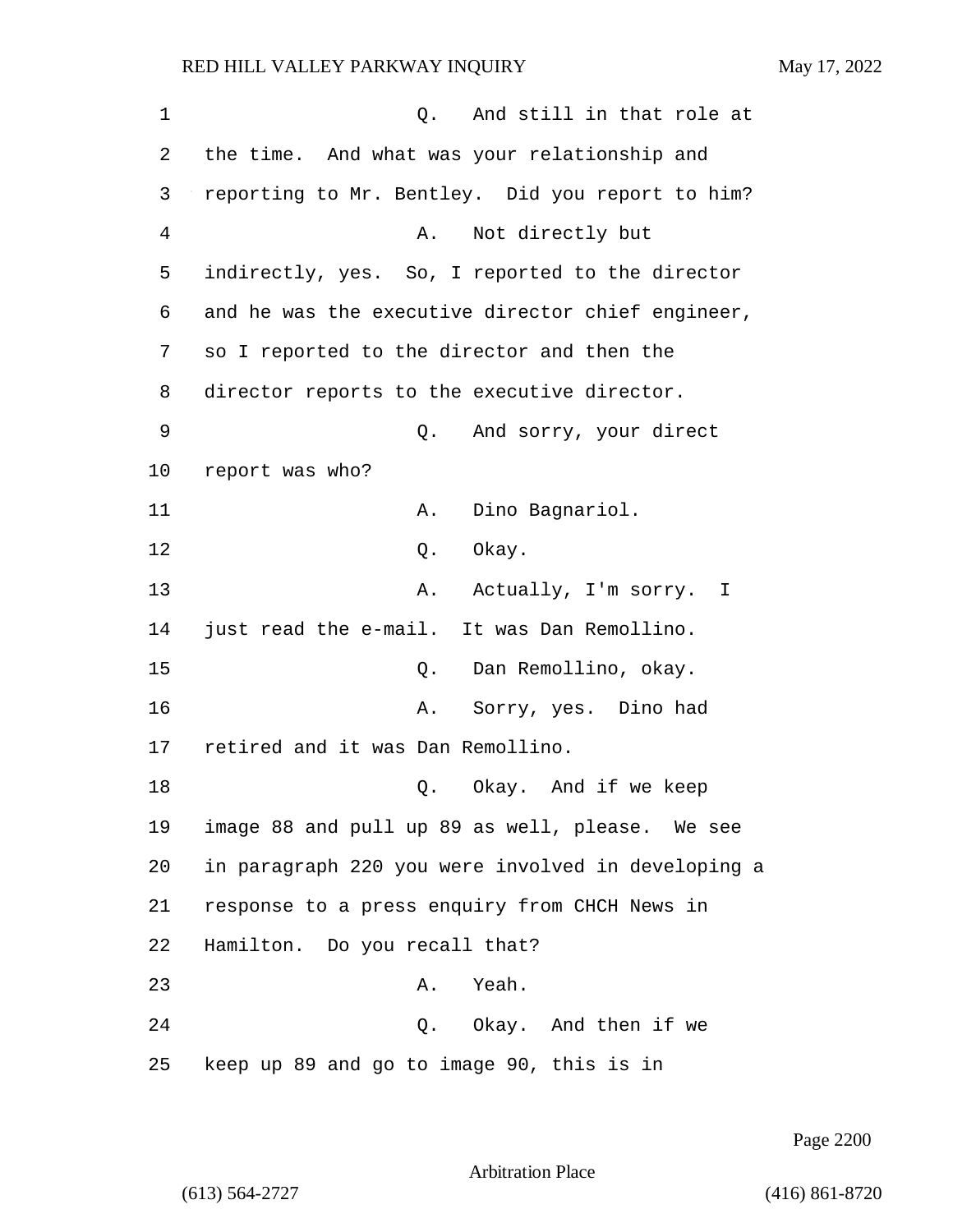Q. And still in that role at the time. And what was your relationship and reporting to Mr. Bentley. Did you report to him?

A. Not directly but indirectly, yes. So, I reported to the director and he was the executive director chief engineer, so I reported to the director and then the director reports to the executive director.

Q. And sorry, your direct report was who?

A. Dino Bagnariol.

Q. Okay.

A. Actually, I'm sorry. I just read the e-mail. It was Dan Remollino.

Q. Dan Remollino, okay.

A. Sorry, yes. Dino had retired and it was Dan Remollino.

Q. Okay. And if we keep image 88 and pull up 89 as well, please. We see in paragraph 220 you were involved in developing a response to a press enquiry from CHCH News in Hamilton. Do you recall that?

A. Yeah.

Q. Okay. And then if we keep up 89 and go to image 90, this is in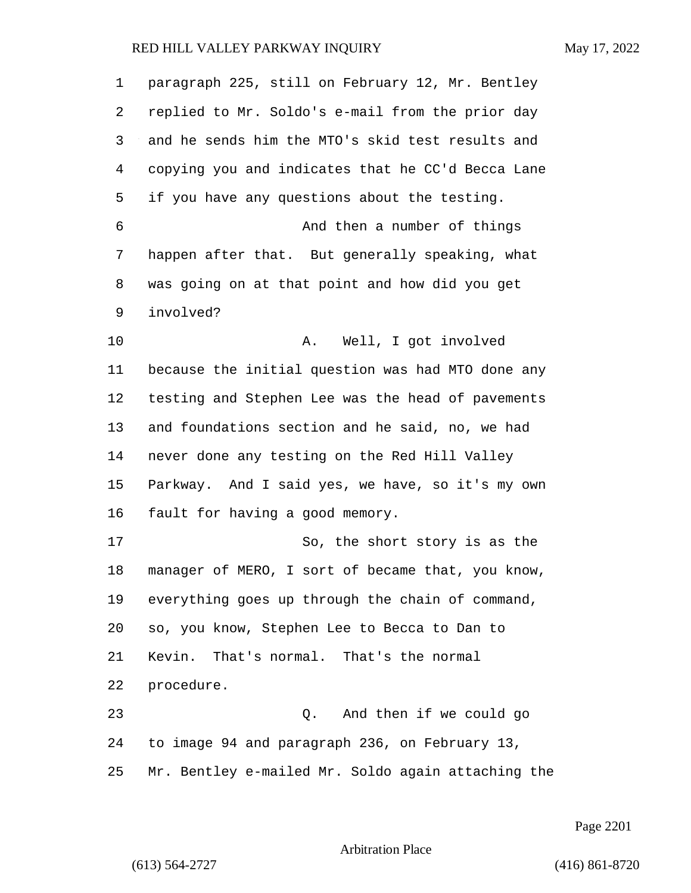paragraph 225, still on February 12, Mr. Bentley replied to Mr. Soldo's e-mail from the prior day and he sends him the MTO's skid test results and copying you and indicates that he CC'd Becca Lane if you have any questions about the testing.

And then a number of things happen after that. But generally speaking, what was going on at that point and how did you get involved?

A. Well, I got involved because the initial question was had MTO done any testing and Stephen Lee was the head of pavements and foundations section and he said, no, we had never done any testing on the Red Hill Valley Parkway. And I said yes, we have, so it's my own fault for having a good memory.

So, the short story is as the manager of MERO, I sort of became that, you know, everything goes up through the chain of command, so, you know, Stephen Lee to Becca to Dan to Kevin. That's normal. That's the normal procedure.

Q. And then if we could go to image 94 and paragraph 236, on February 13, Mr. Bentley e-mailed Mr. Soldo again attaching the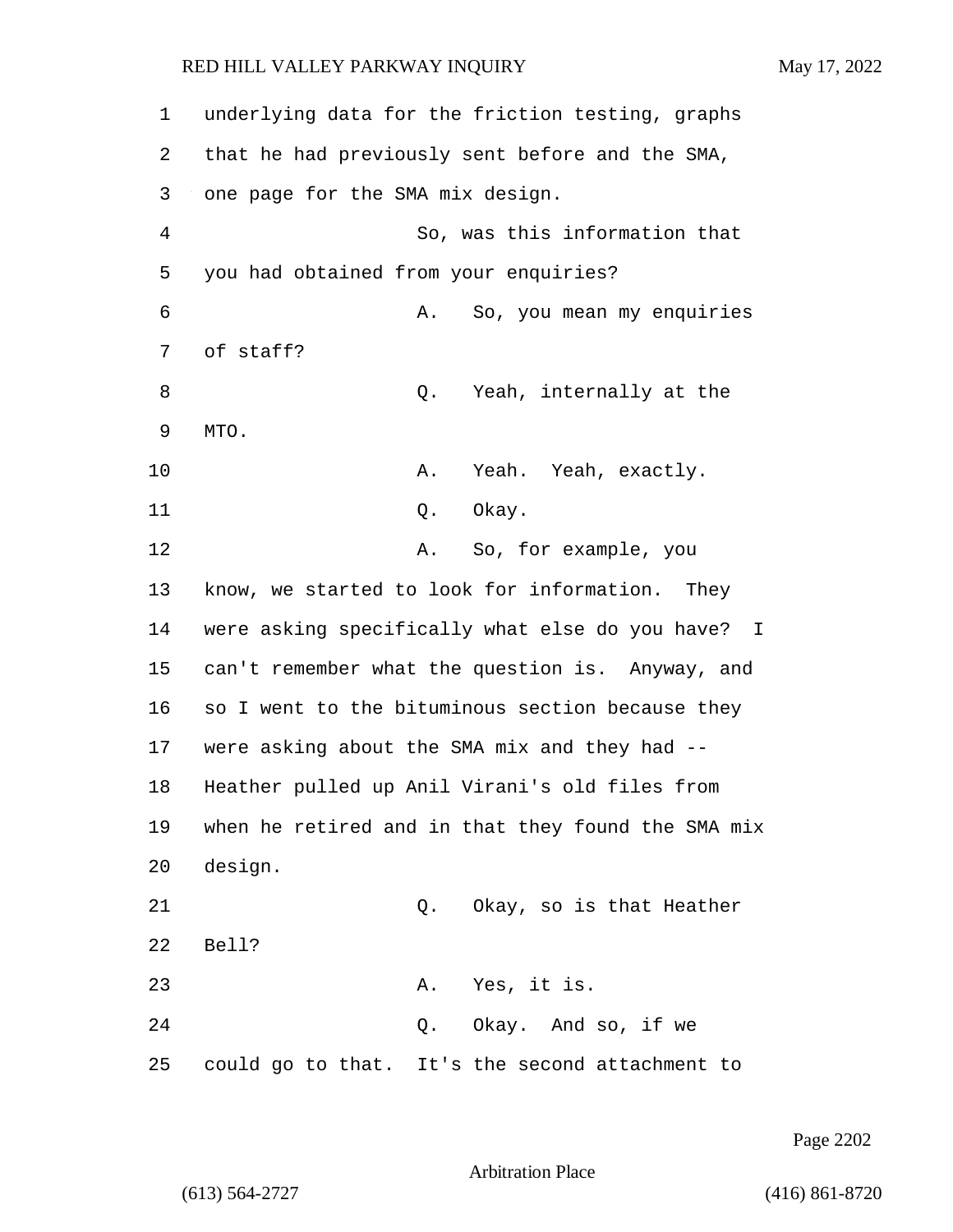underlying data for the friction testing, graphs that he had previously sent before and the SMA, one page for the SMA mix design.

So, was this information that you had obtained from your enquiries?

A. So, you mean my enquiries of staff?

Q. Yeah, internally at the MTO.

A. Yeah. Yeah, exactly.

Q. Okay.

A. So, for example, you know, we started to look for information. They were asking specifically what else do you have? I can't remember what the question is. Anyway, and so I went to the bituminous section because they were asking about the SMA mix and they had -- Heather pulled up Anil Virani's old files from when he retired and in that they found the SMA mix design.

Q. Okay, so is that Heather Bell?

A. Yes, it is.

Q. Okay. And so, if we could go to that. It's the second attachment to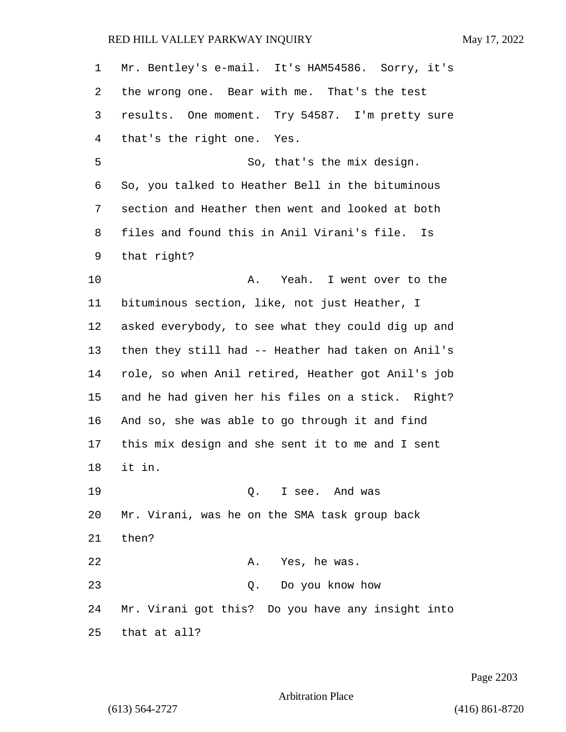Mr. Bentley's e-mail. It's HAM54586. Sorry, it's the wrong one. Bear with me. That's the test results. One moment. Try 54587. I'm pretty sure that's the right one. Yes.

So, that's the mix design. So, you talked to Heather Bell in the bituminous section and Heather then went and looked at both files and found this in Anil Virani's file. Is that right?

A. Yeah. I went over to the bituminous section, like, not just Heather, I asked everybody, to see what they could dig up and then they still had -- Heather had taken on Anil's role, so when Anil retired, Heather got Anil's job and he had given her his files on a stick. Right? And so, she was able to go through it and find this mix design and she sent it to me and I sent it in.

Q. I see. And was Mr. Virani, was he on the SMA task group back then?

A. Yes, he was.

Q. Do you know how Mr. Virani got this? Do you have any insight into that at all?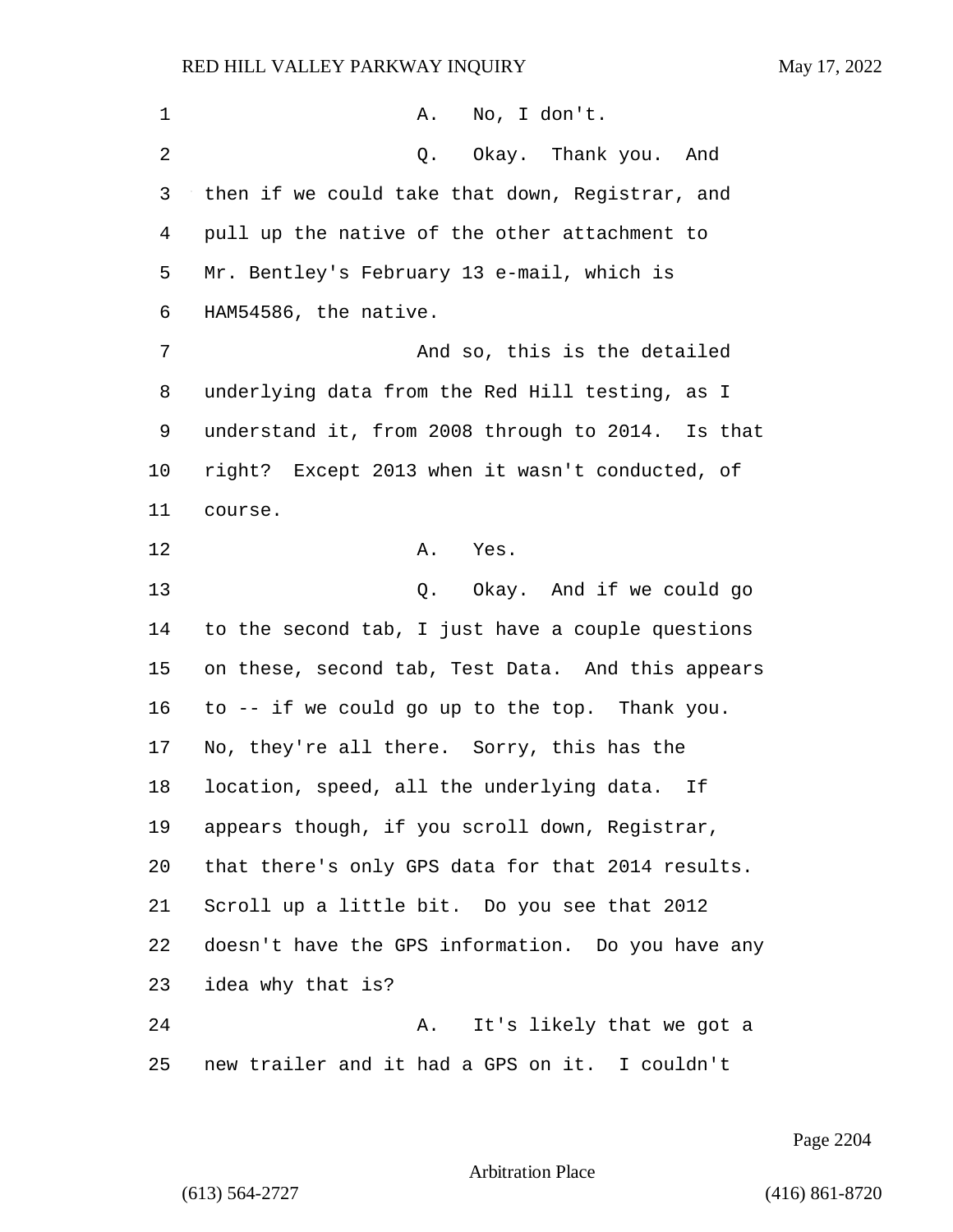A. No, I don't.

Q. Okay. Thank you. And then if we could take that down, Registrar, and pull up the native of the other attachment to Mr. Bentley's February 13 e-mail, which is HAM54586, the native.

And so, this is the detailed underlying data from the Red Hill testing, as I understand it, from 2008 through to 2014. Is that right? Except 2013 when it wasn't conducted, of course.

A. Yes.

Q. Okay. And if we could go to the second tab, I just have a couple questions on these, second tab, Test Data. And this appears to -- if we could go up to the top. Thank you. No, they're all there. Sorry, this has the location, speed, all the underlying data. If appears though, if you scroll down, Registrar, that there's only GPS data for that 2014 results. Scroll up a little bit. Do you see that 2012 doesn't have the GPS information. Do you have any idea why that is?

A. It's likely that we got a new trailer and it had a GPS on it. I couldn't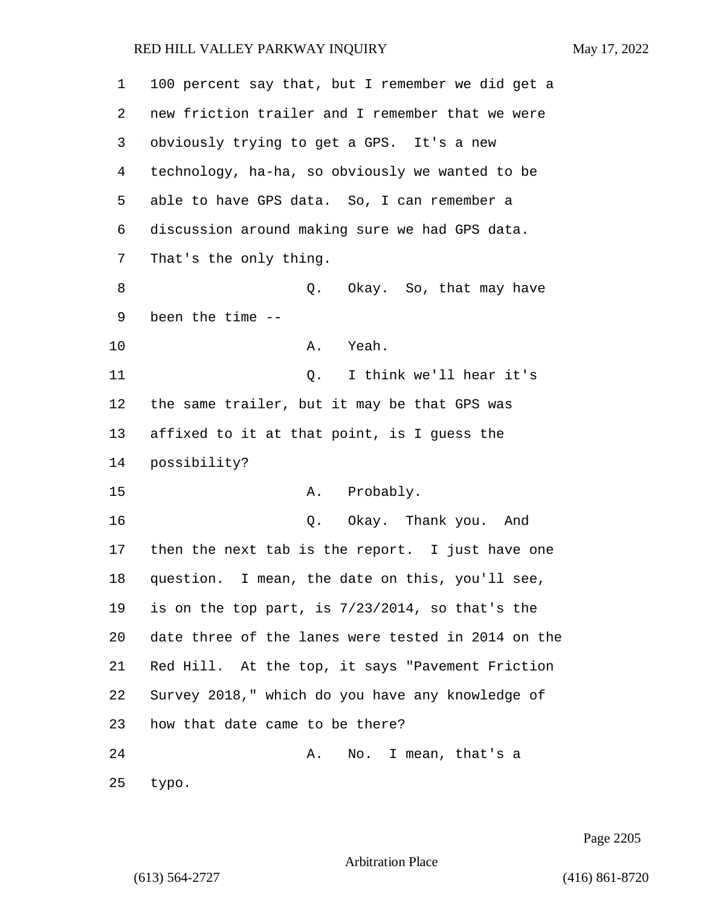100 percent say that, but I remember we did get a new friction trailer and I remember that we were obviously trying to get a GPS. It's a new technology, ha-ha, so obviously we wanted to be able to have GPS data. So, I can remember a discussion around making sure we had GPS data. That's the only thing.

Q. Okay. So, that may have been the time --

A. Yeah.

Q. I think we'll hear it's the same trailer, but it may be that GPS was affixed to it at that point, is I guess the possibility?

A. Probably.

Q. Okay. Thank you. And then the next tab is the report. I just have one question. I mean, the date on this, you'll see, is on the top part, is 7/23/2014, so that's the date three of the lanes were tested in 2014 on the Red Hill. At the top, it says "Pavement Friction Survey 2018," which do you have any knowledge of how that date came to be there?

A. No. I mean, that's a typo.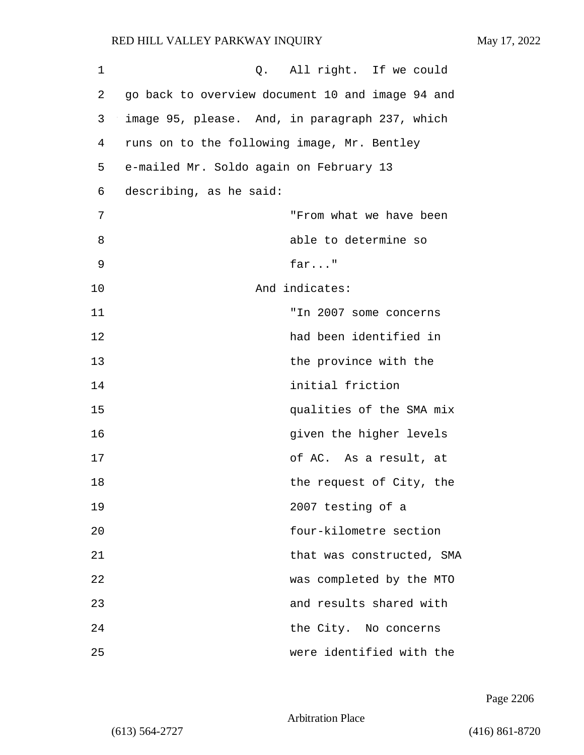Q. All right. If we could go back to overview document 10 and image 94 and image 95, please. And, in paragraph 237, which runs on to the following image, Mr. Bentley e-mailed Mr. Soldo again on February 13 describing, as he said:

> "From what we have been able to determine so far..."

And indicates:

> "In 2007 some concerns had been identified in the province with the initial friction qualities of the SMA mix given the higher levels of AC. As a result, at the request of City, the 2007 testing of a four-kilometre section that was constructed, SMA was completed by the MTO and results shared with the City. No concerns were identified with the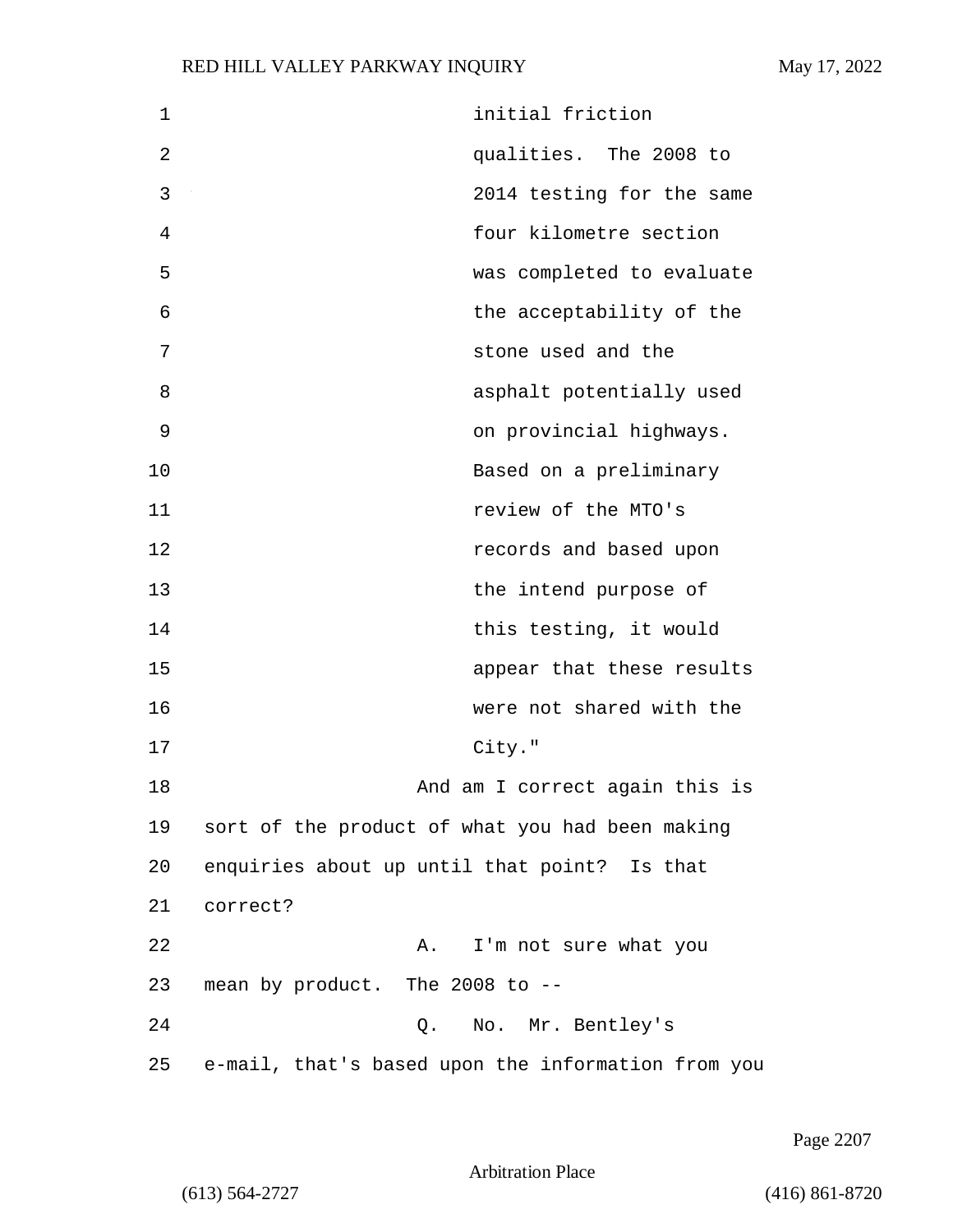initial friction qualities. The 2008 to 2014 testing for the same four kilometre section was completed to evaluate the acceptability of the stone used and the asphalt potentially used on provincial highways. Based on a preliminary review of the MTO's records and based upon the intend purpose of this testing, it would appear that these results were not shared with the City."

And am I correct again this is sort of the product of what you had been making enquiries about up until that point? Is that correct?

A. I'm not sure what you mean by product. The 2008 to --

Q. No. Mr. Bentley's e-mail, that's based upon the information from you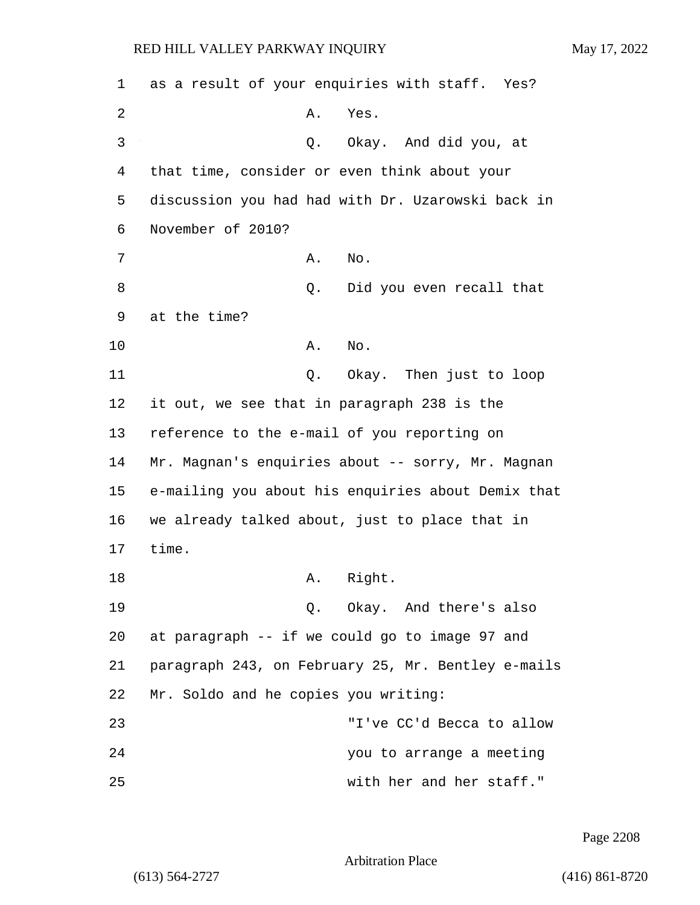as a result of your enquiries with staff. Yes?

A. Yes.

Q. Okay. And did you, at that time, consider or even think about your discussion you had had with Dr. Uzarowski back in November of 2010?

A. No.

Q. Did you even recall that at the time?

A. No.

Q. Okay. Then just to loop it out, we see that in paragraph 238 is the reference to the e-mail of you reporting on Mr. Magnan's enquiries about -- sorry, Mr. Magnan e-mailing you about his enquiries about Demix that we already talked about, just to place that in time.

A. Right.

Q. Okay. And there's also at paragraph -- if we could go to image 97 and paragraph 243, on February 25, Mr. Bentley e-mails Mr. Soldo and he copies you writing:

> "I've CC'd Becca to allow you to arrange a meeting with her and her staff."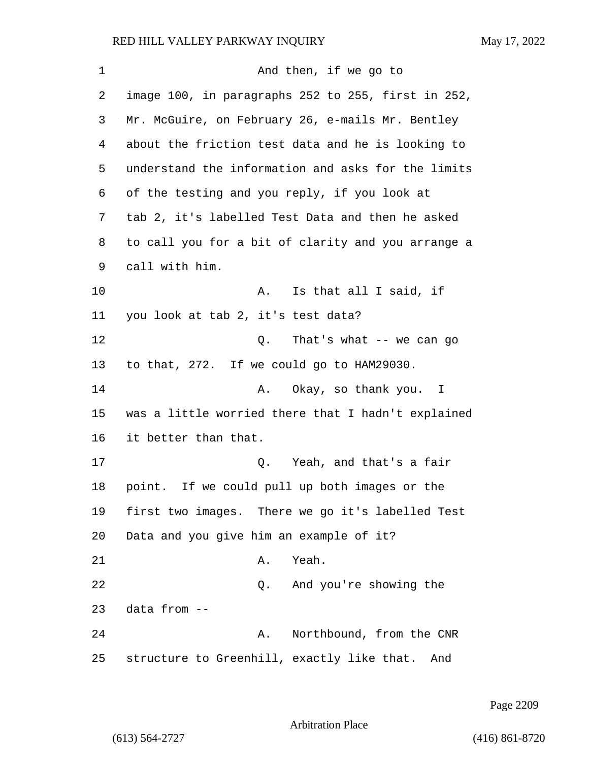And then, if we go to image 100, in paragraphs 252 to 255, first in 252, Mr. McGuire, on February 26, e-mails Mr. Bentley about the friction test data and he is looking to understand the information and asks for the limits of the testing and you reply, if you look at tab 2, it's labelled Test Data and then he asked to call you for a bit of clarity and you arrange a call with him.

A. Is that all I said, if you look at tab 2, it's test data?

Q. That's what -- we can go to that, 272. If we could go to HAM29030.

A. Okay, so thank you. I was a little worried there that I hadn't explained it better than that.

Q. Yeah, and that's a fair point. If we could pull up both images or the first two images. There we go it's labelled Test Data and you give him an example of it?

A. Yeah.

Q. And you're showing the data from --

A. Northbound, from the CNR structure to Greenhill, exactly like that. And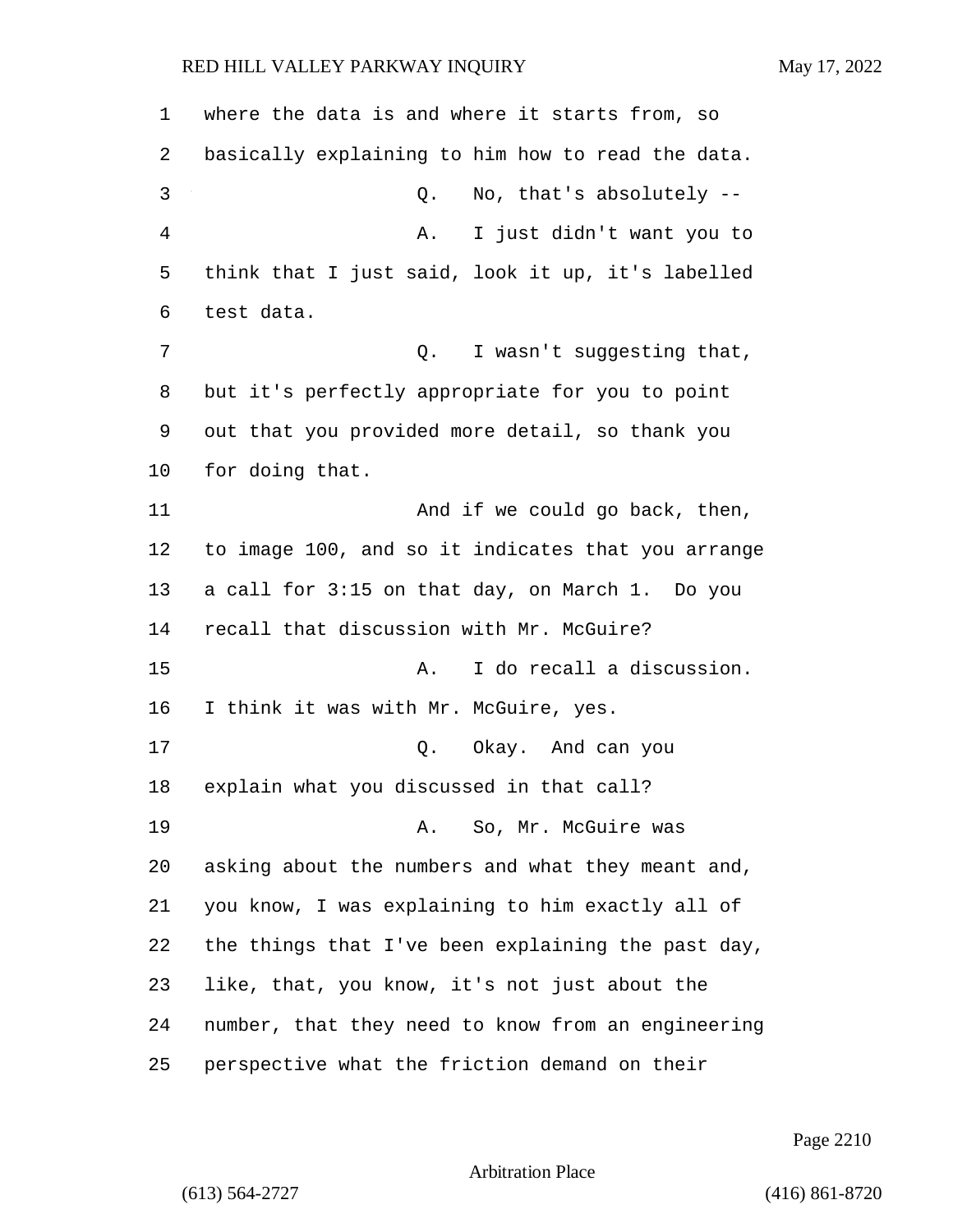where the data is and where it starts from, so basically explaining to him how to read the data.

Q. No, that's absolutely --

A. I just didn't want you to think that I just said, look it up, it's labelled test data.

Q. I wasn't suggesting that, but it's perfectly appropriate for you to point out that you provided more detail, so thank you for doing that.

And if we could go back, then, to image 100, and so it indicates that you arrange a call for 3:15 on that day, on March 1. Do you recall that discussion with Mr. McGuire?

A. I do recall a discussion. I think it was with Mr. McGuire, yes.

Q. Okay. And can you explain what you discussed in that call?

A. So, Mr. McGuire was asking about the numbers and what they meant and, you know, I was explaining to him exactly all of the things that I've been explaining the past day, like, that, you know, it's not just about the number, that they need to know from an engineering perspective what the friction demand on their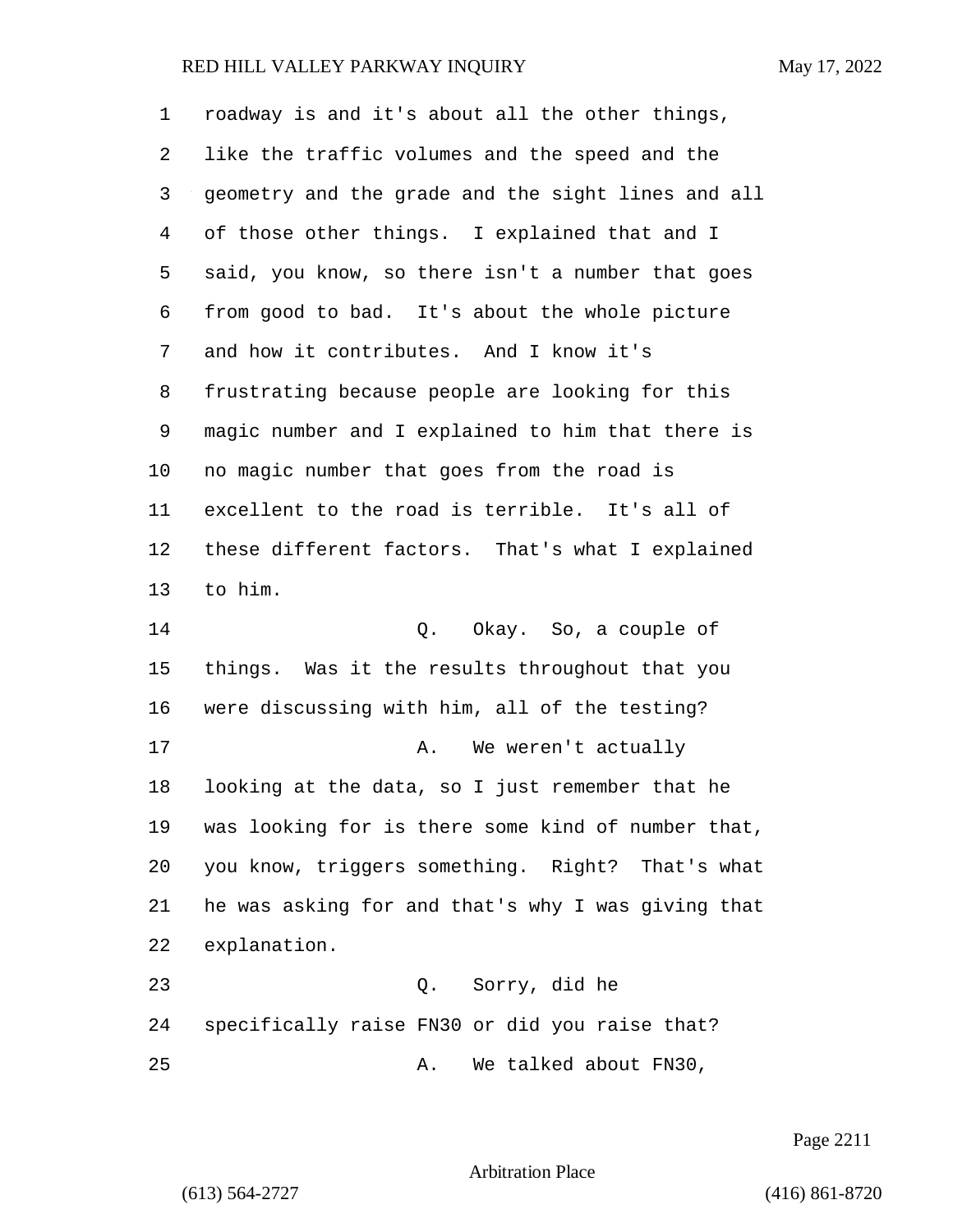roadway is and it's about all the other things, like the traffic volumes and the speed and the geometry and the grade and the sight lines and all of those other things. I explained that and I said, you know, so there isn't a number that goes from good to bad. It's about the whole picture and how it contributes. And I know it's frustrating because people are looking for this magic number and I explained to him that there is no magic number that goes from the road is excellent to the road is terrible. It's all of these different factors. That's what I explained to him.

Q. Okay. So, a couple of things. Was it the results throughout that you were discussing with him, all of the testing?

A. We weren't actually looking at the data, so I just remember that he was looking for is there some kind of number that, you know, triggers something. Right? That's what he was asking for and that's why I was giving that explanation.

Q. Sorry, did he specifically raise FN30 or did you raise that?

A. We talked about FN30,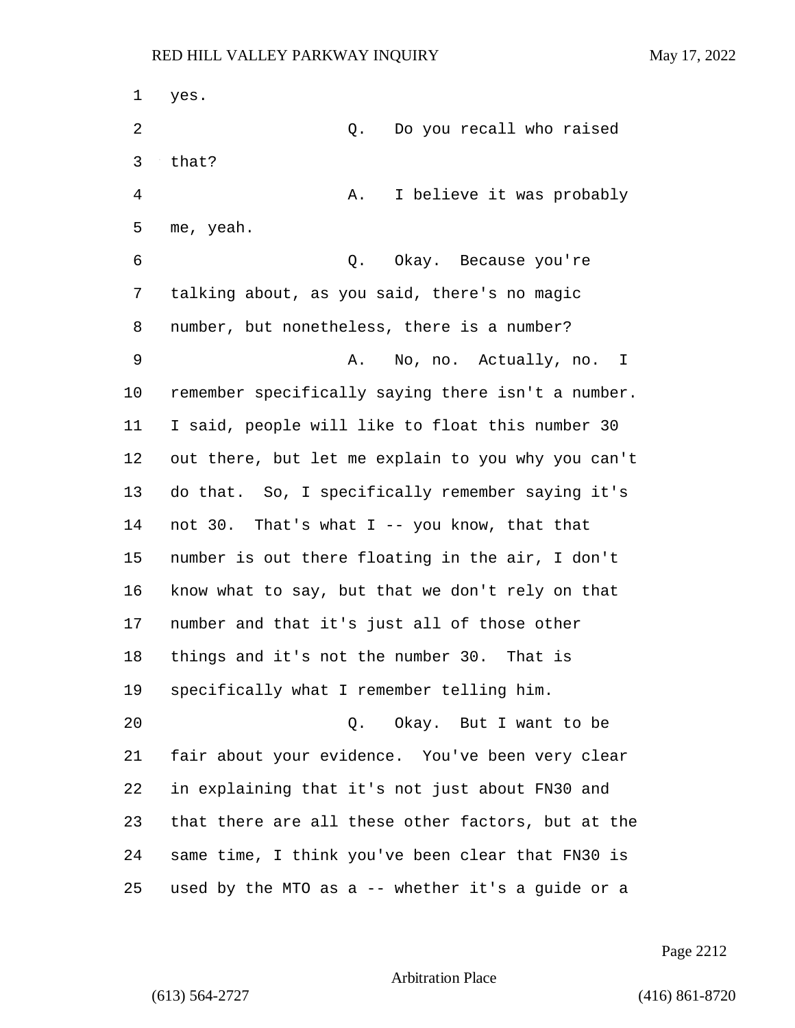1 yes.

2 Q. Do you recall who raised

3 that?

4 A. I believe it was probably

5 me, yeah.

6 Q. Okay. Because you're

7 talking about, as you said, there's no magic

8 number, but nonetheless, there is a number?

9 A. No, no. Actually, no. I

10 remember specifically saying there isn't a number.

11 I said, people will like to float this number 30

12 out there, but let me explain to you why you can't

13 do that. So, I specifically remember saying it's

14 not 30. That's what I -- you know, that that

15 number is out there floating in the air, I don't

16 know what to say, but that we don't rely on that

17 number and that it's just all of those other

18 things and it's not the number 30. That is

19 specifically what I remember telling him.

20 Q. Okay. But I want to be

21 fair about your evidence. You've been very clear

22 in explaining that it's not just about FN30 and

23 that there are all these other factors, but at the

24 same time, I think you've been clear that FN30 is

25 used by the MTO as a -- whether it's a guide or a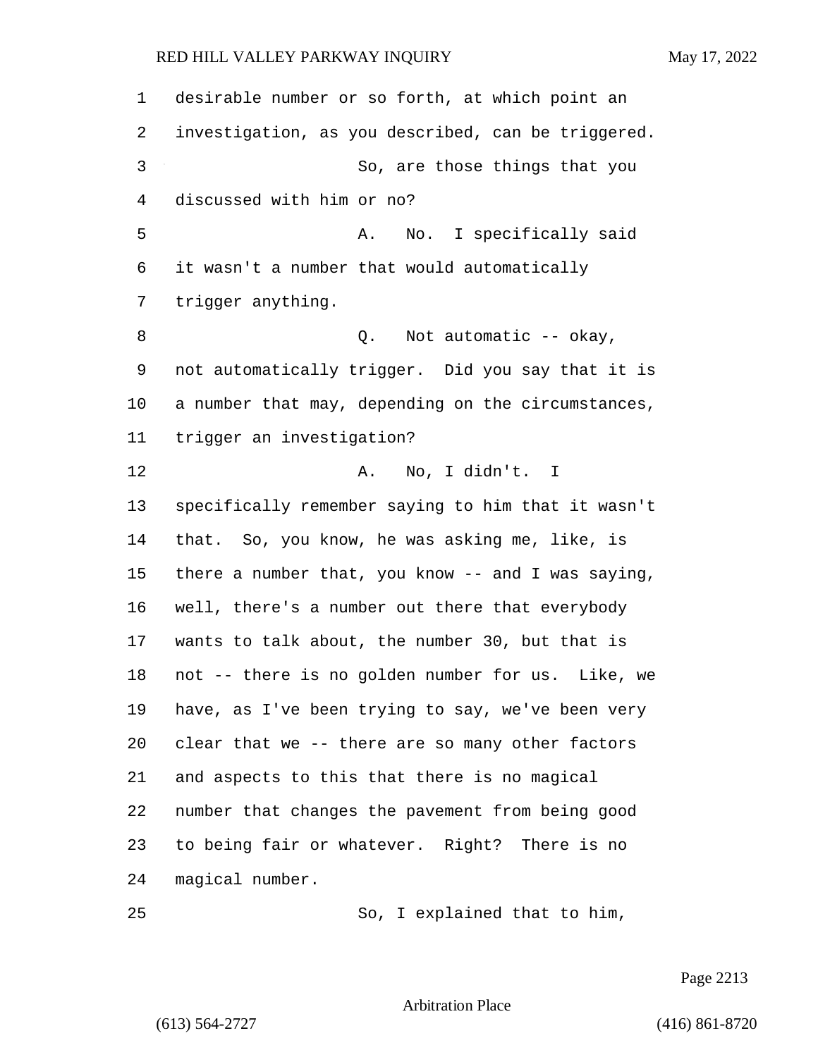desirable number or so forth, at which point an investigation, as you described, can be triggered.

So, are those things that you discussed with him or no?

A. No. I specifically said it wasn't a number that would automatically trigger anything.

Q. Not automatic -- okay, not automatically trigger. Did you say that it is a number that may, depending on the circumstances, trigger an investigation?

A. No, I didn't. I specifically remember saying to him that it wasn't that. So, you know, he was asking me, like, is there a number that, you know -- and I was saying, well, there's a number out there that everybody wants to talk about, the number 30, but that is not -- there is no golden number for us. Like, we have, as I've been trying to say, we've been very clear that we -- there are so many other factors and aspects to this that there is no magical number that changes the pavement from being good to being fair or whatever. Right? There is no magical number.

So, I explained that to him,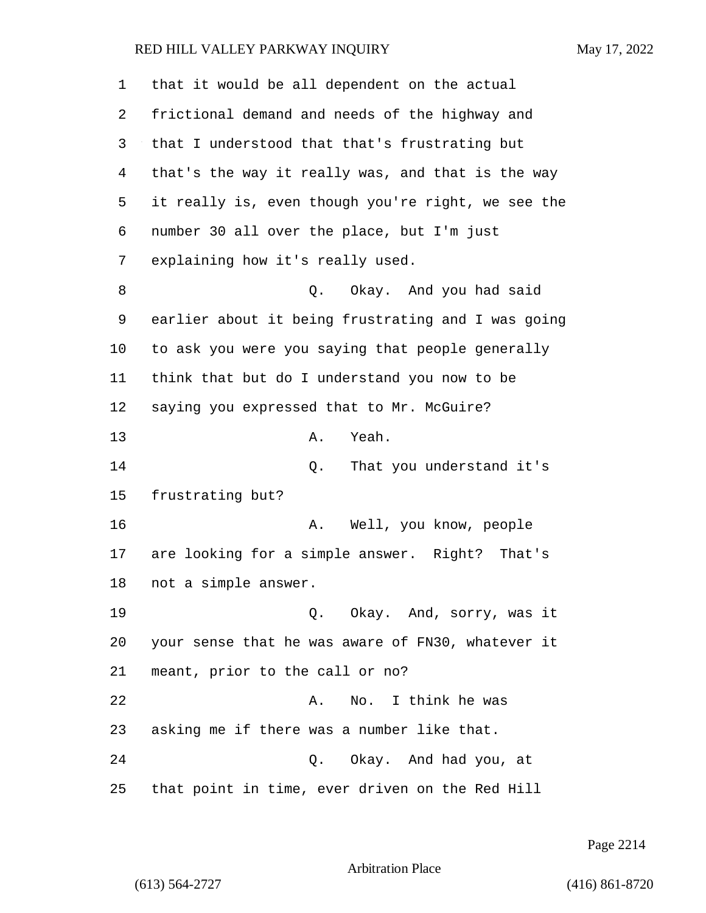that it would be all dependent on the actual frictional demand and needs of the highway and that I understood that that's frustrating but that's the way it really was, and that is the way it really is, even though you're right, we see the number 30 all over the place, but I'm just explaining how it's really used.

Q. Okay. And you had said earlier about it being frustrating and I was going to ask you were you saying that people generally think that but do I understand you now to be saying you expressed that to Mr. McGuire?

A. Yeah.

Q. That you understand it's frustrating but?

A. Well, you know, people are looking for a simple answer. Right? That's not a simple answer.

Q. Okay. And, sorry, was it your sense that he was aware of FN30, whatever it meant, prior to the call or no?

A. No. I think he was asking me if there was a number like that.

Q. Okay. And had you, at that point in time, ever driven on the Red Hill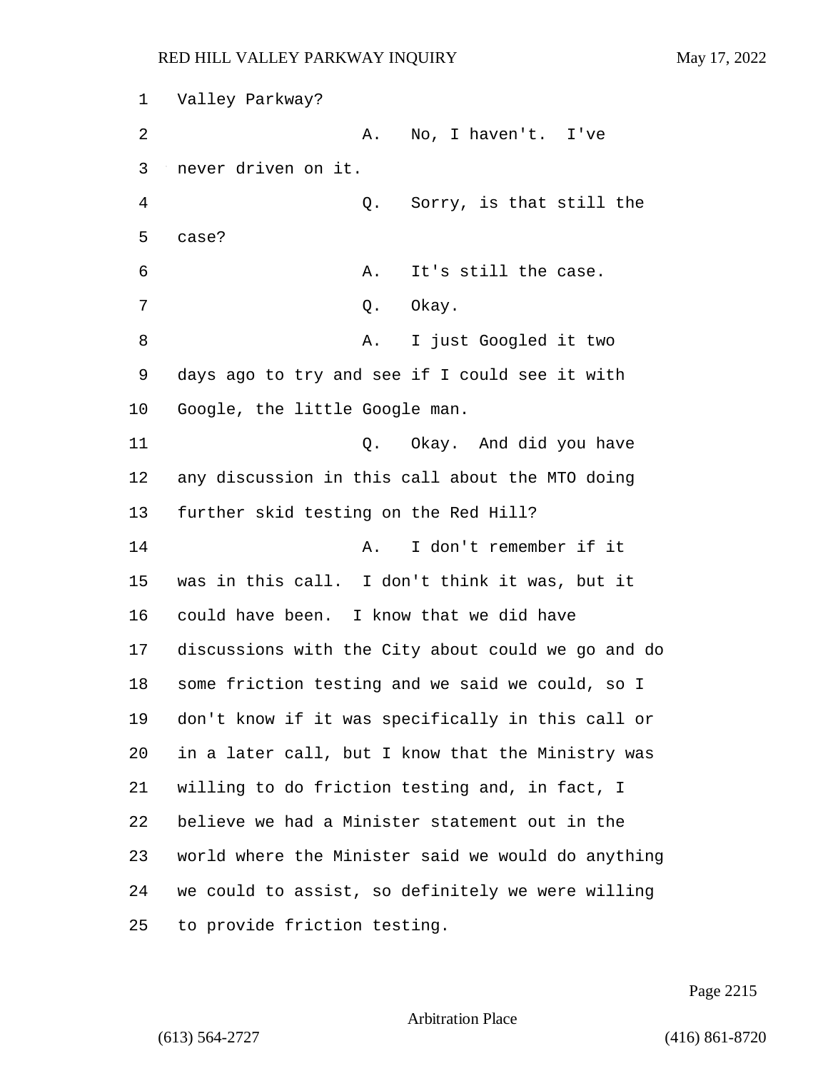Valley Parkway?

A. No, I haven't. I've never driven on it.

Q. Sorry, is that still the case?

A. It's still the case.

Q. Okay.

A. I just Googled it two days ago to try and see if I could see it with Google, the little Google man.

Q. Okay. And did you have any discussion in this call about the MTO doing further skid testing on the Red Hill?

A. I don't remember if it was in this call. I don't think it was, but it could have been. I know that we did have discussions with the City about could we go and do some friction testing and we said we could, so I don't know if it was specifically in this call or in a later call, but I know that the Ministry was willing to do friction testing and, in fact, I believe we had a Minister statement out in the world where the Minister said we would do anything we could to assist, so definitely we were willing to provide friction testing.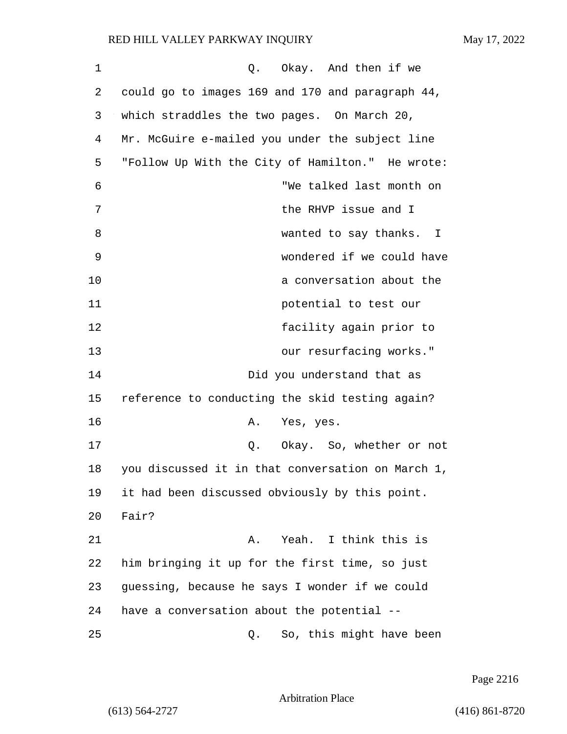Q. Okay. And then if we could go to images 169 and 170 and paragraph 44, which straddles the two pages. On March 20, Mr. McGuire e-mailed you under the subject line "Follow Up With the City of Hamilton." He wrote:

> "We talked last month on the RHVP issue and I wanted to say thanks. I wondered if we could have a conversation about the potential to test our facility again prior to our resurfacing works."

Did you understand that as reference to conducting the skid testing again?

A. Yes, yes.

Q. Okay. So, whether or not you discussed it in that conversation on March 1, it had been discussed obviously by this point. Fair?

A. Yeah. I think this is him bringing it up for the first time, so just guessing, because he says I wonder if we could have a conversation about the potential --

Q. So, this might have been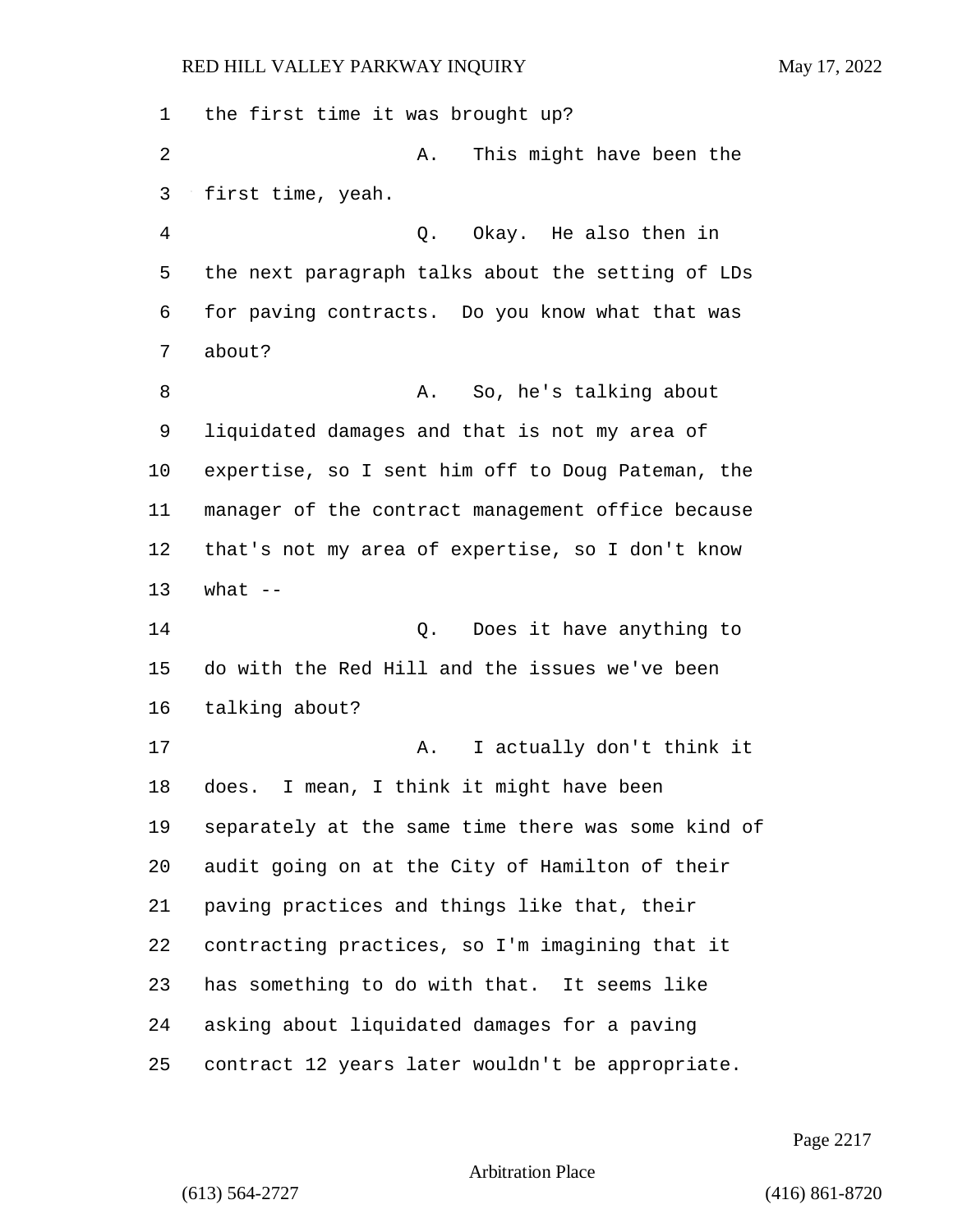the first time it was brought up?

A. This might have been the first time, yeah.

Q. Okay. He also then in the next paragraph talks about the setting of LDs for paving contracts. Do you know what that was about?

A. So, he's talking about liquidated damages and that is not my area of expertise, so I sent him off to Doug Pateman, the manager of the contract management office because that's not my area of expertise, so I don't know what --

Q. Does it have anything to do with the Red Hill and the issues we've been talking about?

A. I actually don't think it does. I mean, I think it might have been separately at the same time there was some kind of audit going on at the City of Hamilton of their paving practices and things like that, their contracting practices, so I'm imagining that it has something to do with that. It seems like asking about liquidated damages for a paving contract 12 years later wouldn't be appropriate.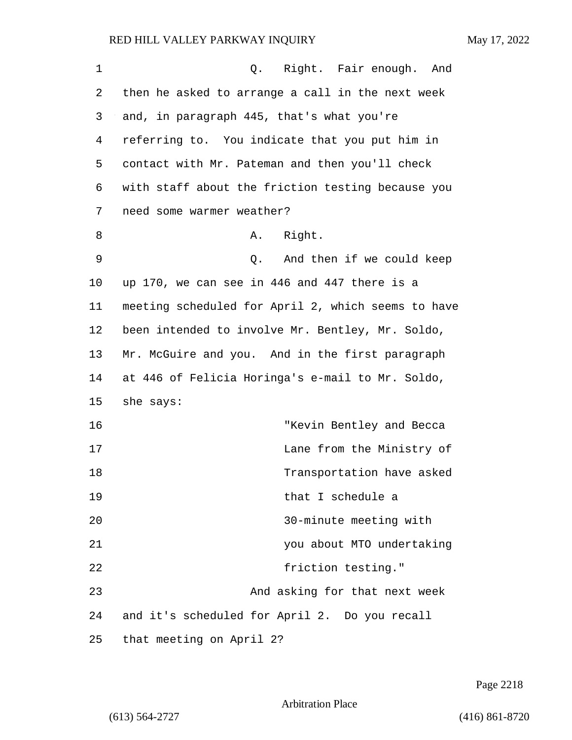Q. Right. Fair enough. And then he asked to arrange a call in the next week and, in paragraph 445, that's what you're referring to. You indicate that you put him in contact with Mr. Pateman and then you'll check with staff about the friction testing because you need some warmer weather?

A. Right.

Q. And then if we could keep up 170, we can see in 446 and 447 there is a meeting scheduled for April 2, which seems to have been intended to involve Mr. Bentley, Mr. Soldo, Mr. McGuire and you. And in the first paragraph at 446 of Felicia Horinga's e-mail to Mr. Soldo, she says:

> "Kevin Bentley and Becca Lane from the Ministry of Transportation have asked that I schedule a 30-minute meeting with you about MTO undertaking friction testing."

And asking for that next week and it's scheduled for April 2. Do you recall that meeting on April 2?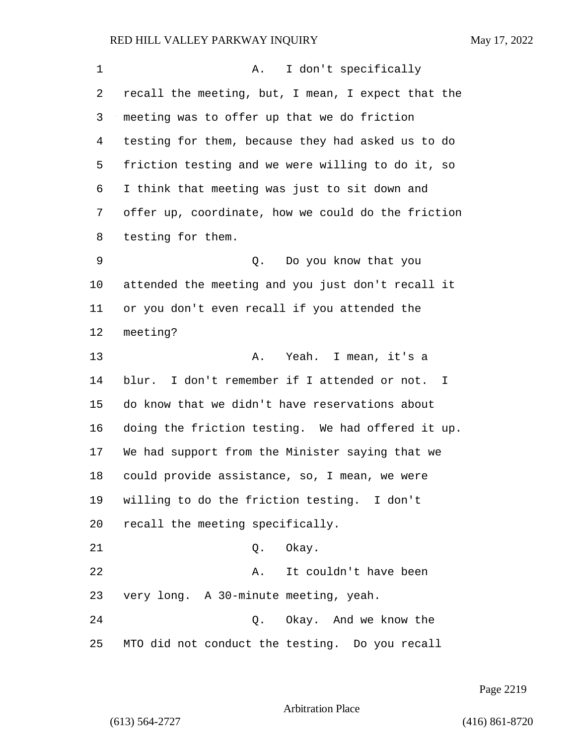A. I don't specifically recall the meeting, but, I mean, I expect that the meeting was to offer up that we do friction testing for them, because they had asked us to do friction testing and we were willing to do it, so I think that meeting was just to sit down and offer up, coordinate, how we could do the friction testing for them.

Q. Do you know that you attended the meeting and you just don't recall it or you don't even recall if you attended the meeting?

A. Yeah. I mean, it's a blur. I don't remember if I attended or not. I do know that we didn't have reservations about doing the friction testing. We had offered it up. We had support from the Minister saying that we could provide assistance, so, I mean, we were willing to do the friction testing. I don't recall the meeting specifically.

Q. Okay.

A. It couldn't have been very long. A 30-minute meeting, yeah.

Q. Okay. And we know the MTO did not conduct the testing. Do you recall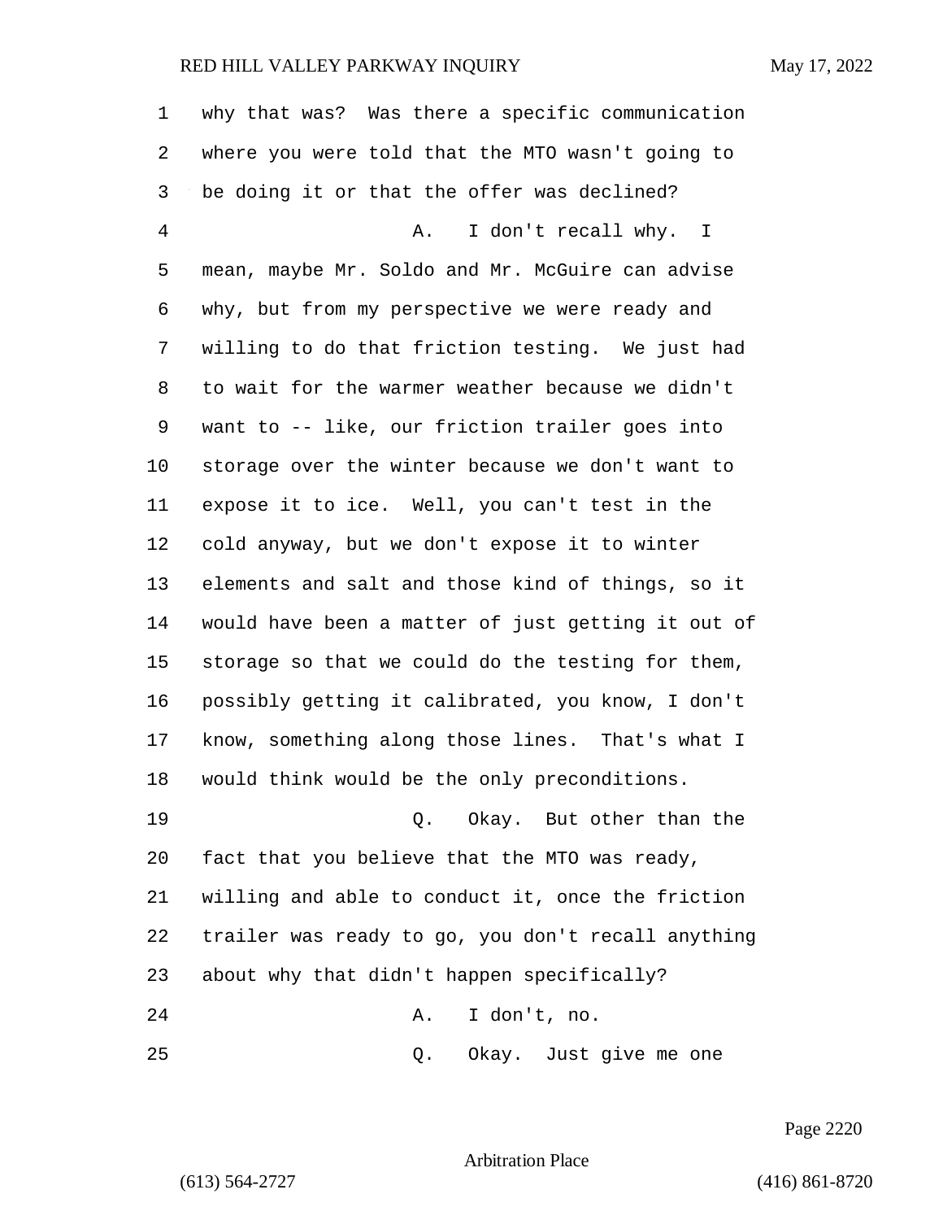why that was? Was there a specific communication where you were told that the MTO wasn't going to be doing it or that the offer was declined?

A. I don't recall why. I mean, maybe Mr. Soldo and Mr. McGuire can advise why, but from my perspective we were ready and willing to do that friction testing. We just had to wait for the warmer weather because we didn't want to -- like, our friction trailer goes into storage over the winter because we don't want to expose it to ice. Well, you can't test in the cold anyway, but we don't expose it to winter elements and salt and those kind of things, so it would have been a matter of just getting it out of storage so that we could do the testing for them, possibly getting it calibrated, you know, I don't know, something along those lines. That's what I would think would be the only preconditions.

Q. Okay. But other than the fact that you believe that the MTO was ready, willing and able to conduct it, once the friction trailer was ready to go, you don't recall anything about why that didn't happen specifically?

A. I don't, no.

Q. Okay. Just give me one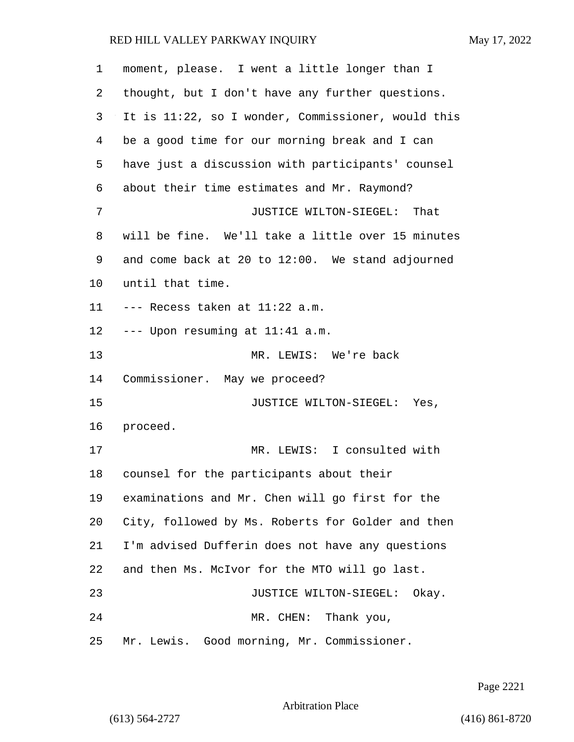moment, please. I went a little longer than I thought, but I don't have any further questions. It is 11:22, so I wonder, Commissioner, would this be a good time for our morning break and I can have just a discussion with participants' counsel about their time estimates and Mr. Raymond?

JUSTICE WILTON-SIEGEL: That will be fine. We'll take a little over 15 minutes and come back at 20 to 12:00. We stand adjourned until that time.

--- Recess taken at 11:22 a.m.

--- Upon resuming at 11:41 a.m.

MR. LEWIS: We're back Commissioner. May we proceed?

JUSTICE WILTON-SIEGEL: Yes, proceed.

MR. LEWIS: I consulted with counsel for the participants about their examinations and Mr. Chen will go first for the City, followed by Ms. Roberts for Golder and then I'm advised Dufferin does not have any questions and then Ms. McIvor for the MTO will go last.

JUSTICE WILTON-SIEGEL: Okay.

MR. CHEN: Thank you, Mr. Lewis. Good morning, Mr. Commissioner.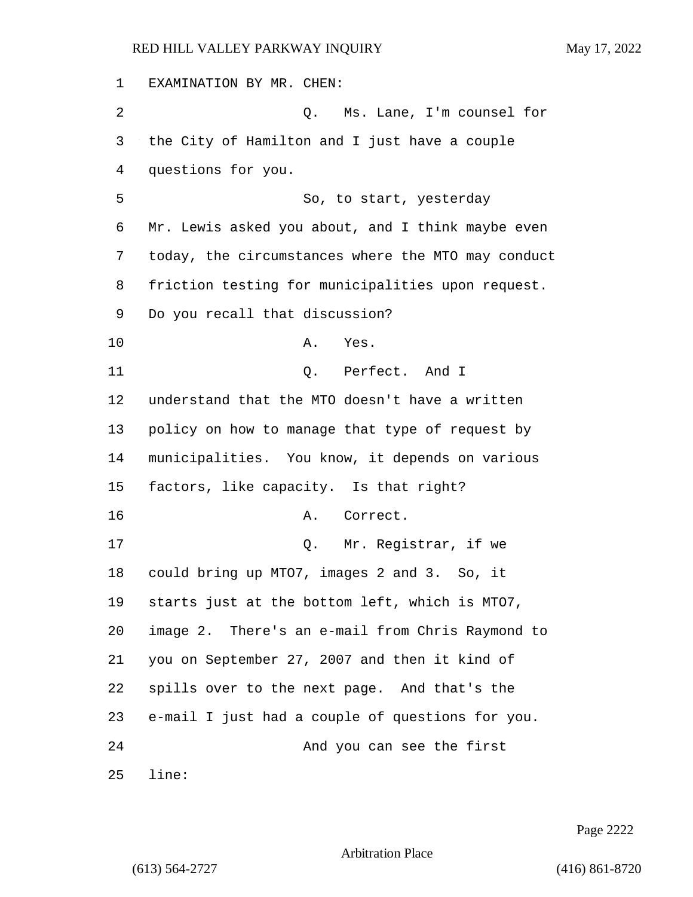EXAMINATION BY MR. CHEN:

Q. Ms. Lane, I'm counsel for the City of Hamilton and I just have a couple questions for you.

So, to start, yesterday Mr. Lewis asked you about, and I think maybe even today, the circumstances where the MTO may conduct friction testing for municipalities upon request. Do you recall that discussion?

A. Yes.

Q. Perfect. And I understand that the MTO doesn't have a written policy on how to manage that type of request by municipalities. You know, it depends on various factors, like capacity. Is that right?

A. Correct.

Q. Mr. Registrar, if we could bring up MTO7, images 2 and 3. So, it starts just at the bottom left, which is MTO7, image 2. There's an e-mail from Chris Raymond to you on September 27, 2007 and then it kind of spills over to the next page. And that's the e-mail I just had a couple of questions for you.

And you can see the first line: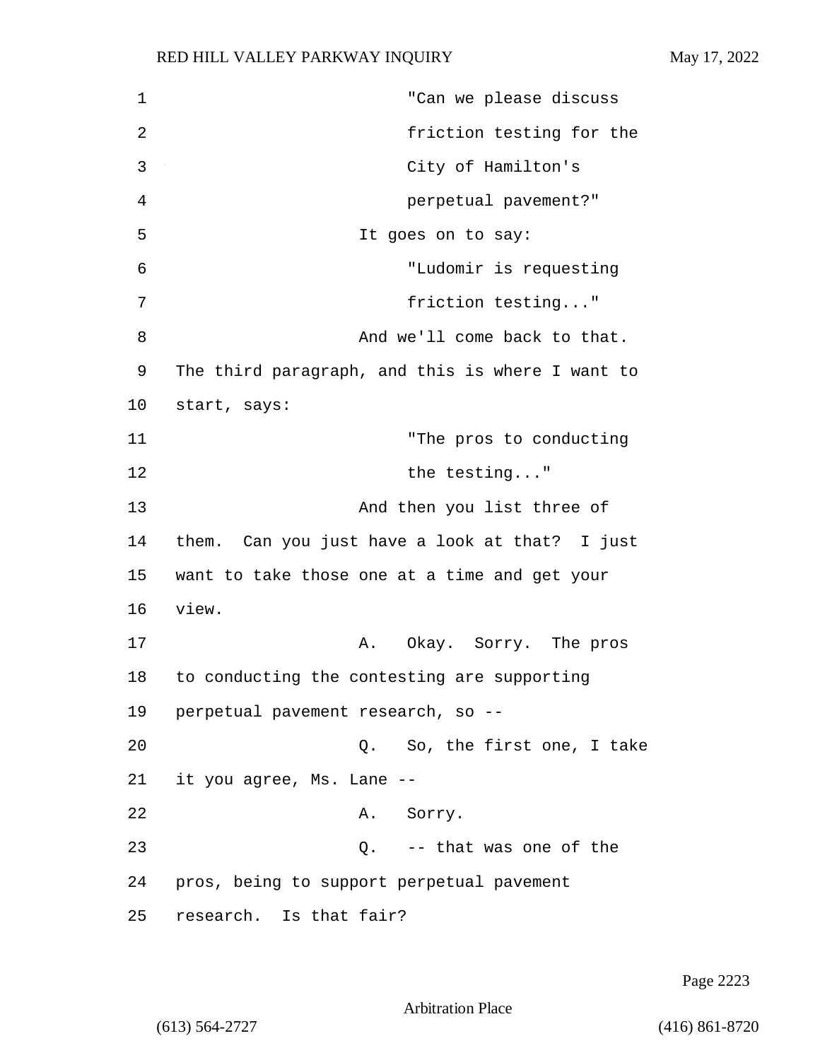"Can we please discuss friction testing for the City of Hamilton's perpetual pavement?"

It goes on to say:

"Ludomir is requesting friction testing..."

And we'll come back to that. The third paragraph, and this is where I want to start, says:

"The pros to conducting the testing..."

And then you list three of them. Can you just have a look at that? I just want to take those one at a time and get your view.

A. Okay. Sorry. The pros to conducting the contesting are supporting perpetual pavement research, so --

Q. So, the first one, I take it you agree, Ms. Lane --

A. Sorry.

Q. -- that was one of the pros, being to support perpetual pavement research. Is that fair?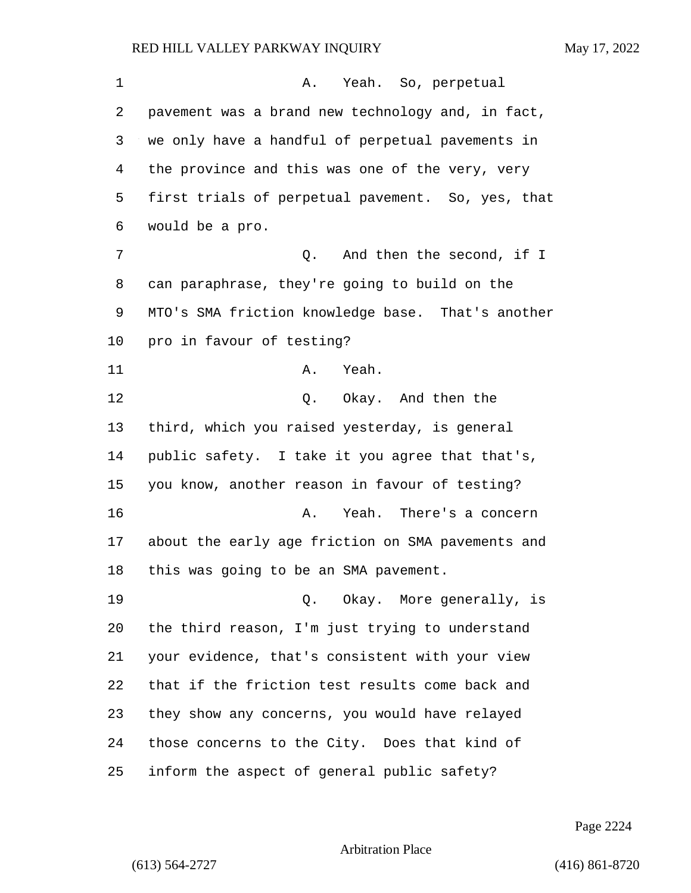A. Yeah. So, perpetual pavement was a brand new technology and, in fact, we only have a handful of perpetual pavements in the province and this was one of the very, very first trials of perpetual pavement. So, yes, that would be a pro.

Q. And then the second, if I can paraphrase, they're going to build on the MTO's SMA friction knowledge base. That's another pro in favour of testing?

A. Yeah.

Q. Okay. And then the third, which you raised yesterday, is general public safety. I take it you agree that that's, you know, another reason in favour of testing?

A. Yeah. There's a concern about the early age friction on SMA pavements and this was going to be an SMA pavement.

Q. Okay. More generally, is the third reason, I'm just trying to understand your evidence, that's consistent with your view that if the friction test results come back and they show any concerns, you would have relayed those concerns to the City. Does that kind of inform the aspect of general public safety?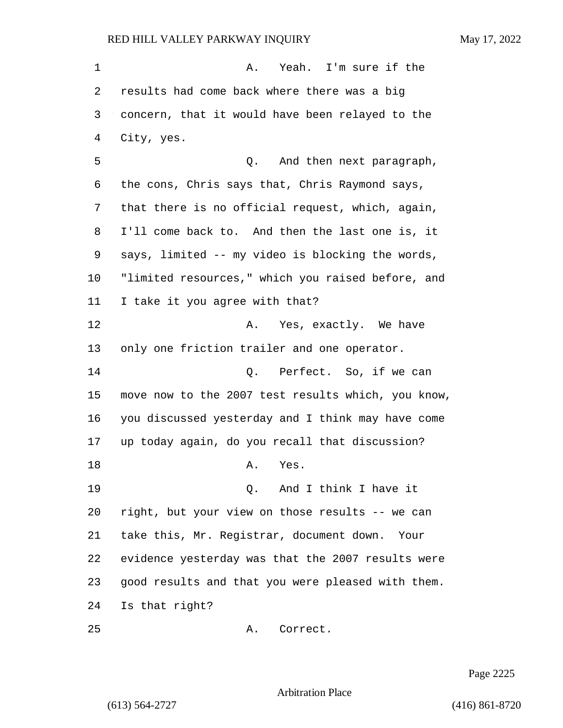A. Yeah. I'm sure if the results had come back where there was a big concern, that it would have been relayed to the City, yes.

Q. And then next paragraph, the cons, Chris says that, Chris Raymond says, that there is no official request, which, again, I'll come back to. And then the last one is, it says, limited -- my video is blocking the words, "limited resources," which you raised before, and I take it you agree with that?

A. Yes, exactly. We have only one friction trailer and one operator.

Q. Perfect. So, if we can move now to the 2007 test results which, you know, you discussed yesterday and I think may have come up today again, do you recall that discussion?

A. Yes.

Q. And I think I have it right, but your view on those results -- we can take this, Mr. Registrar, document down. Your evidence yesterday was that the 2007 results were good results and that you were pleased with them. Is that right?

A. Correct.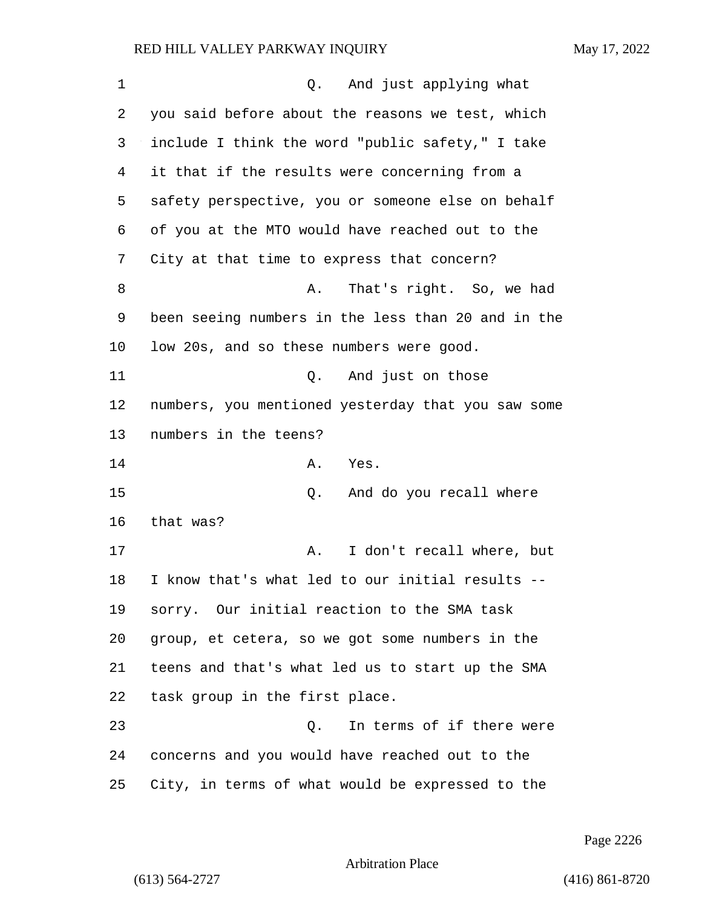Q. And just applying what you said before about the reasons we test, which include I think the word "public safety," I take it that if the results were concerning from a safety perspective, you or someone else on behalf of you at the MTO would have reached out to the City at that time to express that concern?

A. That's right. So, we had been seeing numbers in the less than 20 and in the low 20s, and so these numbers were good.

Q. And just on those numbers, you mentioned yesterday that you saw some numbers in the teens?

A. Yes.

Q. And do you recall where that was?

A. I don't recall where, but I know that's what led to our initial results -- sorry. Our initial reaction to the SMA task group, et cetera, so we got some numbers in the teens and that's what led us to start up the SMA task group in the first place.

Q. In terms of if there were concerns and you would have reached out to the City, in terms of what would be expressed to the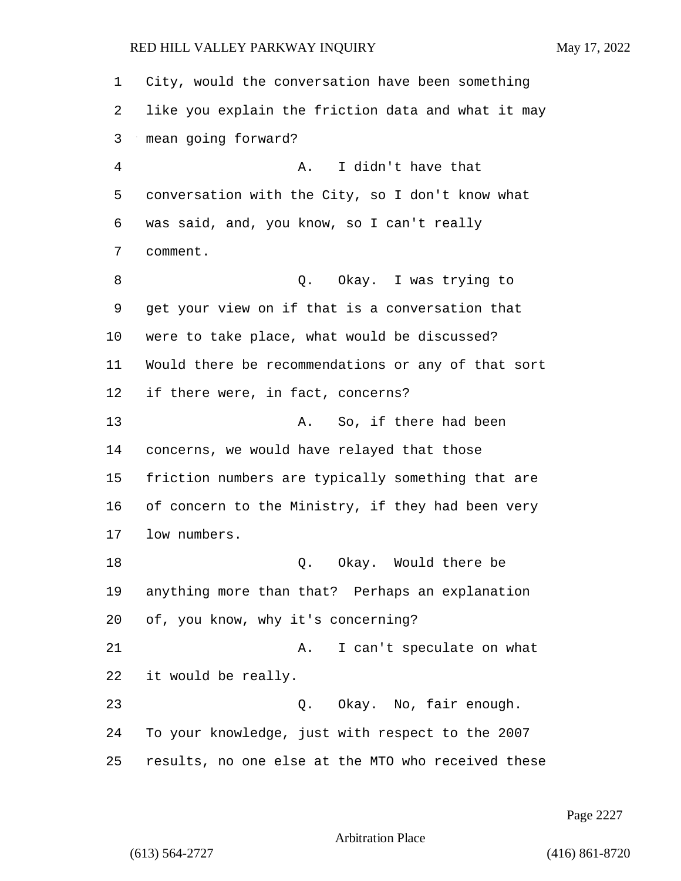City, would the conversation have been something like you explain the friction data and what it may mean going forward?

A. I didn't have that conversation with the City, so I don't know what was said, and, you know, so I can't really comment.

Q. Okay. I was trying to get your view on if that is a conversation that were to take place, what would be discussed? Would there be recommendations or any of that sort if there were, in fact, concerns?

A. So, if there had been concerns, we would have relayed that those friction numbers are typically something that are of concern to the Ministry, if they had been very low numbers.

Q. Okay. Would there be anything more than that? Perhaps an explanation of, you know, why it's concerning?

A. I can't speculate on what it would be really.

Q. Okay. No, fair enough. To your knowledge, just with respect to the 2007 results, no one else at the MTO who received these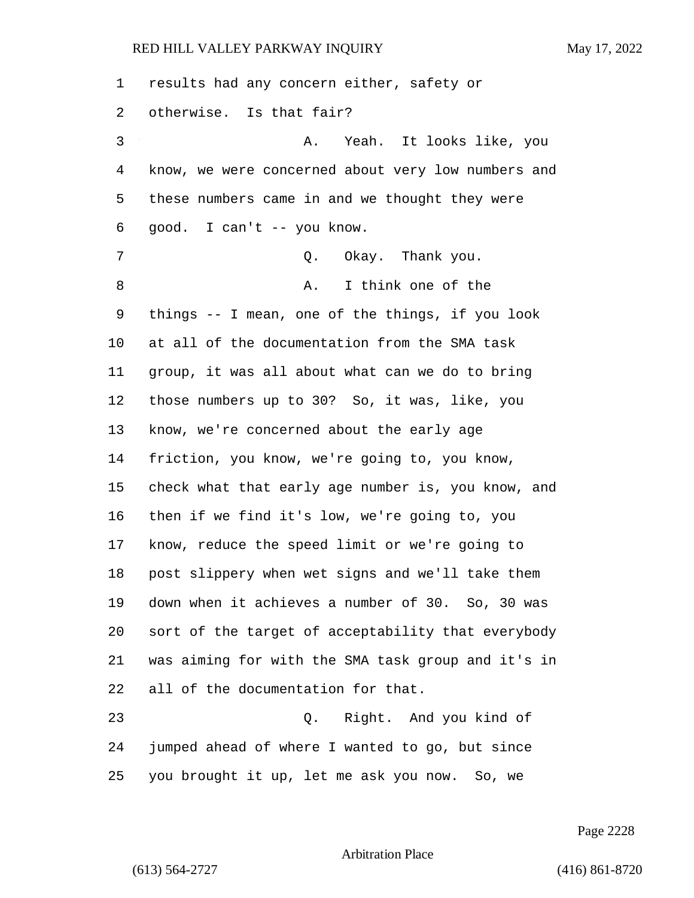results had any concern either, safety or otherwise. Is that fair?

A. Yeah. It looks like, you know, we were concerned about very low numbers and these numbers came in and we thought they were good. I can't -- you know.

Q. Okay. Thank you.

A. I think one of the things -- I mean, one of the things, if you look at all of the documentation from the SMA task group, it was all about what can we do to bring those numbers up to 30? So, it was, like, you know, we're concerned about the early age friction, you know, we're going to, you know, check what that early age number is, you know, and then if we find it's low, we're going to, you know, reduce the speed limit or we're going to post slippery when wet signs and we'll take them down when it achieves a number of 30. So, 30 was sort of the target of acceptability that everybody was aiming for with the SMA task group and it's in all of the documentation for that.

Q. Right. And you kind of jumped ahead of where I wanted to go, but since you brought it up, let me ask you now. So, we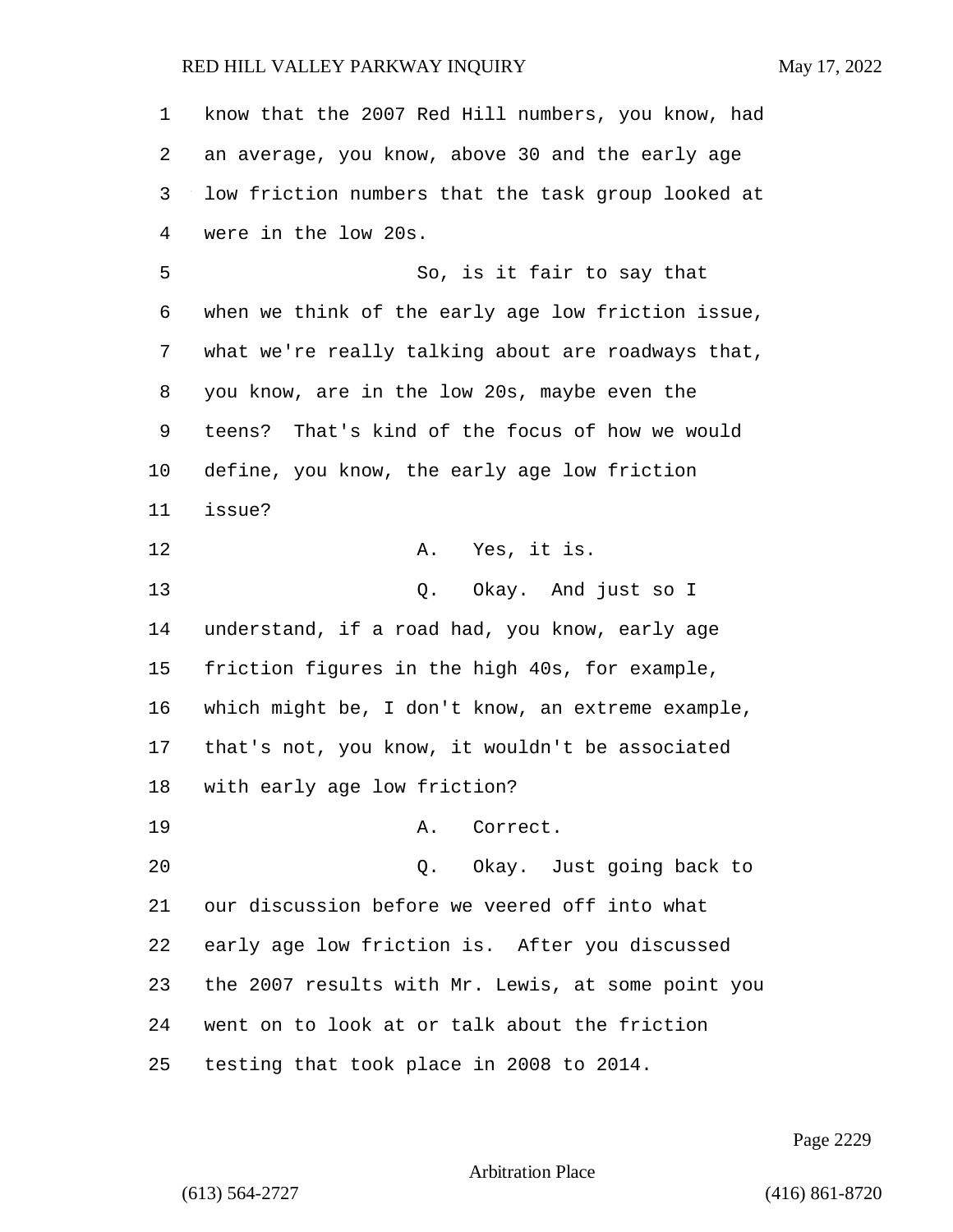know that the 2007 Red Hill numbers, you know, had an average, you know, above 30 and the early age low friction numbers that the task group looked at were in the low 20s.

So, is it fair to say that when we think of the early age low friction issue, what we're really talking about are roadways that, you know, are in the low 20s, maybe even the teens? That's kind of the focus of how we would define, you know, the early age low friction issue?

A. Yes, it is.

Q. Okay. And just so I understand, if a road had, you know, early age friction figures in the high 40s, for example, which might be, I don't know, an extreme example, that's not, you know, it wouldn't be associated with early age low friction?

A. Correct.

Q. Okay. Just going back to our discussion before we veered off into what early age low friction is. After you discussed the 2007 results with Mr. Lewis, at some point you went on to look at or talk about the friction testing that took place in 2008 to 2014.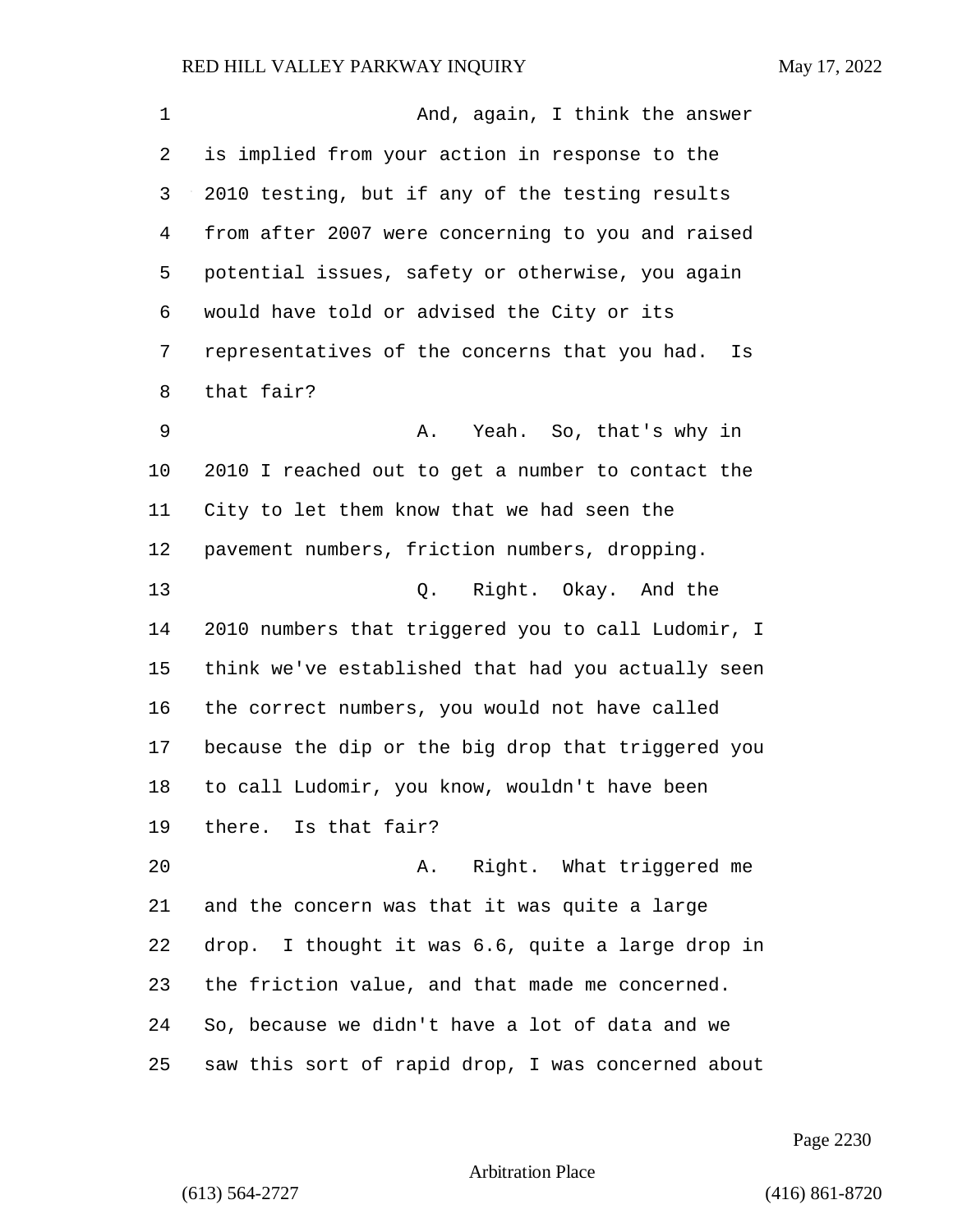And, again, I think the answer is implied from your action in response to the 2010 testing, but if any of the testing results from after 2007 were concerning to you and raised potential issues, safety or otherwise, you again would have told or advised the City or its representatives of the concerns that you had. Is that fair?

A. Yeah. So, that's why in 2010 I reached out to get a number to contact the City to let them know that we had seen the pavement numbers, friction numbers, dropping.

Q. Right. Okay. And the 2010 numbers that triggered you to call Ludomir, I think we've established that had you actually seen the correct numbers, you would not have called because the dip or the big drop that triggered you to call Ludomir, you know, wouldn't have been there. Is that fair?

A. Right. What triggered me and the concern was that it was quite a large drop. I thought it was 6.6, quite a large drop in the friction value, and that made me concerned. So, because we didn't have a lot of data and we saw this sort of rapid drop, I was concerned about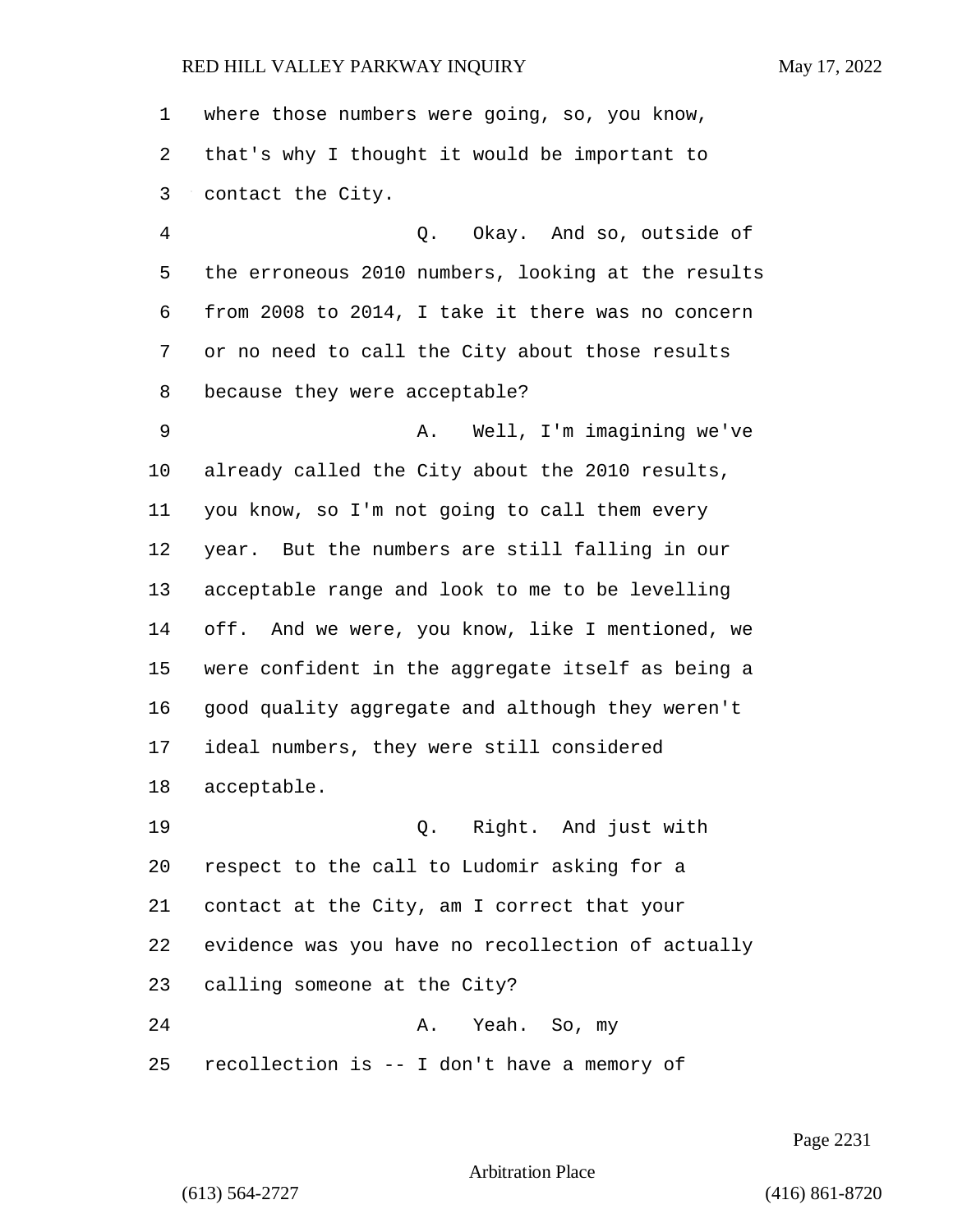1 where those numbers were going, so, you know,
2 that's why I thought it would be important to
3 contact the City.

4 Q. Okay. And so, outside of
5 the erroneous 2010 numbers, looking at the results
6 from 2008 to 2014, I take it there was no concern
7 or no need to call the City about those results
8 because they were acceptable?

9 A. Well, I'm imagining we've
10 already called the City about the 2010 results,
11 you know, so I'm not going to call them every
12 year. But the numbers are still falling in our
13 acceptable range and look to me to be levelling
14 off. And we were, you know, like I mentioned, we
15 were confident in the aggregate itself as being a
16 good quality aggregate and although they weren't
17 ideal numbers, they were still considered
18 acceptable.

19 Q. Right. And just with
20 respect to the call to Ludomir asking for a
21 contact at the City, am I correct that your
22 evidence was you have no recollection of actually
23 calling someone at the City?

24 A. Yeah. So, my
25 recollection is -- I don't have a memory of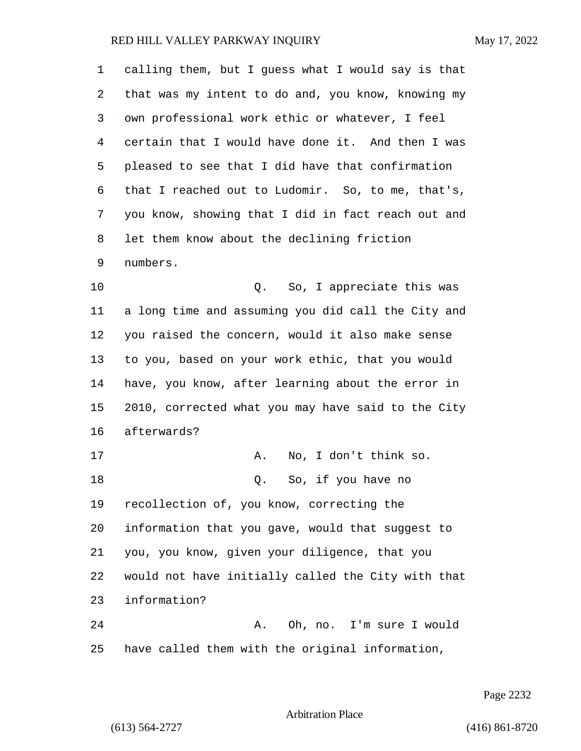calling them, but I guess what I would say is that that was my intent to do and, you know, knowing my own professional work ethic or whatever, I feel certain that I would have done it. And then I was pleased to see that I did have that confirmation that I reached out to Ludomir. So, to me, that's, you know, showing that I did in fact reach out and let them know about the declining friction numbers.

Q. So, I appreciate this was a long time and assuming you did call the City and you raised the concern, would it also make sense to you, based on your work ethic, that you would have, you know, after learning about the error in 2010, corrected what you may have said to the City afterwards?

A. No, I don't think so.

Q. So, if you have no recollection of, you know, correcting the information that you gave, would that suggest to you, you know, given your diligence, that you would not have initially called the City with that information?

A. Oh, no. I'm sure I would have called them with the original information,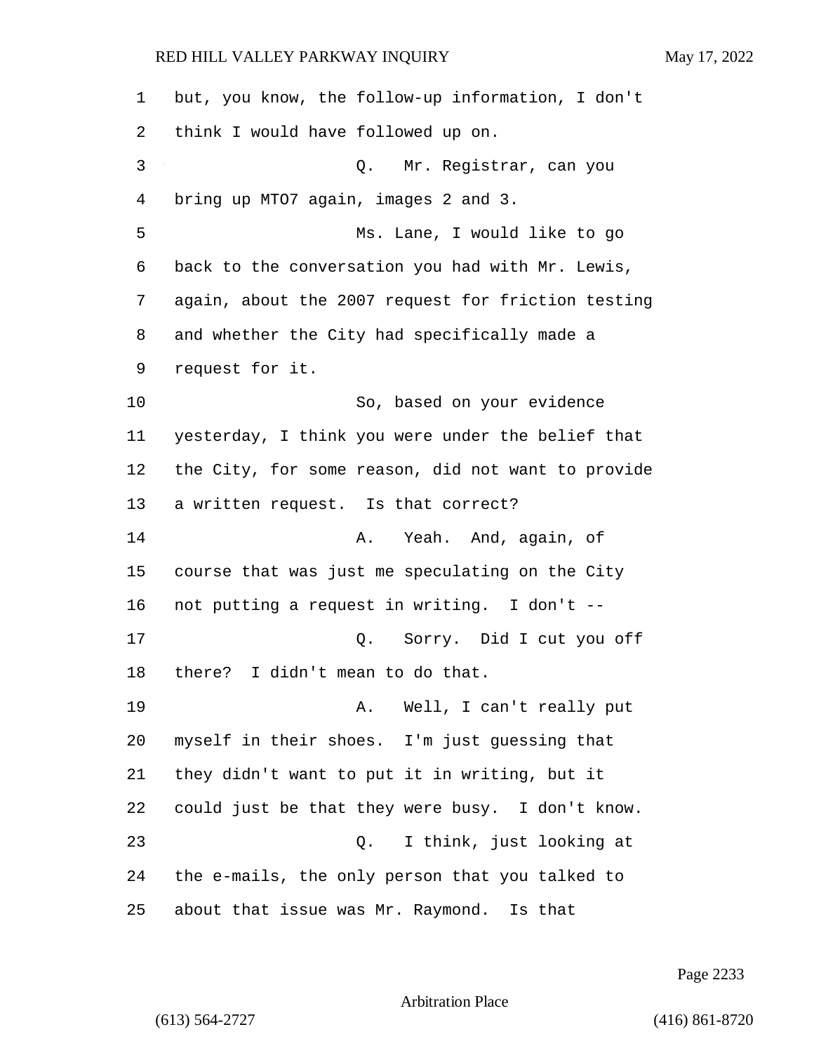but, you know, the follow-up information, I don't think I would have followed up on.

Q. Mr. Registrar, can you bring up MTO7 again, images 2 and 3.

Ms. Lane, I would like to go back to the conversation you had with Mr. Lewis, again, about the 2007 request for friction testing and whether the City had specifically made a request for it.

So, based on your evidence yesterday, I think you were under the belief that the City, for some reason, did not want to provide a written request. Is that correct?

A. Yeah. And, again, of course that was just me speculating on the City not putting a request in writing. I don't --

Q. Sorry. Did I cut you off there? I didn't mean to do that.

A. Well, I can't really put myself in their shoes. I'm just guessing that they didn't want to put it in writing, but it could just be that they were busy. I don't know.

Q. I think, just looking at the e-mails, the only person that you talked to about that issue was Mr. Raymond. Is that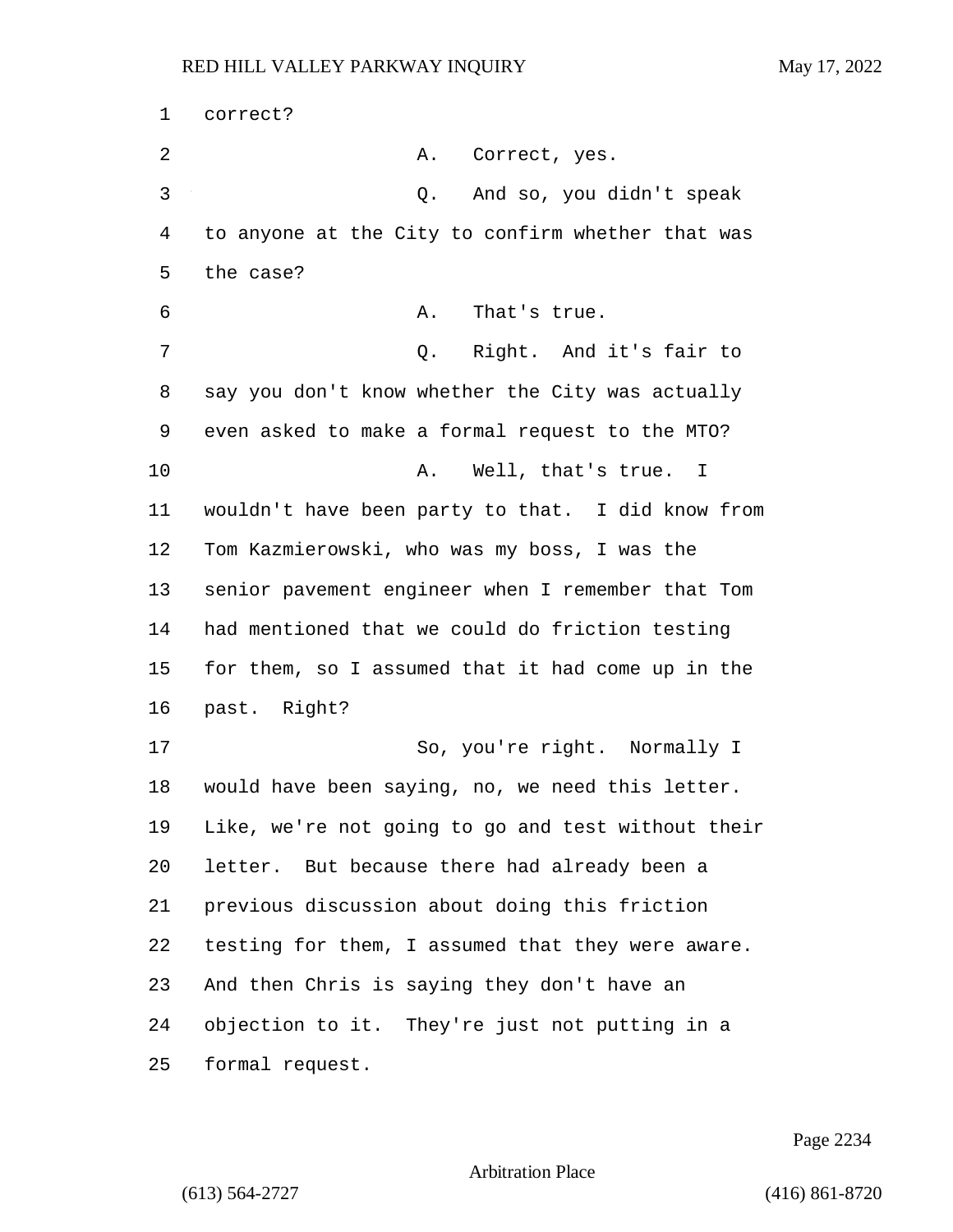correct?

A. Correct, yes.

Q. And so, you didn't speak to anyone at the City to confirm whether that was the case?

A. That's true.

Q. Right. And it's fair to say you don't know whether the City was actually even asked to make a formal request to the MTO?

A. Well, that's true. I wouldn't have been party to that. I did know from Tom Kazmierowski, who was my boss, I was the senior pavement engineer when I remember that Tom had mentioned that we could do friction testing for them, so I assumed that it had come up in the past. Right?

So, you're right. Normally I would have been saying, no, we need this letter. Like, we're not going to go and test without their letter. But because there had already been a previous discussion about doing this friction testing for them, I assumed that they were aware. And then Chris is saying they don't have an objection to it. They're just not putting in a formal request.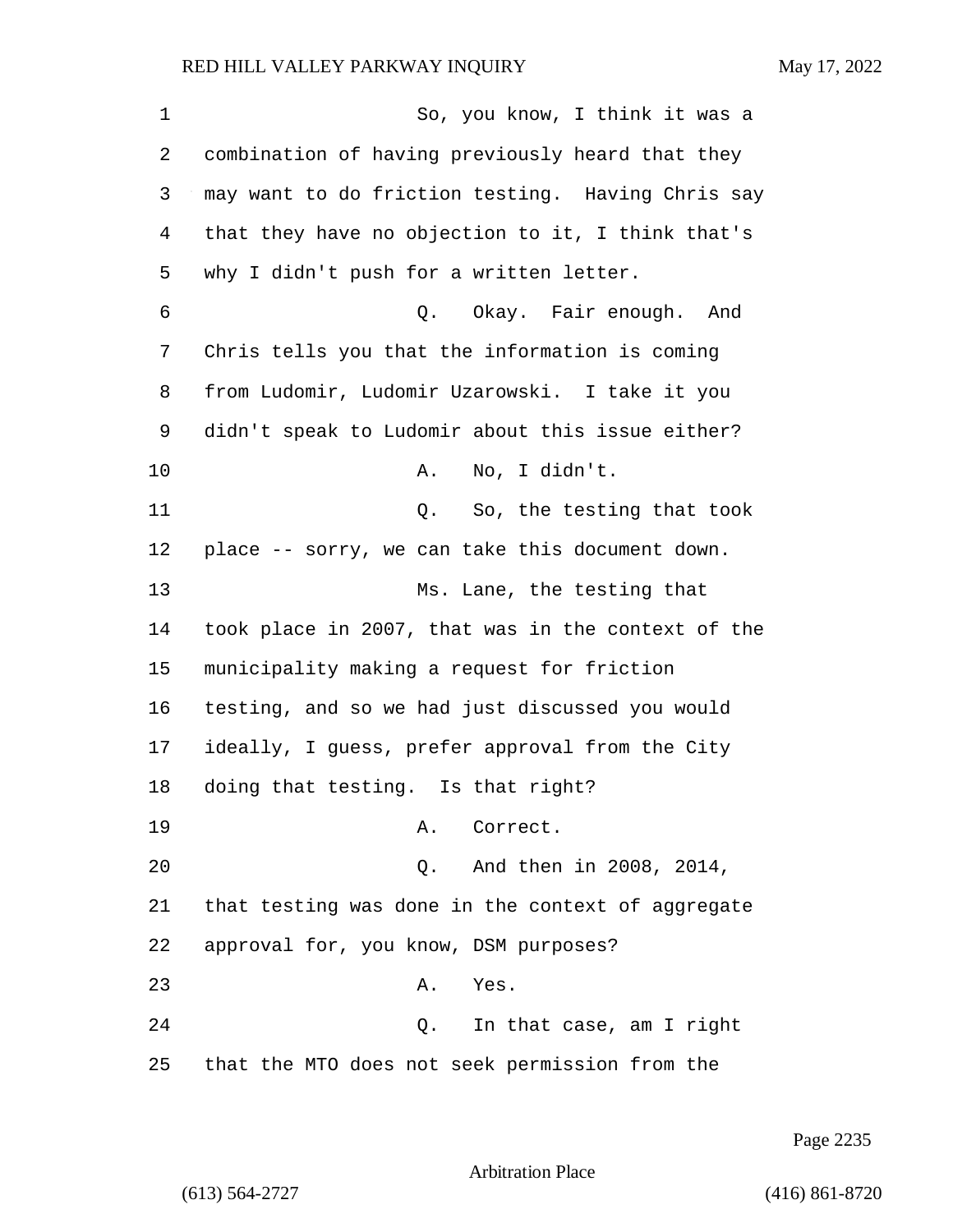So, you know, I think it was a combination of having previously heard that they may want to do friction testing. Having Chris say that they have no objection to it, I think that's why I didn't push for a written letter.

Q. Okay. Fair enough. And Chris tells you that the information is coming from Ludomir, Ludomir Uzarowski. I take it you didn't speak to Ludomir about this issue either?

A. No, I didn't.

Q. So, the testing that took place -- sorry, we can take this document down.

Ms. Lane, the testing that took place in 2007, that was in the context of the municipality making a request for friction testing, and so we had just discussed you would ideally, I guess, prefer approval from the City doing that testing. Is that right?

A. Correct.

Q. And then in 2008, 2014, that testing was done in the context of aggregate approval for, you know, DSM purposes?

A. Yes.

Q. In that case, am I right that the MTO does not seek permission from the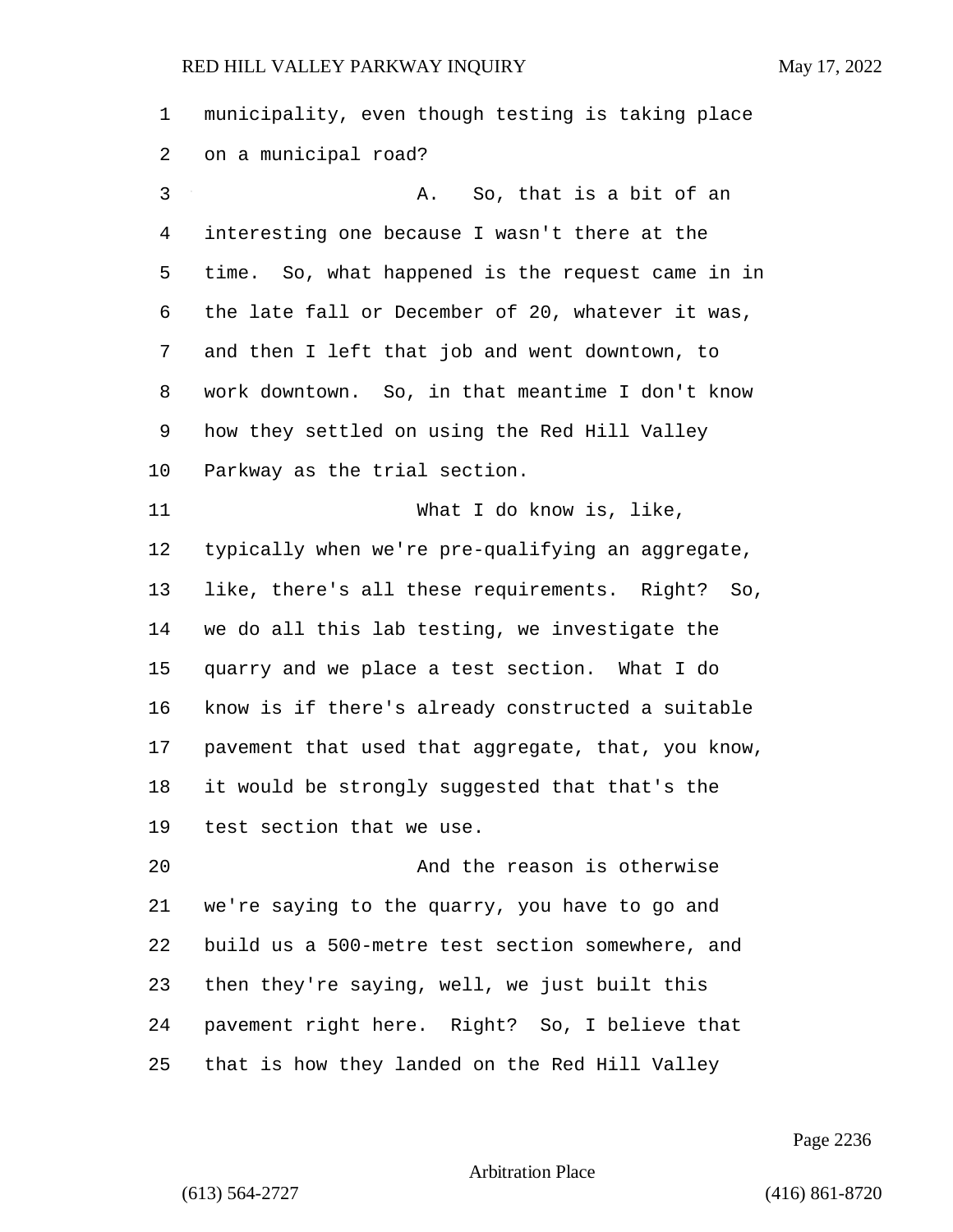municipality, even though testing is taking place on a municipal road?

A. So, that is a bit of an interesting one because I wasn't there at the time. So, what happened is the request came in in the late fall or December of 20, whatever it was, and then I left that job and went downtown, to work downtown. So, in that meantime I don't know how they settled on using the Red Hill Valley Parkway as the trial section.

What I do know is, like, typically when we're pre-qualifying an aggregate, like, there's all these requirements. Right? So, we do all this lab testing, we investigate the quarry and we place a test section. What I do know is if there's already constructed a suitable pavement that used that aggregate, that, you know, it would be strongly suggested that that's the test section that we use.

And the reason is otherwise we're saying to the quarry, you have to go and build us a 500-metre test section somewhere, and then they're saying, well, we just built this pavement right here. Right? So, I believe that that is how they landed on the Red Hill Valley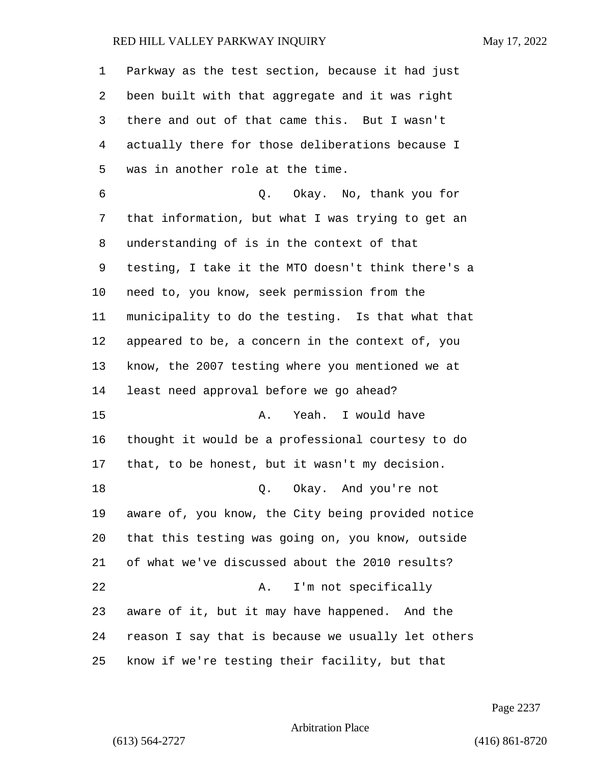Parkway as the test section, because it had just been built with that aggregate and it was right there and out of that came this. But I wasn't actually there for those deliberations because I was in another role at the time.

Q. Okay. No, thank you for that information, but what I was trying to get an understanding of is in the context of that testing, I take it the MTO doesn't think there's a need to, you know, seek permission from the municipality to do the testing. Is that what that appeared to be, a concern in the context of, you know, the 2007 testing where you mentioned we at least need approval before we go ahead?

A. Yeah. I would have thought it would be a professional courtesy to do that, to be honest, but it wasn't my decision.

Q. Okay. And you're not aware of, you know, the City being provided notice that this testing was going on, you know, outside of what we've discussed about the 2010 results?

A. I'm not specifically aware of it, but it may have happened. And the reason I say that is because we usually let others know if we're testing their facility, but that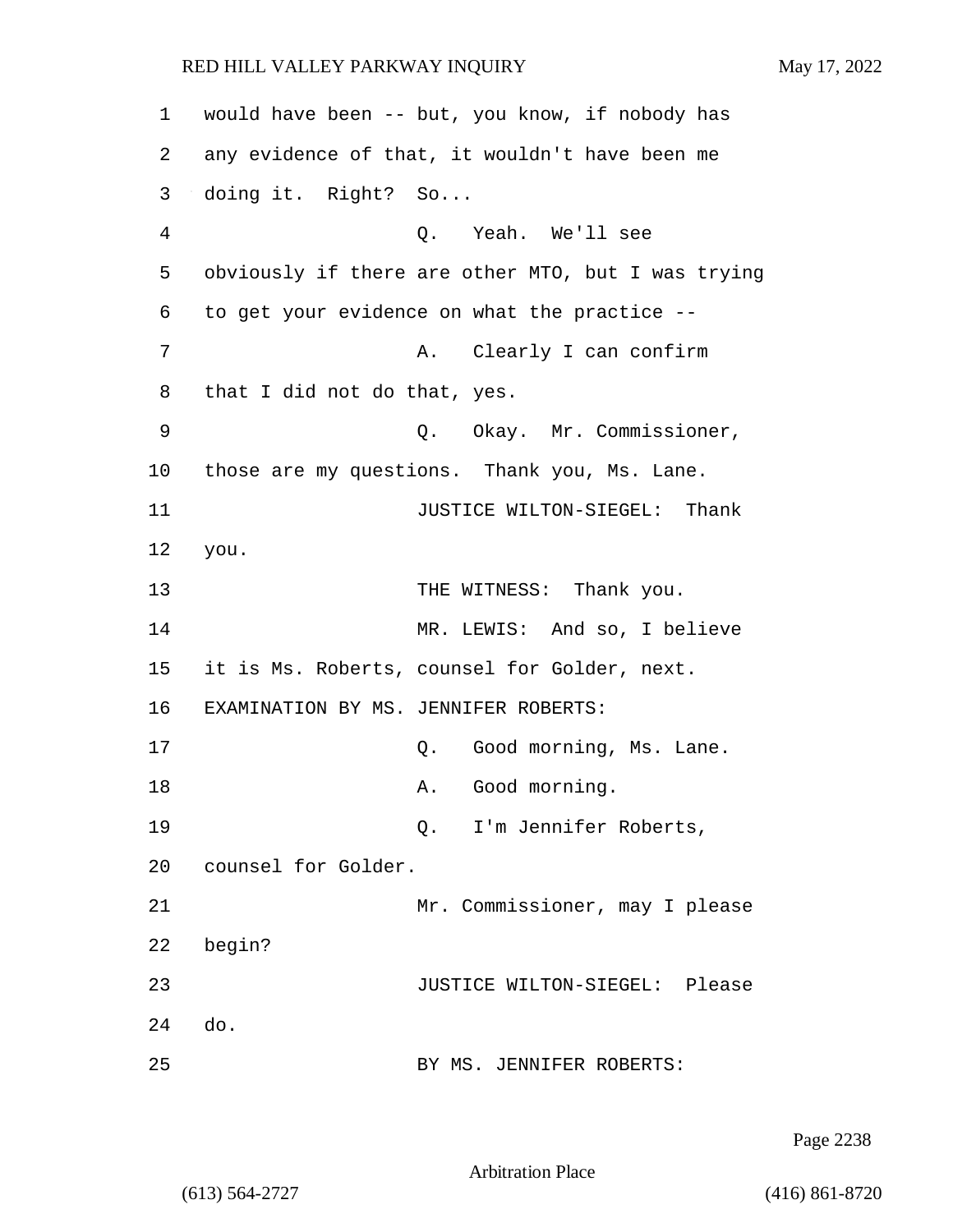would have been -- but, you know, if nobody has any evidence of that, it wouldn't have been me doing it. Right? So...

Q. Yeah. We'll see obviously if there are other MTO, but I was trying to get your evidence on what the practice --

A. Clearly I can confirm that I did not do that, yes.

Q. Okay. Mr. Commissioner, those are my questions. Thank you, Ms. Lane.

JUSTICE WILTON-SIEGEL: Thank you.

THE WITNESS: Thank you.

MR. LEWIS: And so, I believe it is Ms. Roberts, counsel for Golder, next.

EXAMINATION BY MS. JENNIFER ROBERTS:

Q. Good morning, Ms. Lane.

A. Good morning.

Q. I'm Jennifer Roberts, counsel for Golder.

Mr. Commissioner, may I please begin?

JUSTICE WILTON-SIEGEL: Please do.

BY MS. JENNIFER ROBERTS: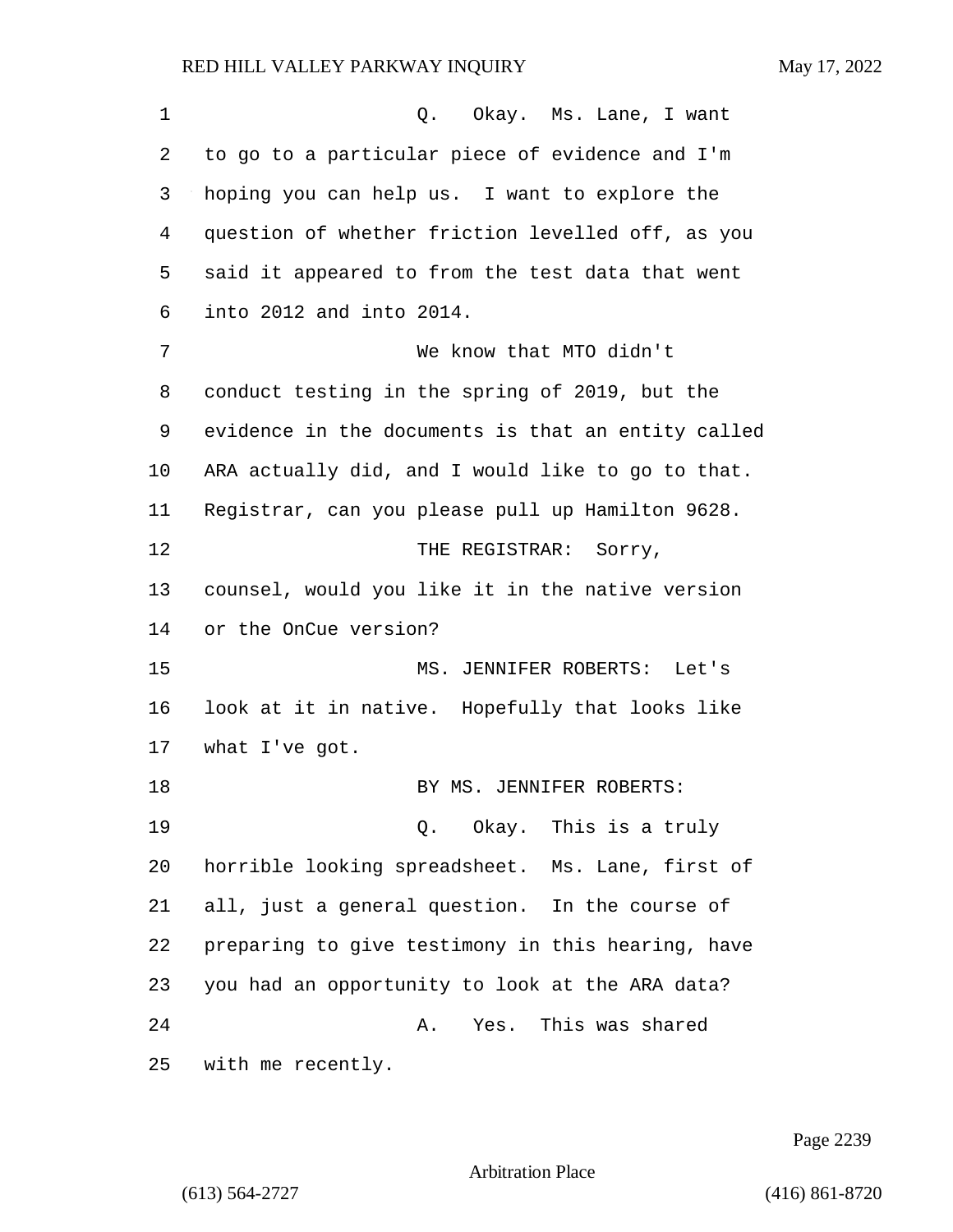Q. Okay. Ms. Lane, I want to go to a particular piece of evidence and I'm hoping you can help us. I want to explore the question of whether friction levelled off, as you said it appeared to from the test data that went into 2012 and into 2014.

We know that MTO didn't conduct testing in the spring of 2019, but the evidence in the documents is that an entity called ARA actually did, and I would like to go to that. Registrar, can you please pull up Hamilton 9628.

THE REGISTRAR: Sorry, counsel, would you like it in the native version or the OnCue version?

MS. JENNIFER ROBERTS: Let's look at it in native. Hopefully that looks like what I've got.

BY MS. JENNIFER ROBERTS:

Q. Okay. This is a truly horrible looking spreadsheet. Ms. Lane, first of all, just a general question. In the course of preparing to give testimony in this hearing, have you had an opportunity to look at the ARA data?

A. Yes. This was shared with me recently.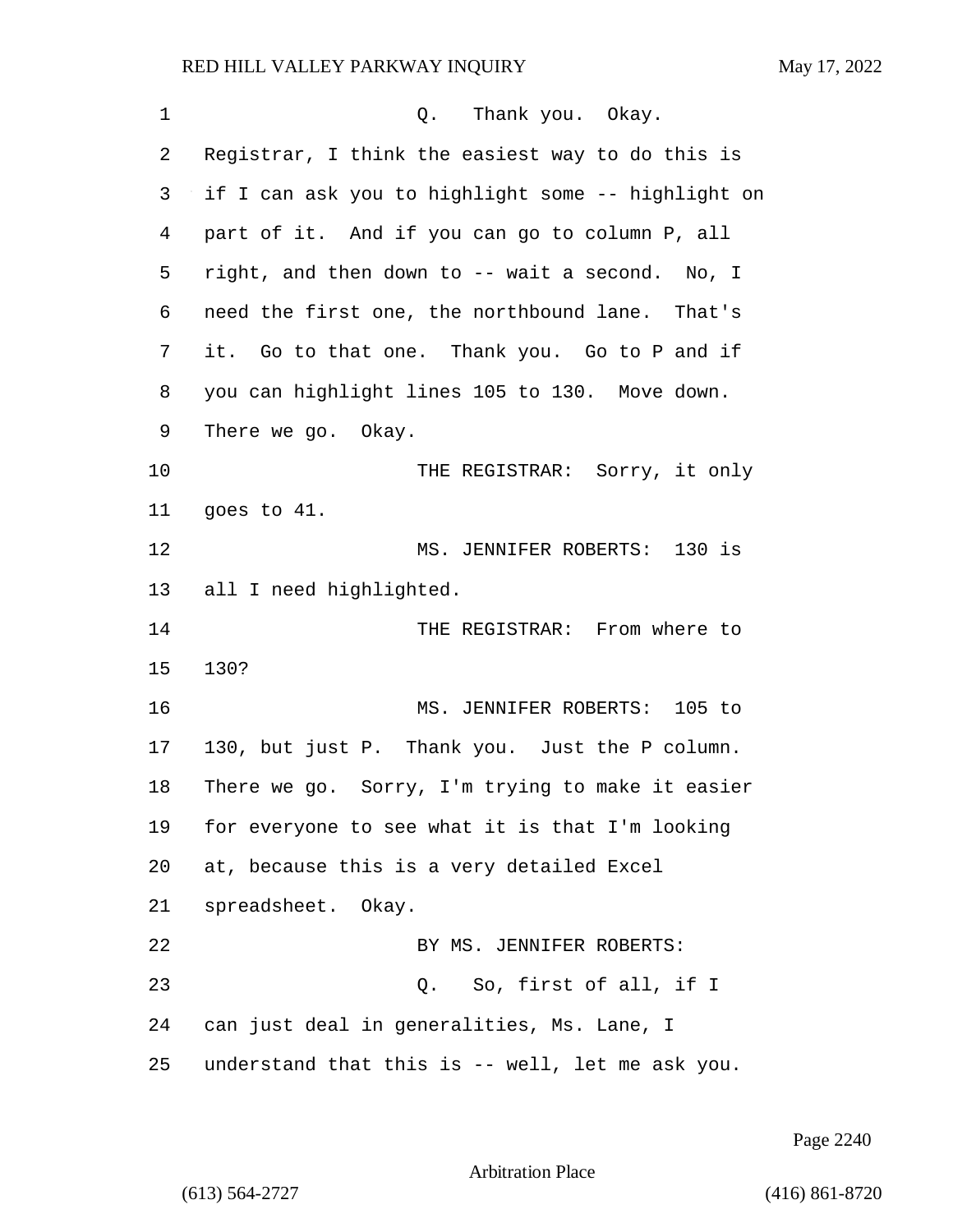1 Q. Thank you. Okay.
2 Registrar, I think the easiest way to do this is
3 if I can ask you to highlight some -- highlight on
4 part of it. And if you can go to column P, all
5 right, and then down to -- wait a second. No, I
6 need the first one, the northbound lane. That's
7 it. Go to that one. Thank you. Go to P and if
8 you can highlight lines 105 to 130. Move down.
9 There we go. Okay.
10 THE REGISTRAR: Sorry, it only
11 goes to 41.
12 MS. JENNIFER ROBERTS: 130 is
13 all I need highlighted.
14 THE REGISTRAR: From where to
15 130?
16 MS. JENNIFER ROBERTS: 105 to
17 130, but just P. Thank you. Just the P column.
18 There we go. Sorry, I'm trying to make it easier
19 for everyone to see what it is that I'm looking
20 at, because this is a very detailed Excel
21 spreadsheet. Okay.
22 BY MS. JENNIFER ROBERTS:
23 Q. So, first of all, if I
24 can just deal in generalities, Ms. Lane, I
25 understand that this is -- well, let me ask you.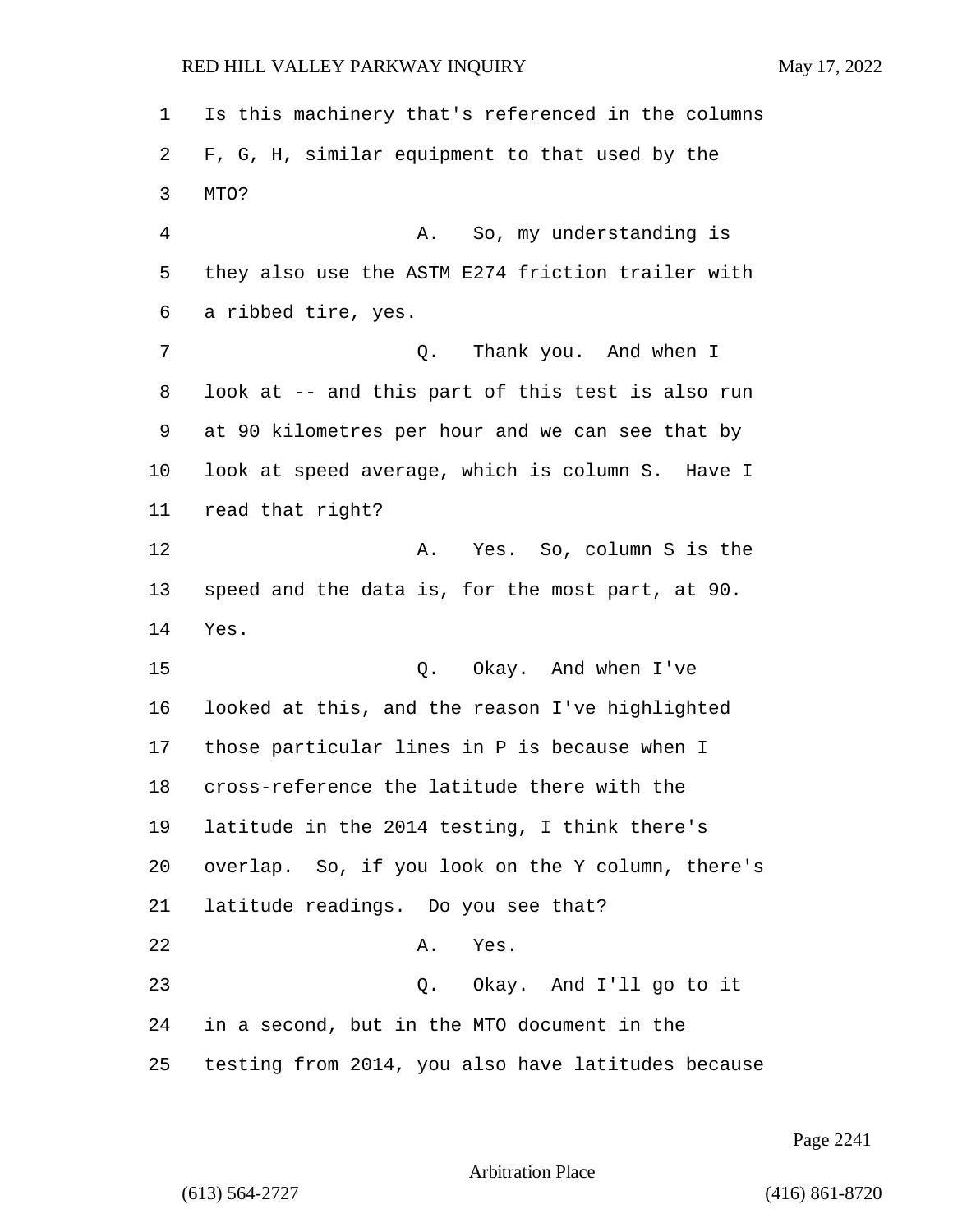Is this machinery that's referenced in the columns F, G, H, similar equipment to that used by the MTO?

A. So, my understanding is they also use the ASTM E274 friction trailer with a ribbed tire, yes.

Q. Thank you. And when I look at -- and this part of this test is also run at 90 kilometres per hour and we can see that by look at speed average, which is column S. Have I read that right?

A. Yes. So, column S is the speed and the data is, for the most part, at 90. Yes.

Q. Okay. And when I've looked at this, and the reason I've highlighted those particular lines in P is because when I cross-reference the latitude there with the latitude in the 2014 testing, I think there's overlap. So, if you look on the Y column, there's latitude readings. Do you see that?

A. Yes.

Q. Okay. And I'll go to it in a second, but in the MTO document in the testing from 2014, you also have latitudes because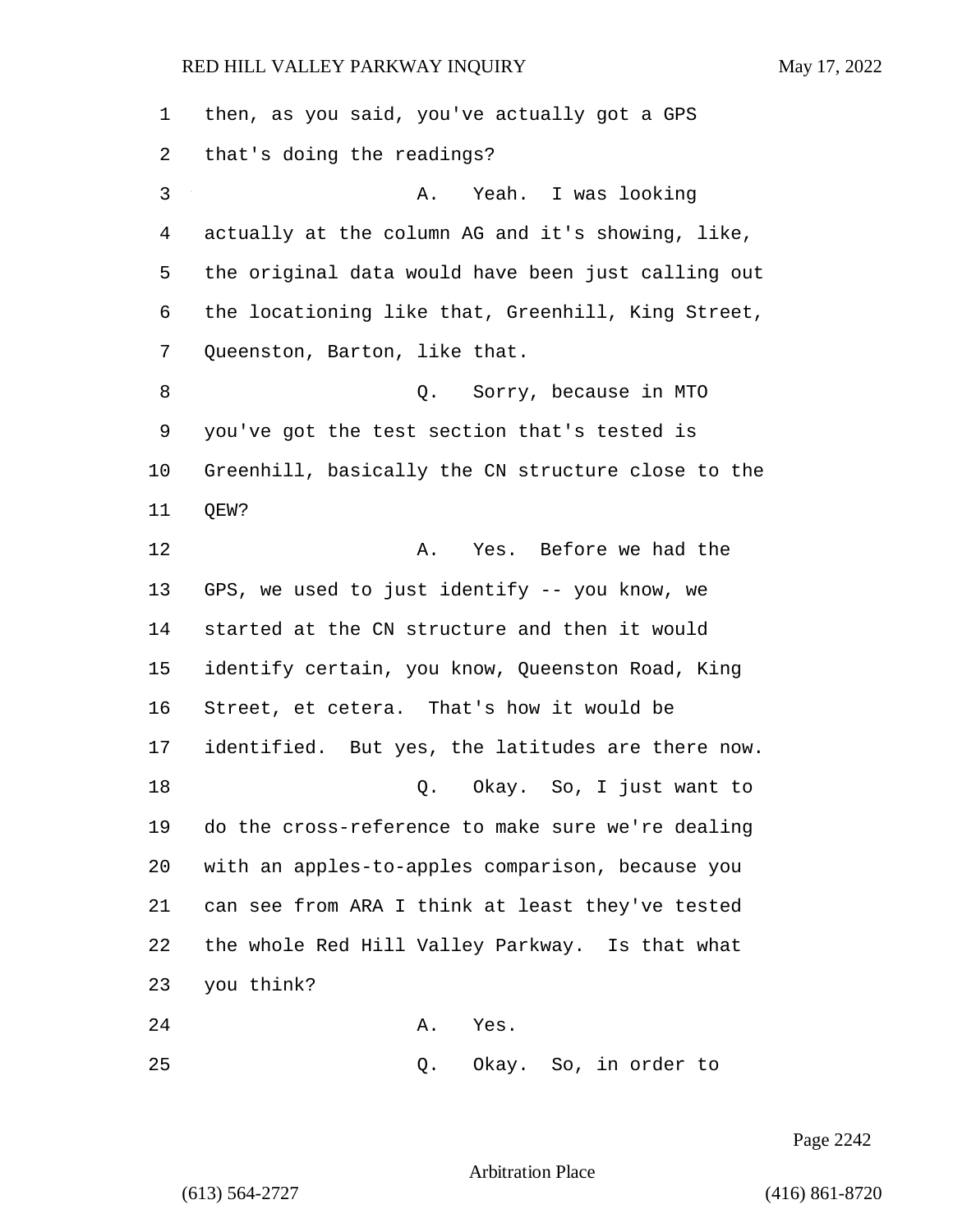then, as you said, you've actually got a GPS that's doing the readings?

A. Yeah. I was looking actually at the column AG and it's showing, like, the original data would have been just calling out the locationing like that, Greenhill, King Street, Queenston, Barton, like that.

Q. Sorry, because in MTO you've got the test section that's tested is Greenhill, basically the CN structure close to the QEW?

A. Yes. Before we had the GPS, we used to just identify -- you know, we started at the CN structure and then it would identify certain, you know, Queenston Road, King Street, et cetera. That's how it would be identified. But yes, the latitudes are there now.

Q. Okay. So, I just want to do the cross-reference to make sure we're dealing with an apples-to-apples comparison, because you can see from ARA I think at least they've tested the whole Red Hill Valley Parkway. Is that what you think?

A. Yes.

Q. Okay. So, in order to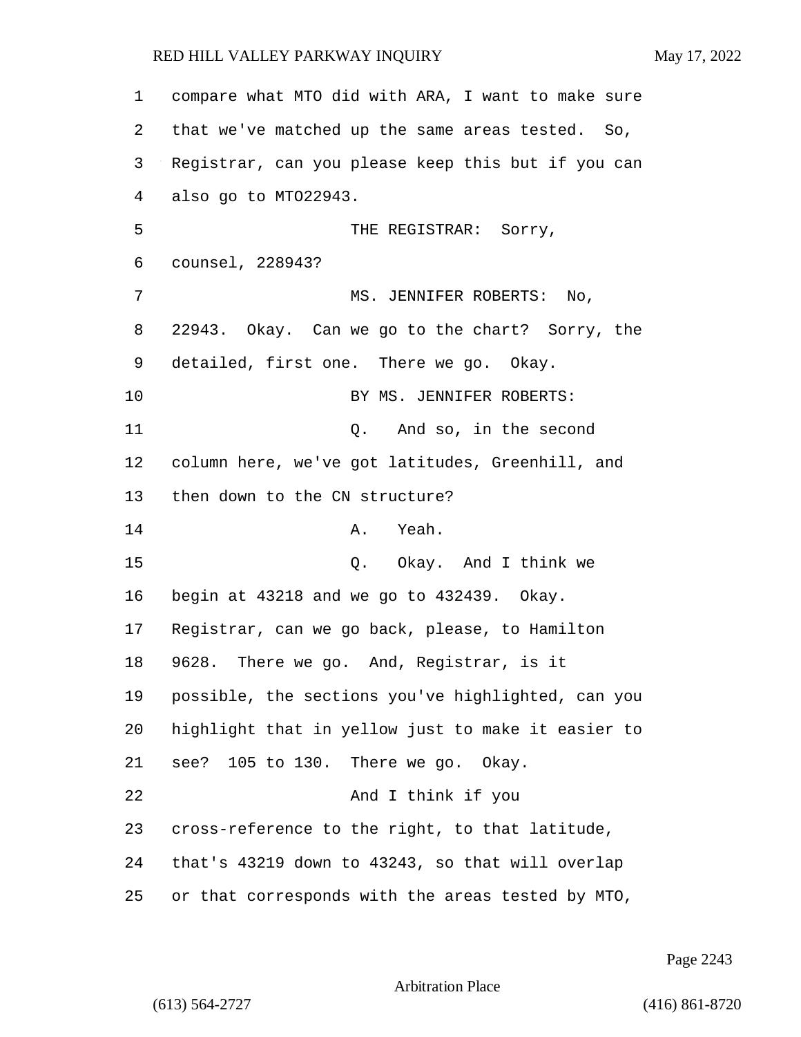compare what MTO did with ARA, I want to make sure that we've matched up the same areas tested. So, Registrar, can you please keep this but if you can also go to MTO22943.

THE REGISTRAR: Sorry, counsel, 228943?

MS. JENNIFER ROBERTS: No, 22943. Okay. Can we go to the chart? Sorry, the detailed, first one. There we go. Okay.

BY MS. JENNIFER ROBERTS:

Q. And so, in the second column here, we've got latitudes, Greenhill, and then down to the CN structure?

A. Yeah.

Q. Okay. And I think we begin at 43218 and we go to 432439. Okay. Registrar, can we go back, please, to Hamilton 9628. There we go. And, Registrar, is it possible, the sections you've highlighted, can you highlight that in yellow just to make it easier to see? 105 to 130. There we go. Okay.

And I think if you cross-reference to the right, to that latitude, that's 43219 down to 43243, so that will overlap or that corresponds with the areas tested by MTO,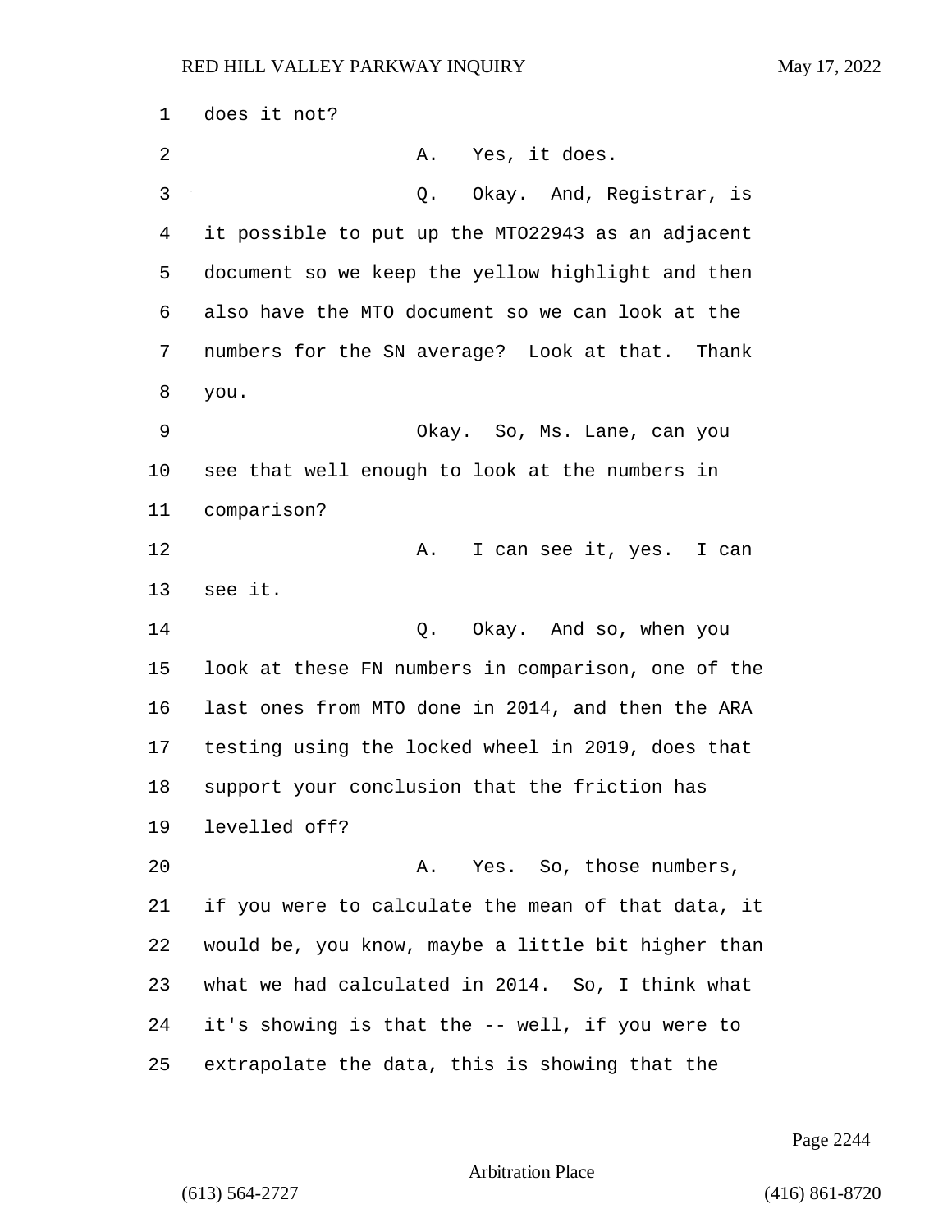does it not?

A. Yes, it does.

Q. Okay. And, Registrar, is it possible to put up the MTO22943 as an adjacent document so we keep the yellow highlight and then also have the MTO document so we can look at the numbers for the SN average? Look at that. Thank you.

Okay. So, Ms. Lane, can you see that well enough to look at the numbers in comparison?

A. I can see it, yes. I can see it.

Q. Okay. And so, when you look at these FN numbers in comparison, one of the last ones from MTO done in 2014, and then the ARA testing using the locked wheel in 2019, does that support your conclusion that the friction has levelled off?

A. Yes. So, those numbers, if you were to calculate the mean of that data, it would be, you know, maybe a little bit higher than what we had calculated in 2014. So, I think what it's showing is that the -- well, if you were to extrapolate the data, this is showing that the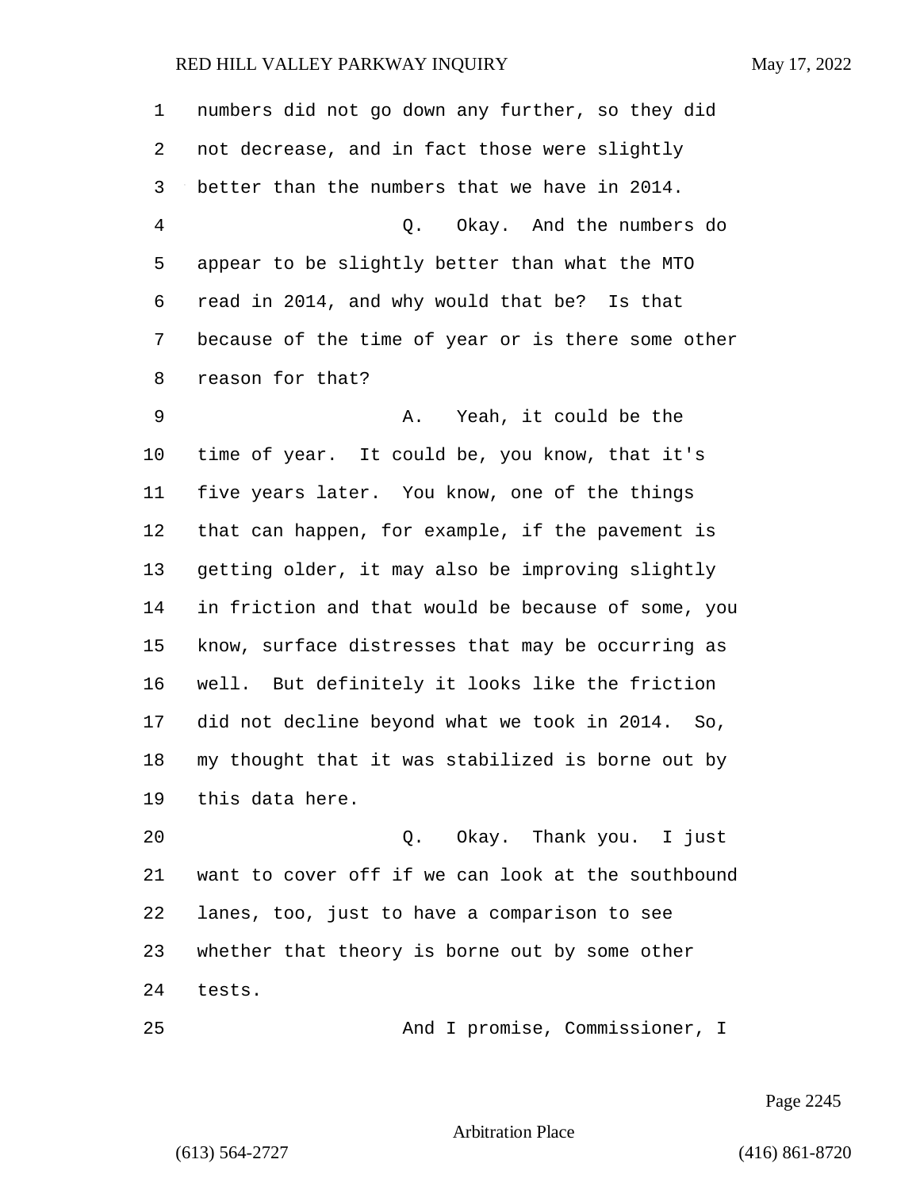numbers did not go down any further, so they did not decrease, and in fact those were slightly better than the numbers that we have in 2014.

Q. Okay. And the numbers do appear to be slightly better than what the MTO read in 2014, and why would that be? Is that because of the time of year or is there some other reason for that?

A. Yeah, it could be the time of year. It could be, you know, that it's five years later. You know, one of the things that can happen, for example, if the pavement is getting older, it may also be improving slightly in friction and that would be because of some, you know, surface distresses that may be occurring as well. But definitely it looks like the friction did not decline beyond what we took in 2014. So, my thought that it was stabilized is borne out by this data here.

Q. Okay. Thank you. I just want to cover off if we can look at the southbound lanes, too, just to have a comparison to see whether that theory is borne out by some other tests.

And I promise, Commissioner, I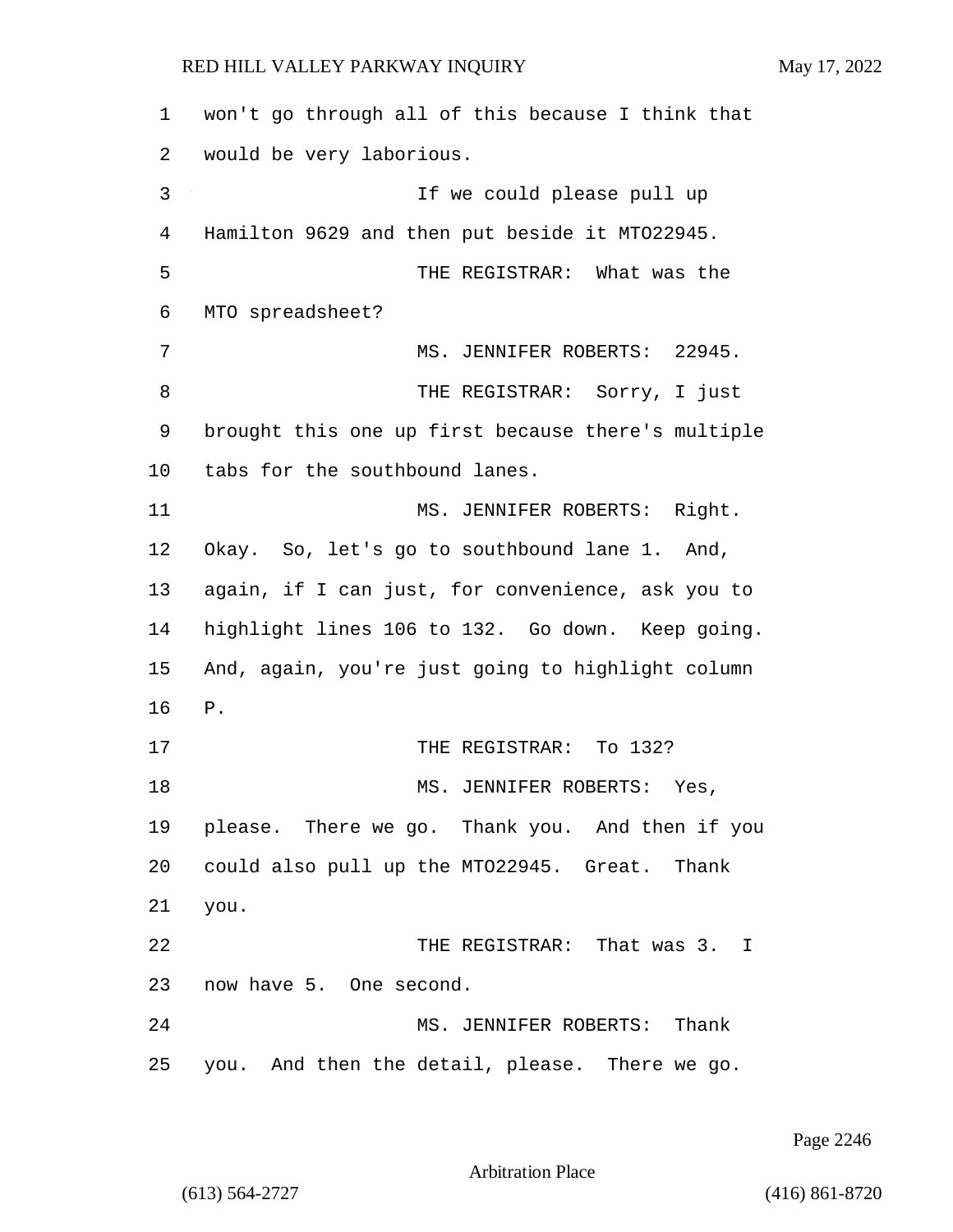won't go through all of this because I think that would be very laborious.

If we could please pull up Hamilton 9629 and then put beside it MTO22945.

THE REGISTRAR: What was the MTO spreadsheet?

MS. JENNIFER ROBERTS: 22945.

THE REGISTRAR: Sorry, I just brought this one up first because there's multiple tabs for the southbound lanes.

MS. JENNIFER ROBERTS: Right. Okay. So, let's go to southbound lane 1. And, again, if I can just, for convenience, ask you to highlight lines 106 to 132. Go down. Keep going. And, again, you're just going to highlight column P.

THE REGISTRAR: To 132?

MS. JENNIFER ROBERTS: Yes, please. There we go. Thank you. And then if you could also pull up the MTO22945. Great. Thank you.

THE REGISTRAR: That was 3. I now have 5. One second.

MS. JENNIFER ROBERTS: Thank you. And then the detail, please. There we go.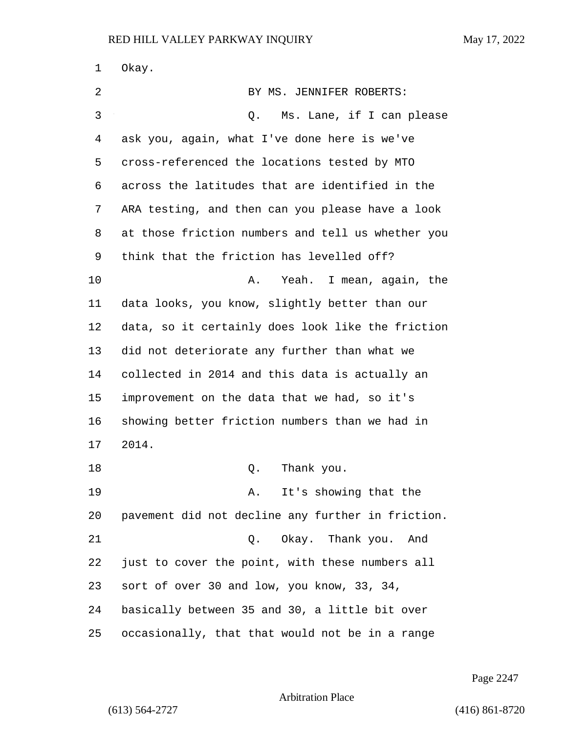1 Okay.

2 BY MS. JENNIFER ROBERTS:

3 Q. Ms. Lane, if I can please

4 ask you, again, what I've done here is we've

5 cross-referenced the locations tested by MTO

6 across the latitudes that are identified in the

7 ARA testing, and then can you please have a look

8 at those friction numbers and tell us whether you

9 think that the friction has levelled off?

10 A. Yeah. I mean, again, the

11 data looks, you know, slightly better than our

12 data, so it certainly does look like the friction

13 did not deteriorate any further than what we

14 collected in 2014 and this data is actually an

15 improvement on the data that we had, so it's

16 showing better friction numbers than we had in

17 2014.

18 Q. Thank you.

19 A. It's showing that the

20 pavement did not decline any further in friction.

21 Q. Okay. Thank you. And

22 just to cover the point, with these numbers all

23 sort of over 30 and low, you know, 33, 34,

24 basically between 35 and 30, a little bit over

25 occasionally, that that would not be in a range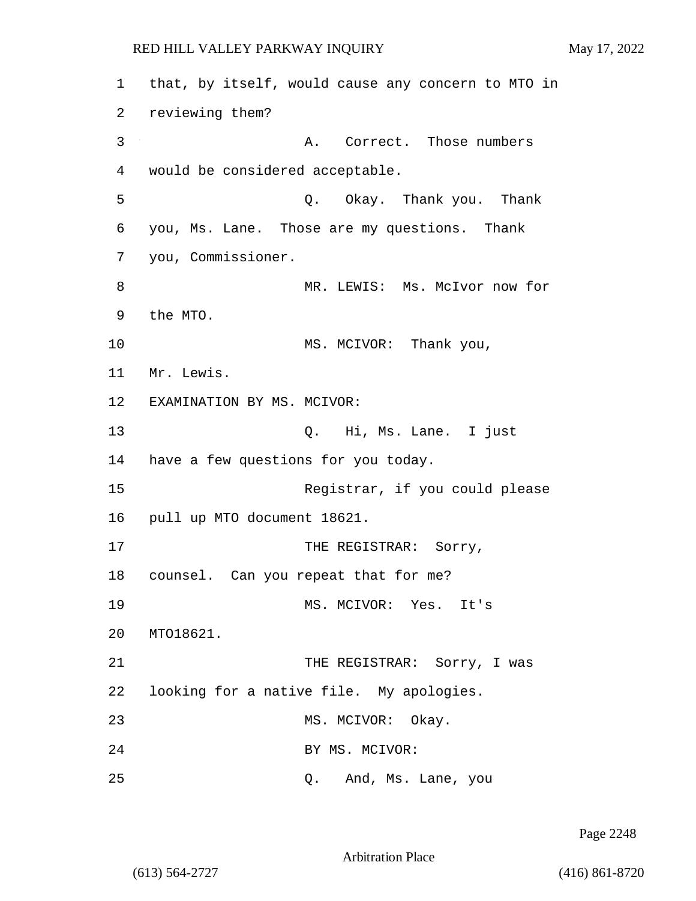1 that, by itself, would cause any concern to MTO in
2 reviewing them?
3 A. Correct. Those numbers
4 would be considered acceptable.
5 Q. Okay. Thank you. Thank
6 you, Ms. Lane. Those are my questions. Thank
7 you, Commissioner.
8 MR. LEWIS: Ms. McIvor now for
9 the MTO.
10 MS. MCIVOR: Thank you,
11 Mr. Lewis.
12 EXAMINATION BY MS. MCIVOR:
13 Q. Hi, Ms. Lane. I just
14 have a few questions for you today.
15 Registrar, if you could please
16 pull up MTO document 18621.
17 THE REGISTRAR: Sorry,
18 counsel. Can you repeat that for me?
19 MS. MCIVOR: Yes. It's
20 MTO18621.
21 THE REGISTRAR: Sorry, I was
22 looking for a native file. My apologies.
23 MS. MCIVOR: Okay.
24 BY MS. MCIVOR:
25 Q. And, Ms. Lane, you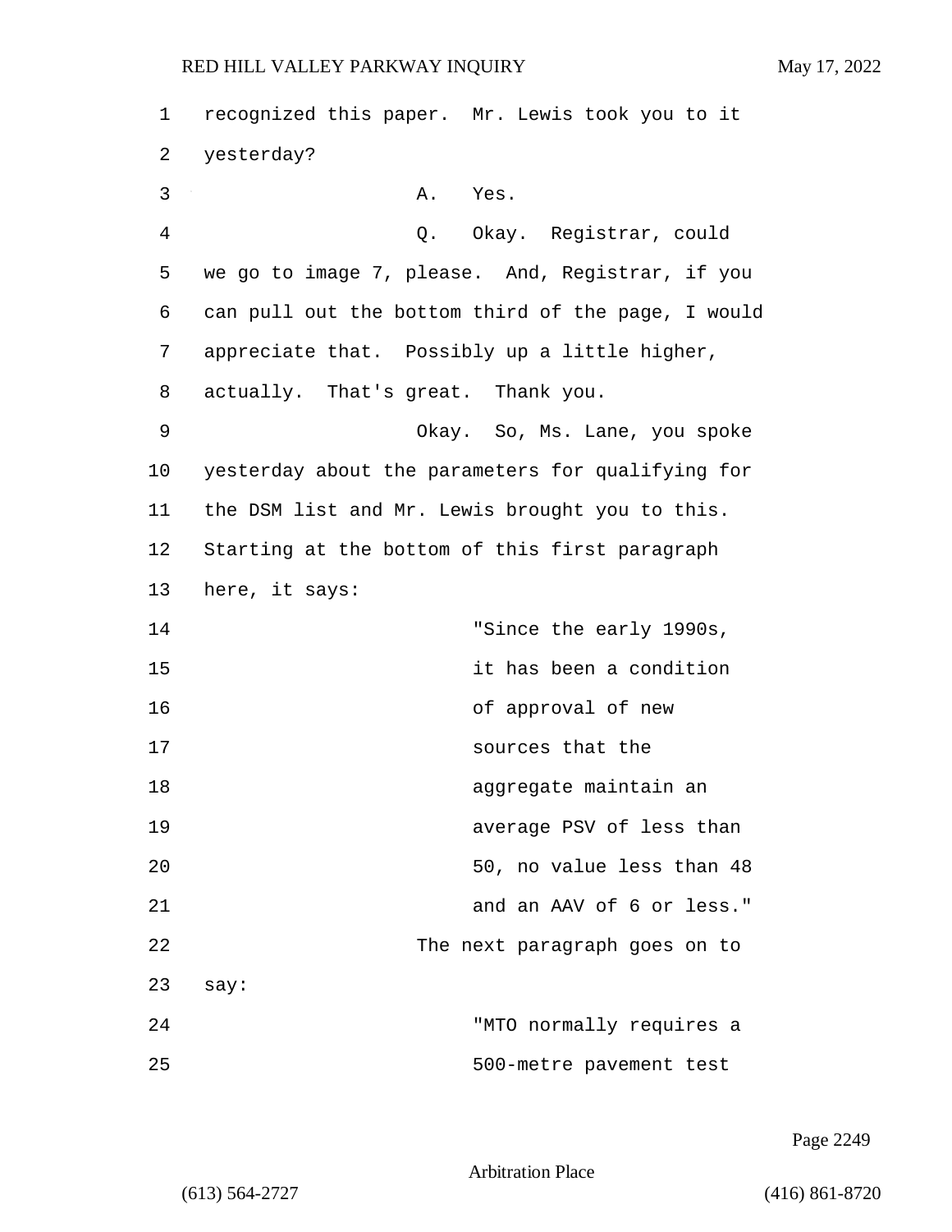recognized this paper. Mr. Lewis took you to it yesterday?

A. Yes.

Q. Okay. Registrar, could we go to image 7, please. And, Registrar, if you can pull out the bottom third of the page, I would appreciate that. Possibly up a little higher, actually. That's great. Thank you.

Okay. So, Ms. Lane, you spoke yesterday about the parameters for qualifying for the DSM list and Mr. Lewis brought you to this. Starting at the bottom of this first paragraph here, it says:

> "Since the early 1990s, it has been a condition of approval of new sources that the aggregate maintain an average PSV of less than 50, no value less than 48 and an AAV of 6 or less."

The next paragraph goes on to say:

> "MTO normally requires a 500-metre pavement test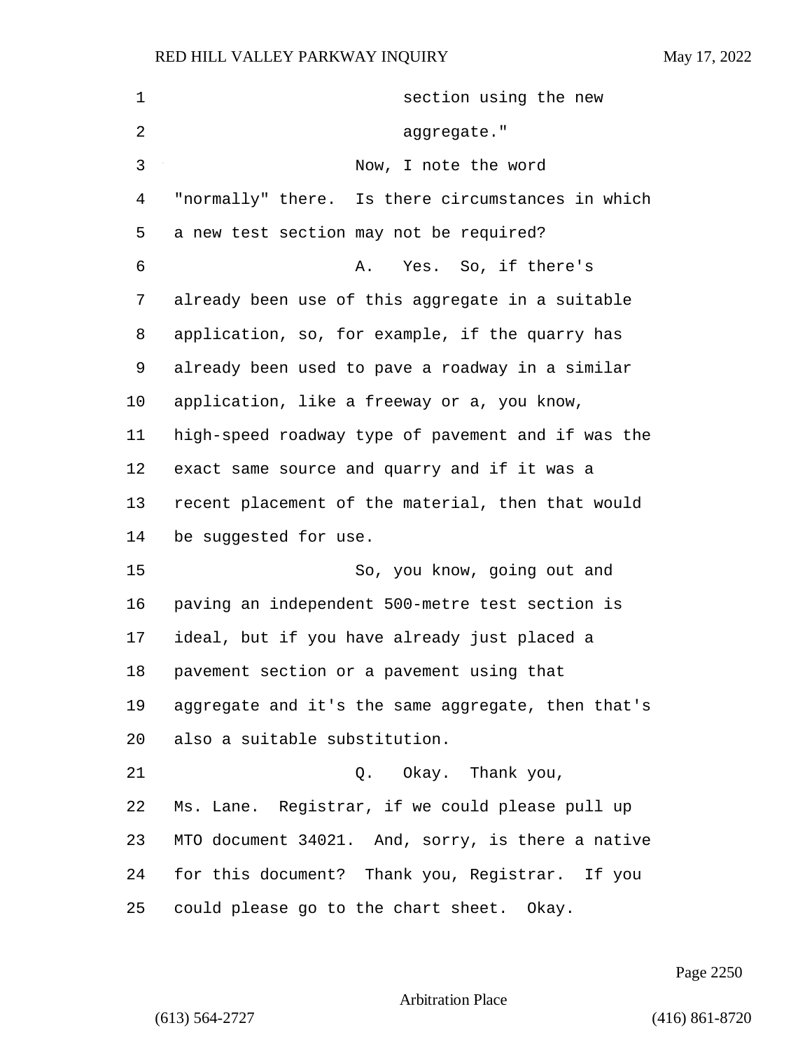section using the new aggregate."

Now, I note the word "normally" there. Is there circumstances in which a new test section may not be required?

A. Yes. So, if there's already been use of this aggregate in a suitable application, so, for example, if the quarry has already been used to pave a roadway in a similar application, like a freeway or a, you know, high-speed roadway type of pavement and if was the exact same source and quarry and if it was a recent placement of the material, then that would be suggested for use.

So, you know, going out and paving an independent 500-metre test section is ideal, but if you have already just placed a pavement section or a pavement using that aggregate and it's the same aggregate, then that's also a suitable substitution.

Q. Okay. Thank you, Ms. Lane. Registrar, if we could please pull up MTO document 34021. And, sorry, is there a native for this document? Thank you, Registrar. If you could please go to the chart sheet. Okay.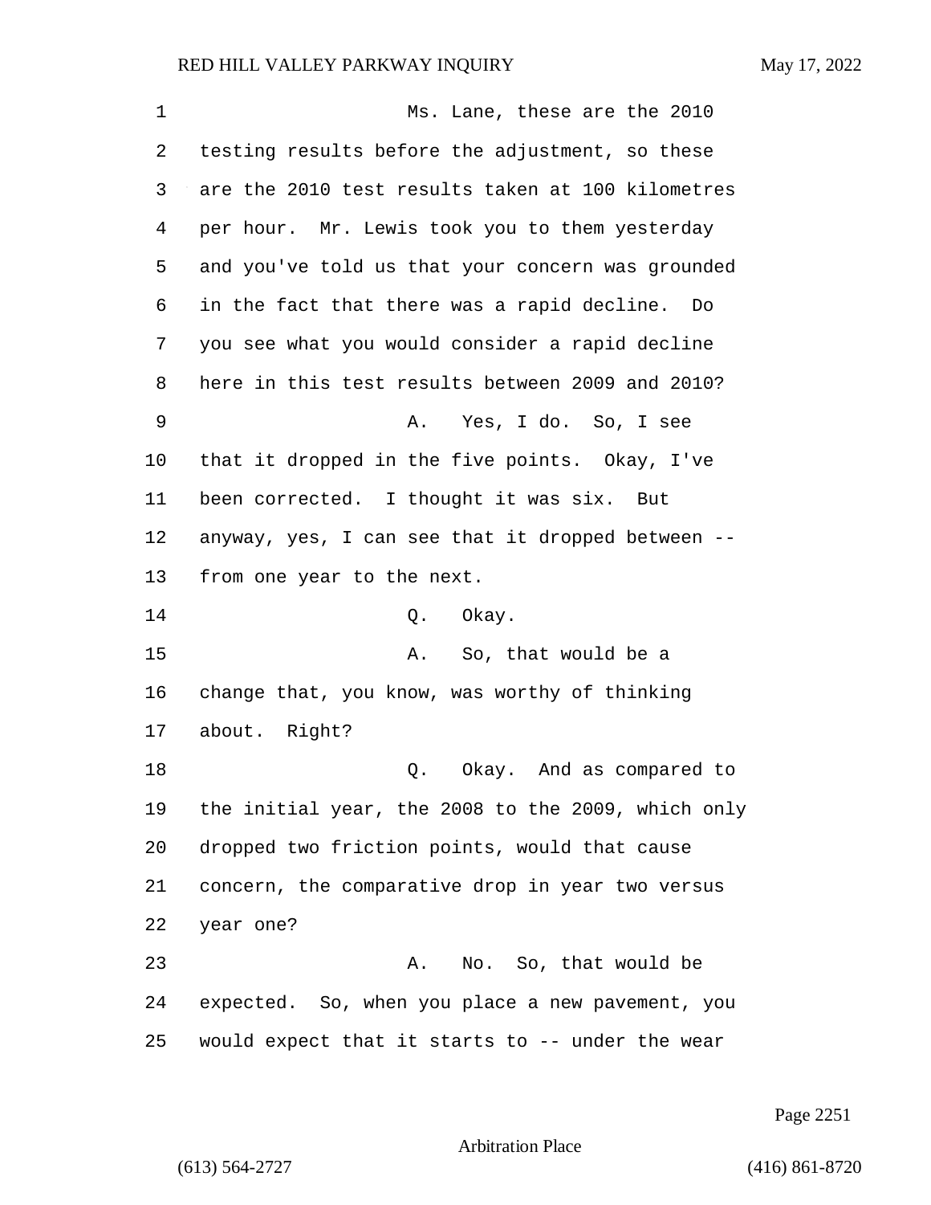Ms. Lane, these are the 2010 testing results before the adjustment, so these are the 2010 test results taken at 100 kilometres per hour. Mr. Lewis took you to them yesterday and you've told us that your concern was grounded in the fact that there was a rapid decline. Do you see what you would consider a rapid decline here in this test results between 2009 and 2010?

A. Yes, I do. So, I see that it dropped in the five points. Okay, I've been corrected. I thought it was six. But anyway, yes, I can see that it dropped between -- from one year to the next.

Q. Okay.

A. So, that would be a change that, you know, was worthy of thinking about. Right?

Q. Okay. And as compared to the initial year, the 2008 to the 2009, which only dropped two friction points, would that cause concern, the comparative drop in year two versus year one?

A. No. So, that would be expected. So, when you place a new pavement, you would expect that it starts to -- under the wear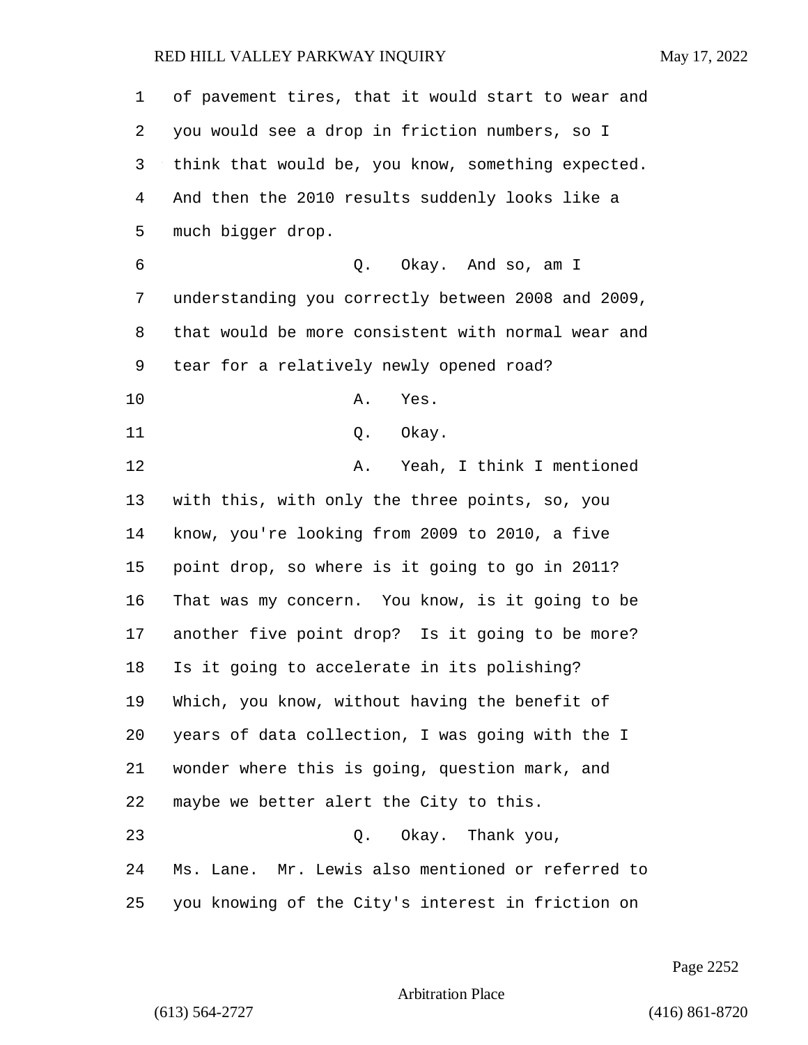of pavement tires, that it would start to wear and you would see a drop in friction numbers, so I think that would be, you know, something expected. And then the 2010 results suddenly looks like a much bigger drop.

Q. Okay. And so, am I understanding you correctly between 2008 and 2009, that would be more consistent with normal wear and tear for a relatively newly opened road?

A. Yes.

Q. Okay.

A. Yeah, I think I mentioned with this, with only the three points, so, you know, you're looking from 2009 to 2010, a five point drop, so where is it going to go in 2011? That was my concern. You know, is it going to be another five point drop? Is it going to be more? Is it going to accelerate in its polishing? Which, you know, without having the benefit of years of data collection, I was going with the I wonder where this is going, question mark, and maybe we better alert the City to this.

Q. Okay. Thank you, Ms. Lane. Mr. Lewis also mentioned or referred to you knowing of the City's interest in friction on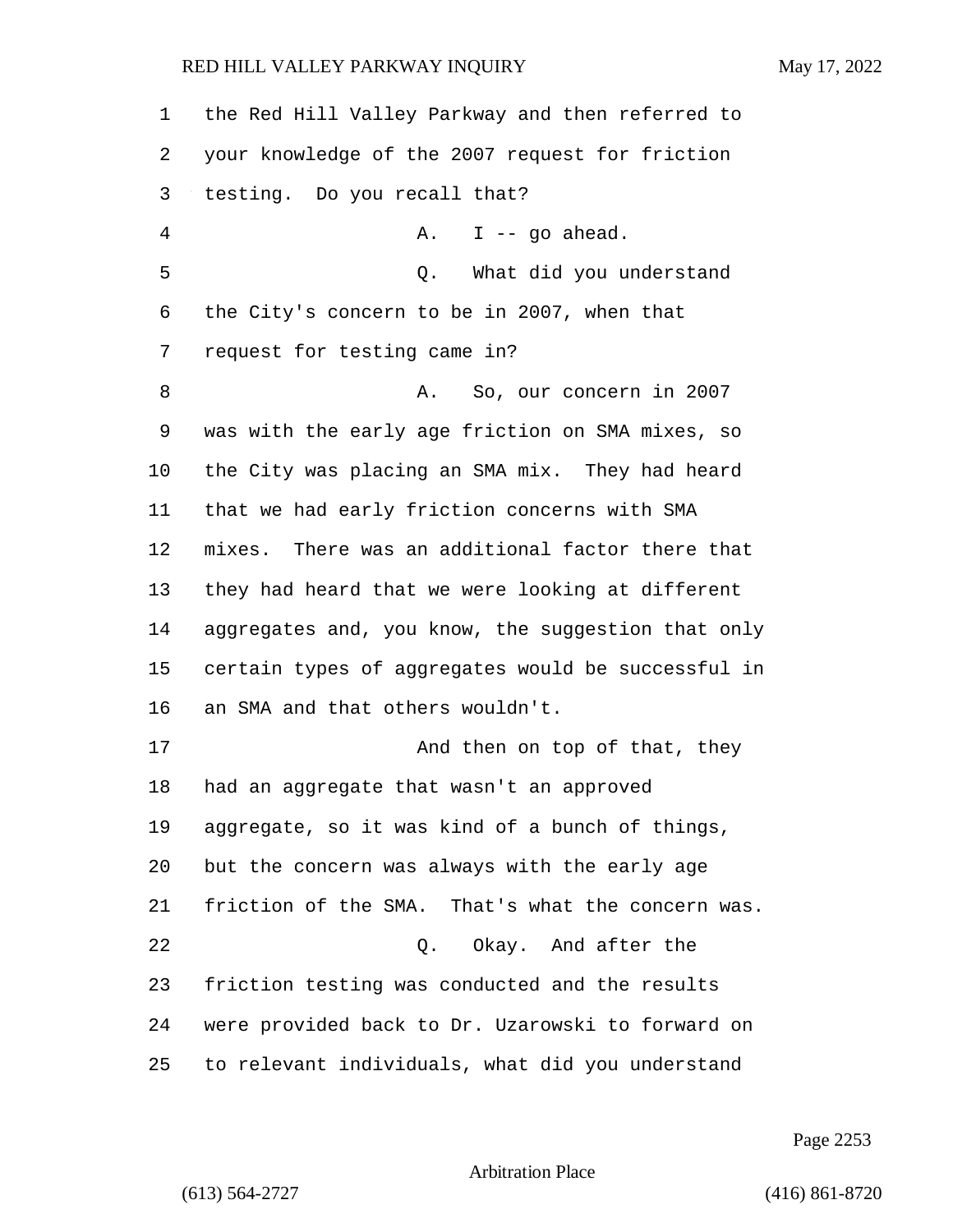the Red Hill Valley Parkway and then referred to your knowledge of the 2007 request for friction testing. Do you recall that?

A. I -- go ahead.

Q. What did you understand the City's concern to be in 2007, when that request for testing came in?

A. So, our concern in 2007 was with the early age friction on SMA mixes, so the City was placing an SMA mix. They had heard that we had early friction concerns with SMA mixes. There was an additional factor there that they had heard that we were looking at different aggregates and, you know, the suggestion that only certain types of aggregates would be successful in an SMA and that others wouldn't.

And then on top of that, they had an aggregate that wasn't an approved aggregate, so it was kind of a bunch of things, but the concern was always with the early age friction of the SMA. That's what the concern was.

Q. Okay. And after the friction testing was conducted and the results were provided back to Dr. Uzarowski to forward on to relevant individuals, what did you understand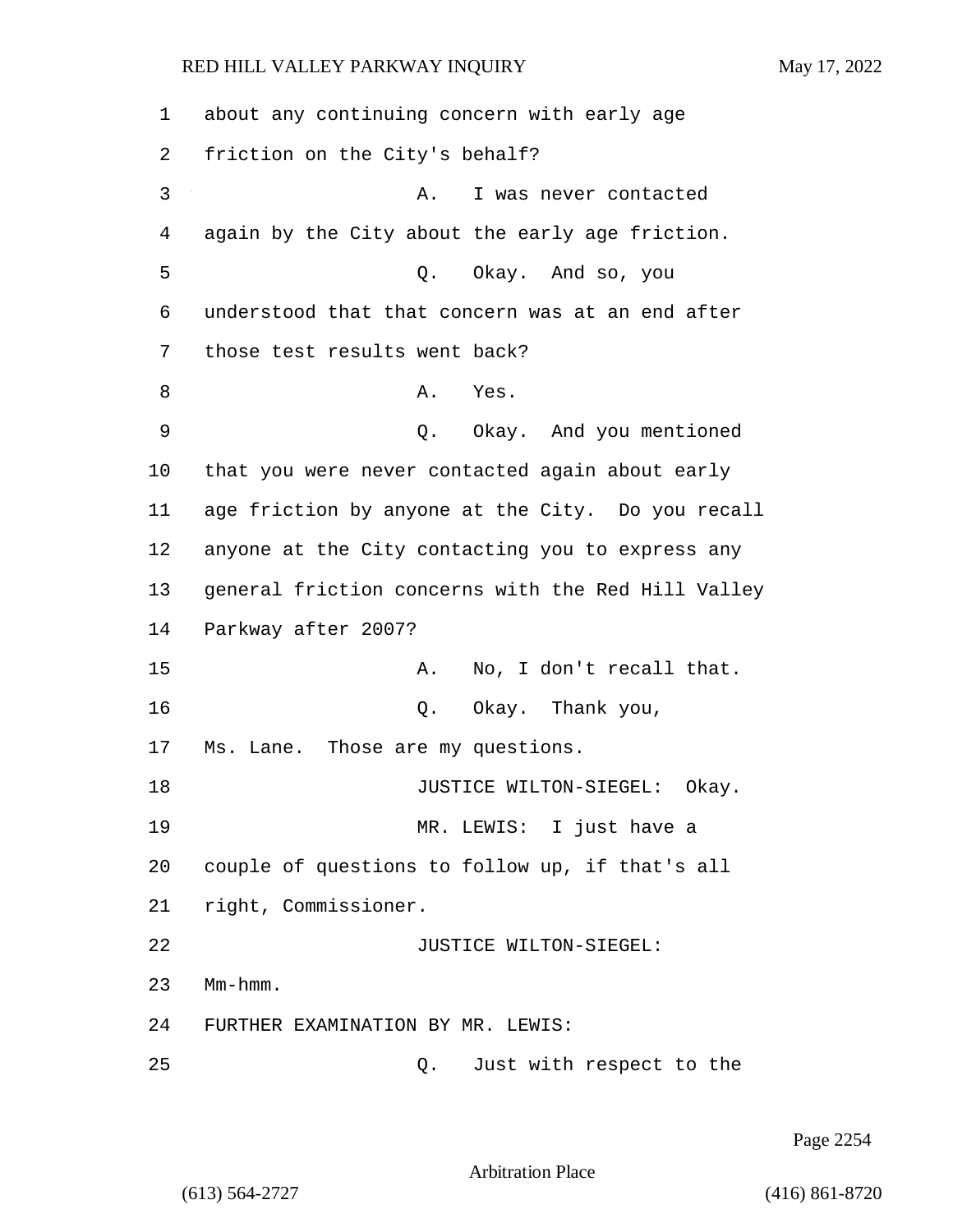about any continuing concern with early age friction on the City's behalf?

A. I was never contacted again by the City about the early age friction.

Q. Okay. And so, you understood that that concern was at an end after those test results went back?

A. Yes.

Q. Okay. And you mentioned that you were never contacted again about early age friction by anyone at the City. Do you recall anyone at the City contacting you to express any general friction concerns with the Red Hill Valley Parkway after 2007?

A. No, I don't recall that.

Q. Okay. Thank you, Ms. Lane. Those are my questions.

JUSTICE WILTON-SIEGEL: Okay.

MR. LEWIS: I just have a couple of questions to follow up, if that's all right, Commissioner.

JUSTICE WILTON-SIEGEL: Mm-hmm.

FURTHER EXAMINATION BY MR. LEWIS:

Q. Just with respect to the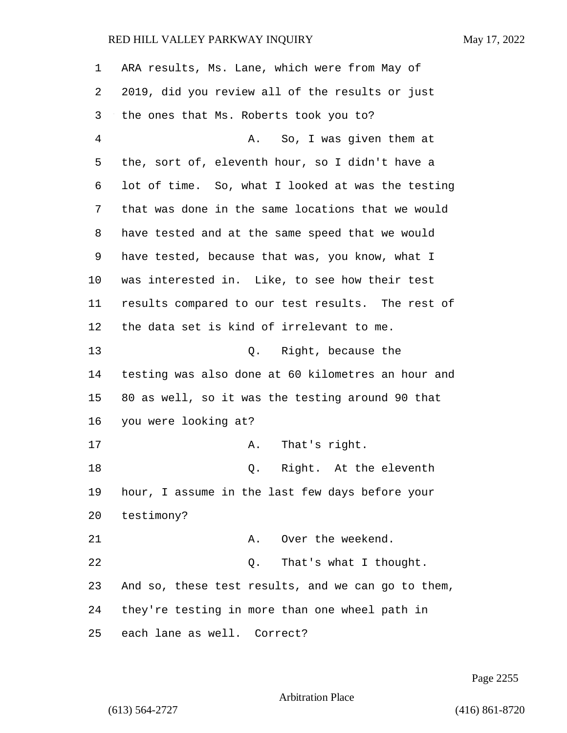ARA results, Ms. Lane, which were from May of 2019, did you review all of the results or just the ones that Ms. Roberts took you to?

A. So, I was given them at the, sort of, eleventh hour, so I didn't have a lot of time. So, what I looked at was the testing that was done in the same locations that we would have tested and at the same speed that we would have tested, because that was, you know, what I was interested in. Like, to see how their test results compared to our test results. The rest of the data set is kind of irrelevant to me.

Q. Right, because the testing was also done at 60 kilometres an hour and 80 as well, so it was the testing around 90 that you were looking at?

A. That's right.

Q. Right. At the eleventh hour, I assume in the last few days before your testimony?

A. Over the weekend.

Q. That's what I thought. And so, these test results, and we can go to them, they're testing in more than one wheel path in each lane as well. Correct?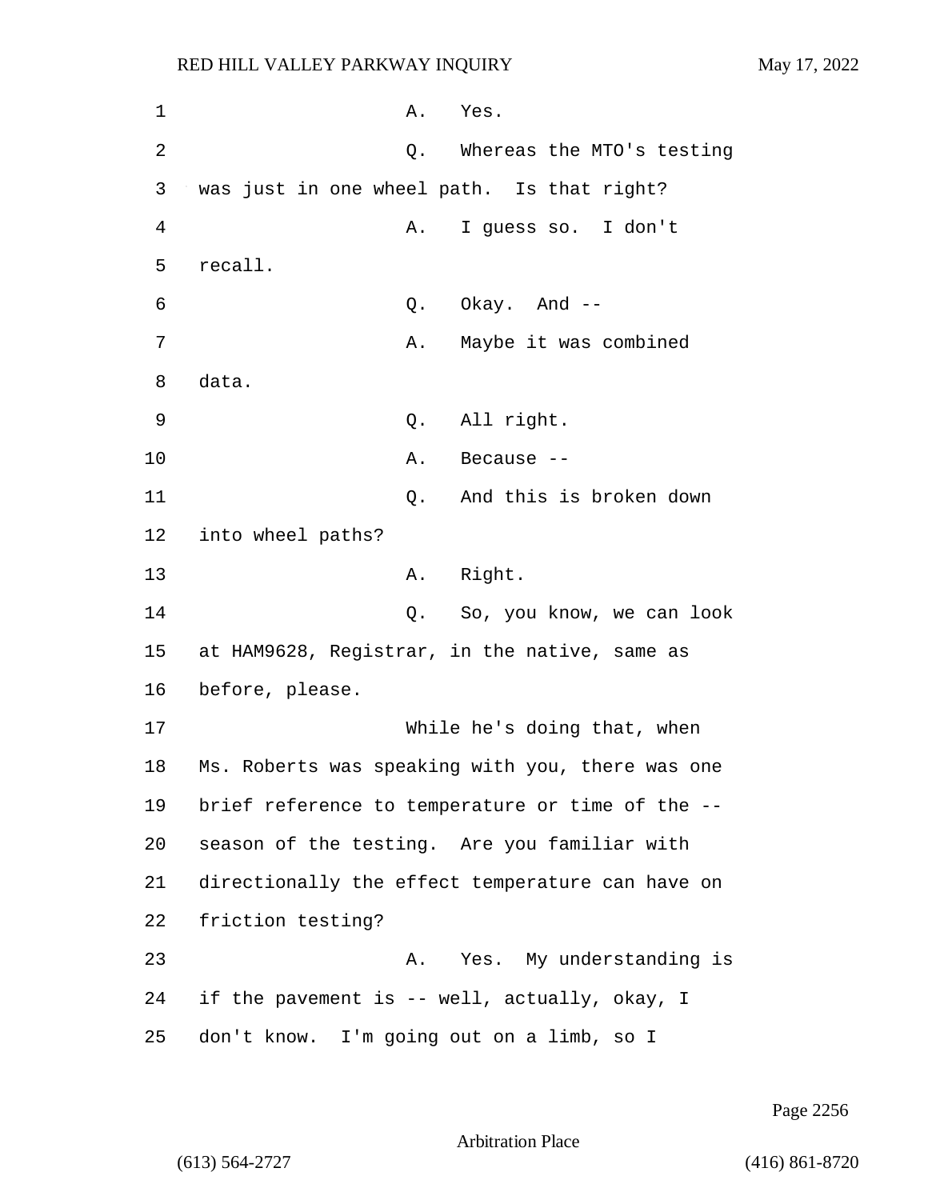A. Yes.

Q. Whereas the MTO's testing was just in one wheel path. Is that right?

A. I guess so. I don't recall.

Q. Okay. And --

A. Maybe it was combined data.

Q. All right.

A. Because --

Q. And this is broken down into wheel paths?

A. Right.

Q. So, you know, we can look at HAM9628, Registrar, in the native, same as before, please.

While he's doing that, when Ms. Roberts was speaking with you, there was one brief reference to temperature or time of the -- season of the testing. Are you familiar with directionally the effect temperature can have on friction testing?

A. Yes. My understanding is if the pavement is -- well, actually, okay, I don't know. I'm going out on a limb, so I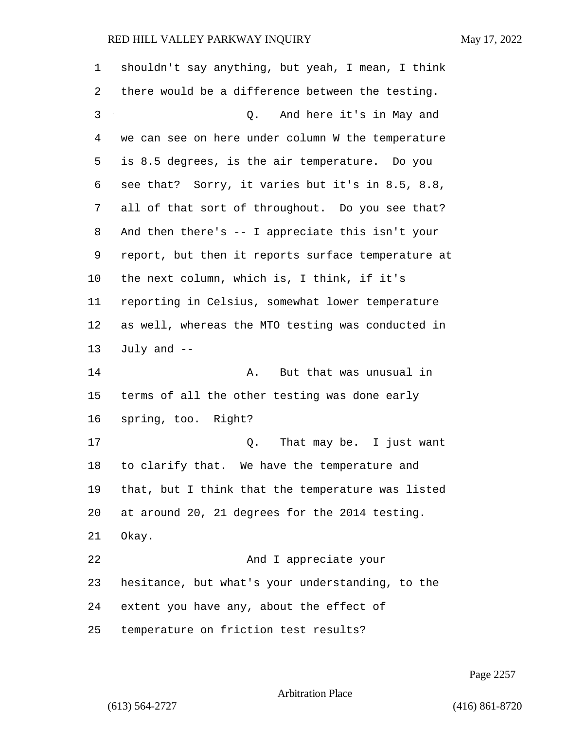shouldn't say anything, but yeah, I mean, I think there would be a difference between the testing.

Q. And here it's in May and we can see on here under column W the temperature is 8.5 degrees, is the air temperature. Do you see that? Sorry, it varies but it's in 8.5, 8.8, all of that sort of throughout. Do you see that? And then there's -- I appreciate this isn't your report, but then it reports surface temperature at the next column, which is, I think, if it's reporting in Celsius, somewhat lower temperature as well, whereas the MTO testing was conducted in July and --

A. But that was unusual in terms of all the other testing was done early spring, too. Right?

Q. That may be. I just want to clarify that. We have the temperature and that, but I think that the temperature was listed at around 20, 21 degrees for the 2014 testing. Okay.

And I appreciate your hesitance, but what's your understanding, to the extent you have any, about the effect of temperature on friction test results?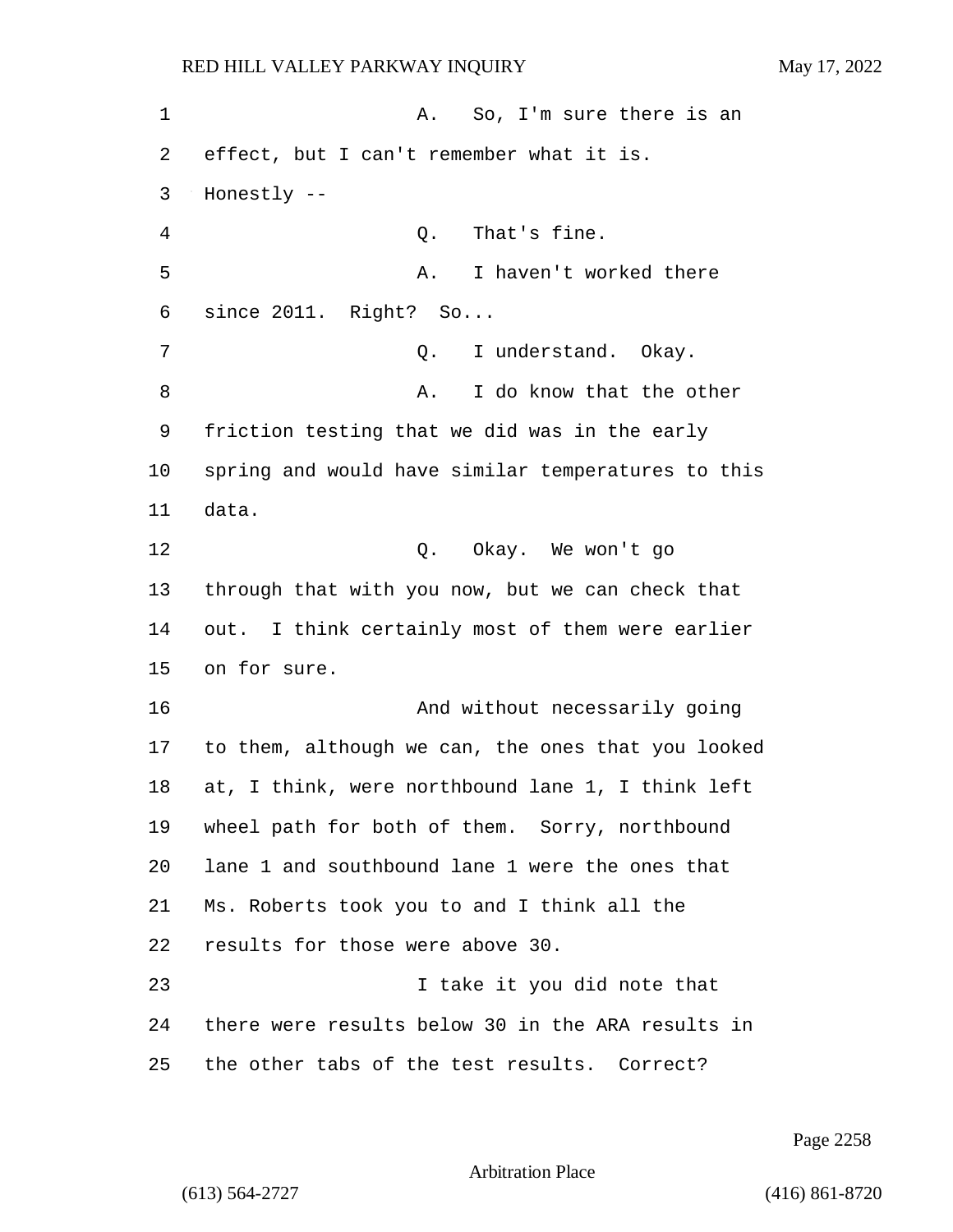A. So, I'm sure there is an effect, but I can't remember what it is. Honestly --

Q. That's fine.

A. I haven't worked there since 2011. Right? So...

Q. I understand. Okay.

A. I do know that the other friction testing that we did was in the early spring and would have similar temperatures to this data.

Q. Okay. We won't go through that with you now, but we can check that out. I think certainly most of them were earlier on for sure.

And without necessarily going to them, although we can, the ones that you looked at, I think, were northbound lane 1, I think left wheel path for both of them. Sorry, northbound lane 1 and southbound lane 1 were the ones that Ms. Roberts took you to and I think all the results for those were above 30.

I take it you did note that there were results below 30 in the ARA results in the other tabs of the test results. Correct?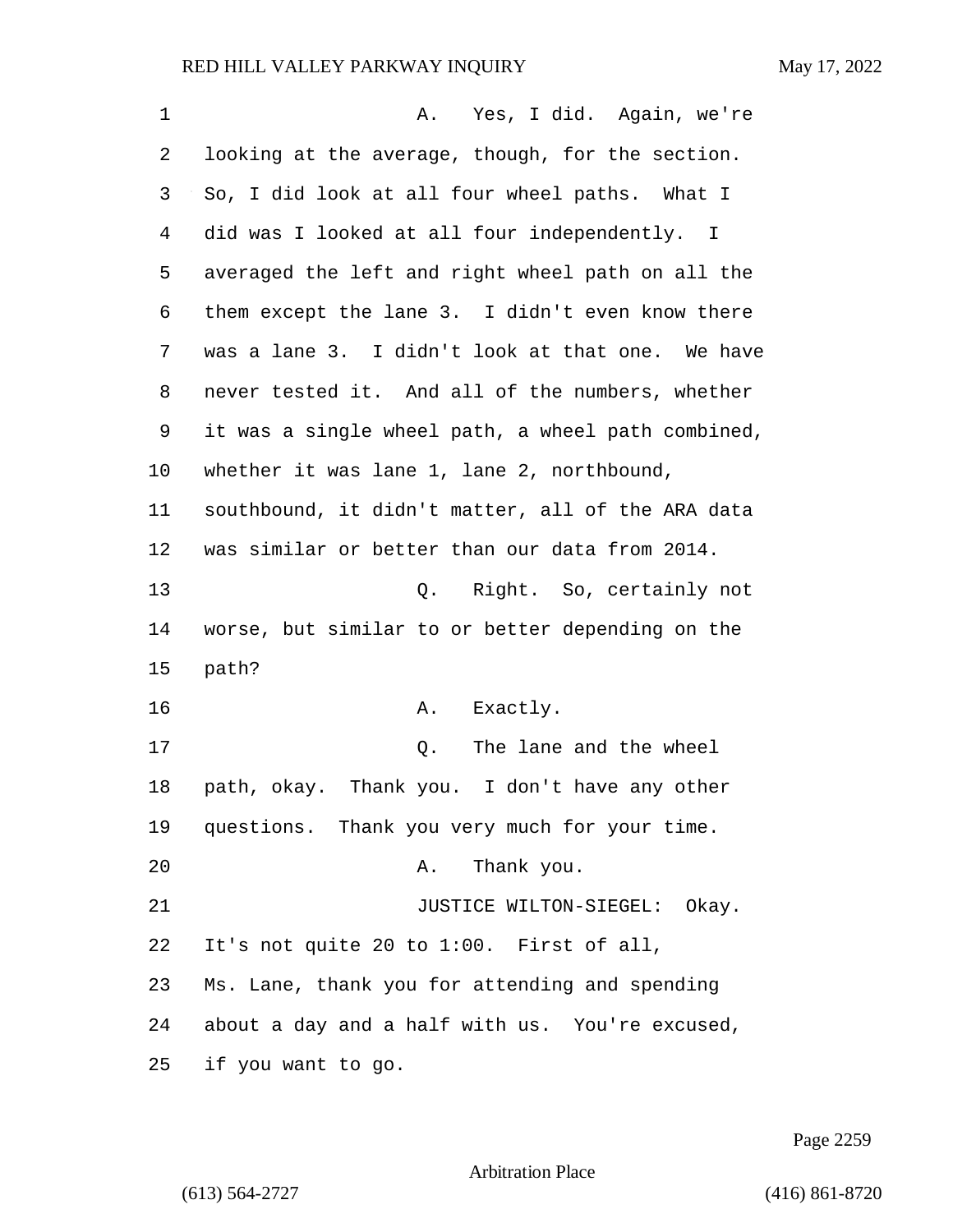A. Yes, I did. Again, we're looking at the average, though, for the section. So, I did look at all four wheel paths. What I did was I looked at all four independently. I averaged the left and right wheel path on all the them except the lane 3. I didn't even know there was a lane 3. I didn't look at that one. We have never tested it. And all of the numbers, whether it was a single wheel path, a wheel path combined, whether it was lane 1, lane 2, northbound, southbound, it didn't matter, all of the ARA data was similar or better than our data from 2014.

Q. Right. So, certainly not worse, but similar to or better depending on the path?

A. Exactly.

Q. The lane and the wheel path, okay. Thank you. I don't have any other questions. Thank you very much for your time.

A. Thank you.

JUSTICE WILTON-SIEGEL: Okay. It's not quite 20 to 1:00. First of all, Ms. Lane, thank you for attending and spending about a day and a half with us. You're excused, if you want to go.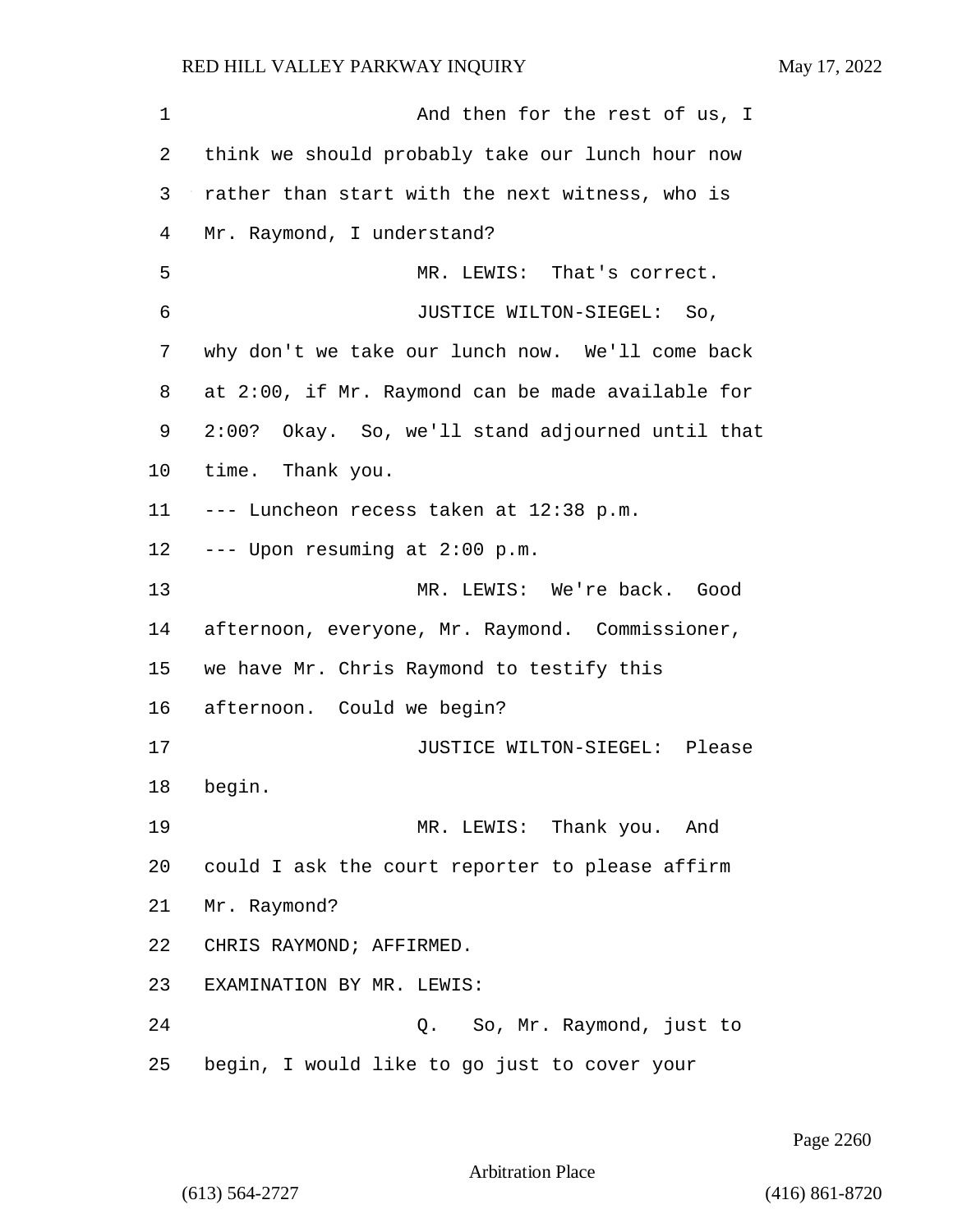And then for the rest of us, I think we should probably take our lunch hour now rather than start with the next witness, who is Mr. Raymond, I understand?

MR. LEWIS: That's correct.

JUSTICE WILTON-SIEGEL: So, why don't we take our lunch now. We'll come back at 2:00, if Mr. Raymond can be made available for 2:00? Okay. So, we'll stand adjourned until that time. Thank you.

--- Luncheon recess taken at 12:38 p.m.

--- Upon resuming at 2:00 p.m.

MR. LEWIS: We're back. Good afternoon, everyone, Mr. Raymond. Commissioner, we have Mr. Chris Raymond to testify this afternoon. Could we begin?

JUSTICE WILTON-SIEGEL: Please begin.

MR. LEWIS: Thank you. And could I ask the court reporter to please affirm Mr. Raymond?

CHRIS RAYMOND; AFFIRMED.

EXAMINATION BY MR. LEWIS:

Q. So, Mr. Raymond, just to begin, I would like to go just to cover your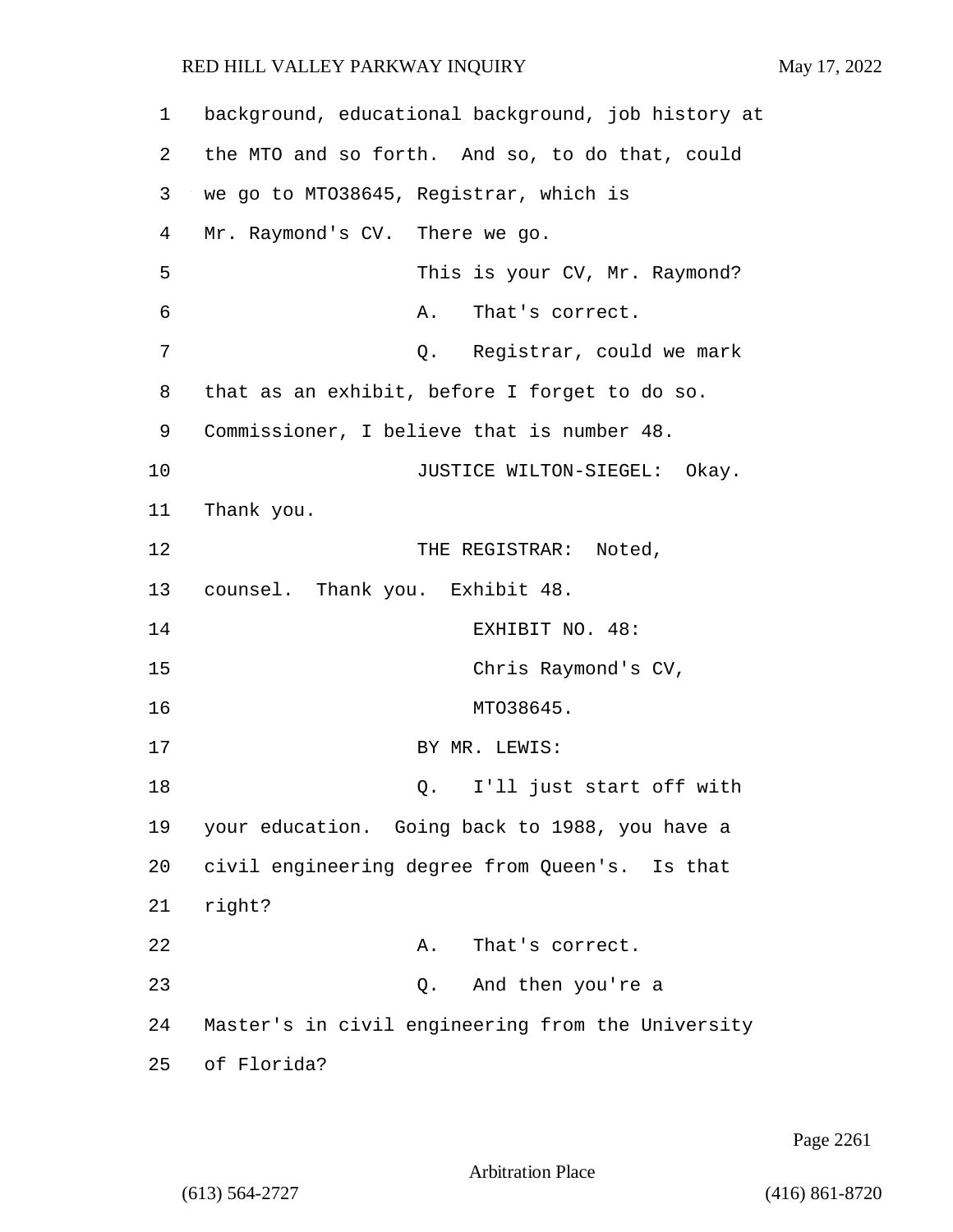background, educational background, job history at the MTO and so forth. And so, to do that, could we go to MTO38645, Registrar, which is Mr. Raymond's CV. There we go.

This is your CV, Mr. Raymond?

A. That's correct.

Q. Registrar, could we mark that as an exhibit, before I forget to do so. Commissioner, I believe that is number 48.

JUSTICE WILTON-SIEGEL: Okay. Thank you.

THE REGISTRAR: Noted, counsel. Thank you. Exhibit 48.

EXHIBIT NO. 48:
Chris Raymond's CV,
MTO38645.

BY MR. LEWIS:

Q. I'll just start off with your education. Going back to 1988, you have a civil engineering degree from Queen's. Is that right?

A. That's correct.

Q. And then you're a Master's in civil engineering from the University of Florida?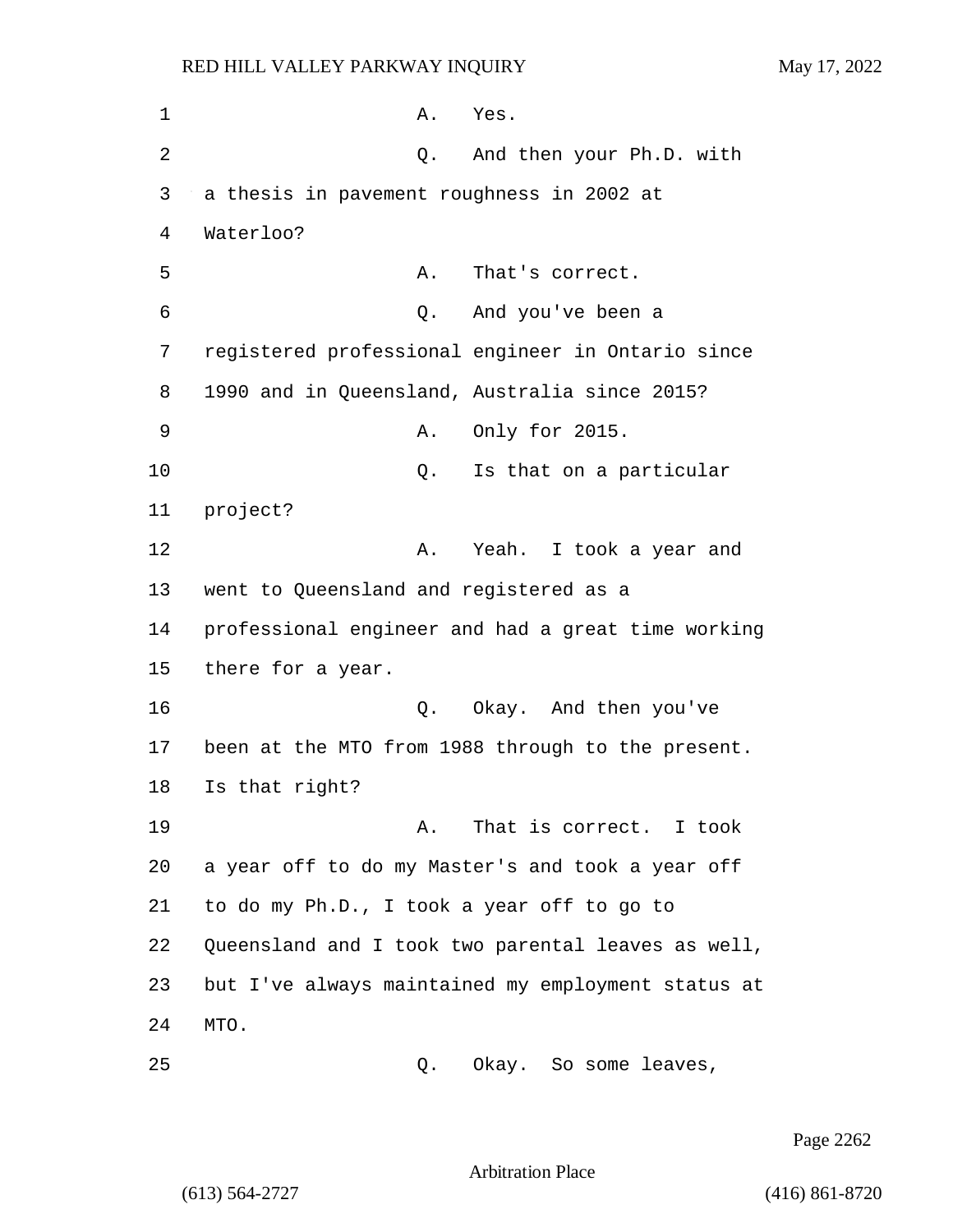A. Yes.

Q. And then your Ph.D. with a thesis in pavement roughness in 2002 at Waterloo?

A. That's correct.

Q. And you've been a registered professional engineer in Ontario since 1990 and in Queensland, Australia since 2015?

A. Only for 2015.

Q. Is that on a particular project?

A. Yeah. I took a year and went to Queensland and registered as a professional engineer and had a great time working there for a year.

Q. Okay. And then you've been at the MTO from 1988 through to the present. Is that right?

A. That is correct. I took a year off to do my Master's and took a year off to do my Ph.D., I took a year off to go to Queensland and I took two parental leaves as well, but I've always maintained my employment status at MTO.

Q. Okay. So some leaves,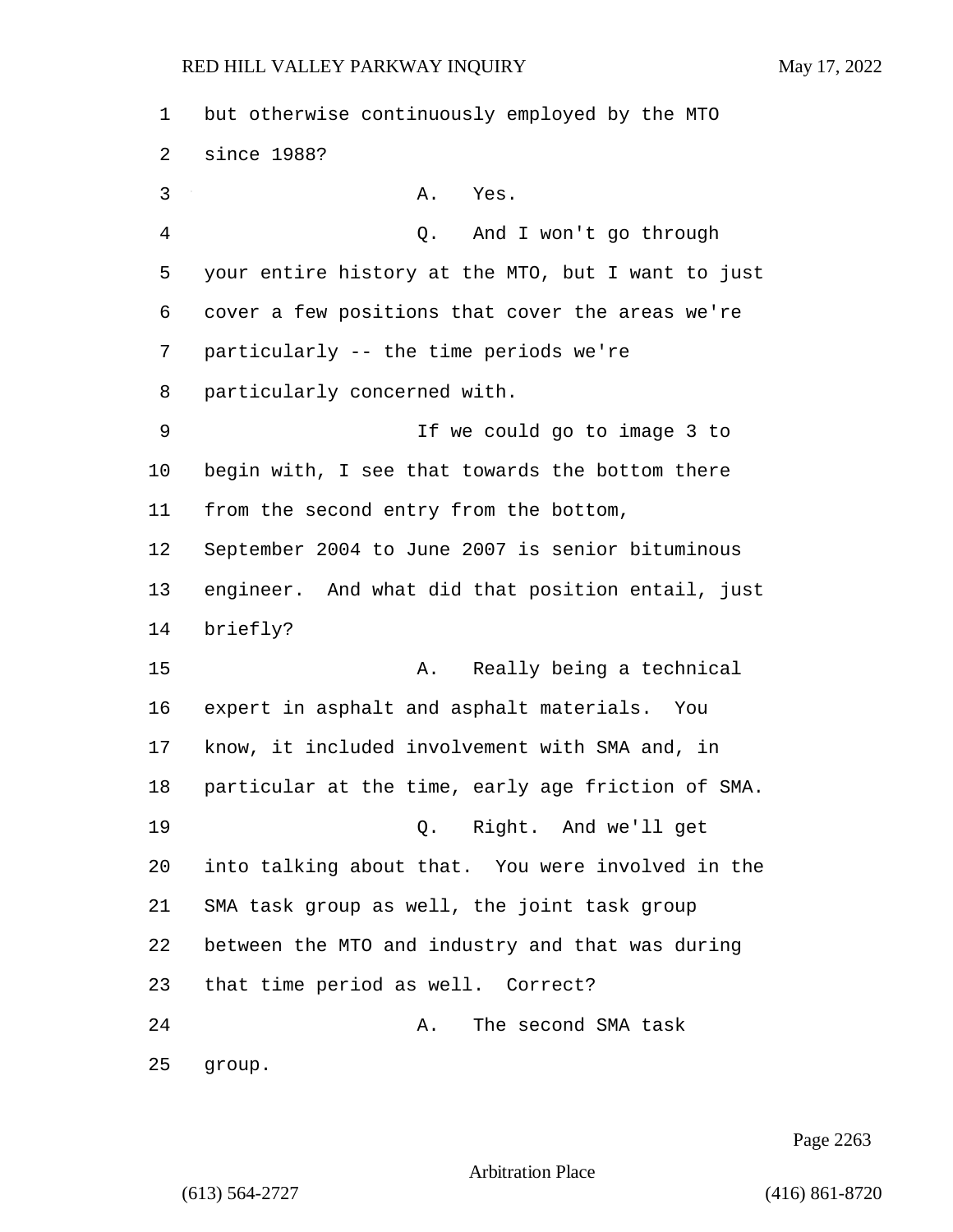but otherwise continuously employed by the MTO since 1988?

A. Yes.

Q. And I won't go through your entire history at the MTO, but I want to just cover a few positions that cover the areas we're particularly -- the time periods we're particularly concerned with.

If we could go to image 3 to begin with, I see that towards the bottom there from the second entry from the bottom, September 2004 to June 2007 is senior bituminous engineer. And what did that position entail, just briefly?

A. Really being a technical expert in asphalt and asphalt materials. You know, it included involvement with SMA and, in particular at the time, early age friction of SMA.

Q. Right. And we'll get into talking about that. You were involved in the SMA task group as well, the joint task group between the MTO and industry and that was during that time period as well. Correct?

A. The second SMA task group.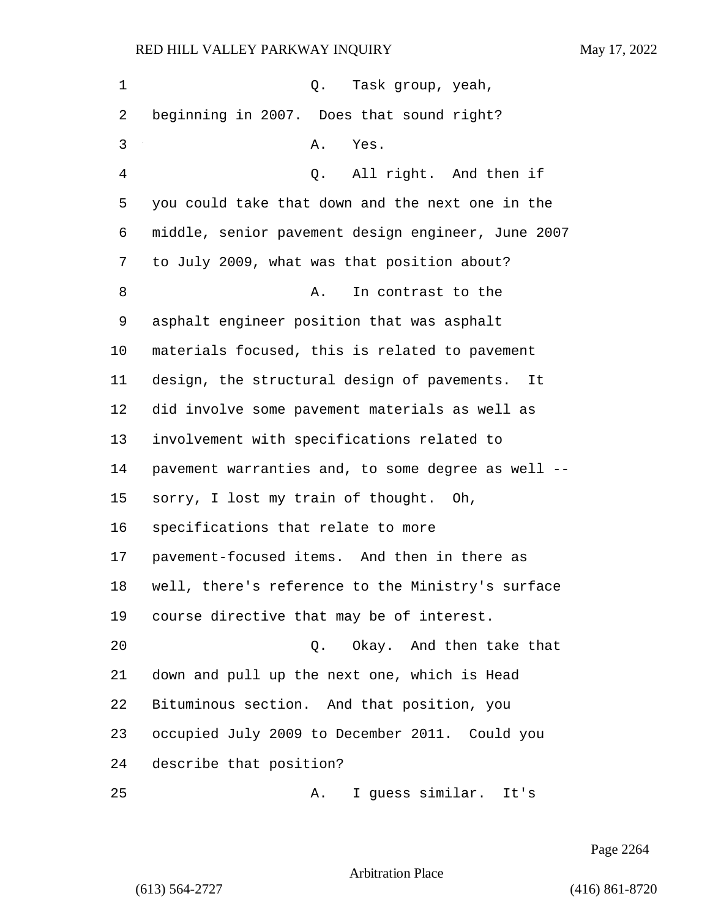1 Q. Task group, yeah,
2 beginning in 2007. Does that sound right?
3 A. Yes.
4 Q. All right. And then if
5 you could take that down and the next one in the
6 middle, senior pavement design engineer, June 2007
7 to July 2009, what was that position about?
8 A. In contrast to the
9 asphalt engineer position that was asphalt
10 materials focused, this is related to pavement
11 design, the structural design of pavements. It
12 did involve some pavement materials as well as
13 involvement with specifications related to
14 pavement warranties and, to some degree as well --
15 sorry, I lost my train of thought. Oh,
16 specifications that relate to more
17 pavement-focused items. And then in there as
18 well, there's reference to the Ministry's surface
19 course directive that may be of interest.
20 Q. Okay. And then take that
21 down and pull up the next one, which is Head
22 Bituminous section. And that position, you
23 occupied July 2009 to December 2011. Could you
24 describe that position?
25 A. I guess similar. It's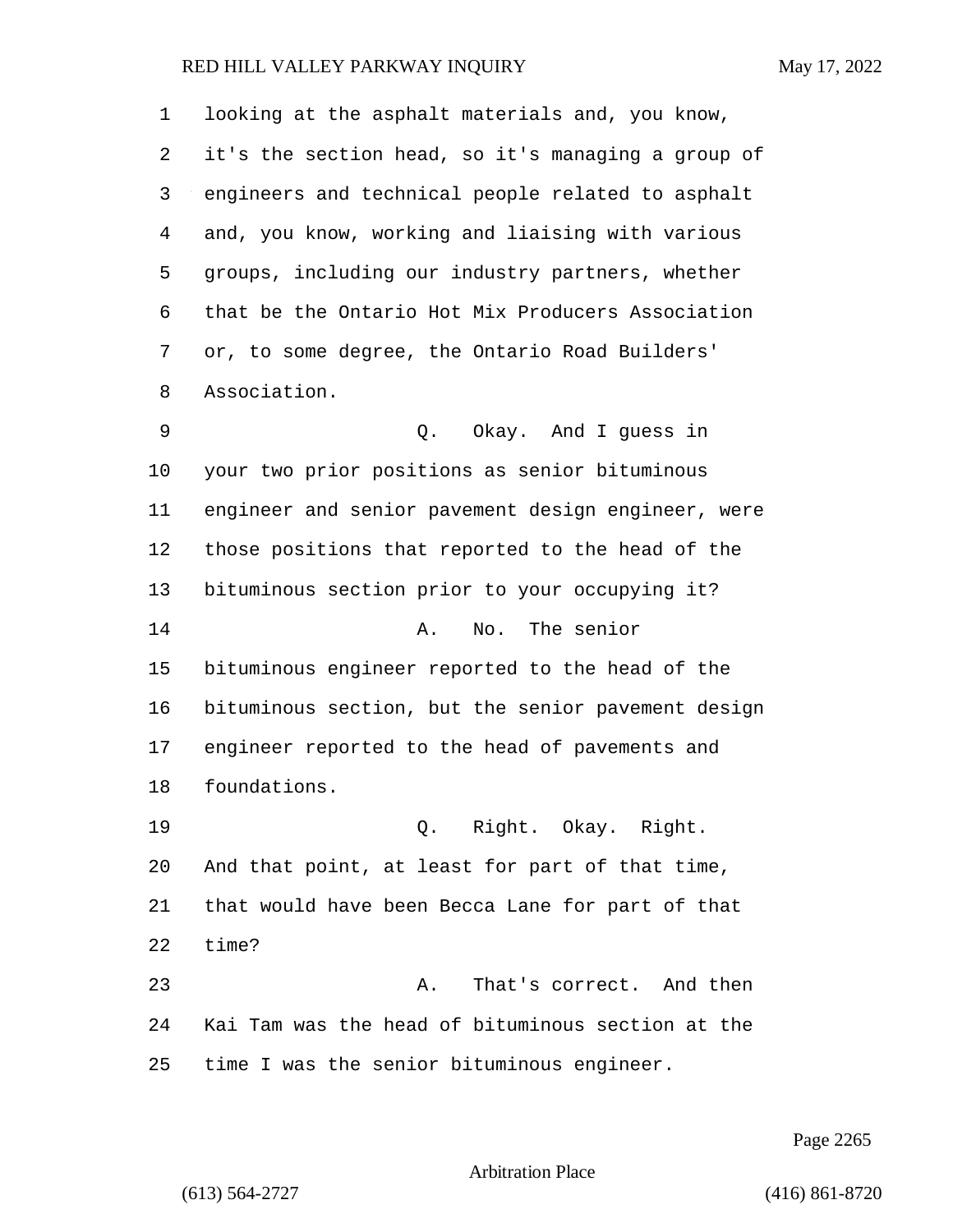looking at the asphalt materials and, you know, it's the section head, so it's managing a group of engineers and technical people related to asphalt and, you know, working and liaising with various groups, including our industry partners, whether that be the Ontario Hot Mix Producers Association or, to some degree, the Ontario Road Builders' Association.

Q. Okay. And I guess in your two prior positions as senior bituminous engineer and senior pavement design engineer, were those positions that reported to the head of the bituminous section prior to your occupying it?

A. No. The senior bituminous engineer reported to the head of the bituminous section, but the senior pavement design engineer reported to the head of pavements and foundations.

Q. Right. Okay. Right. And that point, at least for part of that time, that would have been Becca Lane for part of that time?

A. That's correct. And then Kai Tam was the head of bituminous section at the time I was the senior bituminous engineer.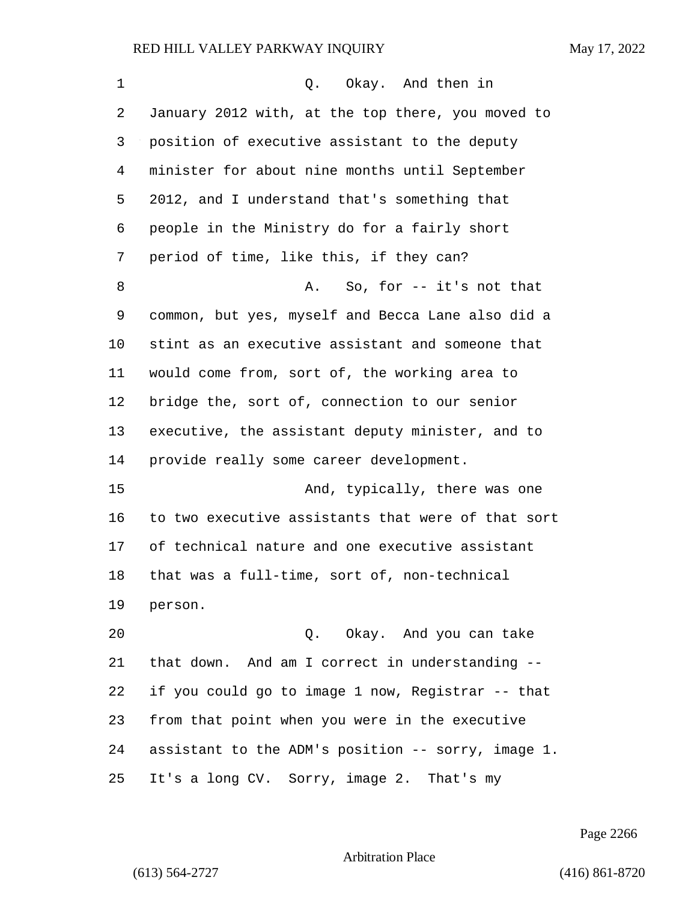Q. Okay. And then in January 2012 with, at the top there, you moved to position of executive assistant to the deputy minister for about nine months until September 2012, and I understand that's something that people in the Ministry do for a fairly short period of time, like this, if they can?

A. So, for -- it's not that common, but yes, myself and Becca Lane also did a stint as an executive assistant and someone that would come from, sort of, the working area to bridge the, sort of, connection to our senior executive, the assistant deputy minister, and to provide really some career development.

And, typically, there was one to two executive assistants that were of that sort of technical nature and one executive assistant that was a full-time, sort of, non-technical person.

Q. Okay. And you can take that down. And am I correct in understanding -- if you could go to image 1 now, Registrar -- that from that point when you were in the executive assistant to the ADM's position -- sorry, image 1. It's a long CV. Sorry, image 2. That's my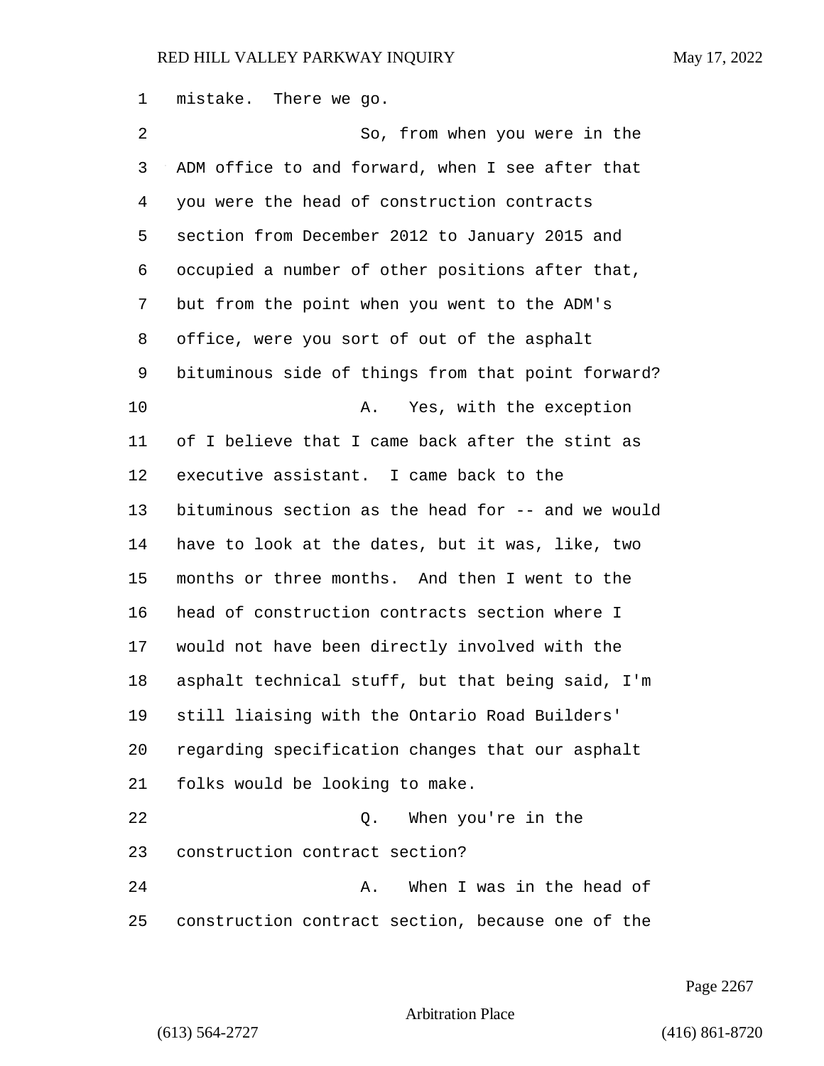mistake. There we go.

So, from when you were in the ADM office to and forward, when I see after that you were the head of construction contracts section from December 2012 to January 2015 and occupied a number of other positions after that, but from the point when you went to the ADM's office, were you sort of out of the asphalt bituminous side of things from that point forward?

A. Yes, with the exception of I believe that I came back after the stint as executive assistant. I came back to the bituminous section as the head for -- and we would have to look at the dates, but it was, like, two months or three months. And then I went to the head of construction contracts section where I would not have been directly involved with the asphalt technical stuff, but that being said, I'm still liaising with the Ontario Road Builders' regarding specification changes that our asphalt folks would be looking to make.

Q. When you're in the construction contract section?

A. When I was in the head of construction contract section, because one of the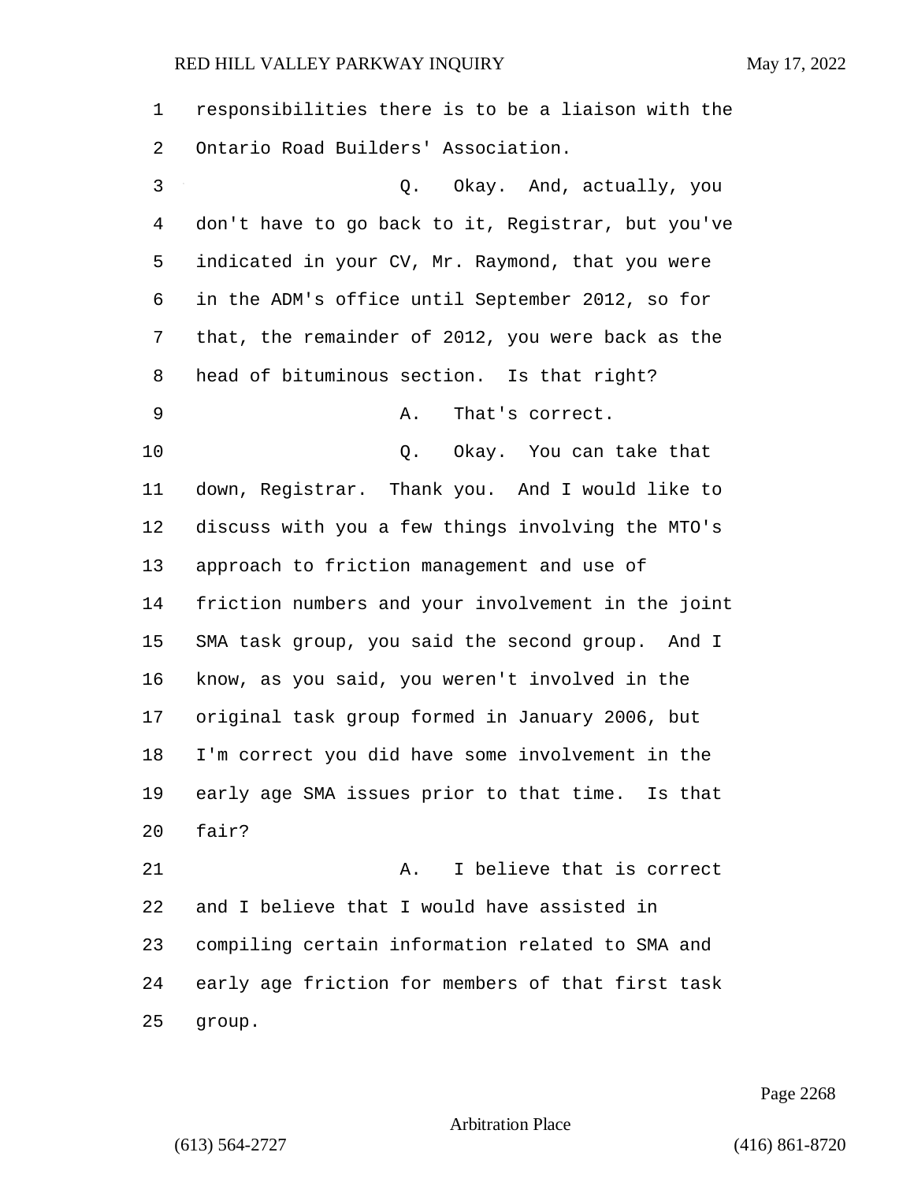responsibilities there is to be a liaison with the Ontario Road Builders' Association.

Q. Okay. And, actually, you don't have to go back to it, Registrar, but you've indicated in your CV, Mr. Raymond, that you were in the ADM's office until September 2012, so for that, the remainder of 2012, you were back as the head of bituminous section. Is that right?

A. That's correct.

Q. Okay. You can take that down, Registrar. Thank you. And I would like to discuss with you a few things involving the MTO's approach to friction management and use of friction numbers and your involvement in the joint SMA task group, you said the second group. And I know, as you said, you weren't involved in the original task group formed in January 2006, but I'm correct you did have some involvement in the early age SMA issues prior to that time. Is that fair?

A. I believe that is correct and I believe that I would have assisted in compiling certain information related to SMA and early age friction for members of that first task group.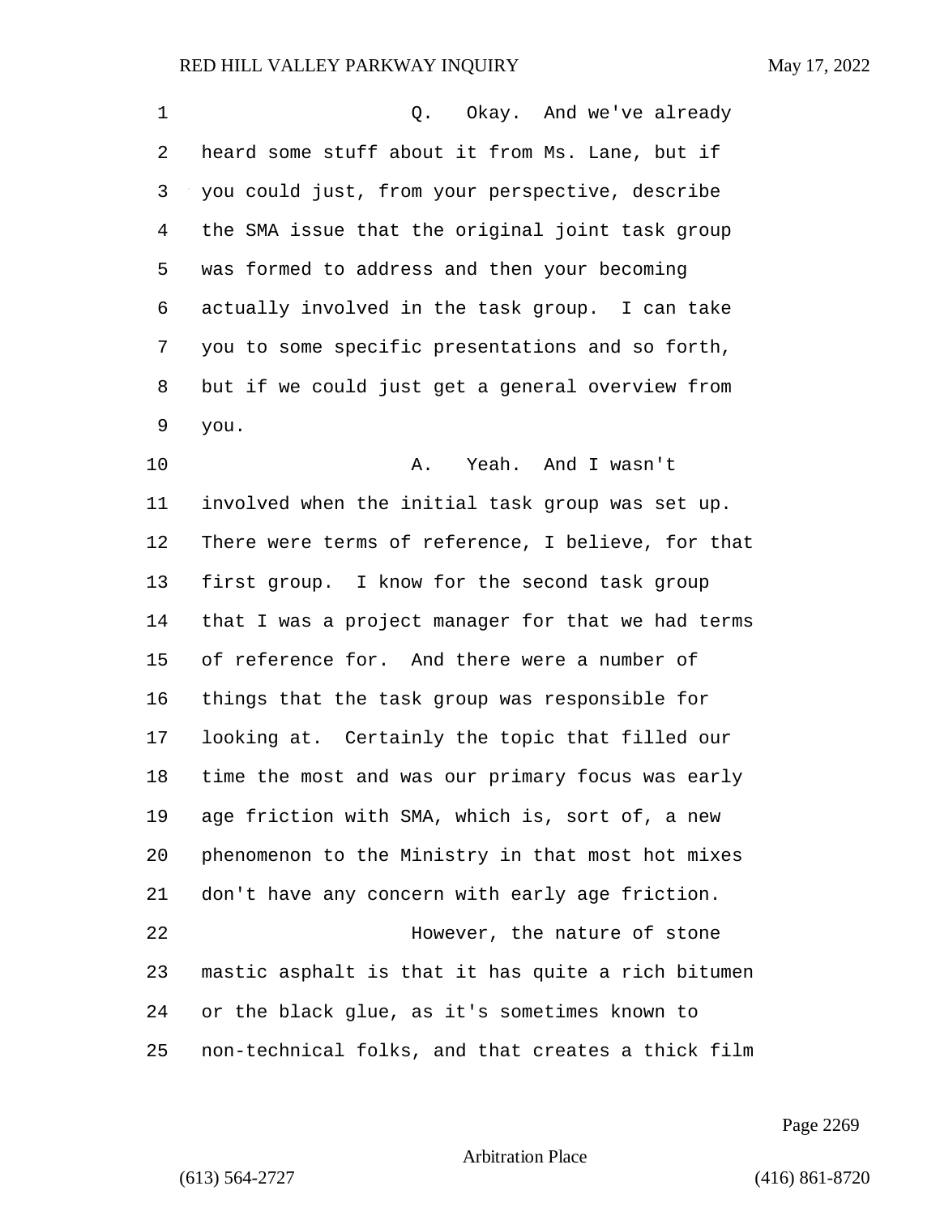Q. Okay. And we've already heard some stuff about it from Ms. Lane, but if you could just, from your perspective, describe the SMA issue that the original joint task group was formed to address and then your becoming actually involved in the task group. I can take you to some specific presentations and so forth, but if we could just get a general overview from you.

A. Yeah. And I wasn't involved when the initial task group was set up. There were terms of reference, I believe, for that first group. I know for the second task group that I was a project manager for that we had terms of reference for. And there were a number of things that the task group was responsible for looking at. Certainly the topic that filled our time the most and was our primary focus was early age friction with SMA, which is, sort of, a new phenomenon to the Ministry in that most hot mixes don't have any concern with early age friction.

However, the nature of stone mastic asphalt is that it has quite a rich bitumen or the black glue, as it's sometimes known to non-technical folks, and that creates a thick film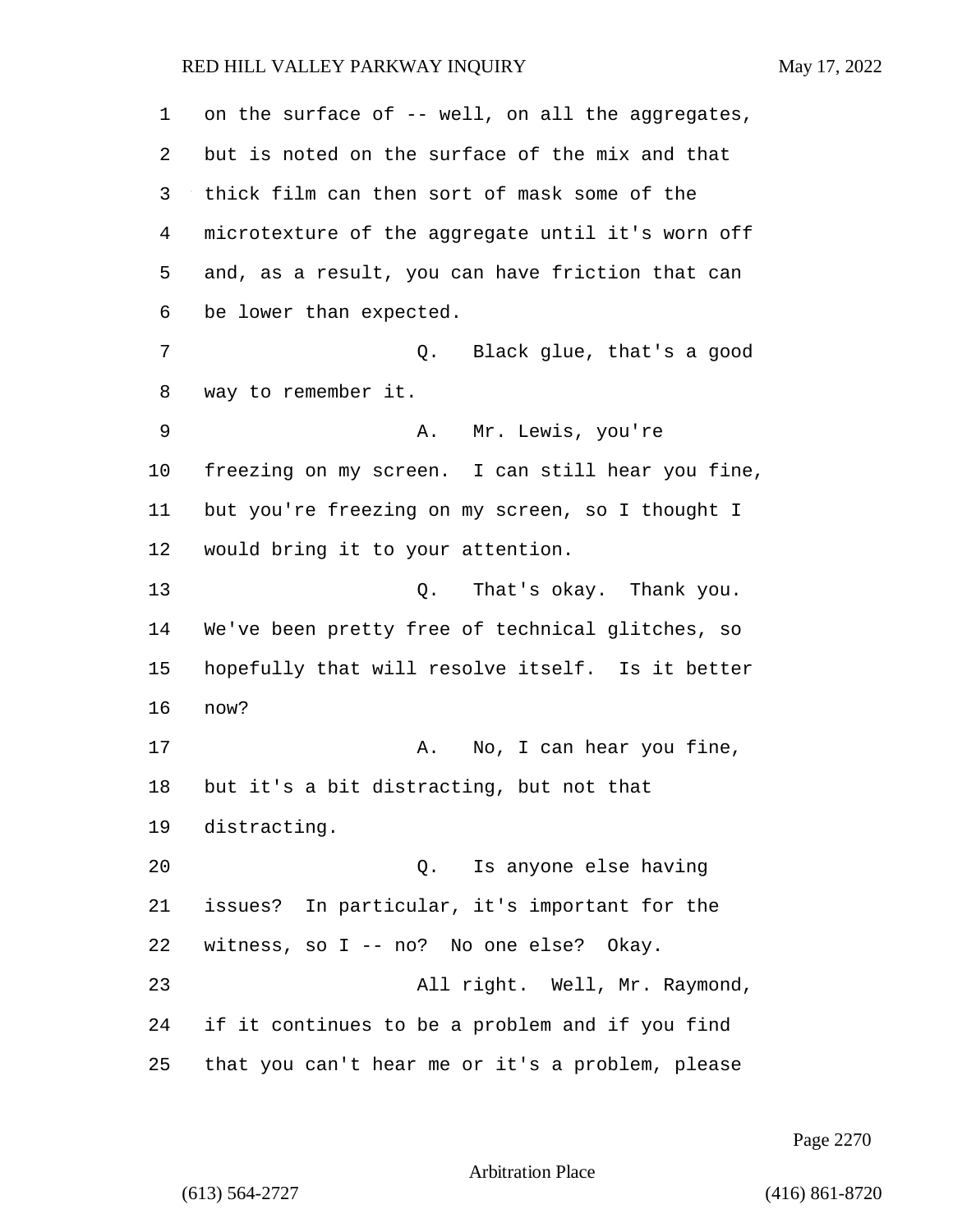on the surface of -- well, on all the aggregates, but is noted on the surface of the mix and that thick film can then sort of mask some of the microtexture of the aggregate until it's worn off and, as a result, you can have friction that can be lower than expected.

Q. Black glue, that's a good way to remember it.

A. Mr. Lewis, you're freezing on my screen. I can still hear you fine, but you're freezing on my screen, so I thought I would bring it to your attention.

Q. That's okay. Thank you. We've been pretty free of technical glitches, so hopefully that will resolve itself. Is it better now?

A. No, I can hear you fine, but it's a bit distracting, but not that distracting.

Q. Is anyone else having issues? In particular, it's important for the witness, so I -- no? No one else? Okay.

All right. Well, Mr. Raymond, if it continues to be a problem and if you find that you can't hear me or it's a problem, please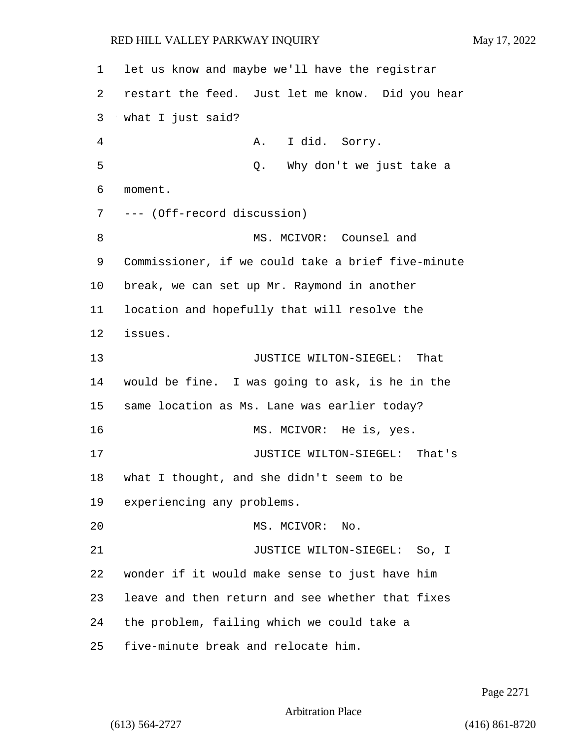let us know and maybe we'll have the registrar restart the feed. Just let me know. Did you hear what I just said?

A. I did. Sorry.

Q. Why don't we just take a moment.

--- (Off-record discussion)

MS. MCIVOR: Counsel and Commissioner, if we could take a brief five-minute break, we can set up Mr. Raymond in another location and hopefully that will resolve the issues.

JUSTICE WILTON-SIEGEL: That would be fine. I was going to ask, is he in the same location as Ms. Lane was earlier today?

MS. MCIVOR: He is, yes.

JUSTICE WILTON-SIEGEL: That's what I thought, and she didn't seem to be experiencing any problems.

MS. MCIVOR: No.

JUSTICE WILTON-SIEGEL: So, I wonder if it would make sense to just have him leave and then return and see whether that fixes the problem, failing which we could take a five-minute break and relocate him.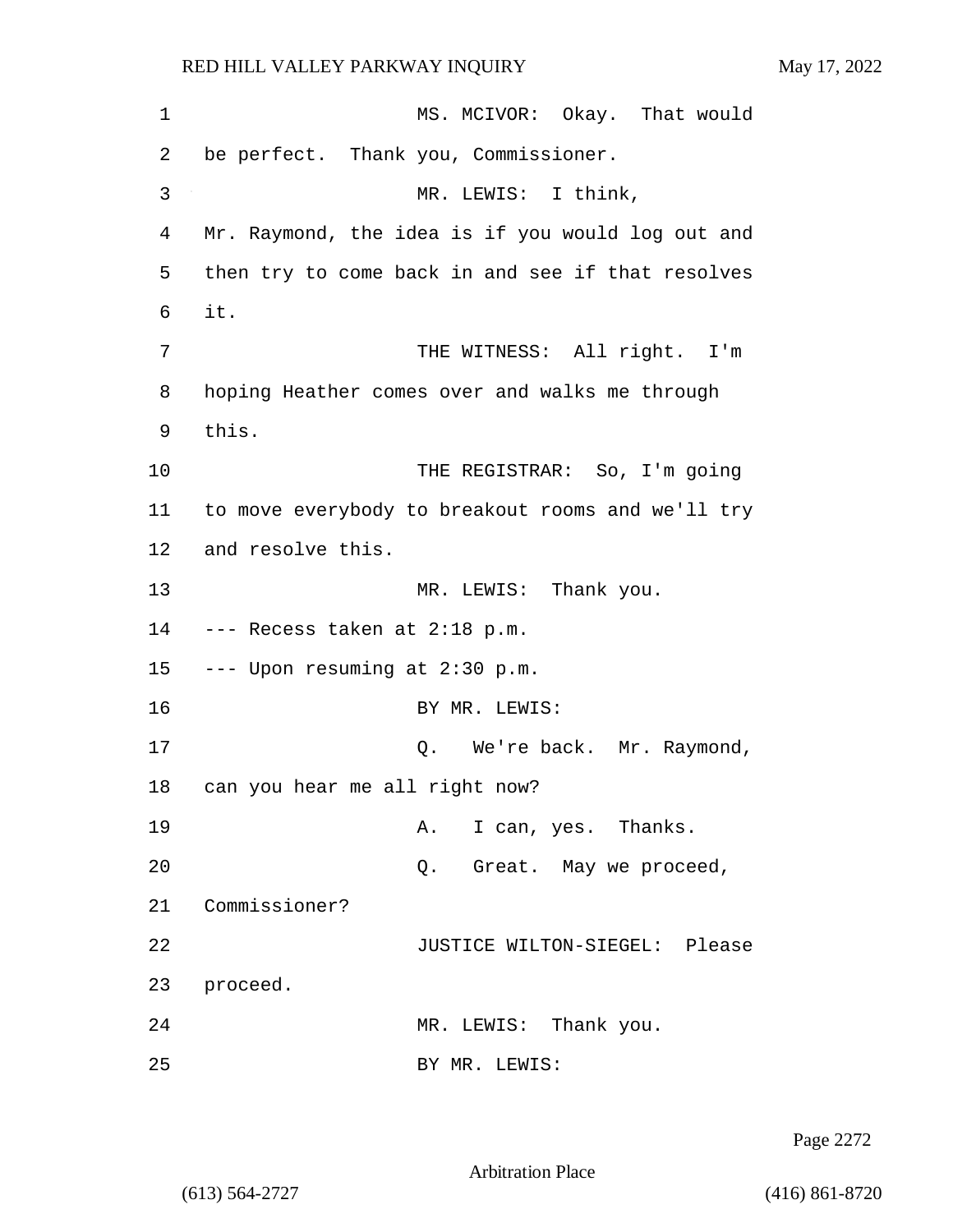MS. MCIVOR: Okay. That would be perfect. Thank you, Commissioner.

MR. LEWIS: I think, Mr. Raymond, the idea is if you would log out and then try to come back in and see if that resolves it.

THE WITNESS: All right. I'm hoping Heather comes over and walks me through this.

THE REGISTRAR: So, I'm going to move everybody to breakout rooms and we'll try and resolve this.

MR. LEWIS: Thank you.

--- Recess taken at 2:18 p.m.

--- Upon resuming at 2:30 p.m.

BY MR. LEWIS:

Q. We're back. Mr. Raymond, can you hear me all right now?

A. I can, yes. Thanks.

Q. Great. May we proceed, Commissioner?

JUSTICE WILTON-SIEGEL: Please proceed.

MR. LEWIS: Thank you.

BY MR. LEWIS: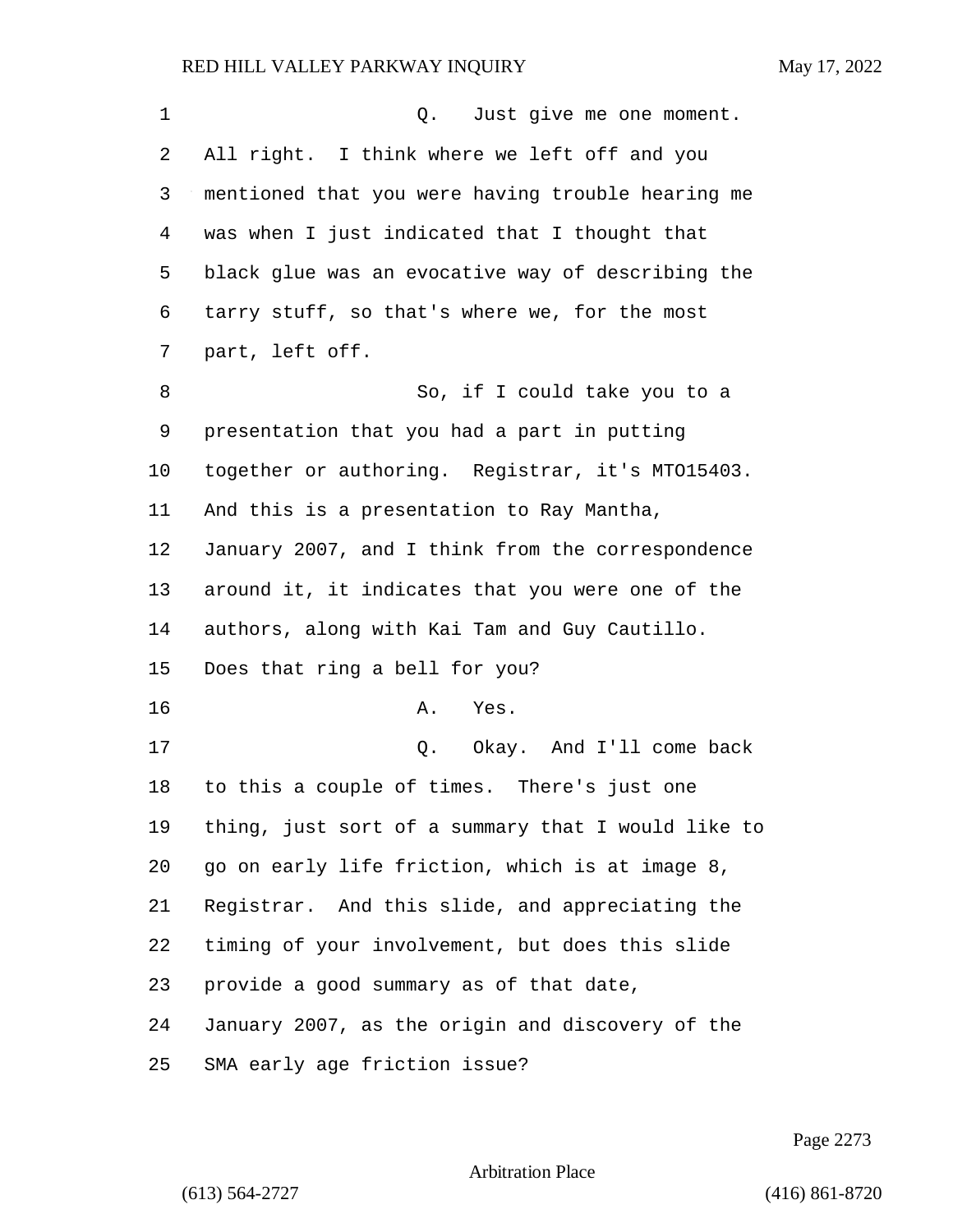Q. Just give me one moment. All right. I think where we left off and you mentioned that you were having trouble hearing me was when I just indicated that I thought that black glue was an evocative way of describing the tarry stuff, so that's where we, for the most part, left off.

So, if I could take you to a presentation that you had a part in putting together or authoring. Registrar, it's MTO15403. And this is a presentation to Ray Mantha, January 2007, and I think from the correspondence around it, it indicates that you were one of the authors, along with Kai Tam and Guy Cautillo. Does that ring a bell for you?

A. Yes.

Q. Okay. And I'll come back to this a couple of times. There's just one thing, just sort of a summary that I would like to go on early life friction, which is at image 8, Registrar. And this slide, and appreciating the timing of your involvement, but does this slide provide a good summary as of that date, January 2007, as the origin and discovery of the SMA early age friction issue?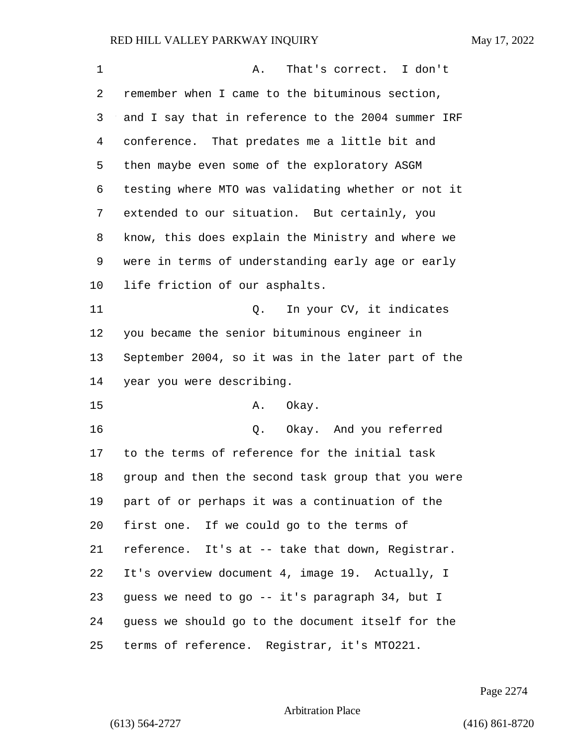A. That's correct. I don't remember when I came to the bituminous section, and I say that in reference to the 2004 summer IRF conference. That predates me a little bit and then maybe even some of the exploratory ASGM testing where MTO was validating whether or not it extended to our situation. But certainly, you know, this does explain the Ministry and where we were in terms of understanding early age or early life friction of our asphalts.

Q. In your CV, it indicates you became the senior bituminous engineer in September 2004, so it was in the later part of the year you were describing.

A. Okay.

Q. Okay. And you referred to the terms of reference for the initial task group and then the second task group that you were part of or perhaps it was a continuation of the first one. If we could go to the terms of reference. It's at -- take that down, Registrar. It's overview document 4, image 19. Actually, I guess we need to go -- it's paragraph 34, but I guess we should go to the document itself for the terms of reference. Registrar, it's MTO221.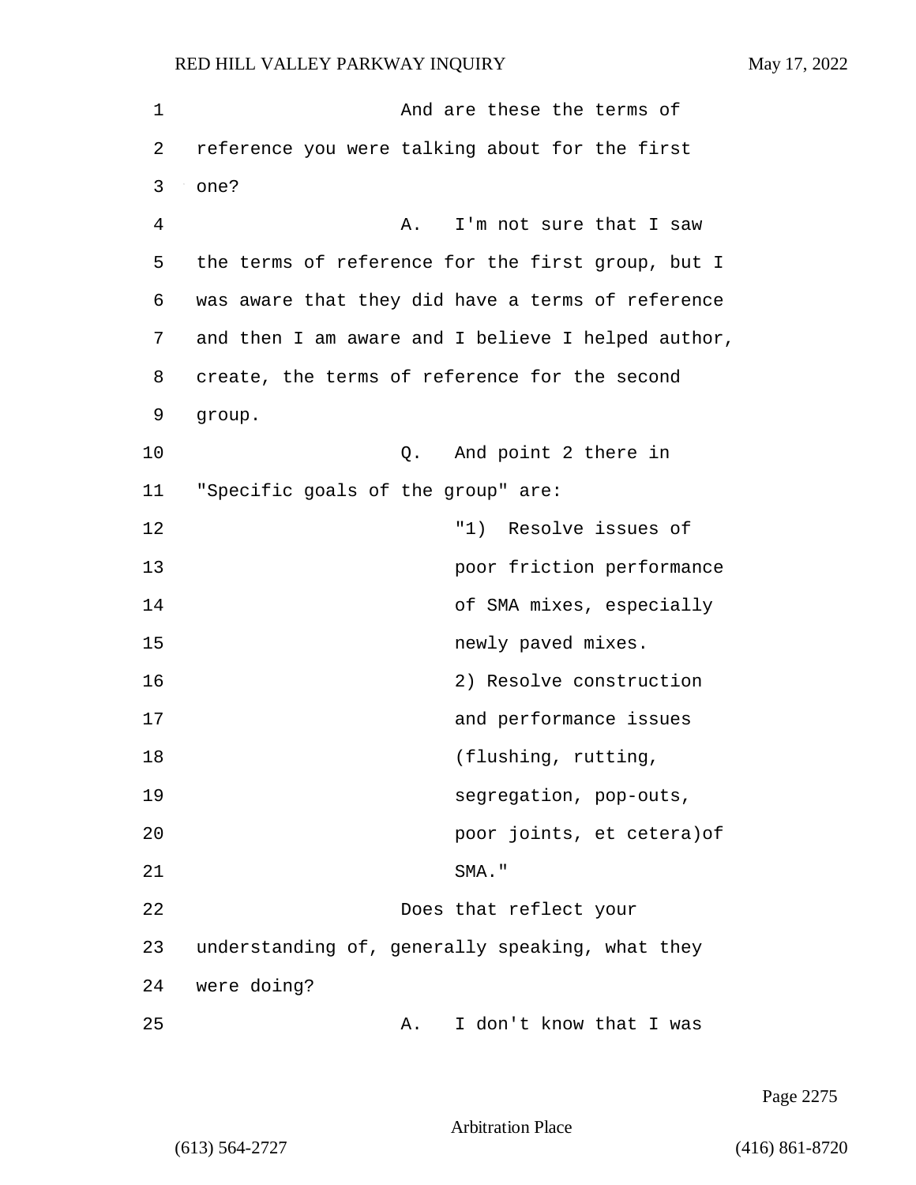And are these the terms of reference you were talking about for the first one?

A. I'm not sure that I saw the terms of reference for the first group, but I was aware that they did have a terms of reference and then I am aware and I believe I helped author, create, the terms of reference for the second group.

Q. And point 2 there in "Specific goals of the group" are:

> "1) Resolve issues of poor friction performance of SMA mixes, especially newly paved mixes.
>
> 2) Resolve construction and performance issues (flushing, rutting, segregation, pop-outs, poor joints, et cetera)of SMA."

Does that reflect your understanding of, generally speaking, what they were doing?

A. I don't know that I was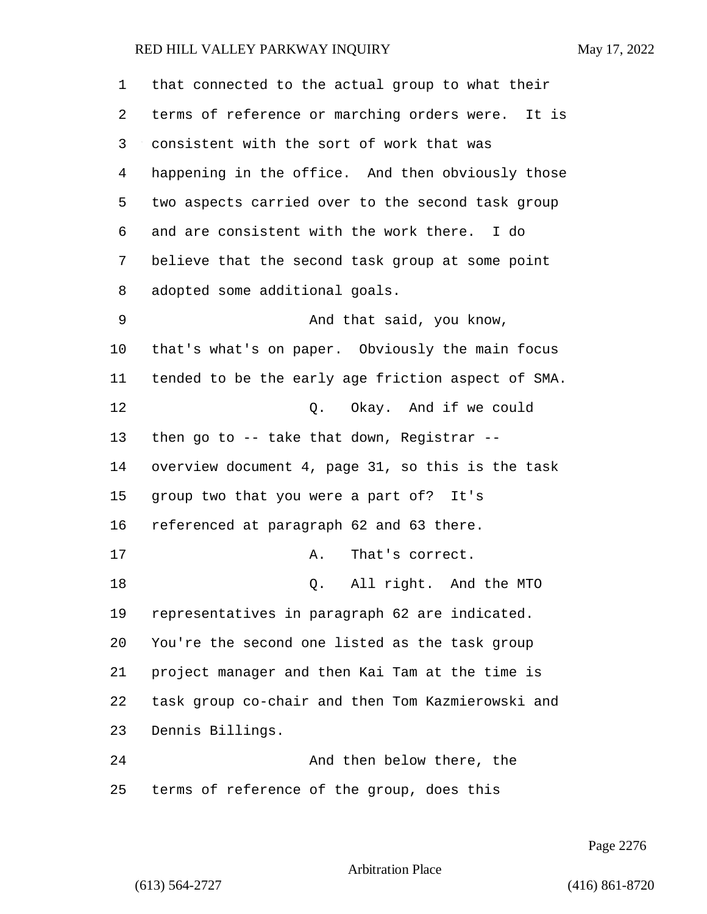that connected to the actual group to what their terms of reference or marching orders were. It is consistent with the sort of work that was happening in the office. And then obviously those two aspects carried over to the second task group and are consistent with the work there. I do believe that the second task group at some point adopted some additional goals.

And that said, you know, that's what's on paper. Obviously the main focus tended to be the early age friction aspect of SMA.

Q. Okay. And if we could then go to -- take that down, Registrar -- overview document 4, page 31, so this is the task group two that you were a part of? It's referenced at paragraph 62 and 63 there.

A. That's correct.

Q. All right. And the MTO representatives in paragraph 62 are indicated. You're the second one listed as the task group project manager and then Kai Tam at the time is task group co-chair and then Tom Kazmierowski and Dennis Billings.

And then below there, the terms of reference of the group, does this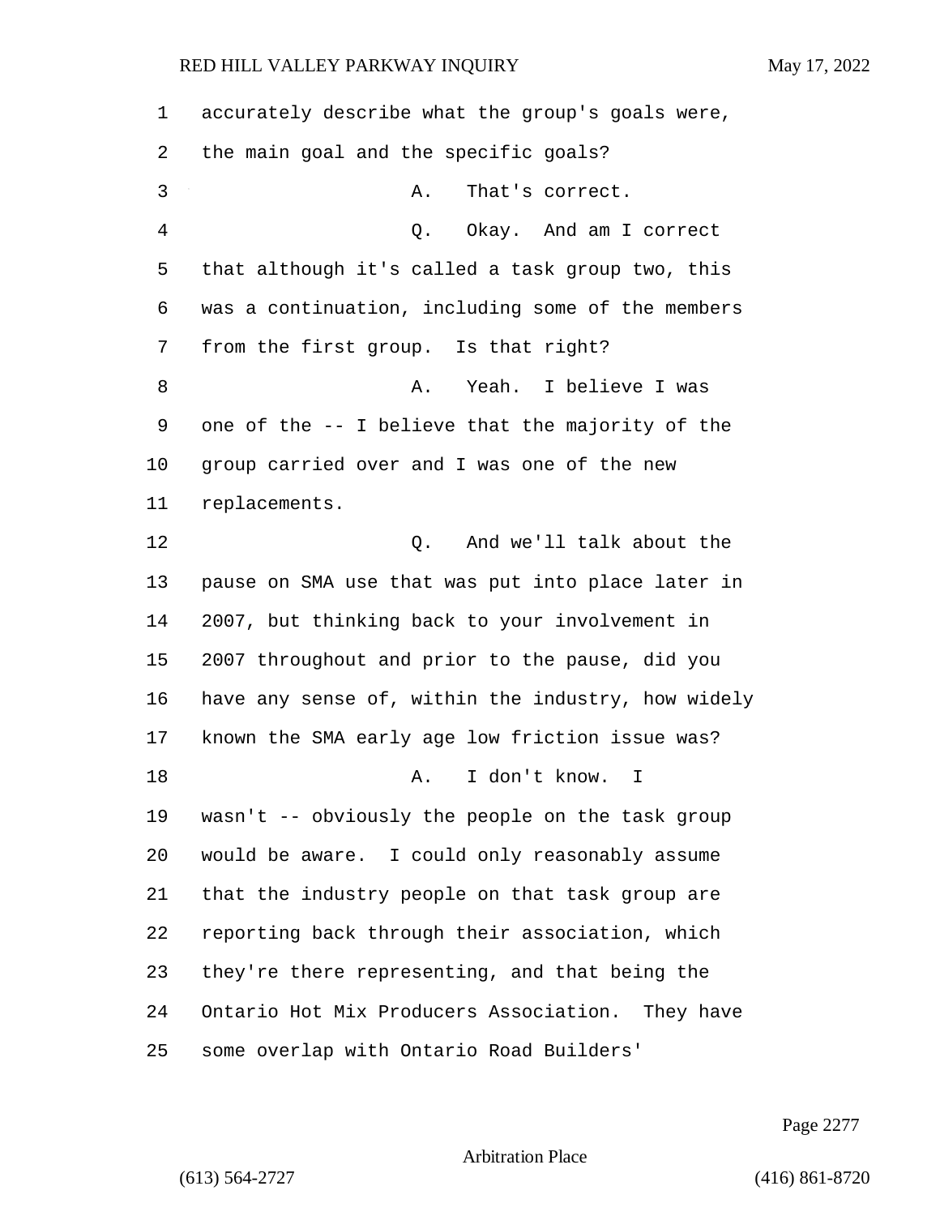1 accurately describe what the group's goals were,
2 the main goal and the specific goals?

3 A. That's correct.

4 Q. Okay. And am I correct
5 that although it's called a task group two, this
6 was a continuation, including some of the members
7 from the first group. Is that right?

8 A. Yeah. I believe I was
9 one of the -- I believe that the majority of the
10 group carried over and I was one of the new
11 replacements.

12 Q. And we'll talk about the
13 pause on SMA use that was put into place later in
14 2007, but thinking back to your involvement in
15 2007 throughout and prior to the pause, did you
16 have any sense of, within the industry, how widely
17 known the SMA early age low friction issue was?

18 A. I don't know. I
19 wasn't -- obviously the people on the task group
20 would be aware. I could only reasonably assume
21 that the industry people on that task group are
22 reporting back through their association, which
23 they're there representing, and that being the
24 Ontario Hot Mix Producers Association. They have
25 some overlap with Ontario Road Builders'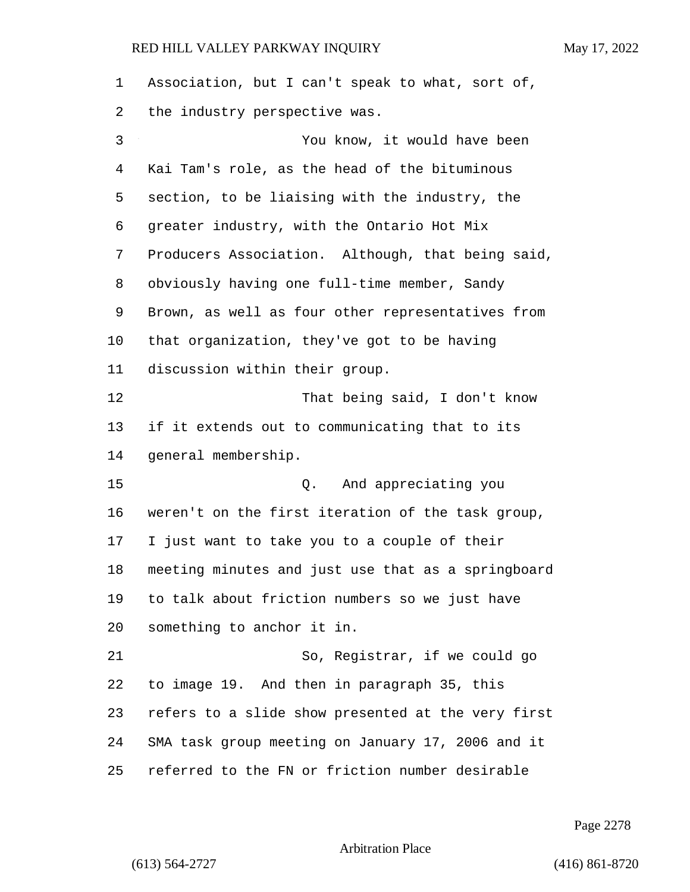Association, but I can't speak to what, sort of, the industry perspective was.

You know, it would have been Kai Tam's role, as the head of the bituminous section, to be liaising with the industry, the greater industry, with the Ontario Hot Mix Producers Association. Although, that being said, obviously having one full-time member, Sandy Brown, as well as four other representatives from that organization, they've got to be having discussion within their group.

That being said, I don't know if it extends out to communicating that to its general membership.

Q. And appreciating you weren't on the first iteration of the task group, I just want to take you to a couple of their meeting minutes and just use that as a springboard to talk about friction numbers so we just have something to anchor it in.

So, Registrar, if we could go to image 19. And then in paragraph 35, this refers to a slide show presented at the very first SMA task group meeting on January 17, 2006 and it referred to the FN or friction number desirable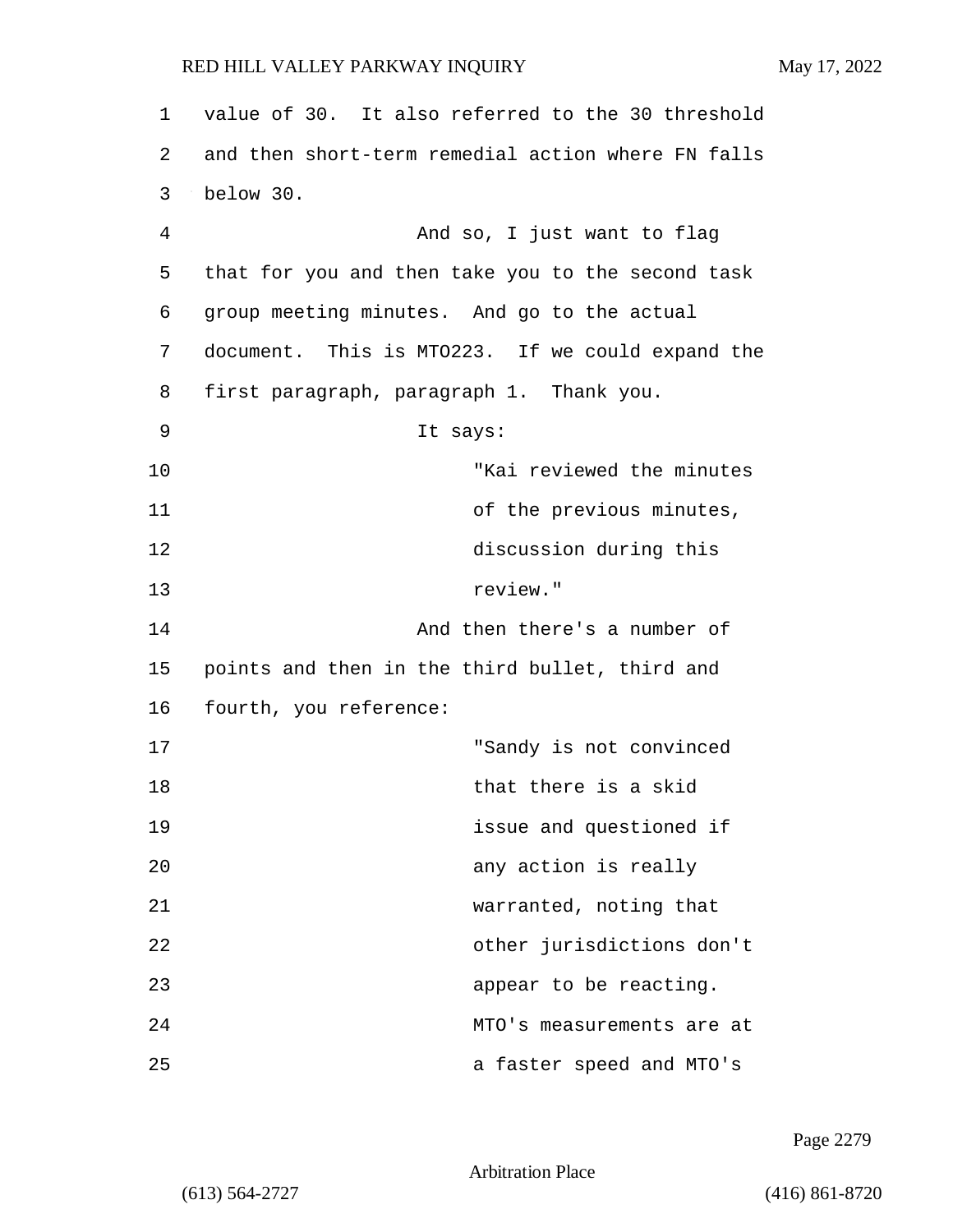value of 30. It also referred to the 30 threshold and then short-term remedial action where FN falls below 30.

And so, I just want to flag that for you and then take you to the second task group meeting minutes. And go to the actual document. This is MTO223. If we could expand the first paragraph, paragraph 1. Thank you.

It says:

> "Kai reviewed the minutes of the previous minutes, discussion during this review."

And then there's a number of points and then in the third bullet, third and fourth, you reference:

> "Sandy is not convinced that there is a skid issue and questioned if any action is really warranted, noting that other jurisdictions don't appear to be reacting. MTO's measurements are at a faster speed and MTO's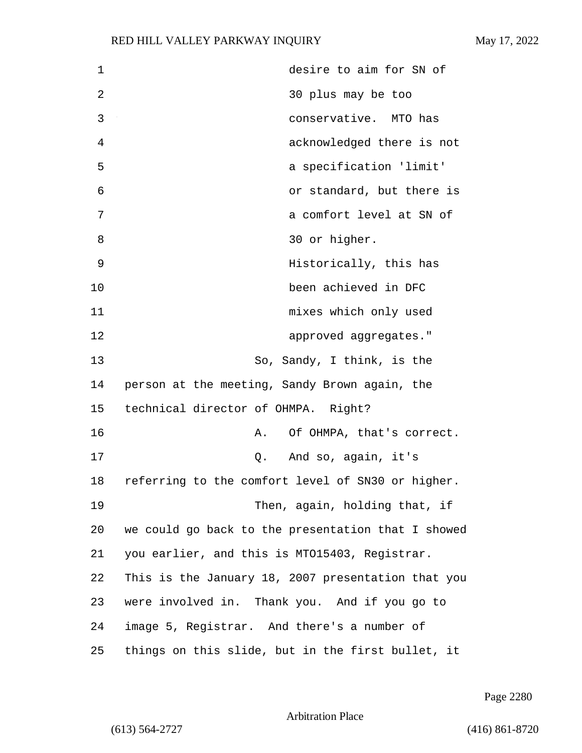desire to aim for SN of 30 plus may be too conservative. MTO has acknowledged there is not a specification 'limit' or standard, but there is a comfort level at SN of 30 or higher. Historically, this has been achieved in DFC mixes which only used approved aggregates."

So, Sandy, I think, is the person at the meeting, Sandy Brown again, the technical director of OHMPA. Right?

A. Of OHMPA, that's correct.

Q. And so, again, it's referring to the comfort level of SN30 or higher.

Then, again, holding that, if we could go back to the presentation that I showed you earlier, and this is MTO15403, Registrar. This is the January 18, 2007 presentation that you were involved in. Thank you. And if you go to image 5, Registrar. And there's a number of things on this slide, but in the first bullet, it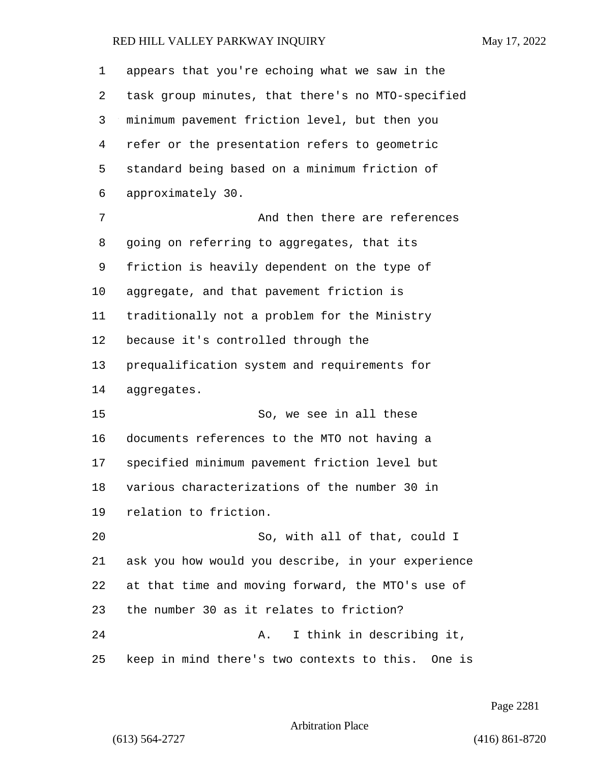appears that you're echoing what we saw in the task group minutes, that there's no MTO-specified minimum pavement friction level, but then you refer or the presentation refers to geometric standard being based on a minimum friction of approximately 30.

And then there are references going on referring to aggregates, that its friction is heavily dependent on the type of aggregate, and that pavement friction is traditionally not a problem for the Ministry because it's controlled through the prequalification system and requirements for aggregates.

So, we see in all these documents references to the MTO not having a specified minimum pavement friction level but various characterizations of the number 30 in relation to friction.

So, with all of that, could I ask you how would you describe, in your experience at that time and moving forward, the MTO's use of the number 30 as it relates to friction?

A. I think in describing it, keep in mind there's two contexts to this. One is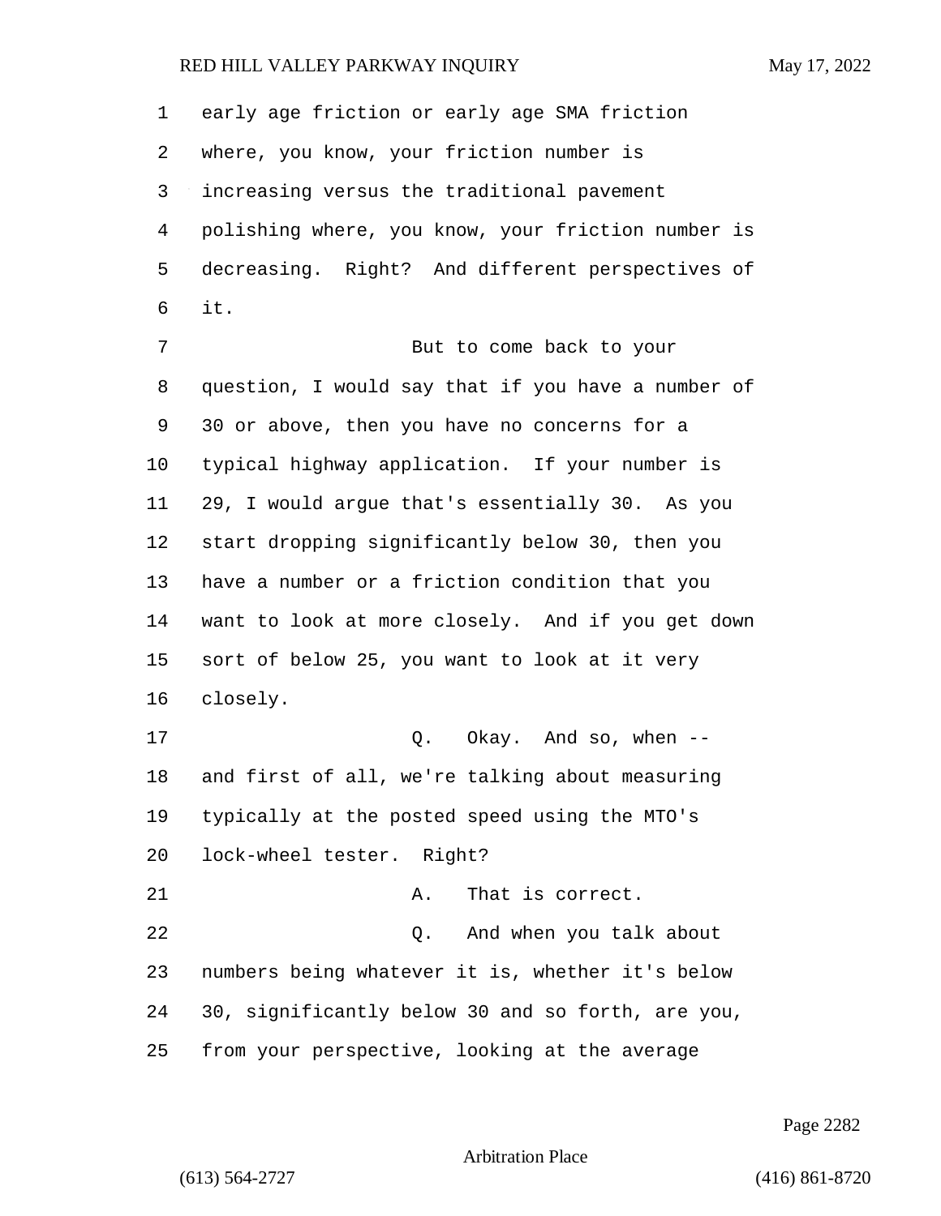early age friction or early age SMA friction where, you know, your friction number is increasing versus the traditional pavement polishing where, you know, your friction number is decreasing. Right? And different perspectives of it.

But to come back to your question, I would say that if you have a number of 30 or above, then you have no concerns for a typical highway application. If your number is 29, I would argue that's essentially 30. As you start dropping significantly below 30, then you have a number or a friction condition that you want to look at more closely. And if you get down sort of below 25, you want to look at it very closely.

Q. Okay. And so, when -- and first of all, we're talking about measuring typically at the posted speed using the MTO's lock-wheel tester. Right?

A. That is correct.

Q. And when you talk about numbers being whatever it is, whether it's below 30, significantly below 30 and so forth, are you, from your perspective, looking at the average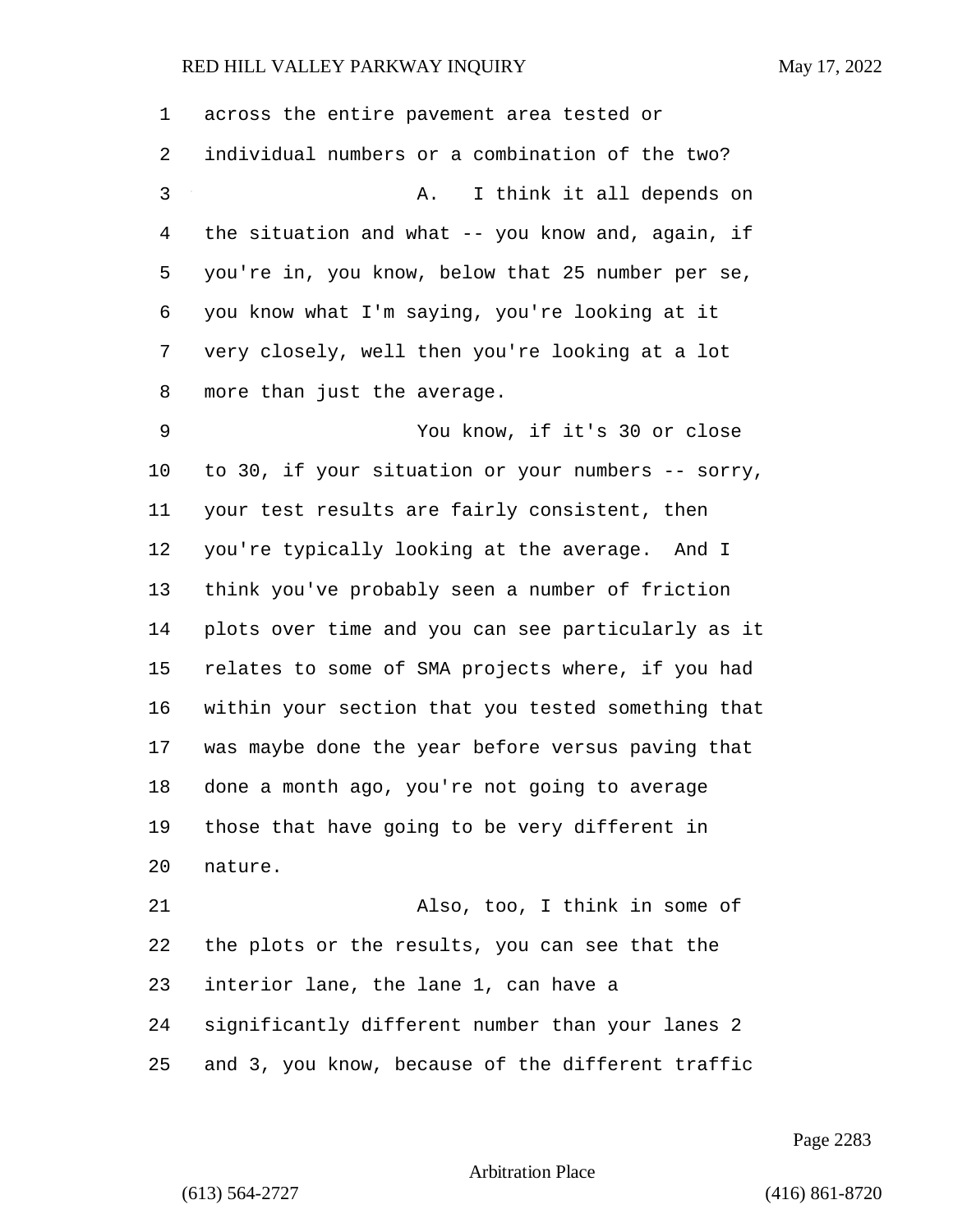across the entire pavement area tested or individual numbers or a combination of the two?

A. I think it all depends on the situation and what -- you know and, again, if you're in, you know, below that 25 number per se, you know what I'm saying, you're looking at it very closely, well then you're looking at a lot more than just the average.

You know, if it's 30 or close to 30, if your situation or your numbers -- sorry, your test results are fairly consistent, then you're typically looking at the average. And I think you've probably seen a number of friction plots over time and you can see particularly as it relates to some of SMA projects where, if you had within your section that you tested something that was maybe done the year before versus paving that done a month ago, you're not going to average those that have going to be very different in nature.

Also, too, I think in some of the plots or the results, you can see that the interior lane, the lane 1, can have a significantly different number than your lanes 2 and 3, you know, because of the different traffic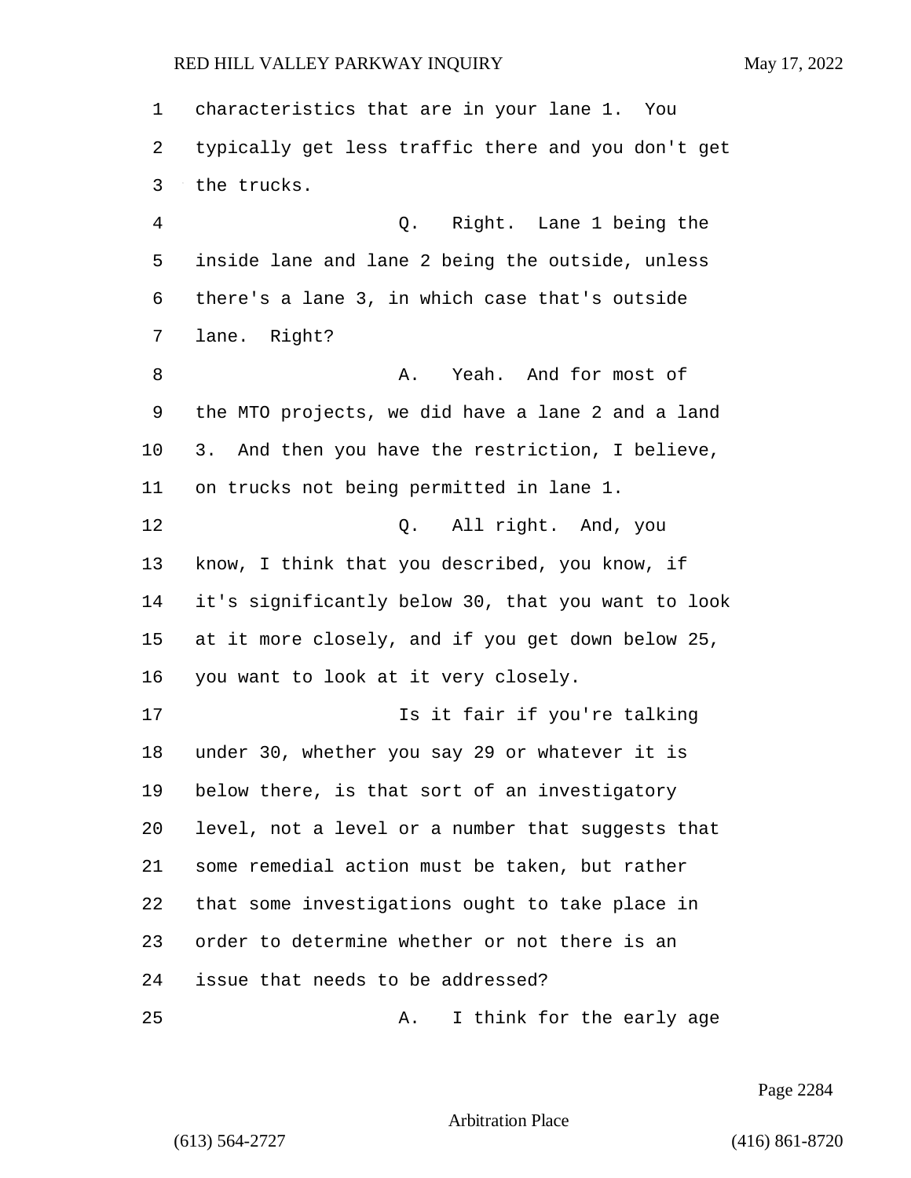characteristics that are in your lane 1. You typically get less traffic there and you don't get the trucks.

Q. Right. Lane 1 being the inside lane and lane 2 being the outside, unless there's a lane 3, in which case that's outside lane. Right?

A. Yeah. And for most of the MTO projects, we did have a lane 2 and a land 3. And then you have the restriction, I believe, on trucks not being permitted in lane 1.

Q. All right. And, you know, I think that you described, you know, if it's significantly below 30, that you want to look at it more closely, and if you get down below 25, you want to look at it very closely.

Is it fair if you're talking under 30, whether you say 29 or whatever it is below there, is that sort of an investigatory level, not a level or a number that suggests that some remedial action must be taken, but rather that some investigations ought to take place in order to determine whether or not there is an issue that needs to be addressed?

A. I think for the early age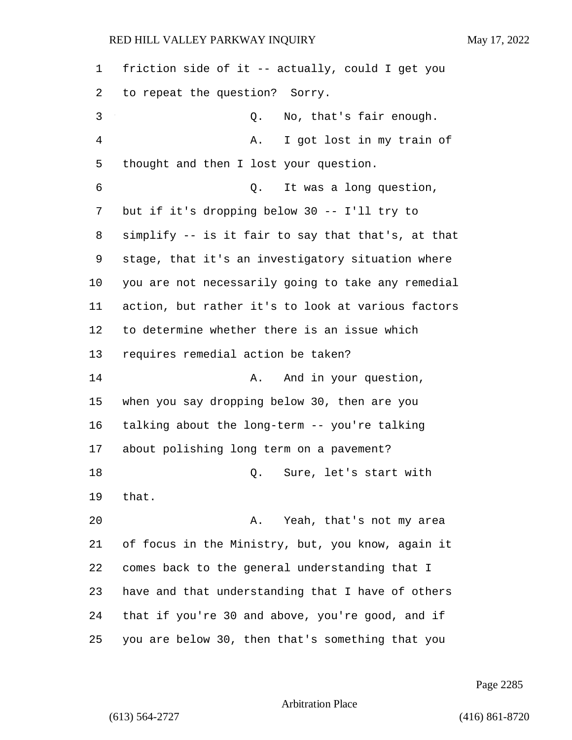friction side of it -- actually, could I get you to repeat the question? Sorry.

Q. No, that's fair enough.

A. I got lost in my train of thought and then I lost your question.

Q. It was a long question, but if it's dropping below 30 -- I'll try to simplify -- is it fair to say that that's, at that stage, that it's an investigatory situation where you are not necessarily going to take any remedial action, but rather it's to look at various factors to determine whether there is an issue which requires remedial action be taken?

A. And in your question, when you say dropping below 30, then are you talking about the long-term -- you're talking about polishing long term on a pavement?

Q. Sure, let's start with that.

A. Yeah, that's not my area of focus in the Ministry, but, you know, again it comes back to the general understanding that I have and that understanding that I have of others that if you're 30 and above, you're good, and if you are below 30, then that's something that you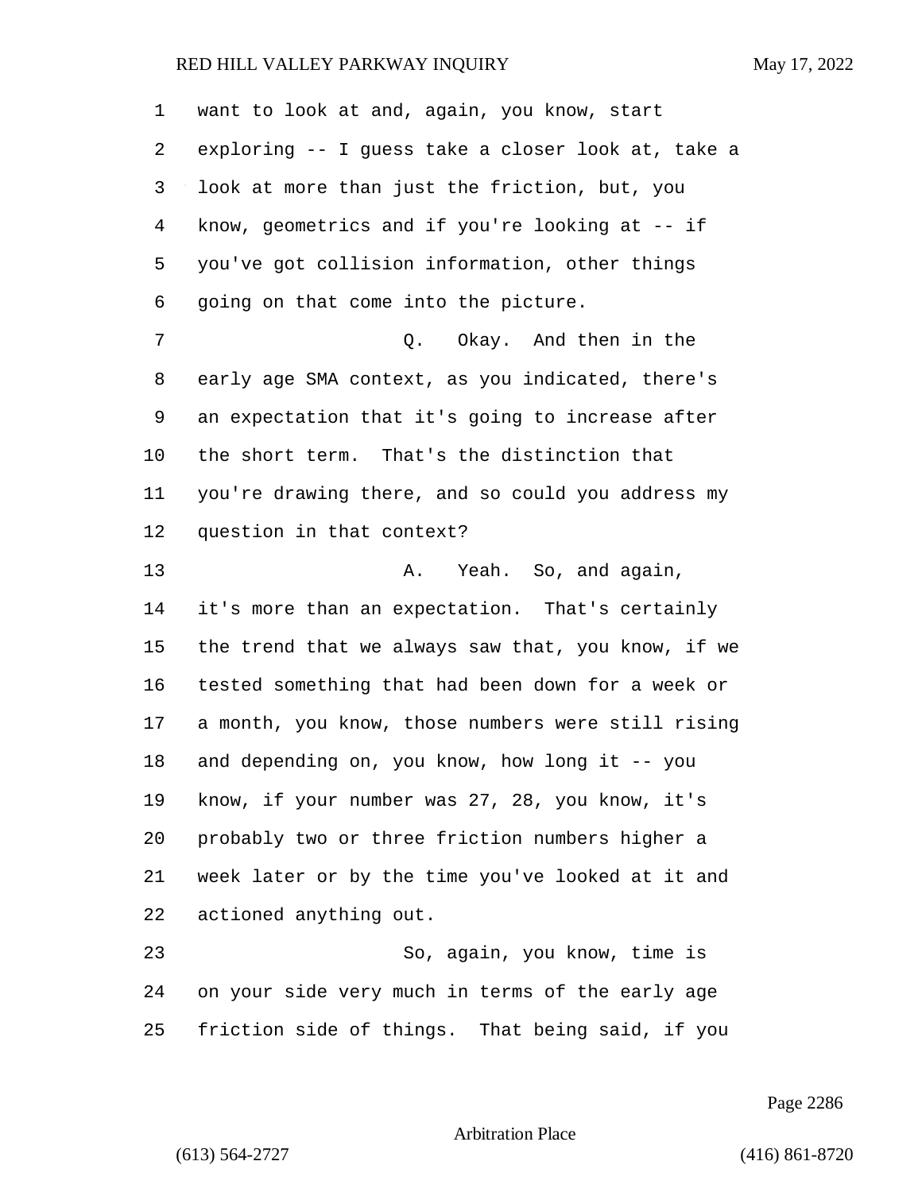want to look at and, again, you know, start exploring -- I guess take a closer look at, take a look at more than just the friction, but, you know, geometrics and if you're looking at -- if you've got collision information, other things going on that come into the picture.

Q. Okay. And then in the early age SMA context, as you indicated, there's an expectation that it's going to increase after the short term. That's the distinction that you're drawing there, and so could you address my question in that context?

A. Yeah. So, and again, it's more than an expectation. That's certainly the trend that we always saw that, you know, if we tested something that had been down for a week or a month, you know, those numbers were still rising and depending on, you know, how long it -- you know, if your number was 27, 28, you know, it's probably two or three friction numbers higher a week later or by the time you've looked at it and actioned anything out.

So, again, you know, time is on your side very much in terms of the early age friction side of things. That being said, if you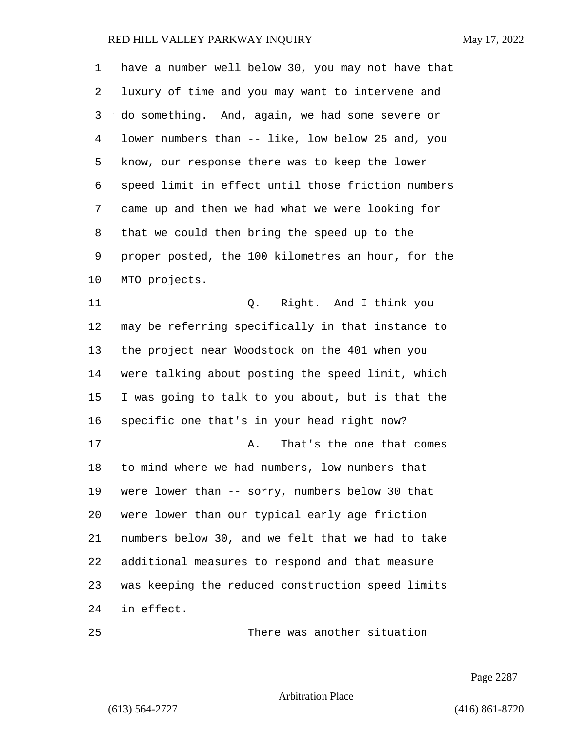have a number well below 30, you may not have that luxury of time and you may want to intervene and do something. And, again, we had some severe or lower numbers than -- like, low below 25 and, you know, our response there was to keep the lower speed limit in effect until those friction numbers came up and then we had what we were looking for that we could then bring the speed up to the proper posted, the 100 kilometres an hour, for the MTO projects.

Q. Right. And I think you may be referring specifically in that instance to the project near Woodstock on the 401 when you were talking about posting the speed limit, which I was going to talk to you about, but is that the specific one that's in your head right now?

A. That's the one that comes to mind where we had numbers, low numbers that were lower than -- sorry, numbers below 30 that were lower than our typical early age friction numbers below 30, and we felt that we had to take additional measures to respond and that measure was keeping the reduced construction speed limits in effect.

There was another situation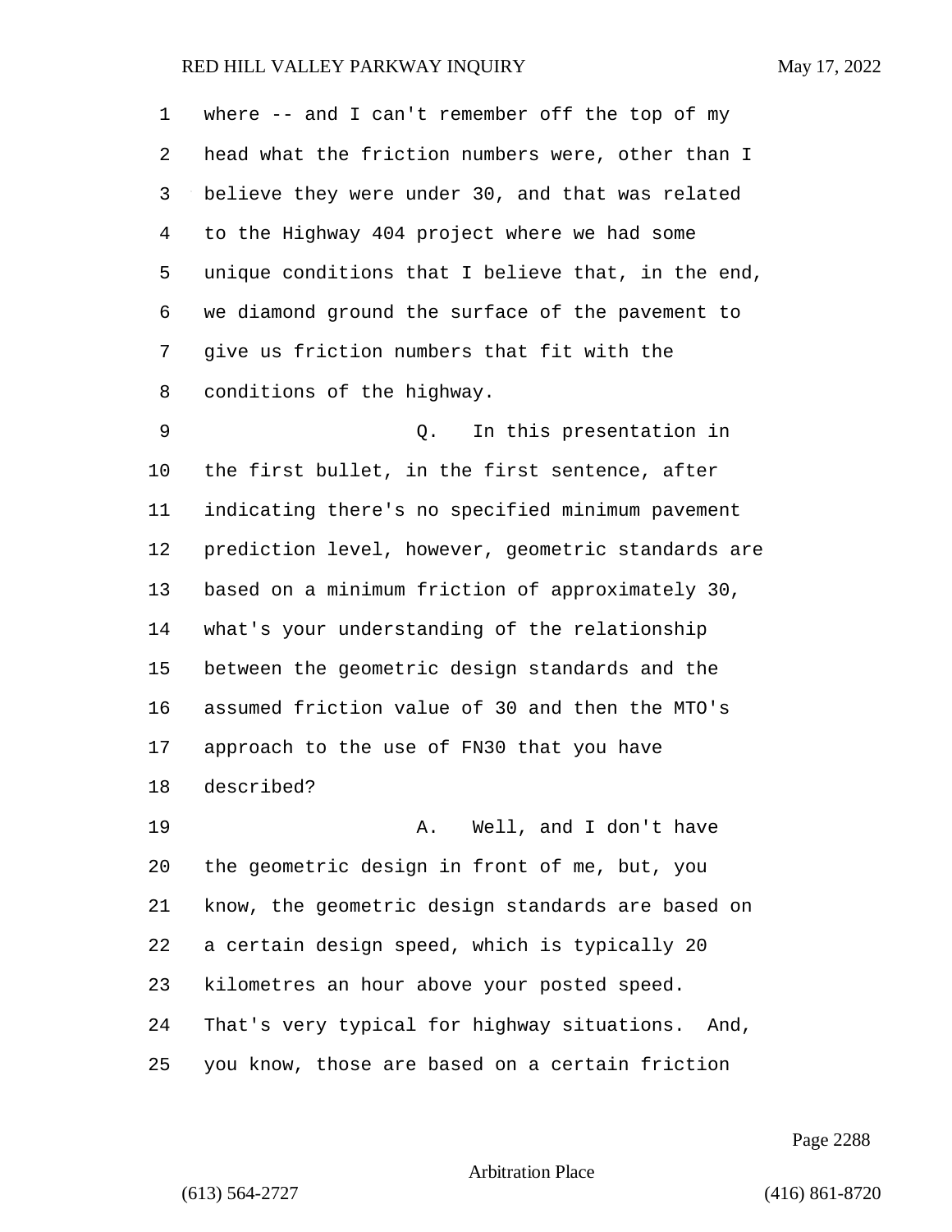where -- and I can't remember off the top of my head what the friction numbers were, other than I believe they were under 30, and that was related to the Highway 404 project where we had some unique conditions that I believe that, in the end, we diamond ground the surface of the pavement to give us friction numbers that fit with the conditions of the highway.

Q. In this presentation in the first bullet, in the first sentence, after indicating there's no specified minimum pavement prediction level, however, geometric standards are based on a minimum friction of approximately 30, what's your understanding of the relationship between the geometric design standards and the assumed friction value of 30 and then the MTO's approach to the use of FN30 that you have described?

A. Well, and I don't have the geometric design in front of me, but, you know, the geometric design standards are based on a certain design speed, which is typically 20 kilometres an hour above your posted speed. That's very typical for highway situations. And, you know, those are based on a certain friction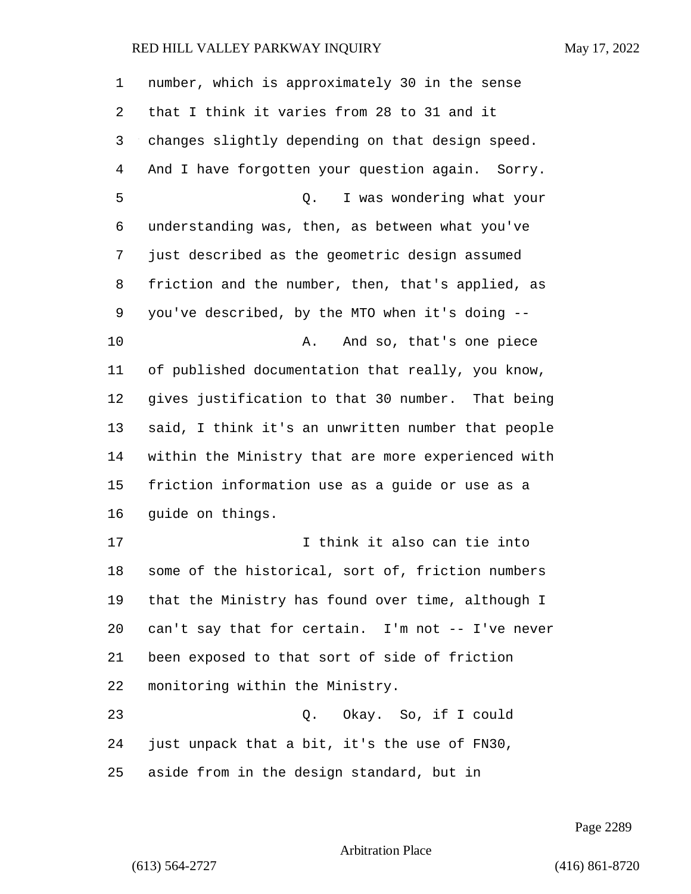number, which is approximately 30 in the sense that I think it varies from 28 to 31 and it changes slightly depending on that design speed. And I have forgotten your question again. Sorry.

Q. I was wondering what your understanding was, then, as between what you've just described as the geometric design assumed friction and the number, then, that's applied, as you've described, by the MTO when it's doing --

A. And so, that's one piece of published documentation that really, you know, gives justification to that 30 number. That being said, I think it's an unwritten number that people within the Ministry that are more experienced with friction information use as a guide or use as a guide on things.

I think it also can tie into some of the historical, sort of, friction numbers that the Ministry has found over time, although I can't say that for certain. I'm not -- I've never been exposed to that sort of side of friction monitoring within the Ministry.

Q. Okay. So, if I could just unpack that a bit, it's the use of FN30, aside from in the design standard, but in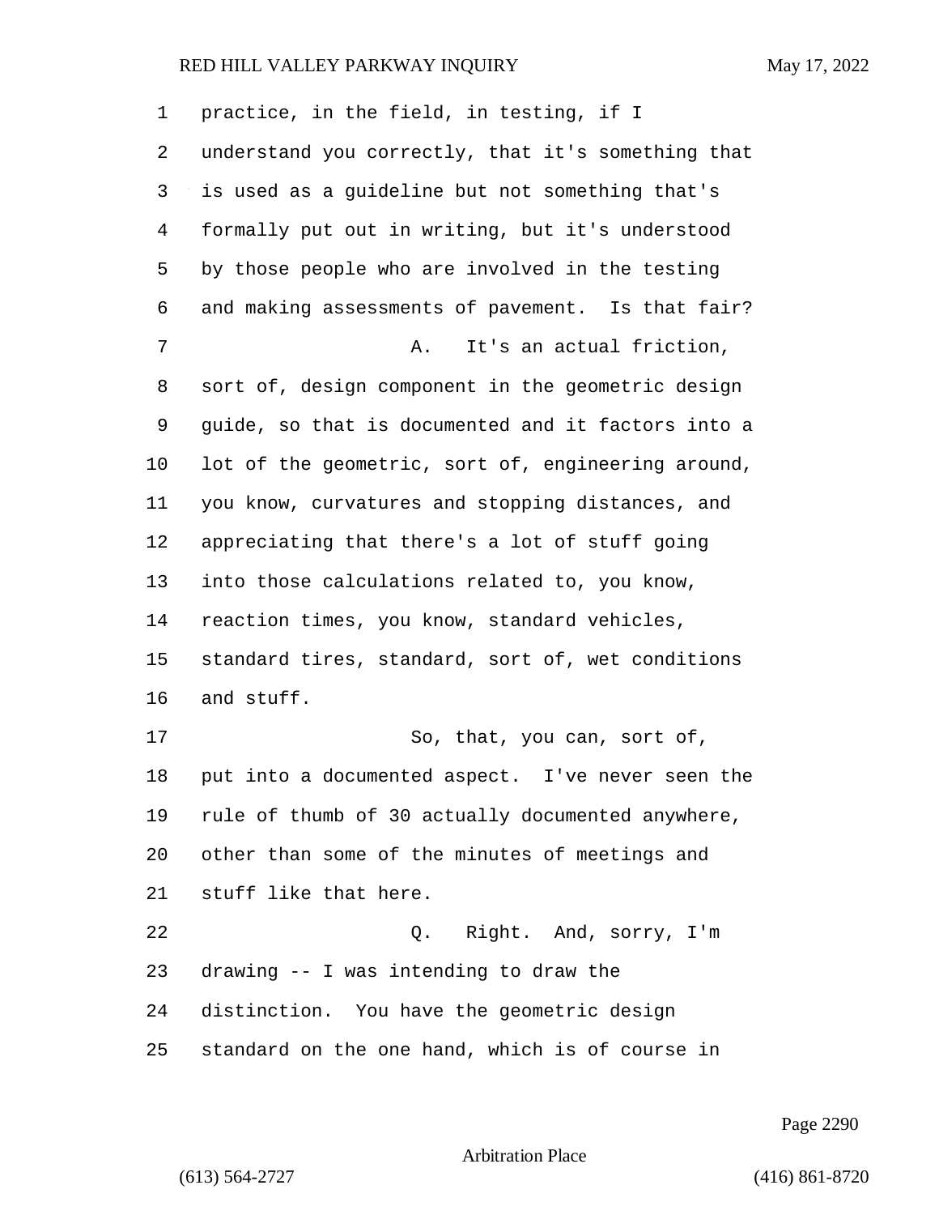practice, in the field, in testing, if I understand you correctly, that it's something that is used as a guideline but not something that's formally put out in writing, but it's understood by those people who are involved in the testing and making assessments of pavement. Is that fair?

A. It's an actual friction, sort of, design component in the geometric design guide, so that is documented and it factors into a lot of the geometric, sort of, engineering around, you know, curvatures and stopping distances, and appreciating that there's a lot of stuff going into those calculations related to, you know, reaction times, you know, standard vehicles, standard tires, standard, sort of, wet conditions and stuff.

So, that, you can, sort of, put into a documented aspect. I've never seen the rule of thumb of 30 actually documented anywhere, other than some of the minutes of meetings and stuff like that here.

Q. Right. And, sorry, I'm drawing -- I was intending to draw the distinction. You have the geometric design standard on the one hand, which is of course in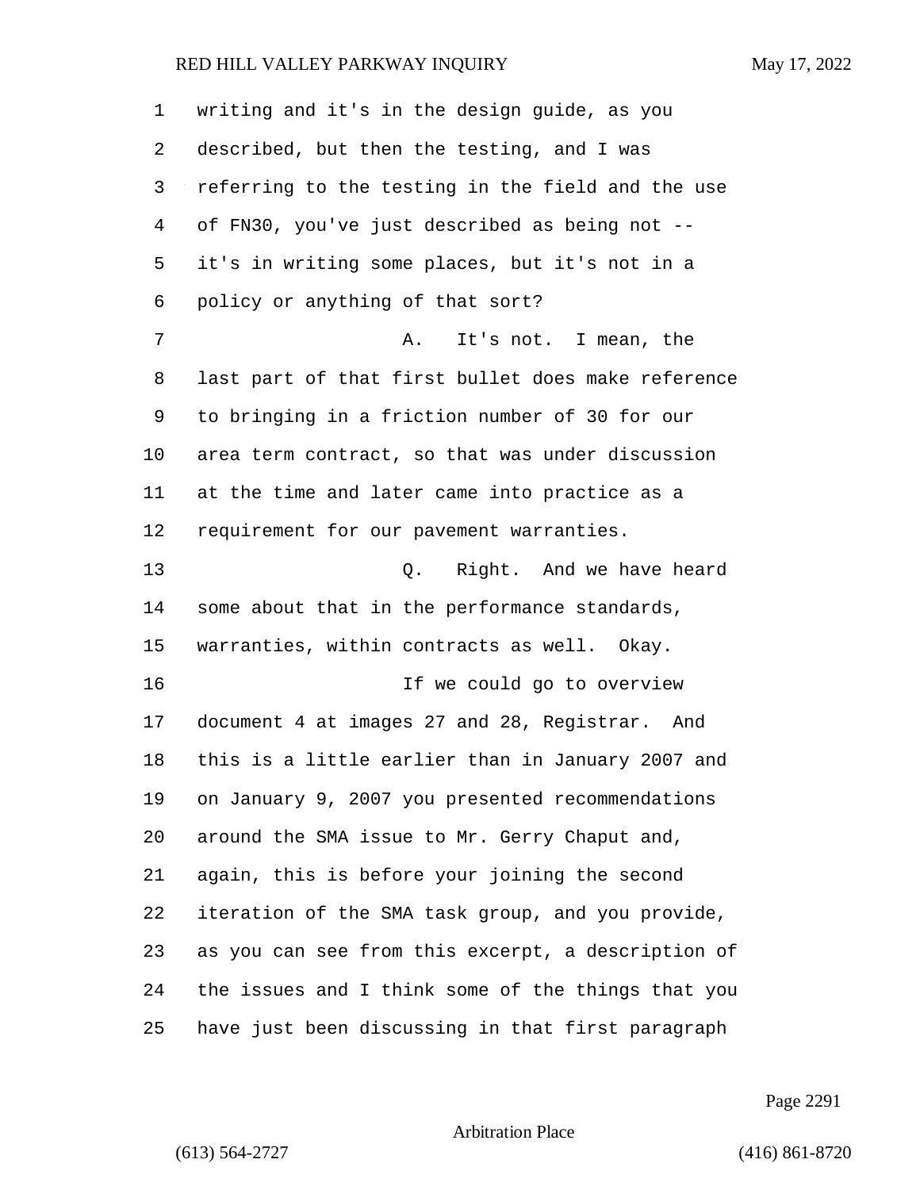writing and it's in the design guide, as you described, but then the testing, and I was referring to the testing in the field and the use of FN30, you've just described as being not -- it's in writing some places, but it's not in a policy or anything of that sort?

A. It's not. I mean, the last part of that first bullet does make reference to bringing in a friction number of 30 for our area term contract, so that was under discussion at the time and later came into practice as a requirement for our pavement warranties.

Q. Right. And we have heard some about that in the performance standards, warranties, within contracts as well. Okay.

If we could go to overview document 4 at images 27 and 28, Registrar. And this is a little earlier than in January 2007 and on January 9, 2007 you presented recommendations around the SMA issue to Mr. Gerry Chaput and, again, this is before your joining the second iteration of the SMA task group, and you provide, as you can see from this excerpt, a description of the issues and I think some of the things that you have just been discussing in that first paragraph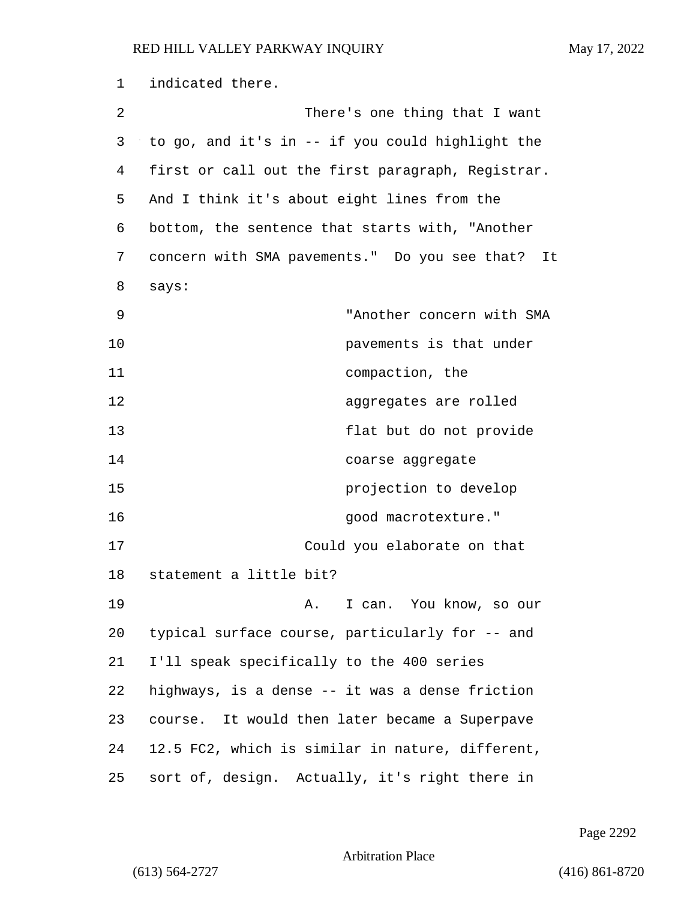indicated there.

There's one thing that I want to go, and it's in -- if you could highlight the first or call out the first paragraph, Registrar. And I think it's about eight lines from the bottom, the sentence that starts with, "Another concern with SMA pavements." Do you see that? It says:

> "Another concern with SMA pavements is that under compaction, the aggregates are rolled flat but do not provide coarse aggregate projection to develop good macrotexture."

Could you elaborate on that statement a little bit?

A. I can. You know, so our typical surface course, particularly for -- and I'll speak specifically to the 400 series highways, is a dense -- it was a dense friction course. It would then later became a Superpave 12.5 FC2, which is similar in nature, different, sort of, design. Actually, it's right there in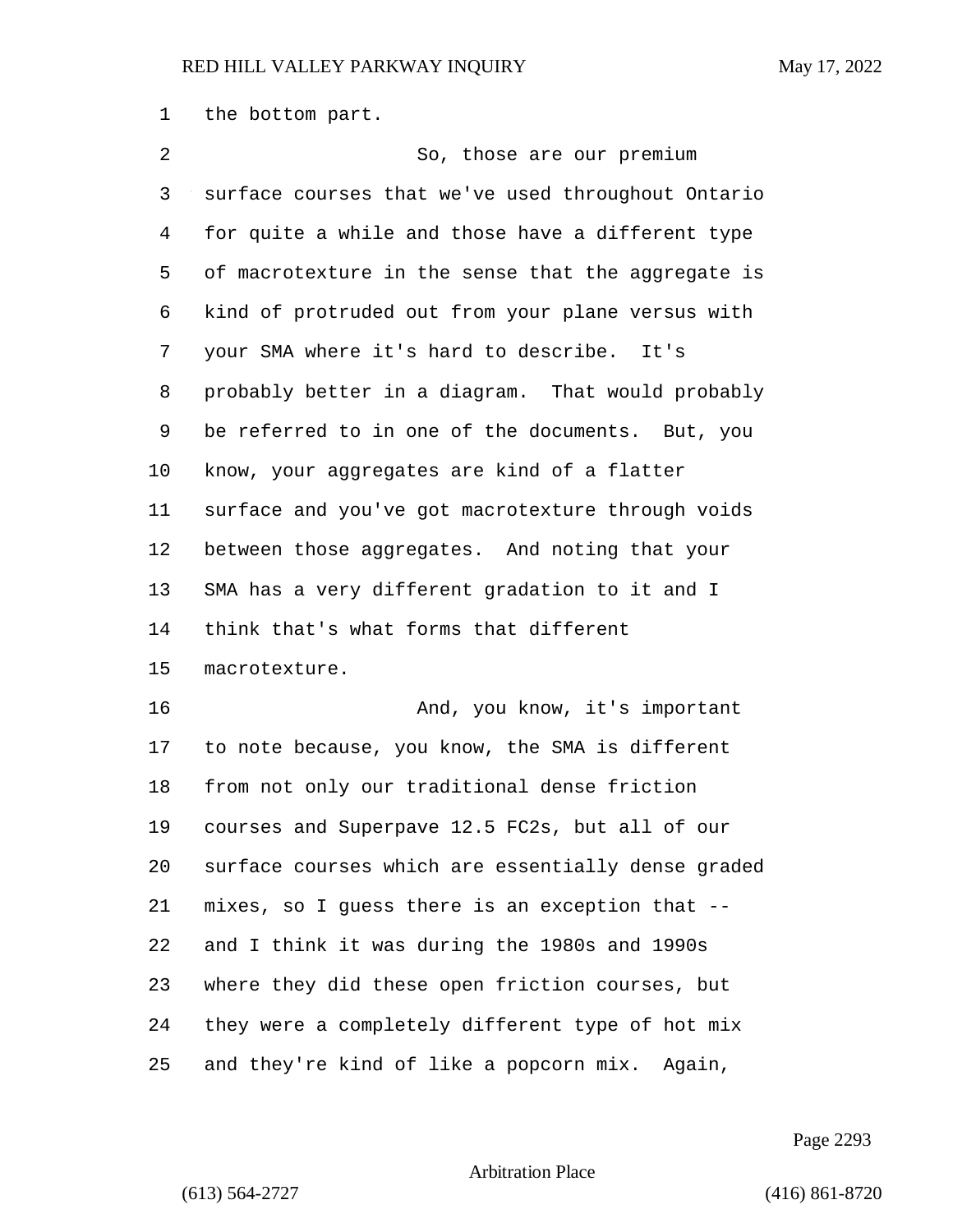the bottom part.

So, those are our premium surface courses that we've used throughout Ontario for quite a while and those have a different type of macrotexture in the sense that the aggregate is kind of protruded out from your plane versus with your SMA where it's hard to describe. It's probably better in a diagram. That would probably be referred to in one of the documents. But, you know, your aggregates are kind of a flatter surface and you've got macrotexture through voids between those aggregates. And noting that your SMA has a very different gradation to it and I think that's what forms that different macrotexture.

And, you know, it's important to note because, you know, the SMA is different from not only our traditional dense friction courses and Superpave 12.5 FC2s, but all of our surface courses which are essentially dense graded mixes, so I guess there is an exception that -- and I think it was during the 1980s and 1990s where they did these open friction courses, but they were a completely different type of hot mix and they're kind of like a popcorn mix. Again,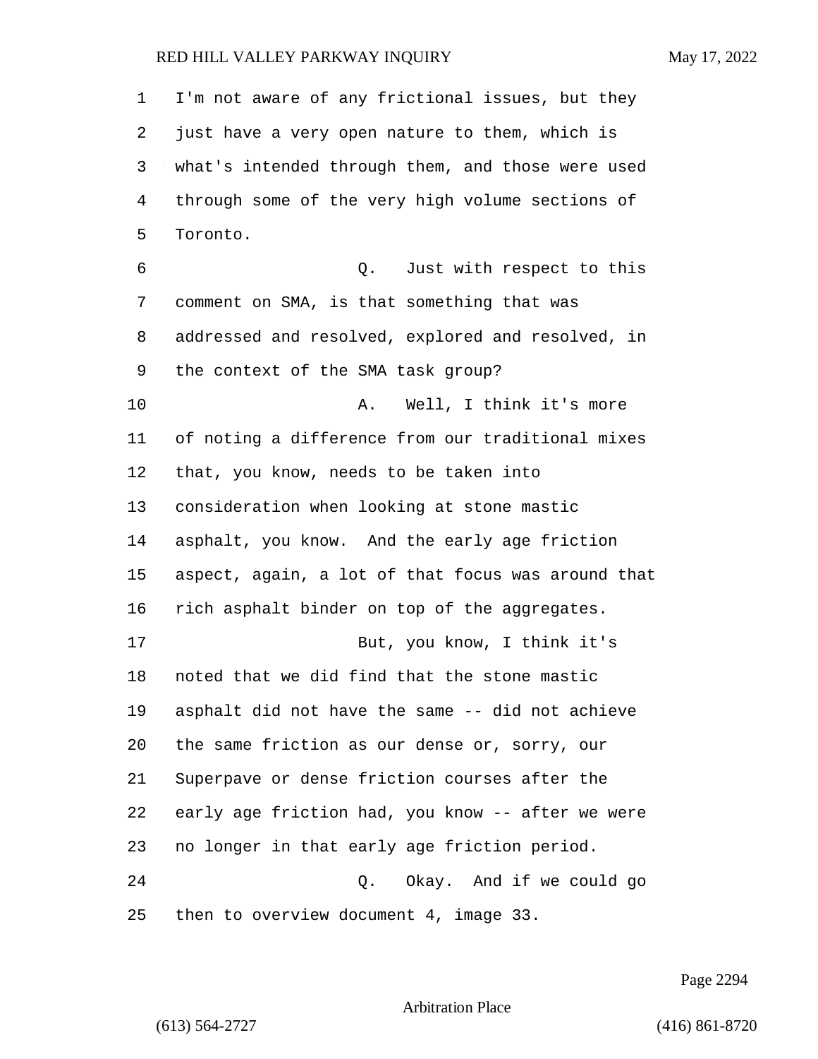I'm not aware of any frictional issues, but they just have a very open nature to them, which is what's intended through them, and those were used through some of the very high volume sections of Toronto.

Q. Just with respect to this comment on SMA, is that something that was addressed and resolved, explored and resolved, in the context of the SMA task group?

A. Well, I think it's more of noting a difference from our traditional mixes that, you know, needs to be taken into consideration when looking at stone mastic asphalt, you know. And the early age friction aspect, again, a lot of that focus was around that rich asphalt binder on top of the aggregates.

But, you know, I think it's noted that we did find that the stone mastic asphalt did not have the same -- did not achieve the same friction as our dense or, sorry, our Superpave or dense friction courses after the early age friction had, you know -- after we were no longer in that early age friction period.

Q. Okay. And if we could go then to overview document 4, image 33.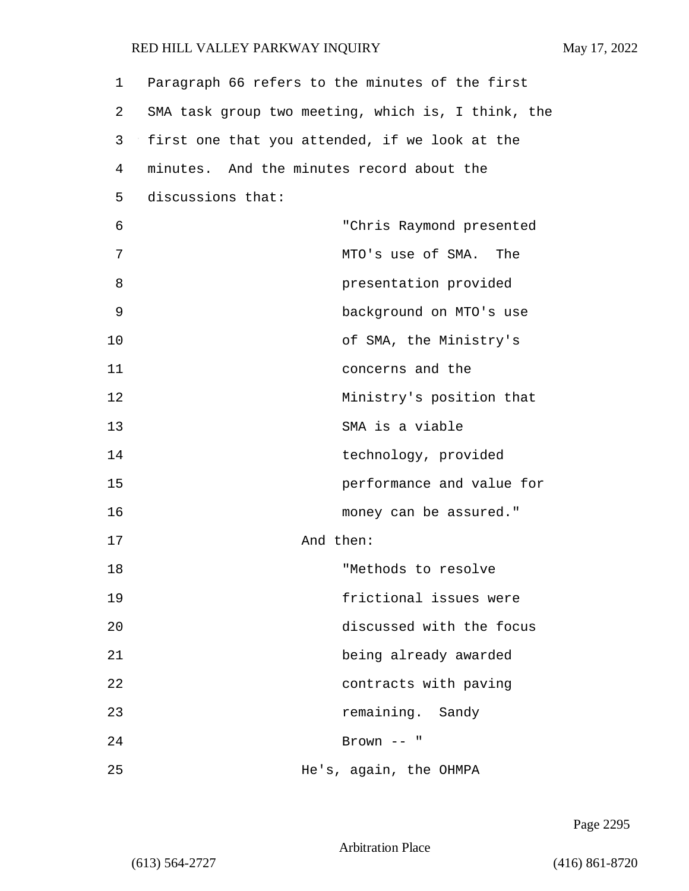Paragraph 66 refers to the minutes of the first SMA task group two meeting, which is, I think, the first one that you attended, if we look at the minutes. And the minutes record about the discussions that:

> "Chris Raymond presented MTO's use of SMA. The presentation provided background on MTO's use of SMA, the Ministry's concerns and the Ministry's position that SMA is a viable technology, provided performance and value for money can be assured."

And then:

> "Methods to resolve frictional issues were discussed with the focus being already awarded contracts with paving remaining. Sandy Brown -- "

He's, again, the OHMPA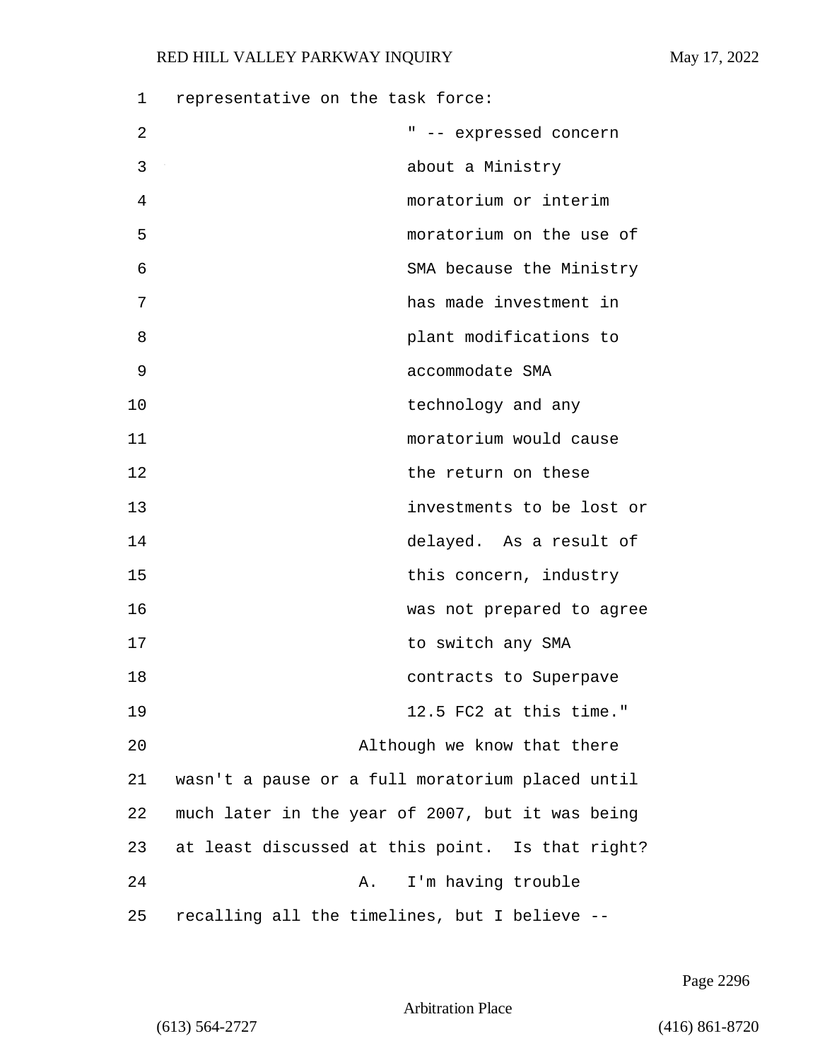representative on the task force:

> " -- expressed concern about a Ministry moratorium or interim moratorium on the use of SMA because the Ministry has made investment in plant modifications to accommodate SMA technology and any moratorium would cause the return on these investments to be lost or delayed. As a result of this concern, industry was not prepared to agree to switch any SMA contracts to Superpave 12.5 FC2 at this time."

Although we know that there wasn't a pause or a full moratorium placed until much later in the year of 2007, but it was being at least discussed at this point. Is that right?

A. I'm having trouble recalling all the timelines, but I believe --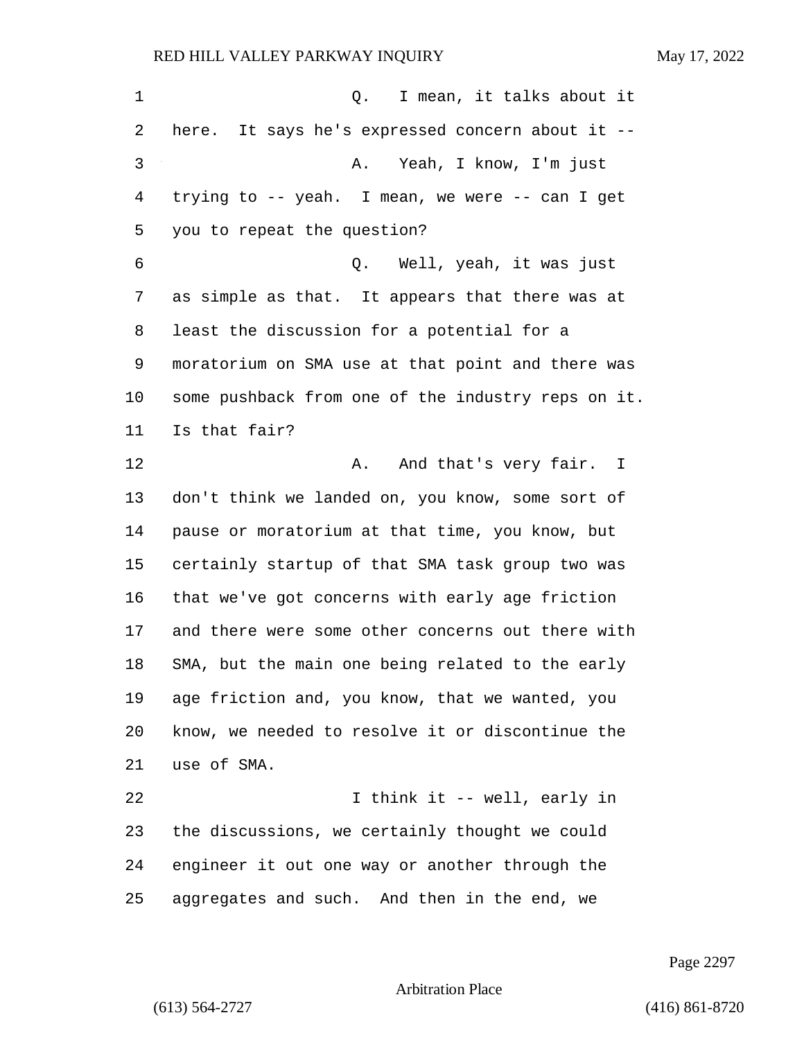Q. I mean, it talks about it here. It says he's expressed concern about it --

A. Yeah, I know, I'm just trying to -- yeah. I mean, we were -- can I get you to repeat the question?

Q. Well, yeah, it was just as simple as that. It appears that there was at least the discussion for a potential for a moratorium on SMA use at that point and there was some pushback from one of the industry reps on it. Is that fair?

A. And that's very fair. I don't think we landed on, you know, some sort of pause or moratorium at that time, you know, but certainly startup of that SMA task group two was that we've got concerns with early age friction and there were some other concerns out there with SMA, but the main one being related to the early age friction and, you know, that we wanted, you know, we needed to resolve it or discontinue the use of SMA.

I think it -- well, early in the discussions, we certainly thought we could engineer it out one way or another through the aggregates and such. And then in the end, we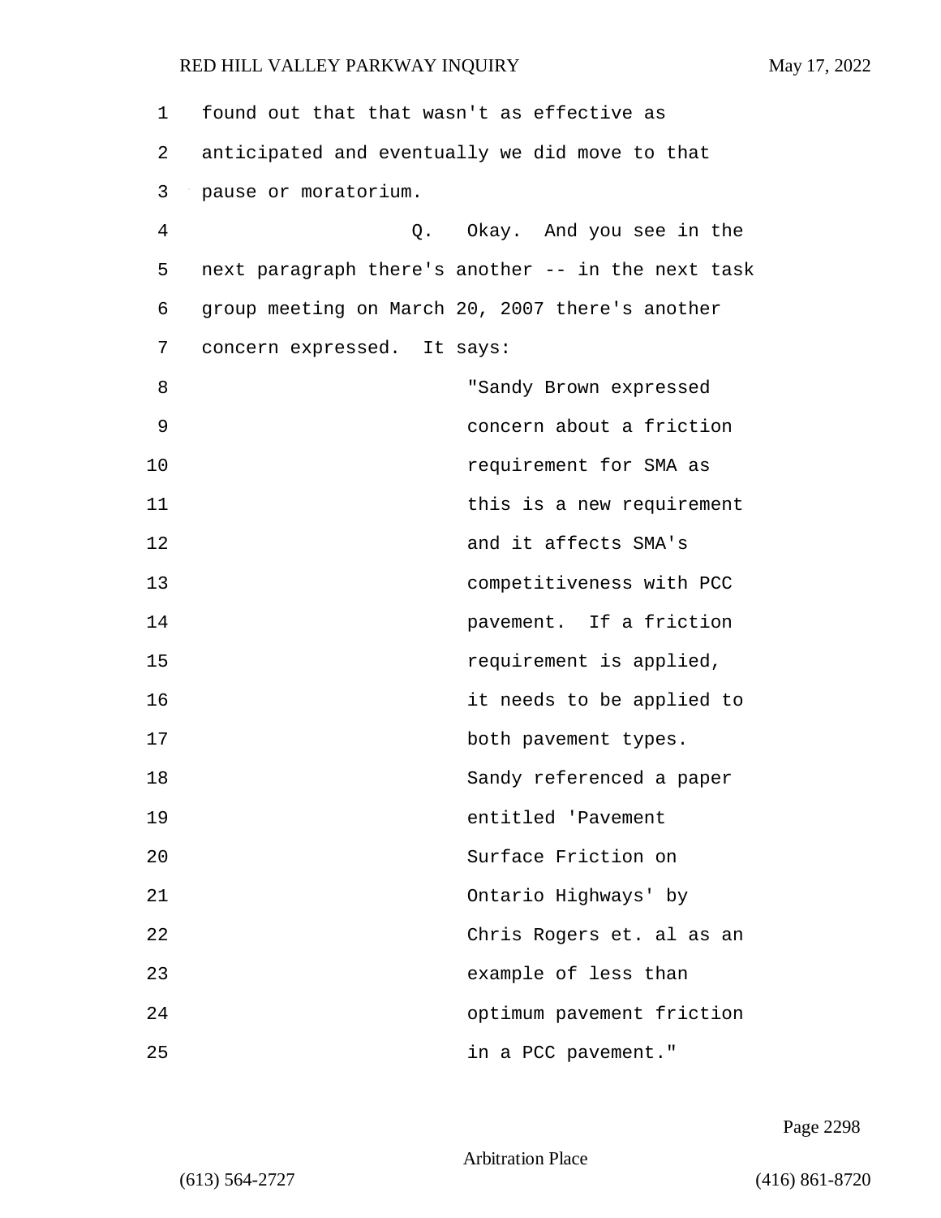found out that that wasn't as effective as anticipated and eventually we did move to that pause or moratorium.

Q. Okay. And you see in the next paragraph there's another -- in the next task group meeting on March 20, 2007 there's another concern expressed. It says:

> "Sandy Brown expressed concern about a friction requirement for SMA as this is a new requirement and it affects SMA's competitiveness with PCC pavement. If a friction requirement is applied, it needs to be applied to both pavement types. Sandy referenced a paper entitled 'Pavement Surface Friction on Ontario Highways' by Chris Rogers et. al as an example of less than optimum pavement friction in a PCC pavement."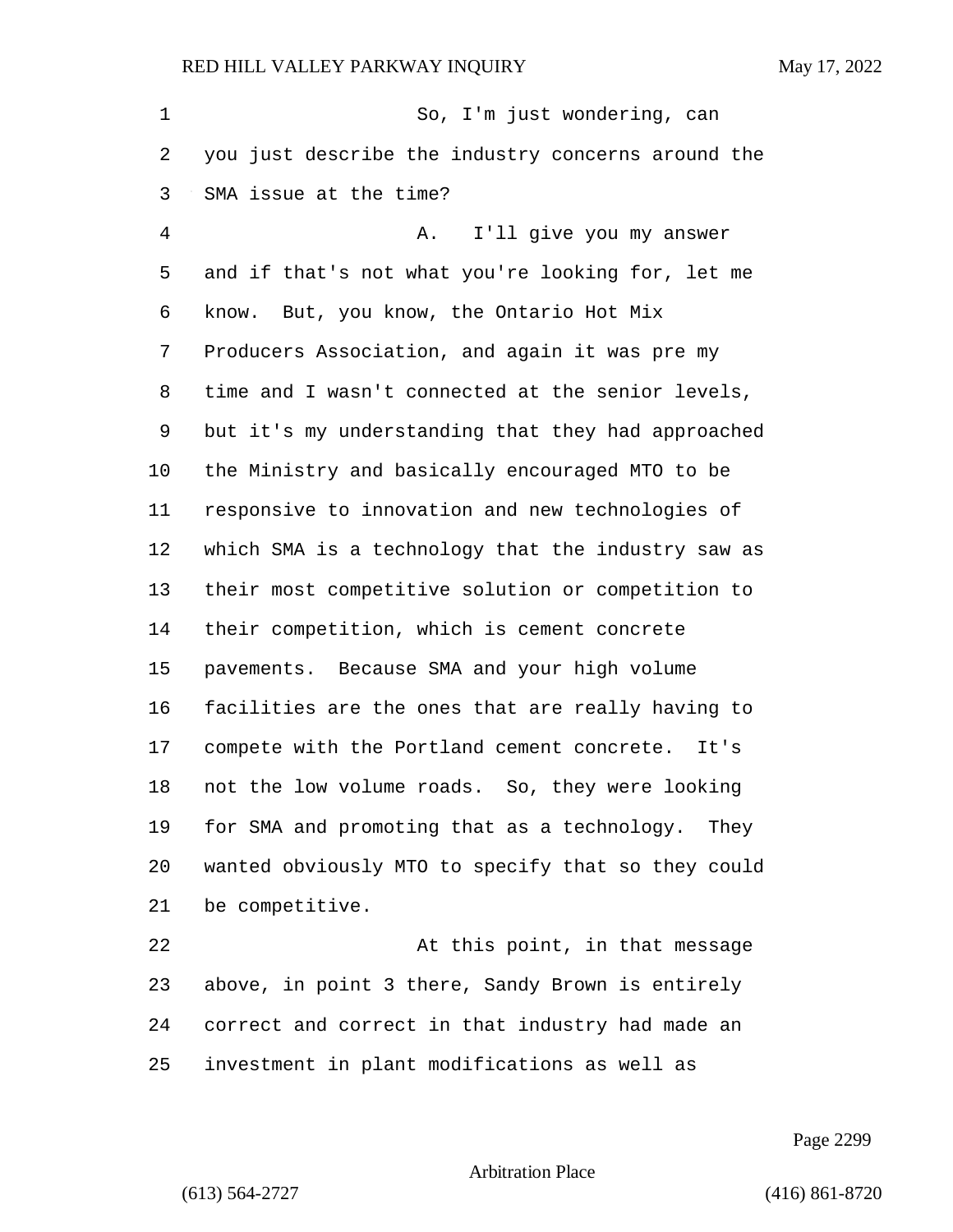So, I'm just wondering, can you just describe the industry concerns around the SMA issue at the time?

A. I'll give you my answer and if that's not what you're looking for, let me know. But, you know, the Ontario Hot Mix Producers Association, and again it was pre my time and I wasn't connected at the senior levels, but it's my understanding that they had approached the Ministry and basically encouraged MTO to be responsive to innovation and new technologies of which SMA is a technology that the industry saw as their most competitive solution or competition to their competition, which is cement concrete pavements. Because SMA and your high volume facilities are the ones that are really having to compete with the Portland cement concrete. It's not the low volume roads. So, they were looking for SMA and promoting that as a technology. They wanted obviously MTO to specify that so they could be competitive.

At this point, in that message above, in point 3 there, Sandy Brown is entirely correct and correct in that industry had made an investment in plant modifications as well as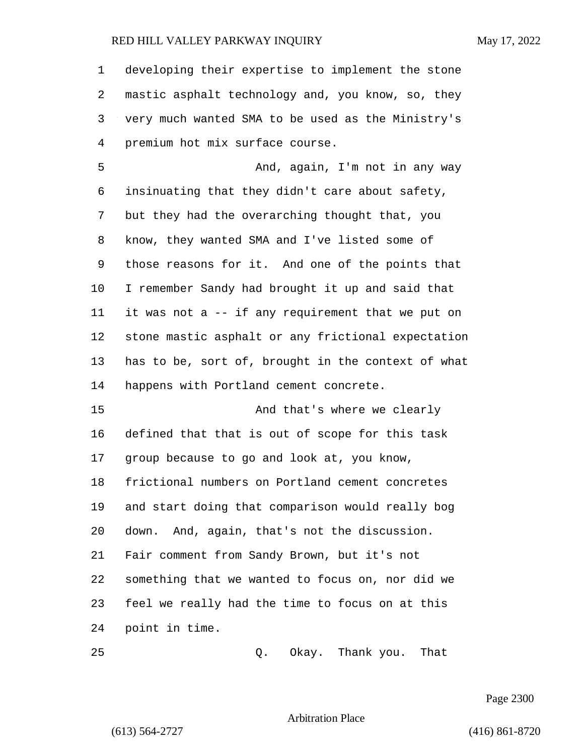developing their expertise to implement the stone mastic asphalt technology and, you know, so, they very much wanted SMA to be used as the Ministry's premium hot mix surface course.

And, again, I'm not in any way insinuating that they didn't care about safety, but they had the overarching thought that, you know, they wanted SMA and I've listed some of those reasons for it. And one of the points that I remember Sandy had brought it up and said that it was not a -- if any requirement that we put on stone mastic asphalt or any frictional expectation has to be, sort of, brought in the context of what happens with Portland cement concrete.

And that's where we clearly defined that that is out of scope for this task group because to go and look at, you know, frictional numbers on Portland cement concretes and start doing that comparison would really bog down. And, again, that's not the discussion. Fair comment from Sandy Brown, but it's not something that we wanted to focus on, nor did we feel we really had the time to focus on at this point in time.

Q. Okay. Thank you. That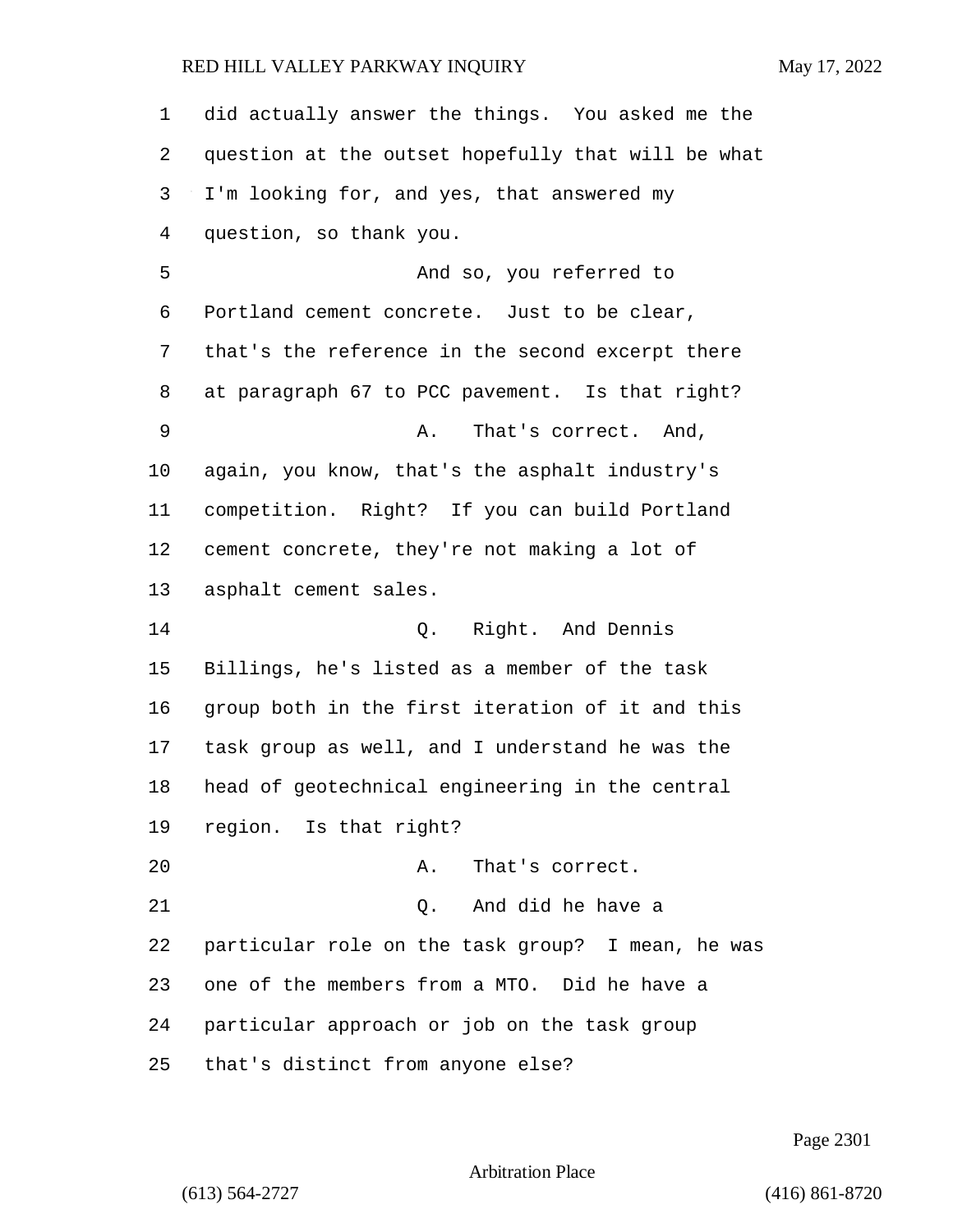did actually answer the things. You asked me the question at the outset hopefully that will be what I'm looking for, and yes, that answered my question, so thank you.

And so, you referred to Portland cement concrete. Just to be clear, that's the reference in the second excerpt there at paragraph 67 to PCC pavement. Is that right?

A. That's correct. And, again, you know, that's the asphalt industry's competition. Right? If you can build Portland cement concrete, they're not making a lot of asphalt cement sales.

Q. Right. And Dennis Billings, he's listed as a member of the task group both in the first iteration of it and this task group as well, and I understand he was the head of geotechnical engineering in the central region. Is that right?

A. That's correct.

Q. And did he have a particular role on the task group? I mean, he was one of the members from a MTO. Did he have a particular approach or job on the task group that's distinct from anyone else?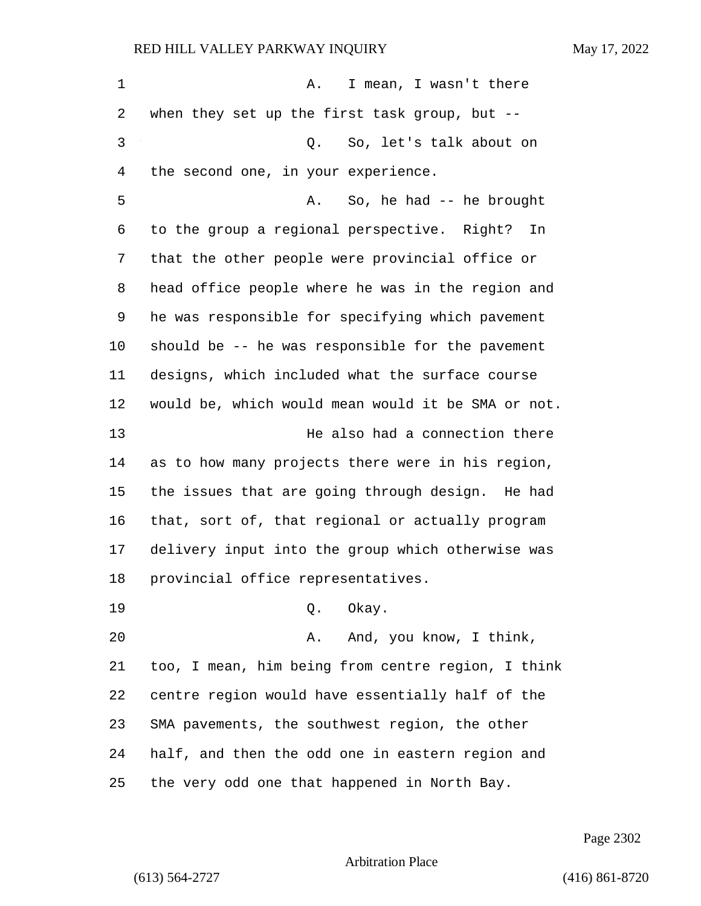A. I mean, I wasn't there when they set up the first task group, but --

Q. So, let's talk about on the second one, in your experience.

A. So, he had -- he brought to the group a regional perspective. Right? In that the other people were provincial office or head office people where he was in the region and he was responsible for specifying which pavement should be -- he was responsible for the pavement designs, which included what the surface course would be, which would mean would it be SMA or not.

He also had a connection there as to how many projects there were in his region, the issues that are going through design. He had that, sort of, that regional or actually program delivery input into the group which otherwise was provincial office representatives.

Q. Okay.

A. And, you know, I think, too, I mean, him being from centre region, I think centre region would have essentially half of the SMA pavements, the southwest region, the other half, and then the odd one in eastern region and the very odd one that happened in North Bay.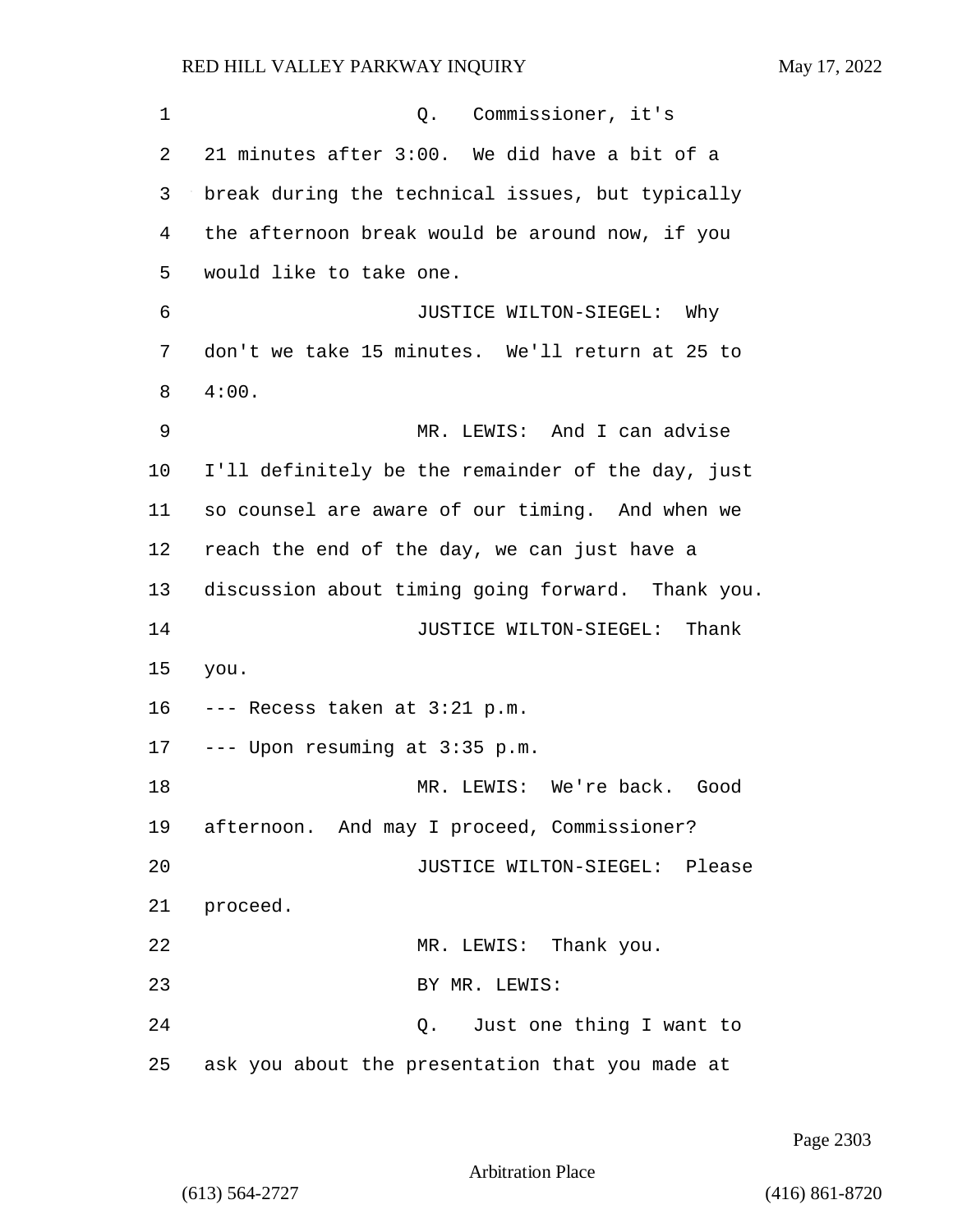Q. Commissioner, it's 21 minutes after 3:00. We did have a bit of a break during the technical issues, but typically the afternoon break would be around now, if you would like to take one.

JUSTICE WILTON-SIEGEL: Why don't we take 15 minutes. We'll return at 25 to 4:00.

MR. LEWIS: And I can advise I'll definitely be the remainder of the day, just so counsel are aware of our timing. And when we reach the end of the day, we can just have a discussion about timing going forward. Thank you.

JUSTICE WILTON-SIEGEL: Thank you.

--- Recess taken at 3:21 p.m.

--- Upon resuming at 3:35 p.m.

MR. LEWIS: We're back. Good afternoon. And may I proceed, Commissioner?

JUSTICE WILTON-SIEGEL: Please proceed.

MR. LEWIS: Thank you.

BY MR. LEWIS:

Q. Just one thing I want to ask you about the presentation that you made at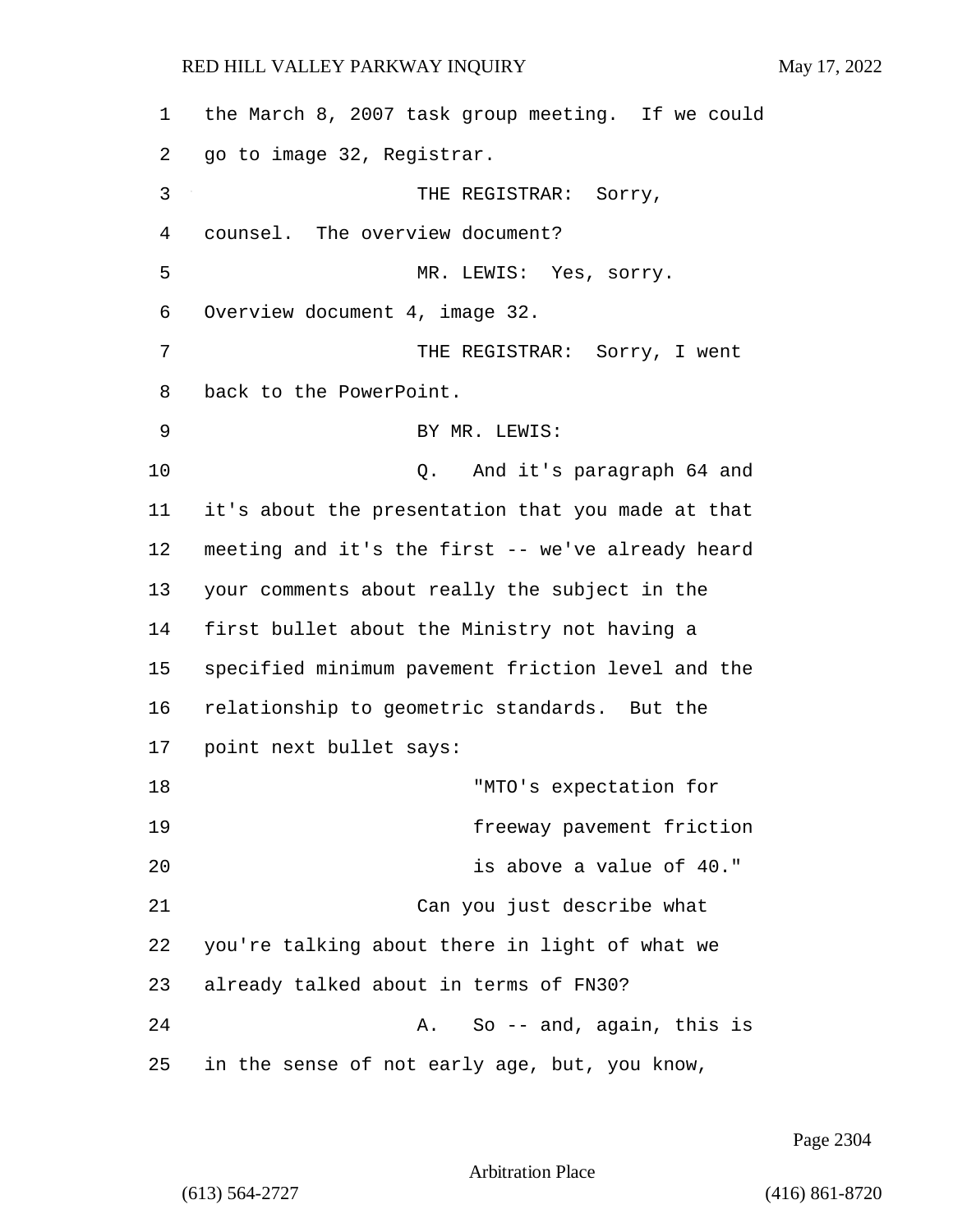the March 8, 2007 task group meeting. If we could go to image 32, Registrar.

THE REGISTRAR: Sorry, counsel. The overview document?

MR. LEWIS: Yes, sorry. Overview document 4, image 32.

THE REGISTRAR: Sorry, I went back to the PowerPoint.

BY MR. LEWIS:

Q. And it's paragraph 64 and it's about the presentation that you made at that meeting and it's the first -- we've already heard your comments about really the subject in the first bullet about the Ministry not having a specified minimum pavement friction level and the relationship to geometric standards. But the point next bullet says:

> "MTO's expectation for freeway pavement friction is above a value of 40."

Can you just describe what you're talking about there in light of what we already talked about in terms of FN30?

A. So -- and, again, this is in the sense of not early age, but, you know,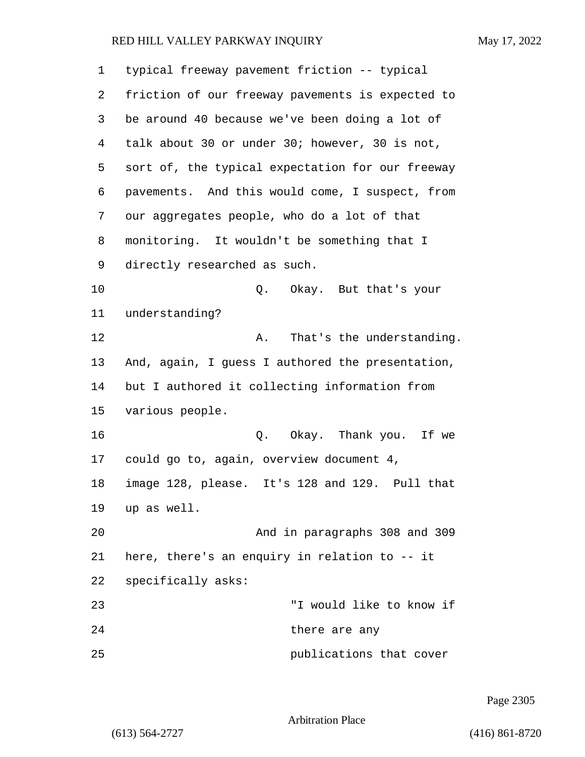typical freeway pavement friction -- typical friction of our freeway pavements is expected to be around 40 because we've been doing a lot of talk about 30 or under 30; however, 30 is not, sort of, the typical expectation for our freeway pavements. And this would come, I suspect, from our aggregates people, who do a lot of that monitoring. It wouldn't be something that I directly researched as such.

Q. Okay. But that's your understanding?

A. That's the understanding. And, again, I guess I authored the presentation, but I authored it collecting information from various people.

Q. Okay. Thank you. If we could go to, again, overview document 4, image 128, please. It's 128 and 129. Pull that up as well.

And in paragraphs 308 and 309 here, there's an enquiry in relation to -- it specifically asks:

"I would like to know if there are any publications that cover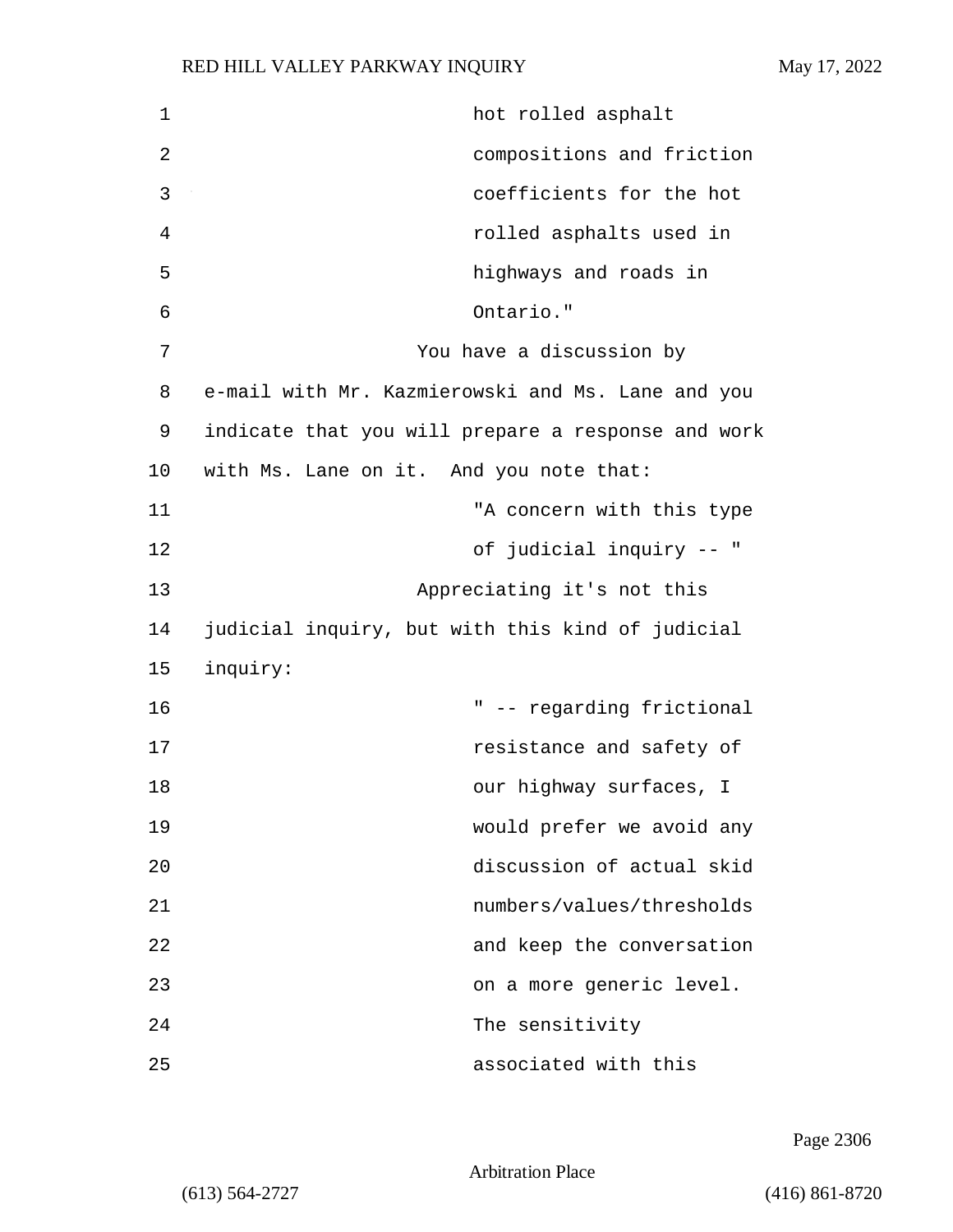> hot rolled asphalt compositions and friction coefficients for the hot rolled asphalts used in highways and roads in Ontario."

You have a discussion by e-mail with Mr. Kazmierowski and Ms. Lane and you indicate that you will prepare a response and work with Ms. Lane on it. And you note that:

> "A concern with this type of judicial inquiry -- "

Appreciating it's not this judicial inquiry, but with this kind of judicial inquiry:

> " -- regarding frictional resistance and safety of our highway surfaces, I would prefer we avoid any discussion of actual skid numbers/values/thresholds and keep the conversation on a more generic level. The sensitivity associated with this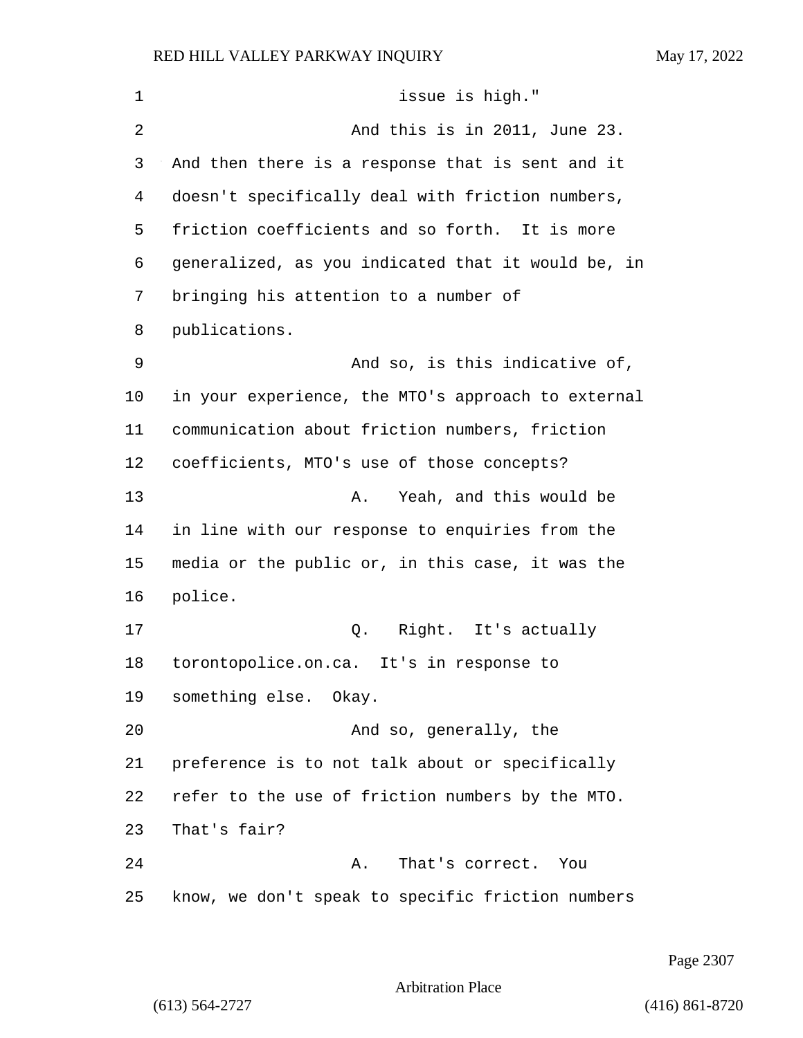issue is high."

And this is in 2011, June 23. And then there is a response that is sent and it doesn't specifically deal with friction numbers, friction coefficients and so forth. It is more generalized, as you indicated that it would be, in bringing his attention to a number of publications.

And so, is this indicative of, in your experience, the MTO's approach to external communication about friction numbers, friction coefficients, MTO's use of those concepts?

A. Yeah, and this would be in line with our response to enquiries from the media or the public or, in this case, it was the police.

Q. Right. It's actually torontopolice.on.ca. It's in response to something else. Okay.

And so, generally, the preference is to not talk about or specifically refer to the use of friction numbers by the MTO. That's fair?

A. That's correct. You know, we don't speak to specific friction numbers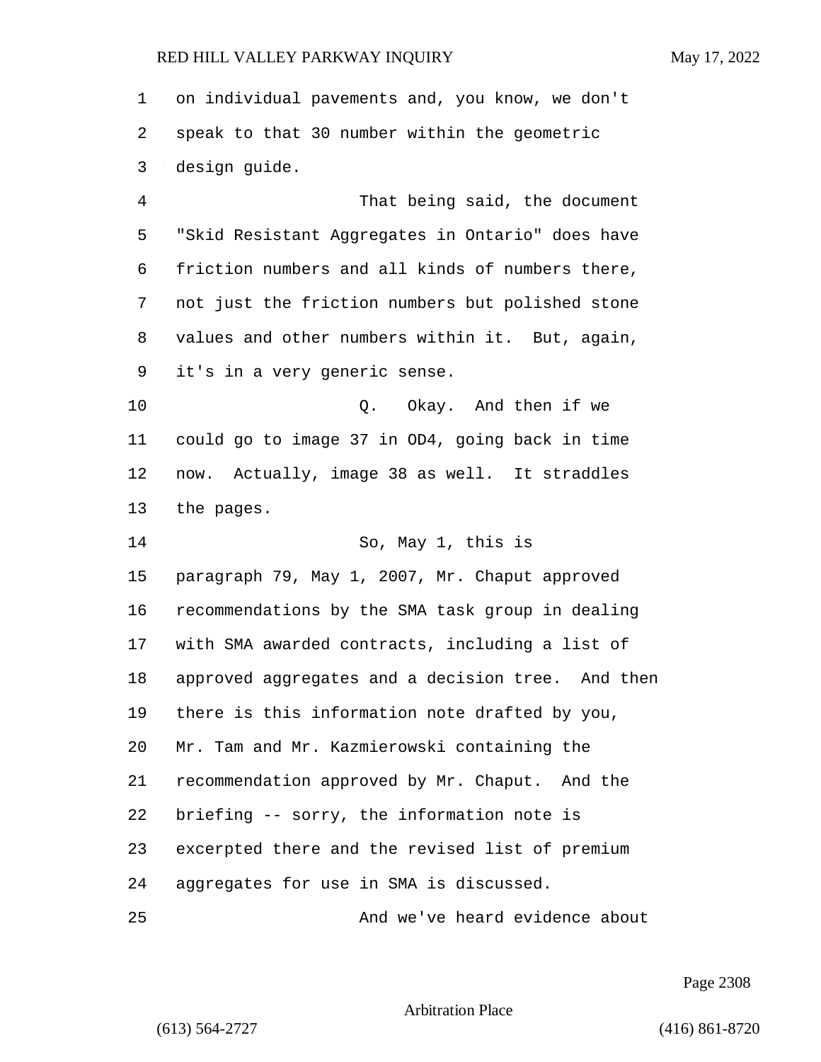on individual pavements and, you know, we don't speak to that 30 number within the geometric design guide.

That being said, the document "Skid Resistant Aggregates in Ontario" does have friction numbers and all kinds of numbers there, not just the friction numbers but polished stone values and other numbers within it. But, again, it's in a very generic sense.

Q. Okay. And then if we could go to image 37 in OD4, going back in time now. Actually, image 38 as well. It straddles the pages.

So, May 1, this is paragraph 79, May 1, 2007, Mr. Chaput approved recommendations by the SMA task group in dealing with SMA awarded contracts, including a list of approved aggregates and a decision tree. And then there is this information note drafted by you, Mr. Tam and Mr. Kazmierowski containing the recommendation approved by Mr. Chaput. And the briefing -- sorry, the information note is excerpted there and the revised list of premium aggregates for use in SMA is discussed.

And we've heard evidence about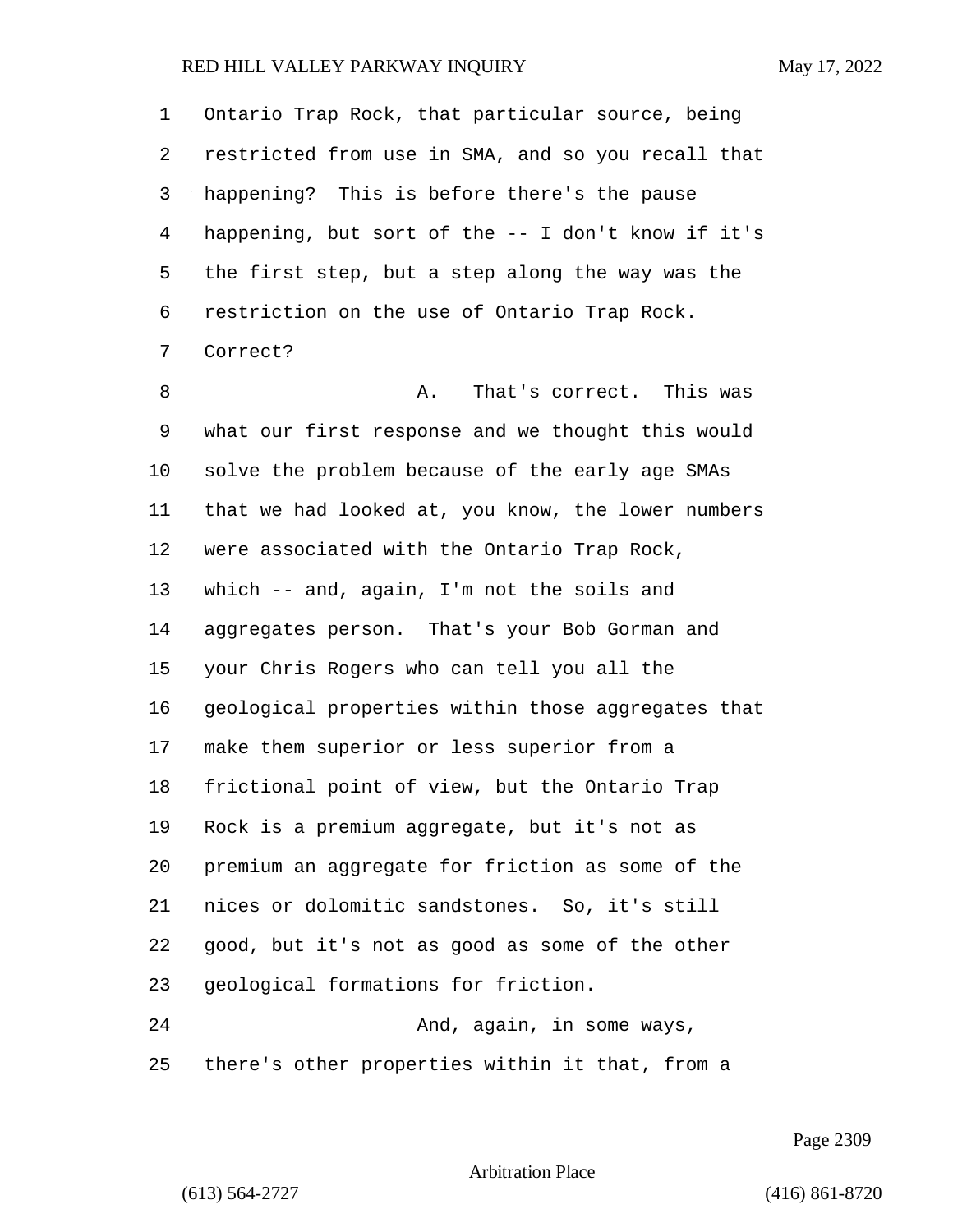1 Ontario Trap Rock, that particular source, being
2 restricted from use in SMA, and so you recall that
3 happening? This is before there's the pause
4 happening, but sort of the -- I don't know if it's
5 the first step, but a step along the way was the
6 restriction on the use of Ontario Trap Rock.
7 Correct?

8 A. That's correct. This was
9 what our first response and we thought this would
10 solve the problem because of the early age SMAs
11 that we had looked at, you know, the lower numbers
12 were associated with the Ontario Trap Rock,
13 which -- and, again, I'm not the soils and
14 aggregates person. That's your Bob Gorman and
15 your Chris Rogers who can tell you all the
16 geological properties within those aggregates that
17 make them superior or less superior from a
18 frictional point of view, but the Ontario Trap
19 Rock is a premium aggregate, but it's not as
20 premium an aggregate for friction as some of the
21 nices or dolomitic sandstones. So, it's still
22 good, but it's not as good as some of the other
23 geological formations for friction.

24 And, again, in some ways,
25 there's other properties within it that, from a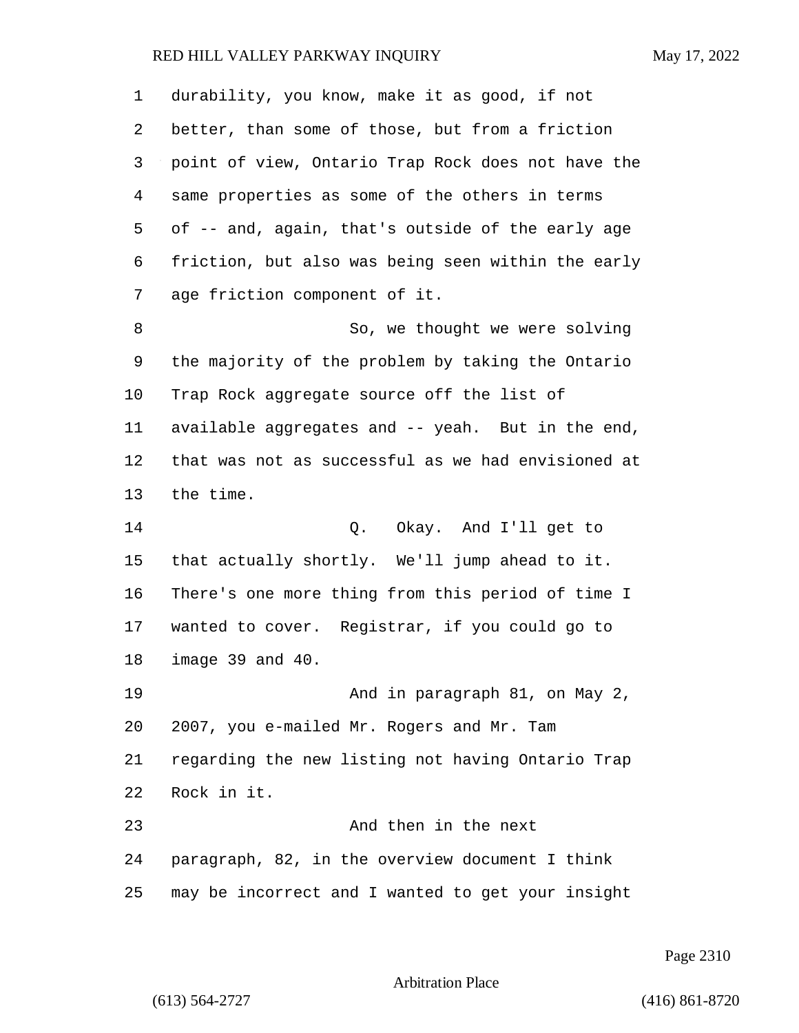durability, you know, make it as good, if not better, than some of those, but from a friction point of view, Ontario Trap Rock does not have the same properties as some of the others in terms of -- and, again, that's outside of the early age friction, but also was being seen within the early age friction component of it.

So, we thought we were solving the majority of the problem by taking the Ontario Trap Rock aggregate source off the list of available aggregates and -- yeah. But in the end, that was not as successful as we had envisioned at the time.

Q. Okay. And I'll get to that actually shortly. We'll jump ahead to it. There's one more thing from this period of time I wanted to cover. Registrar, if you could go to image 39 and 40.

And in paragraph 81, on May 2, 2007, you e-mailed Mr. Rogers and Mr. Tam regarding the new listing not having Ontario Trap Rock in it.

And then in the next paragraph, 82, in the overview document I think may be incorrect and I wanted to get your insight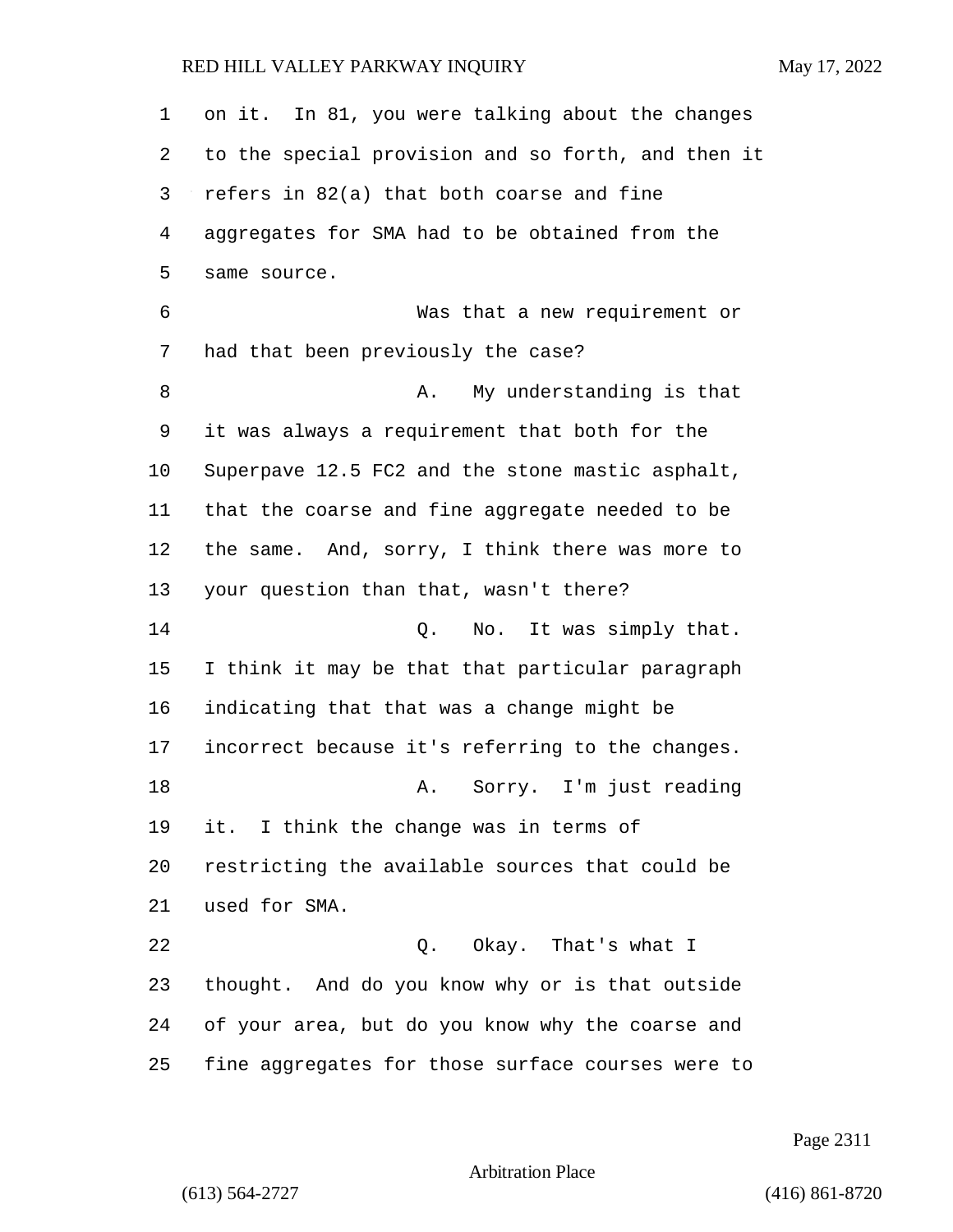on it. In 81, you were talking about the changes to the special provision and so forth, and then it refers in 82(a) that both coarse and fine aggregates for SMA had to be obtained from the same source.

Was that a new requirement or had that been previously the case?

A. My understanding is that it was always a requirement that both for the Superpave 12.5 FC2 and the stone mastic asphalt, that the coarse and fine aggregate needed to be the same. And, sorry, I think there was more to your question than that, wasn't there?

Q. No. It was simply that. I think it may be that that particular paragraph indicating that that was a change might be incorrect because it's referring to the changes.

A. Sorry. I'm just reading it. I think the change was in terms of restricting the available sources that could be used for SMA.

Q. Okay. That's what I thought. And do you know why or is that outside of your area, but do you know why the coarse and fine aggregates for those surface courses were to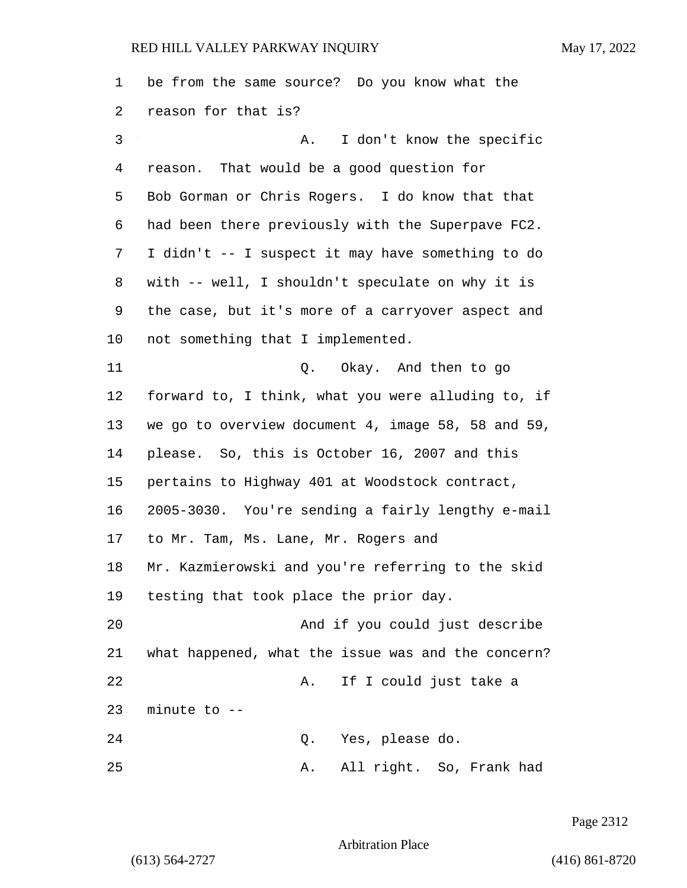be from the same source? Do you know what the reason for that is?

A. I don't know the specific reason. That would be a good question for Bob Gorman or Chris Rogers. I do know that that had been there previously with the Superpave FC2. I didn't -- I suspect it may have something to do with -- well, I shouldn't speculate on why it is the case, but it's more of a carryover aspect and not something that I implemented.

Q. Okay. And then to go forward to, I think, what you were alluding to, if we go to overview document 4, image 58, 58 and 59, please. So, this is October 16, 2007 and this pertains to Highway 401 at Woodstock contract, 2005-3030. You're sending a fairly lengthy e-mail to Mr. Tam, Ms. Lane, Mr. Rogers and Mr. Kazmierowski and you're referring to the skid testing that took place the prior day.

And if you could just describe what happened, what the issue was and the concern?

A. If I could just take a minute to --

Q. Yes, please do.

A. All right. So, Frank had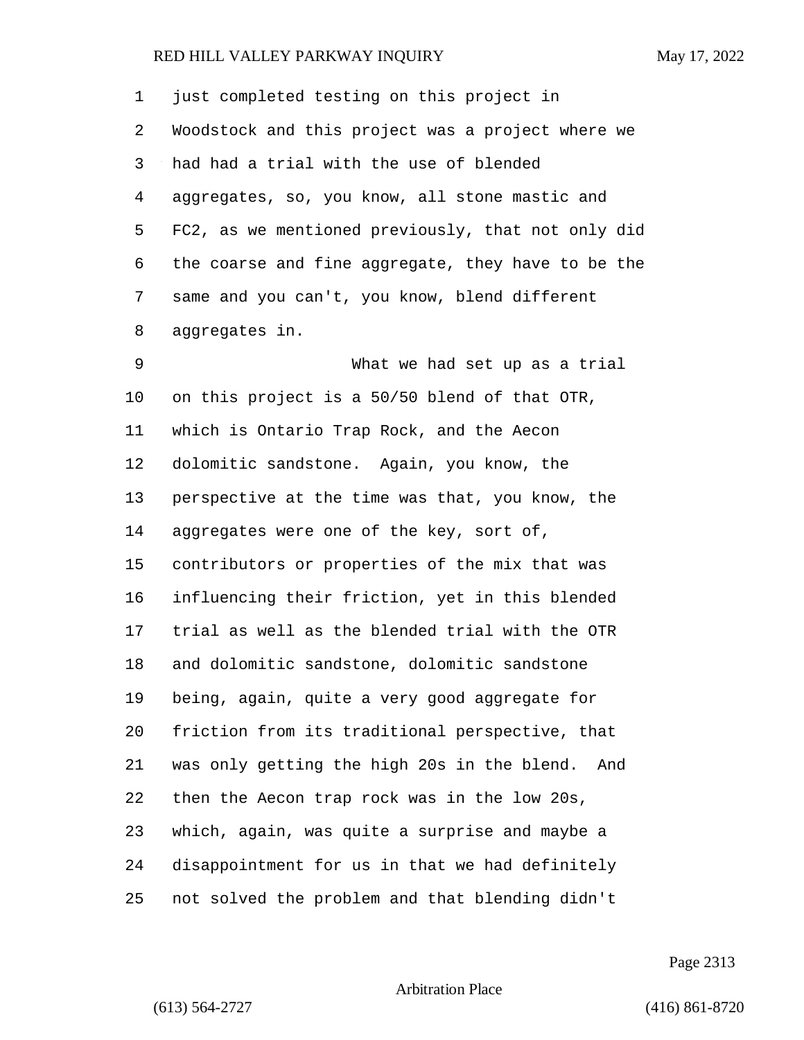just completed testing on this project in Woodstock and this project was a project where we had had a trial with the use of blended aggregates, so, you know, all stone mastic and FC2, as we mentioned previously, that not only did the coarse and fine aggregate, they have to be the same and you can't, you know, blend different aggregates in.

What we had set up as a trial on this project is a 50/50 blend of that OTR, which is Ontario Trap Rock, and the Aecon dolomitic sandstone. Again, you know, the perspective at the time was that, you know, the aggregates were one of the key, sort of, contributors or properties of the mix that was influencing their friction, yet in this blended trial as well as the blended trial with the OTR and dolomitic sandstone, dolomitic sandstone being, again, quite a very good aggregate for friction from its traditional perspective, that was only getting the high 20s in the blend. And then the Aecon trap rock was in the low 20s, which, again, was quite a surprise and maybe a disappointment for us in that we had definitely not solved the problem and that blending didn't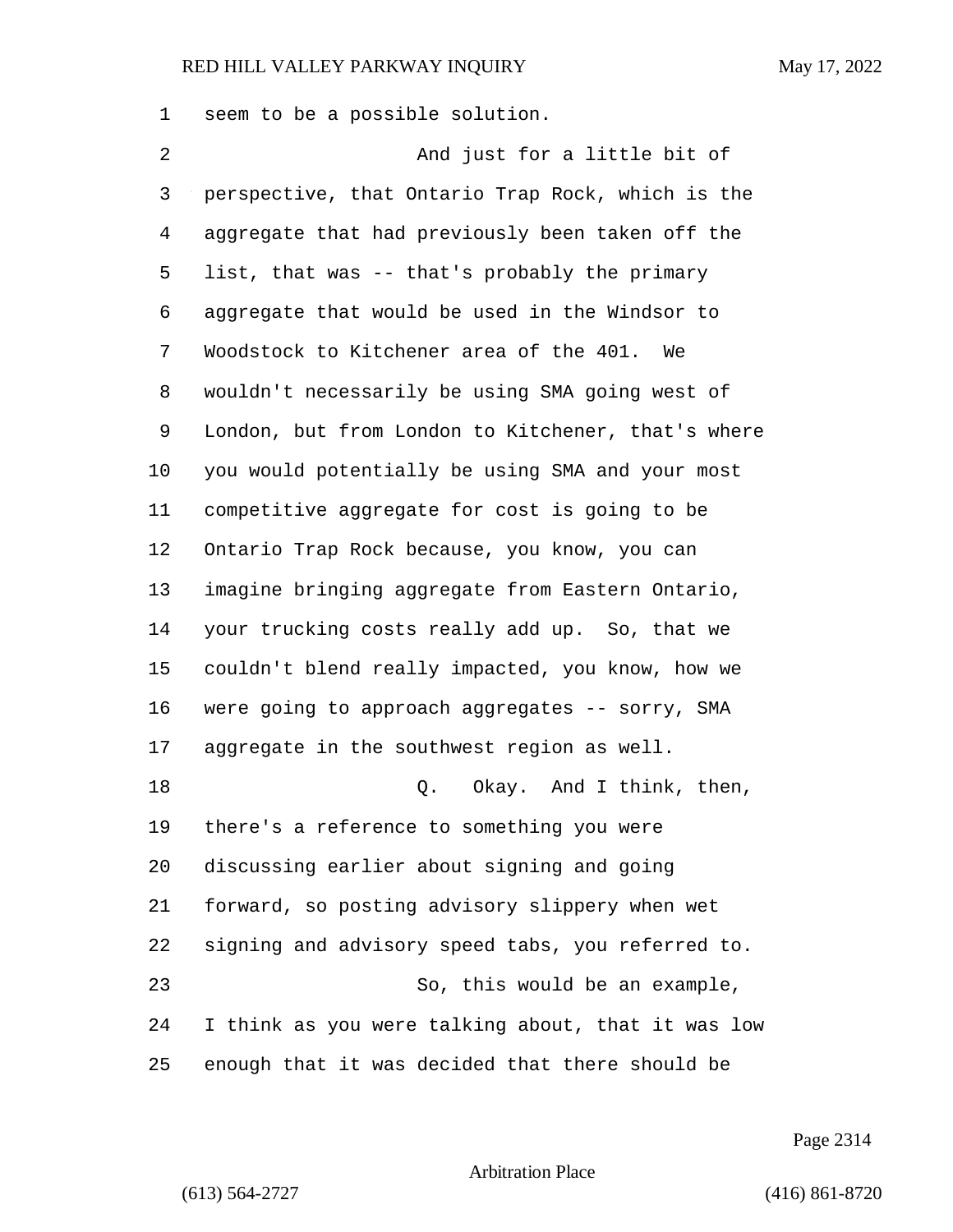seem to be a possible solution.

And just for a little bit of perspective, that Ontario Trap Rock, which is the aggregate that had previously been taken off the list, that was -- that's probably the primary aggregate that would be used in the Windsor to Woodstock to Kitchener area of the 401. We wouldn't necessarily be using SMA going west of London, but from London to Kitchener, that's where you would potentially be using SMA and your most competitive aggregate for cost is going to be Ontario Trap Rock because, you know, you can imagine bringing aggregate from Eastern Ontario, your trucking costs really add up. So, that we couldn't blend really impacted, you know, how we were going to approach aggregates -- sorry, SMA aggregate in the southwest region as well.

Q. Okay. And I think, then, there's a reference to something you were discussing earlier about signing and going forward, so posting advisory slippery when wet signing and advisory speed tabs, you referred to.

So, this would be an example, I think as you were talking about, that it was low enough that it was decided that there should be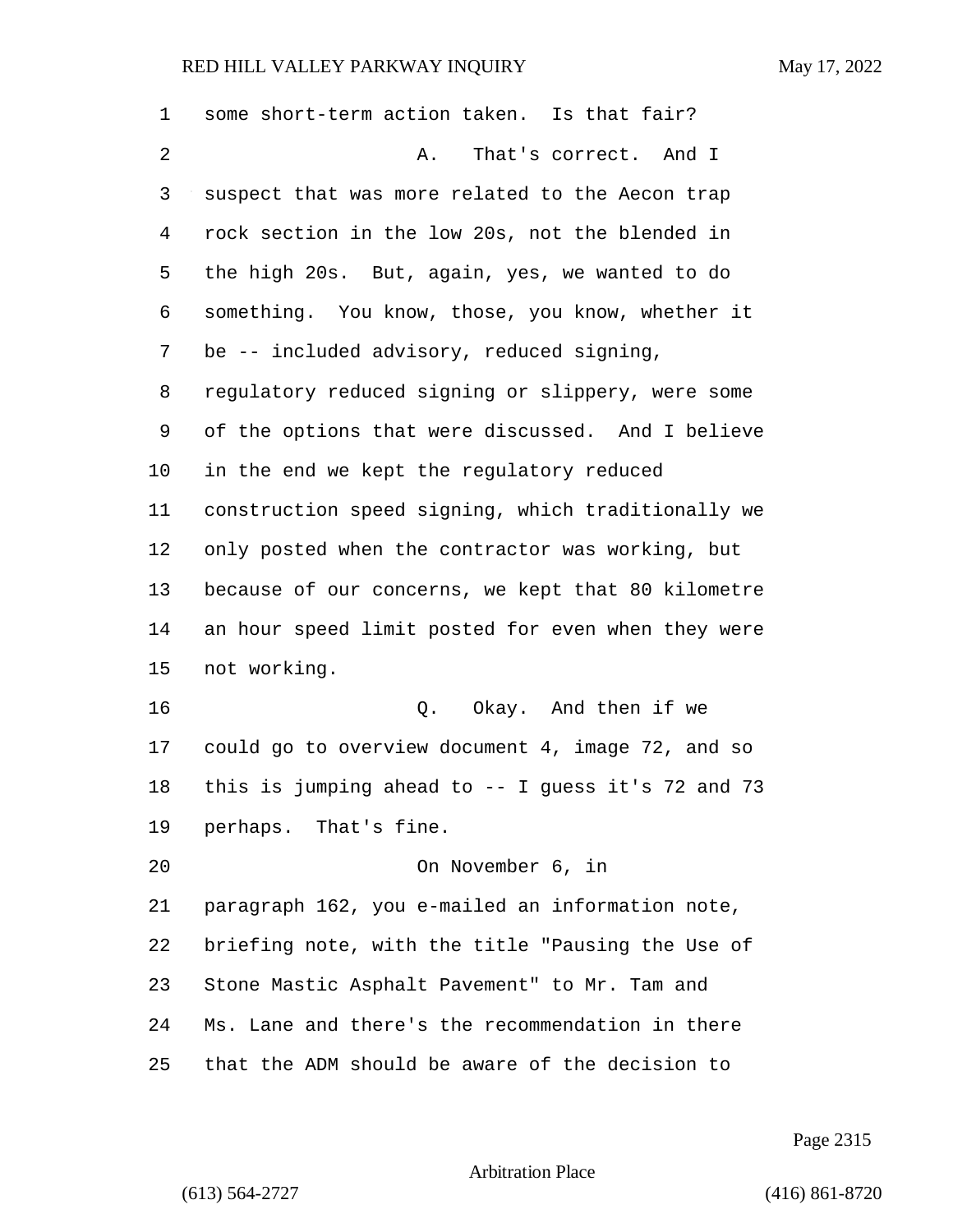some short-term action taken. Is that fair?

A. That's correct. And I suspect that was more related to the Aecon trap rock section in the low 20s, not the blended in the high 20s. But, again, yes, we wanted to do something. You know, those, you know, whether it be -- included advisory, reduced signing, regulatory reduced signing or slippery, were some of the options that were discussed. And I believe in the end we kept the regulatory reduced construction speed signing, which traditionally we only posted when the contractor was working, but because of our concerns, we kept that 80 kilometre an hour speed limit posted for even when they were not working.

Q. Okay. And then if we could go to overview document 4, image 72, and so this is jumping ahead to -- I guess it's 72 and 73 perhaps. That's fine.

On November 6, in paragraph 162, you e-mailed an information note, briefing note, with the title "Pausing the Use of Stone Mastic Asphalt Pavement" to Mr. Tam and Ms. Lane and there's the recommendation in there that the ADM should be aware of the decision to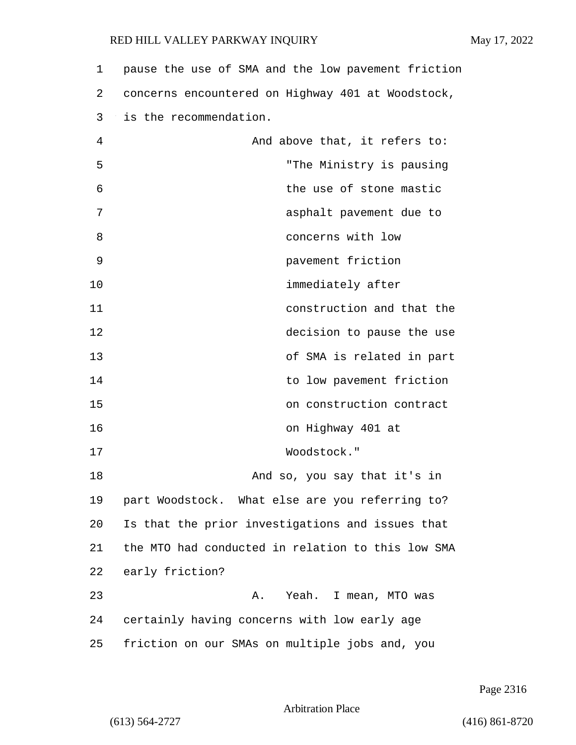pause the use of SMA and the low pavement friction concerns encountered on Highway 401 at Woodstock, is the recommendation.

And above that, it refers to:

> "The Ministry is pausing the use of stone mastic asphalt pavement due to concerns with low pavement friction immediately after construction and that the decision to pause the use of SMA is related in part to low pavement friction on construction contract on Highway 401 at Woodstock."

And so, you say that it's in part Woodstock. What else are you referring to? Is that the prior investigations and issues that the MTO had conducted in relation to this low SMA early friction?

A. Yeah. I mean, MTO was certainly having concerns with low early age friction on our SMAs on multiple jobs and, you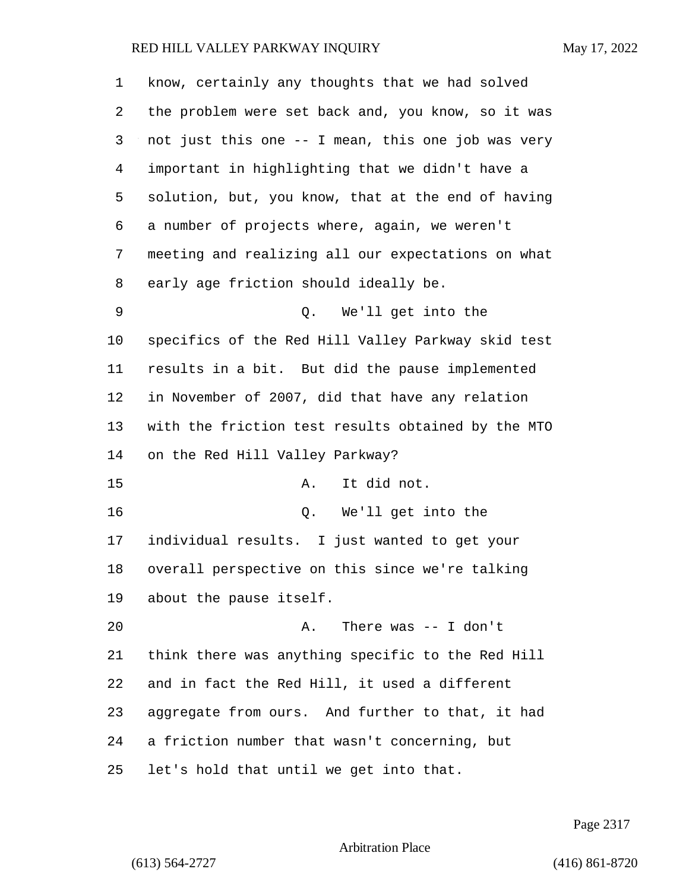know, certainly any thoughts that we had solved the problem were set back and, you know, so it was not just this one -- I mean, this one job was very important in highlighting that we didn't have a solution, but, you know, that at the end of having a number of projects where, again, we weren't meeting and realizing all our expectations on what early age friction should ideally be.

Q. We'll get into the specifics of the Red Hill Valley Parkway skid test results in a bit. But did the pause implemented in November of 2007, did that have any relation with the friction test results obtained by the MTO on the Red Hill Valley Parkway?

A. It did not.

Q. We'll get into the individual results. I just wanted to get your overall perspective on this since we're talking about the pause itself.

A. There was -- I don't think there was anything specific to the Red Hill and in fact the Red Hill, it used a different aggregate from ours. And further to that, it had a friction number that wasn't concerning, but let's hold that until we get into that.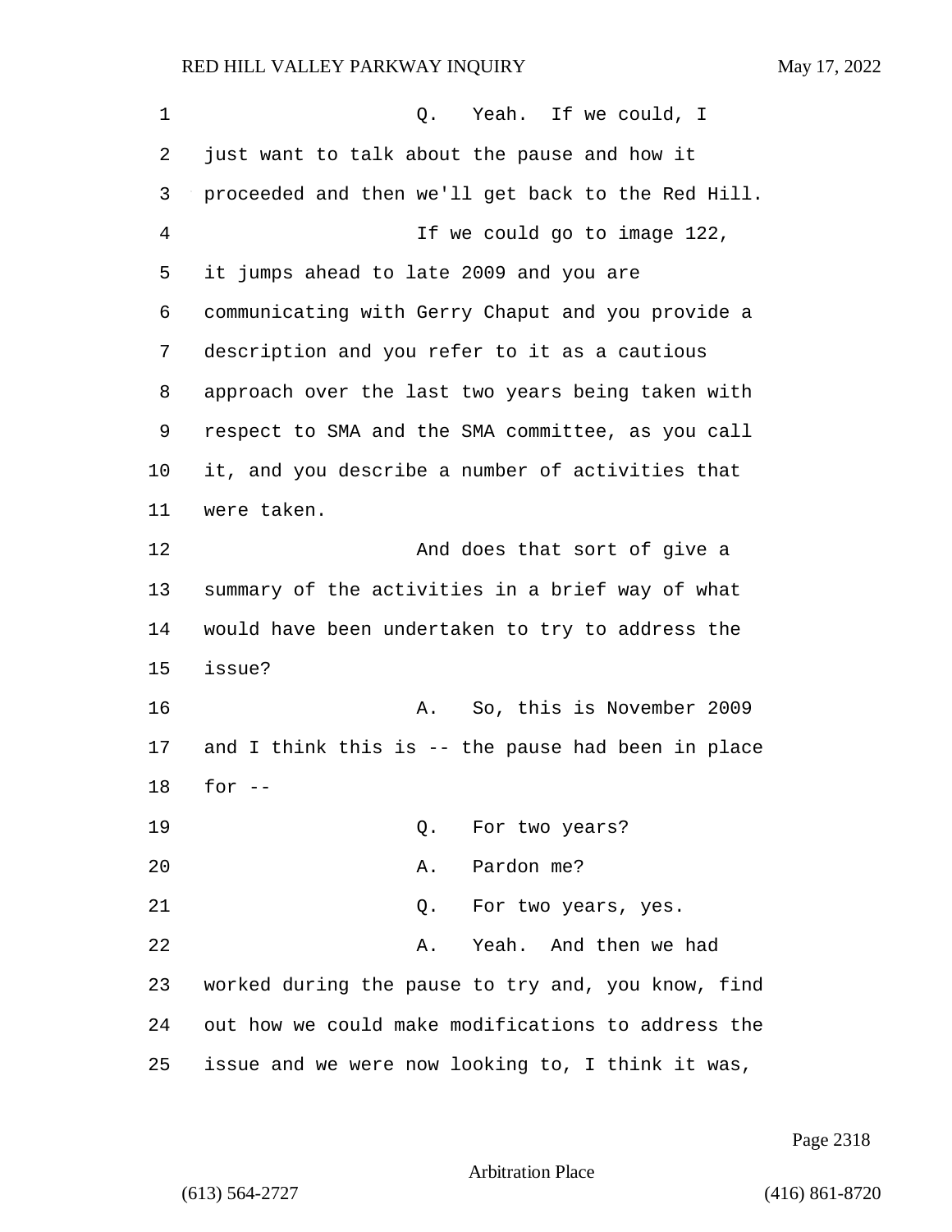Q. Yeah. If we could, I just want to talk about the pause and how it proceeded and then we'll get back to the Red Hill.

If we could go to image 122, it jumps ahead to late 2009 and you are communicating with Gerry Chaput and you provide a description and you refer to it as a cautious approach over the last two years being taken with respect to SMA and the SMA committee, as you call it, and you describe a number of activities that were taken.

And does that sort of give a summary of the activities in a brief way of what would have been undertaken to try to address the issue?

A. So, this is November 2009 and I think this is -- the pause had been in place for --

Q. For two years?

A. Pardon me?

Q. For two years, yes.

A. Yeah. And then we had worked during the pause to try and, you know, find out how we could make modifications to address the issue and we were now looking to, I think it was,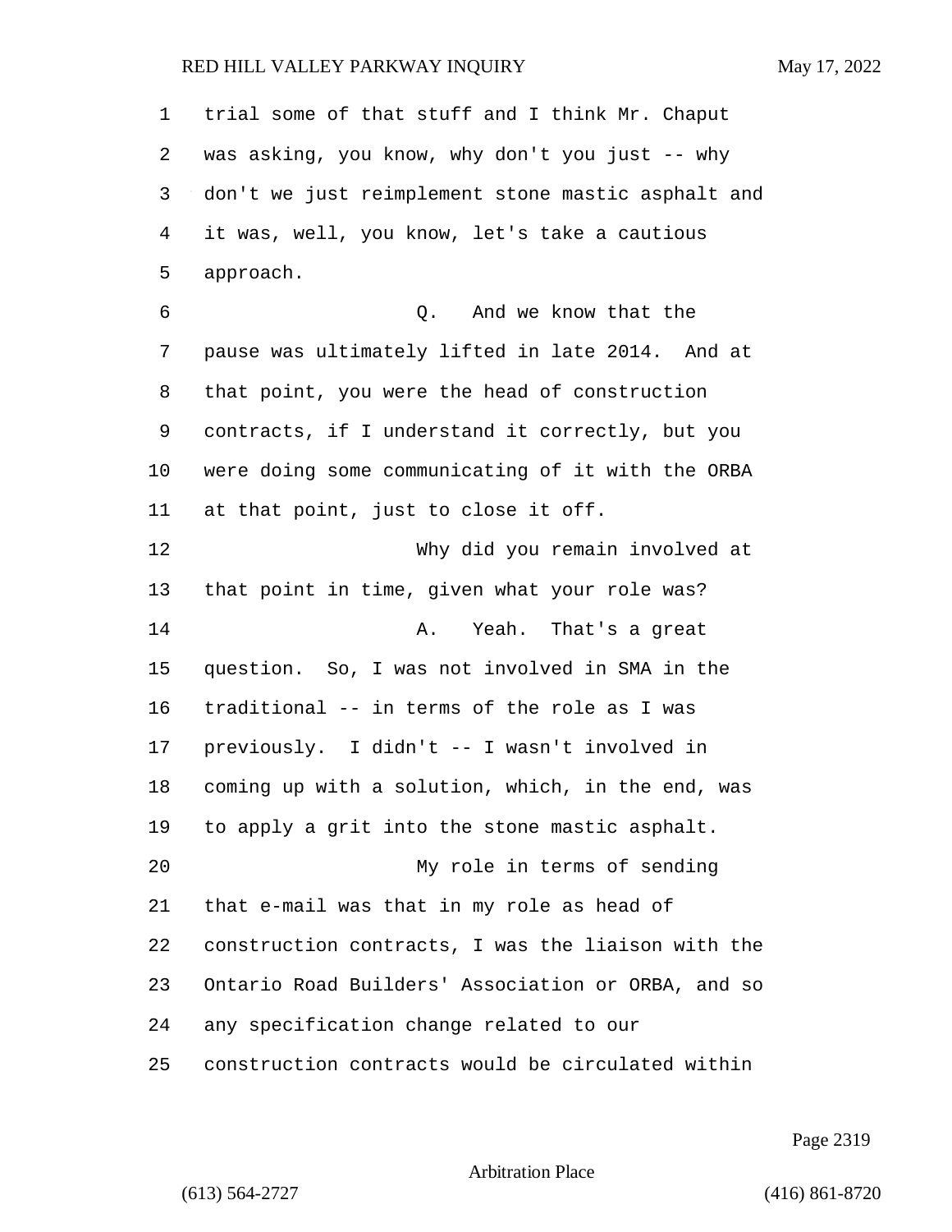trial some of that stuff and I think Mr. Chaput was asking, you know, why don't you just -- why don't we just reimplement stone mastic asphalt and it was, well, you know, let's take a cautious approach.

Q. And we know that the pause was ultimately lifted in late 2014. And at that point, you were the head of construction contracts, if I understand it correctly, but you were doing some communicating of it with the ORBA at that point, just to close it off.

Why did you remain involved at that point in time, given what your role was?

A. Yeah. That's a great question. So, I was not involved in SMA in the traditional -- in terms of the role as I was previously. I didn't -- I wasn't involved in coming up with a solution, which, in the end, was to apply a grit into the stone mastic asphalt.

My role in terms of sending that e-mail was that in my role as head of construction contracts, I was the liaison with the Ontario Road Builders' Association or ORBA, and so any specification change related to our construction contracts would be circulated within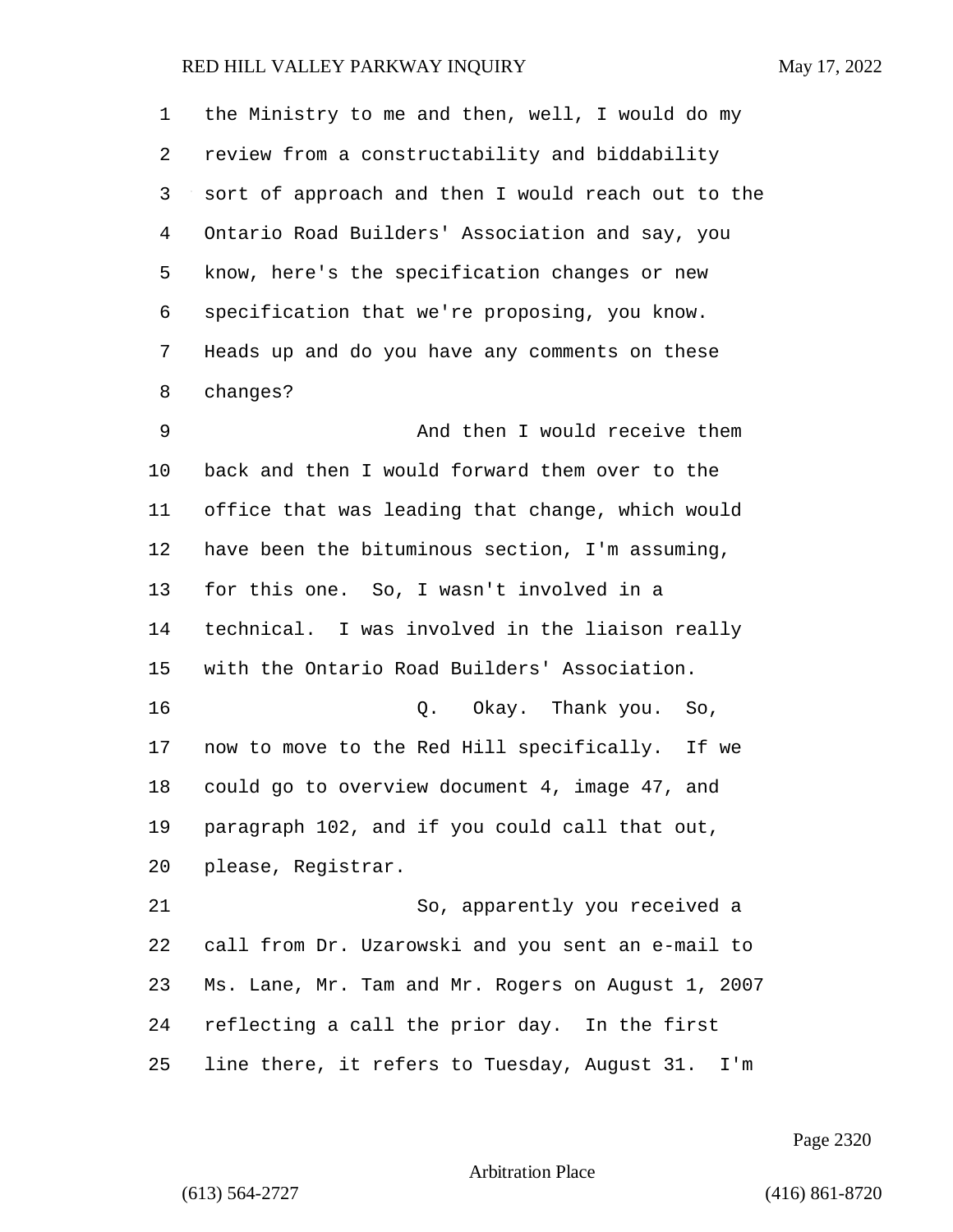the Ministry to me and then, well, I would do my review from a constructability and biddability sort of approach and then I would reach out to the Ontario Road Builders' Association and say, you know, here's the specification changes or new specification that we're proposing, you know. Heads up and do you have any comments on these changes?

And then I would receive them back and then I would forward them over to the office that was leading that change, which would have been the bituminous section, I'm assuming, for this one. So, I wasn't involved in a technical. I was involved in the liaison really with the Ontario Road Builders' Association.

Q. Okay. Thank you. So, now to move to the Red Hill specifically. If we could go to overview document 4, image 47, and paragraph 102, and if you could call that out, please, Registrar.

So, apparently you received a call from Dr. Uzarowski and you sent an e-mail to Ms. Lane, Mr. Tam and Mr. Rogers on August 1, 2007 reflecting a call the prior day. In the first line there, it refers to Tuesday, August 31. I'm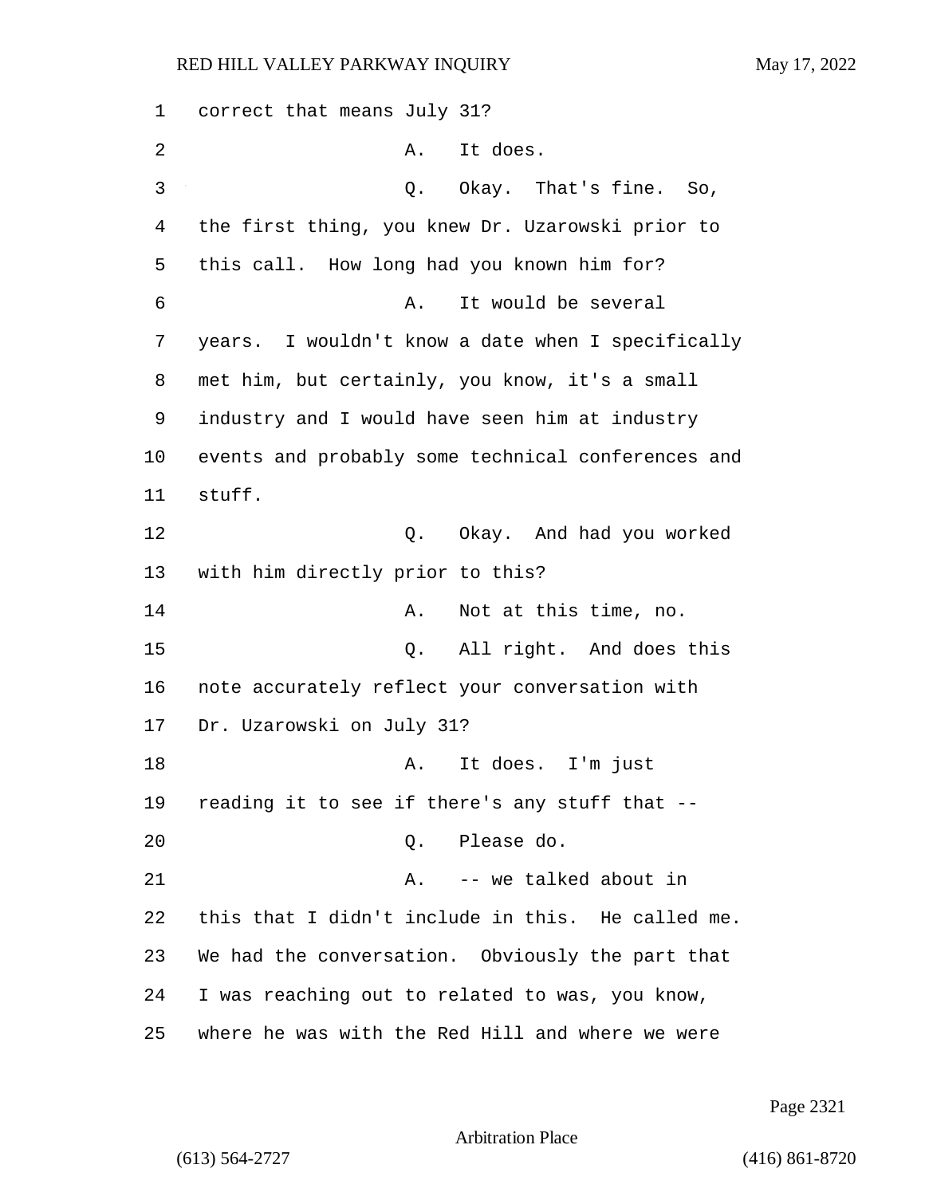correct that means July 31?

A. It does.

Q. Okay. That's fine. So, the first thing, you knew Dr. Uzarowski prior to this call. How long had you known him for?

A. It would be several years. I wouldn't know a date when I specifically met him, but certainly, you know, it's a small industry and I would have seen him at industry events and probably some technical conferences and stuff.

Q. Okay. And had you worked with him directly prior to this?

A. Not at this time, no.

Q. All right. And does this note accurately reflect your conversation with Dr. Uzarowski on July 31?

A. It does. I'm just reading it to see if there's any stuff that --

Q. Please do.

A. -- we talked about in this that I didn't include in this. He called me. We had the conversation. Obviously the part that I was reaching out to related to was, you know, where he was with the Red Hill and where we were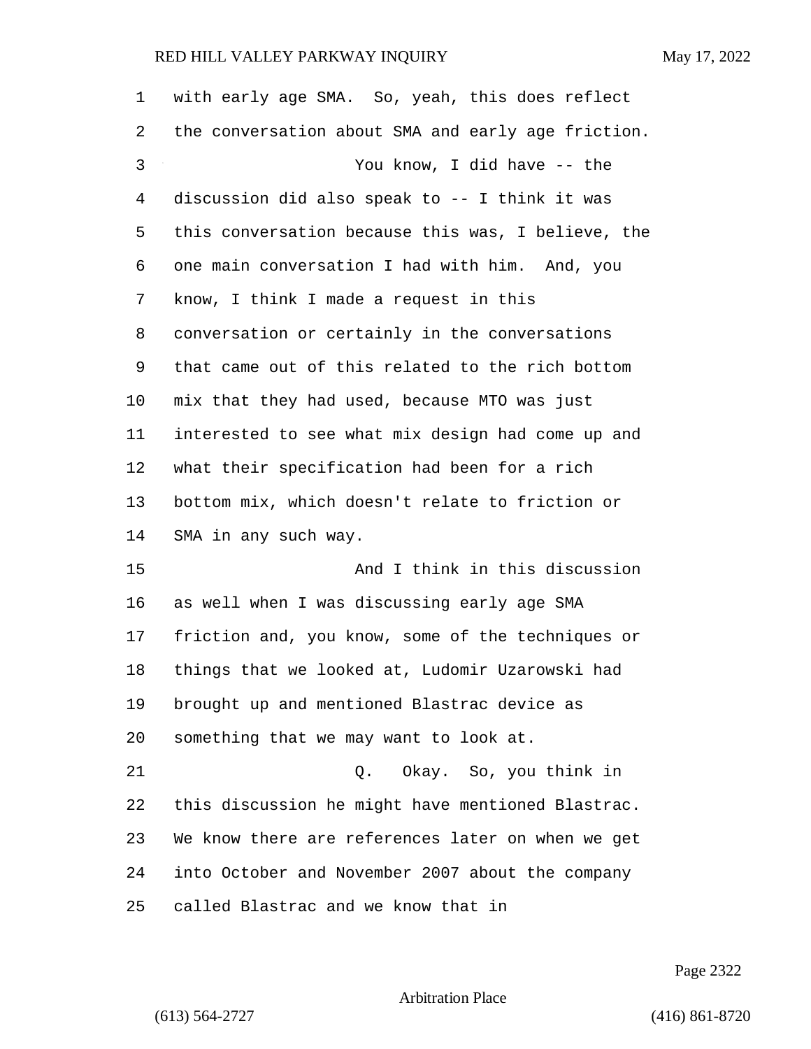with early age SMA. So, yeah, this does reflect the conversation about SMA and early age friction.

You know, I did have -- the discussion did also speak to -- I think it was this conversation because this was, I believe, the one main conversation I had with him. And, you know, I think I made a request in this conversation or certainly in the conversations that came out of this related to the rich bottom mix that they had used, because MTO was just interested to see what mix design had come up and what their specification had been for a rich bottom mix, which doesn't relate to friction or SMA in any such way.

And I think in this discussion as well when I was discussing early age SMA friction and, you know, some of the techniques or things that we looked at, Ludomir Uzarowski had brought up and mentioned Blastrac device as something that we may want to look at.

Q. Okay. So, you think in this discussion he might have mentioned Blastrac. We know there are references later on when we get into October and November 2007 about the company called Blastrac and we know that in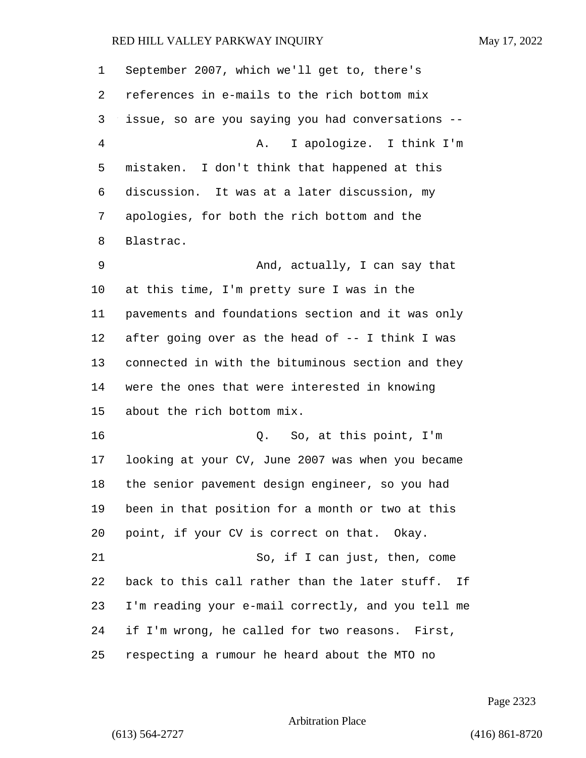September 2007, which we'll get to, there's references in e-mails to the rich bottom mix issue, so are you saying you had conversations --

A. I apologize. I think I'm mistaken. I don't think that happened at this discussion. It was at a later discussion, my apologies, for both the rich bottom and the Blastrac.

And, actually, I can say that at this time, I'm pretty sure I was in the pavements and foundations section and it was only after going over as the head of -- I think I was connected in with the bituminous section and they were the ones that were interested in knowing about the rich bottom mix.

Q. So, at this point, I'm looking at your CV, June 2007 was when you became the senior pavement design engineer, so you had been in that position for a month or two at this point, if your CV is correct on that. Okay.

So, if I can just, then, come back to this call rather than the later stuff. If I'm reading your e-mail correctly, and you tell me if I'm wrong, he called for two reasons. First, respecting a rumour he heard about the MTO no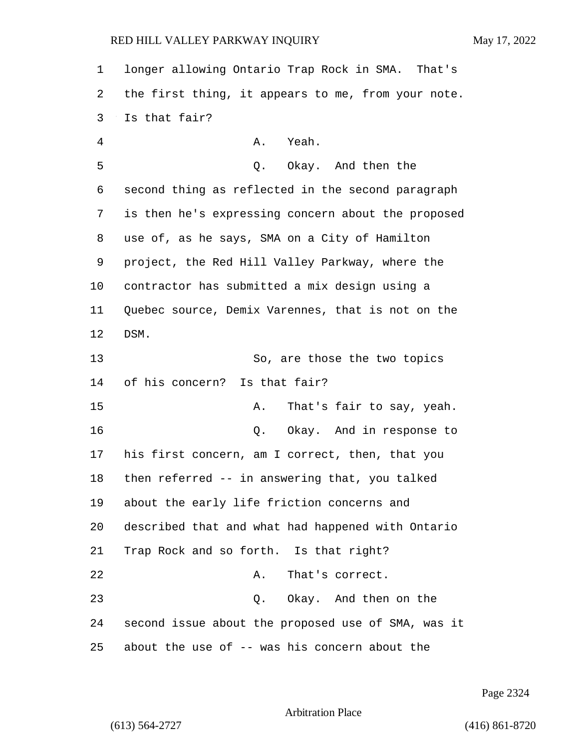longer allowing Ontario Trap Rock in SMA. That's the first thing, it appears to me, from your note. Is that fair?

A. Yeah.

Q. Okay. And then the second thing as reflected in the second paragraph is then he's expressing concern about the proposed use of, as he says, SMA on a City of Hamilton project, the Red Hill Valley Parkway, where the contractor has submitted a mix design using a Quebec source, Demix Varennes, that is not on the DSM.

So, are those the two topics of his concern? Is that fair?

A. That's fair to say, yeah.

Q. Okay. And in response to his first concern, am I correct, then, that you then referred -- in answering that, you talked about the early life friction concerns and described that and what had happened with Ontario Trap Rock and so forth. Is that right?

A. That's correct.

Q. Okay. And then on the second issue about the proposed use of SMA, was it about the use of -- was his concern about the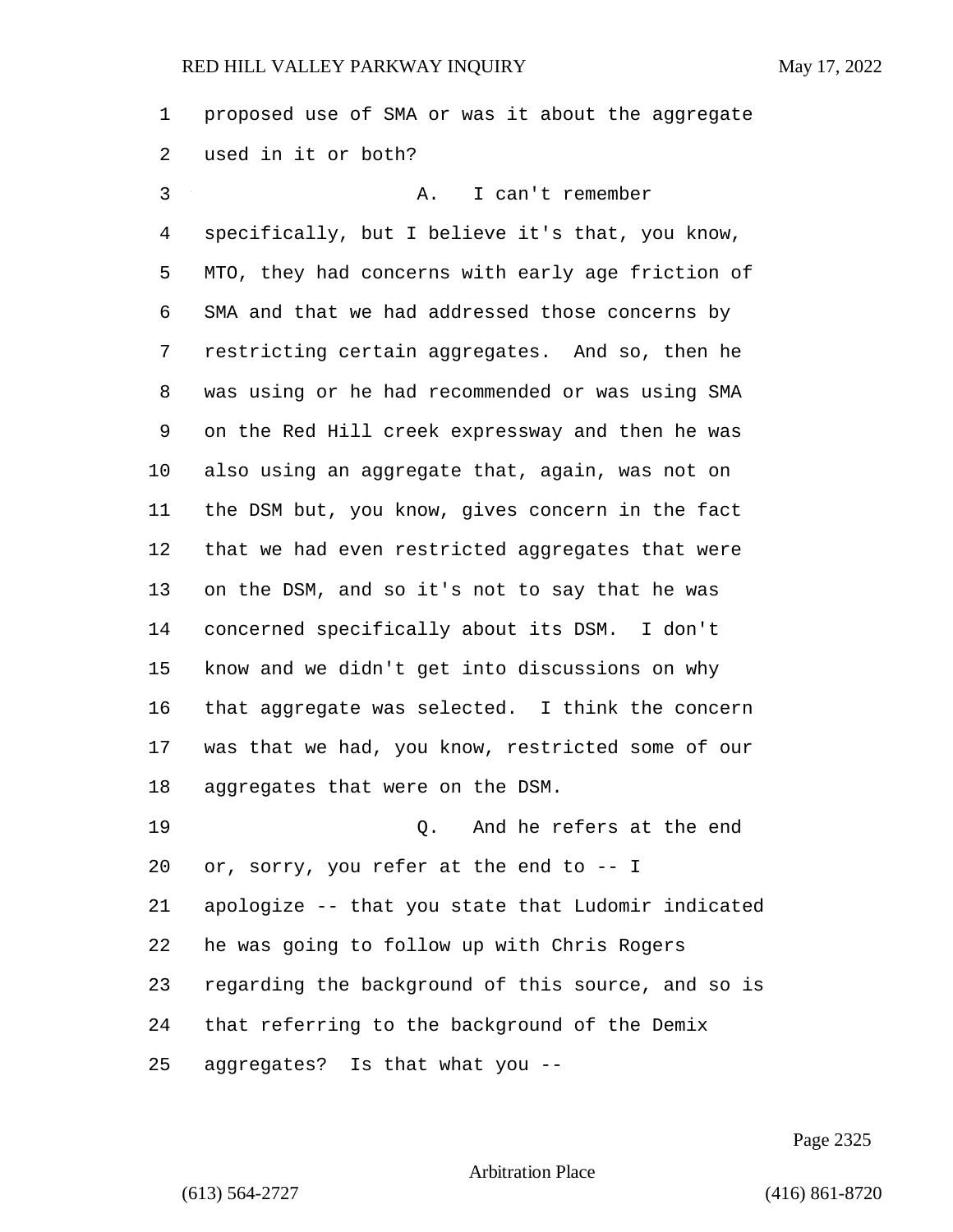proposed use of SMA or was it about the aggregate used in it or both?

A. I can't remember specifically, but I believe it's that, you know, MTO, they had concerns with early age friction of SMA and that we had addressed those concerns by restricting certain aggregates. And so, then he was using or he had recommended or was using SMA on the Red Hill creek expressway and then he was also using an aggregate that, again, was not on the DSM but, you know, gives concern in the fact that we had even restricted aggregates that were on the DSM, and so it's not to say that he was concerned specifically about its DSM. I don't know and we didn't get into discussions on why that aggregate was selected. I think the concern was that we had, you know, restricted some of our aggregates that were on the DSM.

Q. And he refers at the end or, sorry, you refer at the end to -- I apologize -- that you state that Ludomir indicated he was going to follow up with Chris Rogers regarding the background of this source, and so is that referring to the background of the Demix aggregates? Is that what you --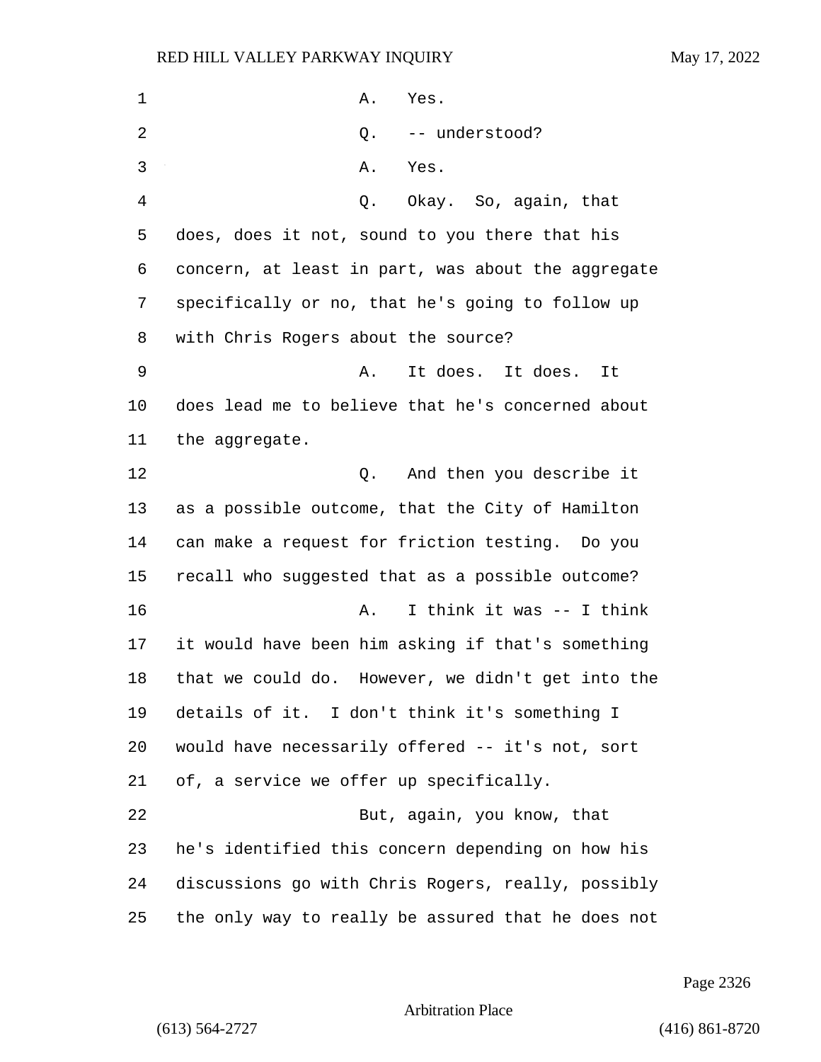A. Yes.

Q. -- understood?

A. Yes.

Q. Okay. So, again, that does, does it not, sound to you there that his concern, at least in part, was about the aggregate specifically or no, that he's going to follow up with Chris Rogers about the source?

A. It does. It does. It does lead me to believe that he's concerned about the aggregate.

Q. And then you describe it as a possible outcome, that the City of Hamilton can make a request for friction testing. Do you recall who suggested that as a possible outcome?

A. I think it was -- I think it would have been him asking if that's something that we could do. However, we didn't get into the details of it. I don't think it's something I would have necessarily offered -- it's not, sort of, a service we offer up specifically.

But, again, you know, that he's identified this concern depending on how his discussions go with Chris Rogers, really, possibly the only way to really be assured that he does not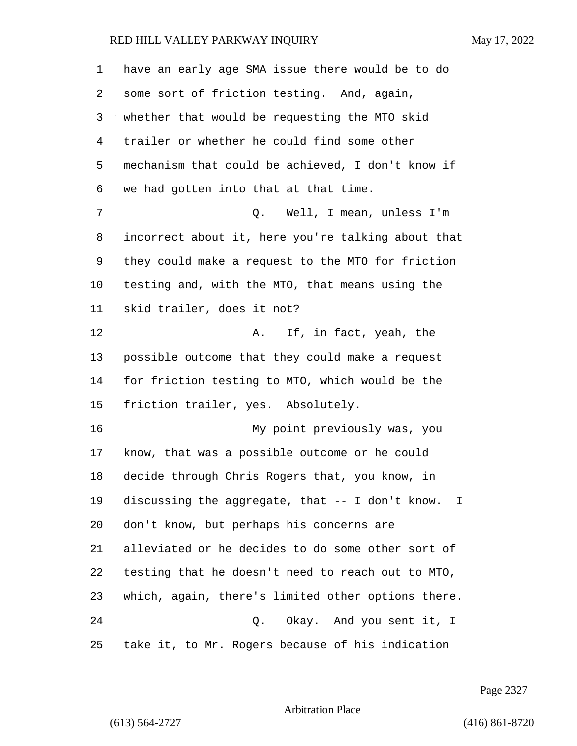have an early age SMA issue there would be to do some sort of friction testing. And, again, whether that would be requesting the MTO skid trailer or whether he could find some other mechanism that could be achieved, I don't know if we had gotten into that at that time.

Q. Well, I mean, unless I'm incorrect about it, here you're talking about that they could make a request to the MTO for friction testing and, with the MTO, that means using the skid trailer, does it not?

A. If, in fact, yeah, the possible outcome that they could make a request for friction testing to MTO, which would be the friction trailer, yes. Absolutely.

My point previously was, you know, that was a possible outcome or he could decide through Chris Rogers that, you know, in discussing the aggregate, that -- I don't know. I don't know, but perhaps his concerns are alleviated or he decides to do some other sort of testing that he doesn't need to reach out to MTO, which, again, there's limited other options there.

Q. Okay. And you sent it, I take it, to Mr. Rogers because of his indication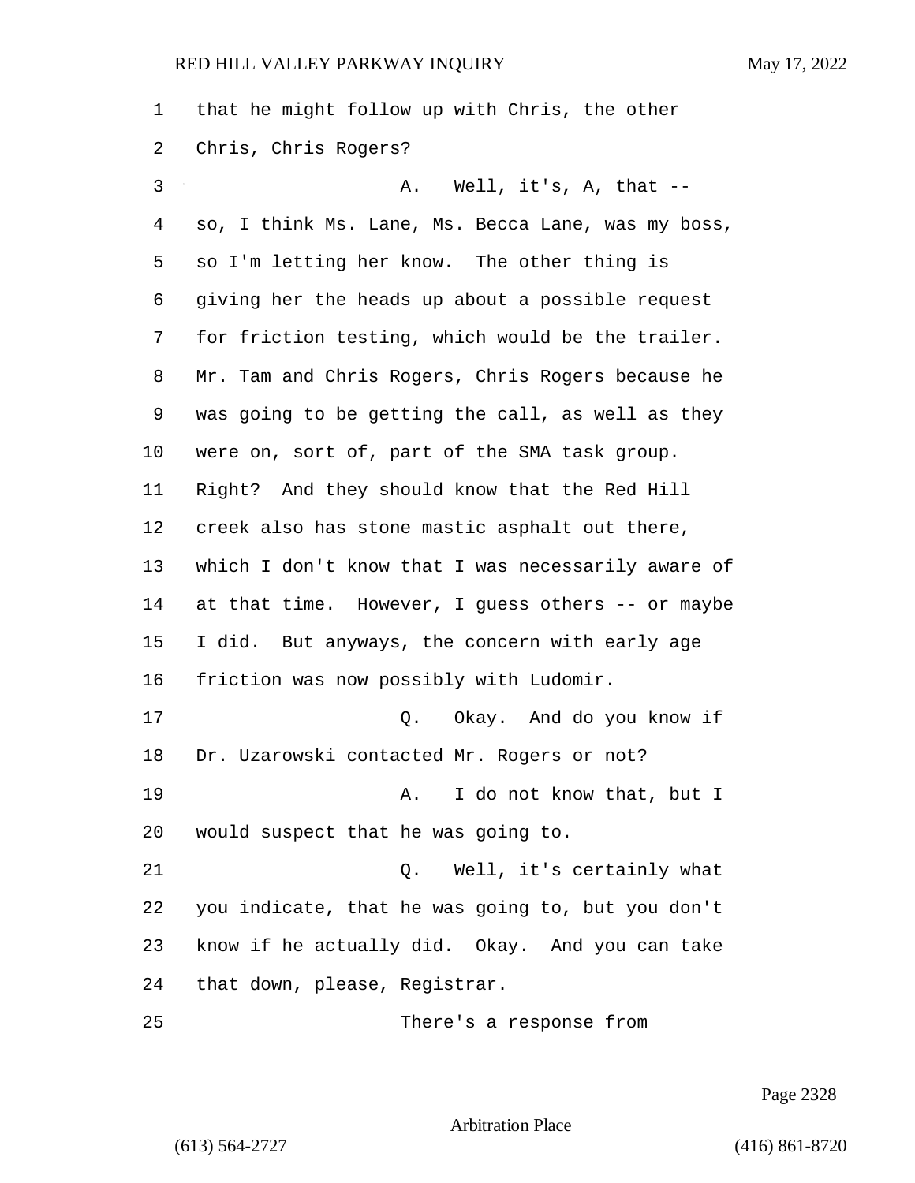that he might follow up with Chris, the other Chris, Chris Rogers?

A. Well, it's, A, that -- so, I think Ms. Lane, Ms. Becca Lane, was my boss, so I'm letting her know. The other thing is giving her the heads up about a possible request for friction testing, which would be the trailer. Mr. Tam and Chris Rogers, Chris Rogers because he was going to be getting the call, as well as they were on, sort of, part of the SMA task group. Right? And they should know that the Red Hill creek also has stone mastic asphalt out there, which I don't know that I was necessarily aware of at that time. However, I guess others -- or maybe I did. But anyways, the concern with early age friction was now possibly with Ludomir.

Q. Okay. And do you know if Dr. Uzarowski contacted Mr. Rogers or not?

A. I do not know that, but I would suspect that he was going to.

Q. Well, it's certainly what you indicate, that he was going to, but you don't know if he actually did. Okay. And you can take that down, please, Registrar.

There's a response from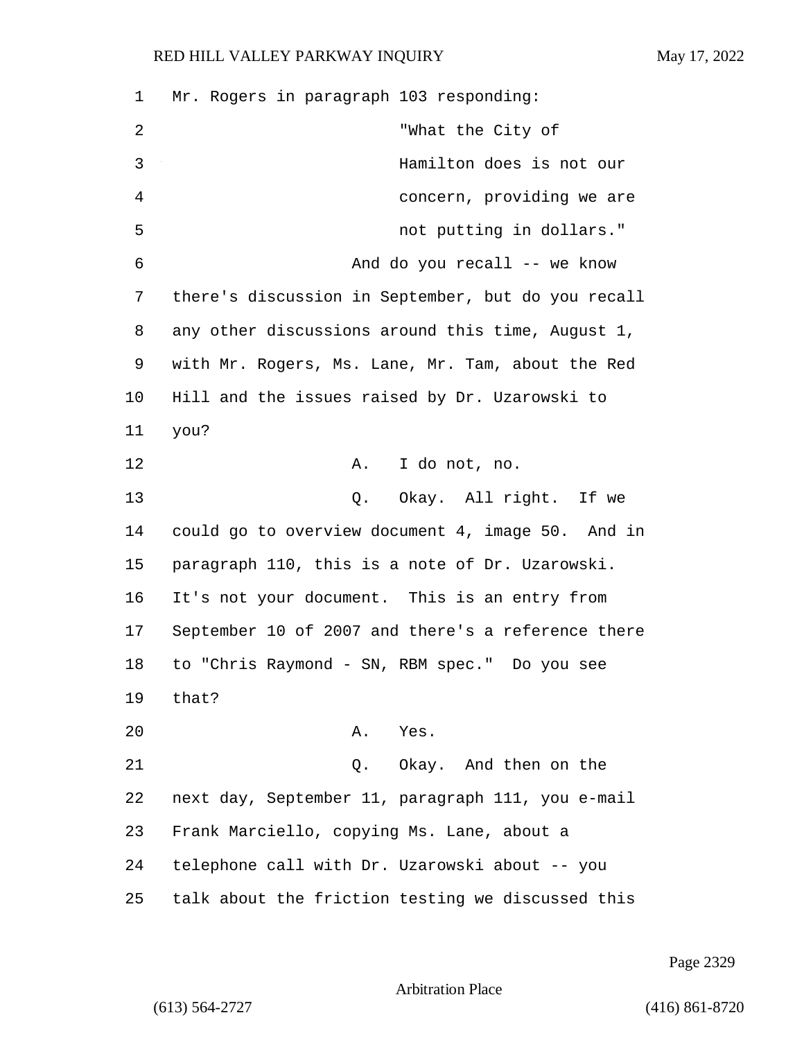Mr. Rogers in paragraph 103 responding:

"What the City of Hamilton does is not our concern, providing we are not putting in dollars."

And do you recall -- we know there's discussion in September, but do you recall any other discussions around this time, August 1, with Mr. Rogers, Ms. Lane, Mr. Tam, about the Red Hill and the issues raised by Dr. Uzarowski to you?

A. I do not, no.

Q. Okay. All right. If we could go to overview document 4, image 50. And in paragraph 110, this is a note of Dr. Uzarowski. It's not your document. This is an entry from September 10 of 2007 and there's a reference there to "Chris Raymond - SN, RBM spec." Do you see that?

A. Yes.

Q. Okay. And then on the next day, September 11, paragraph 111, you e-mail Frank Marciello, copying Ms. Lane, about a telephone call with Dr. Uzarowski about -- you talk about the friction testing we discussed this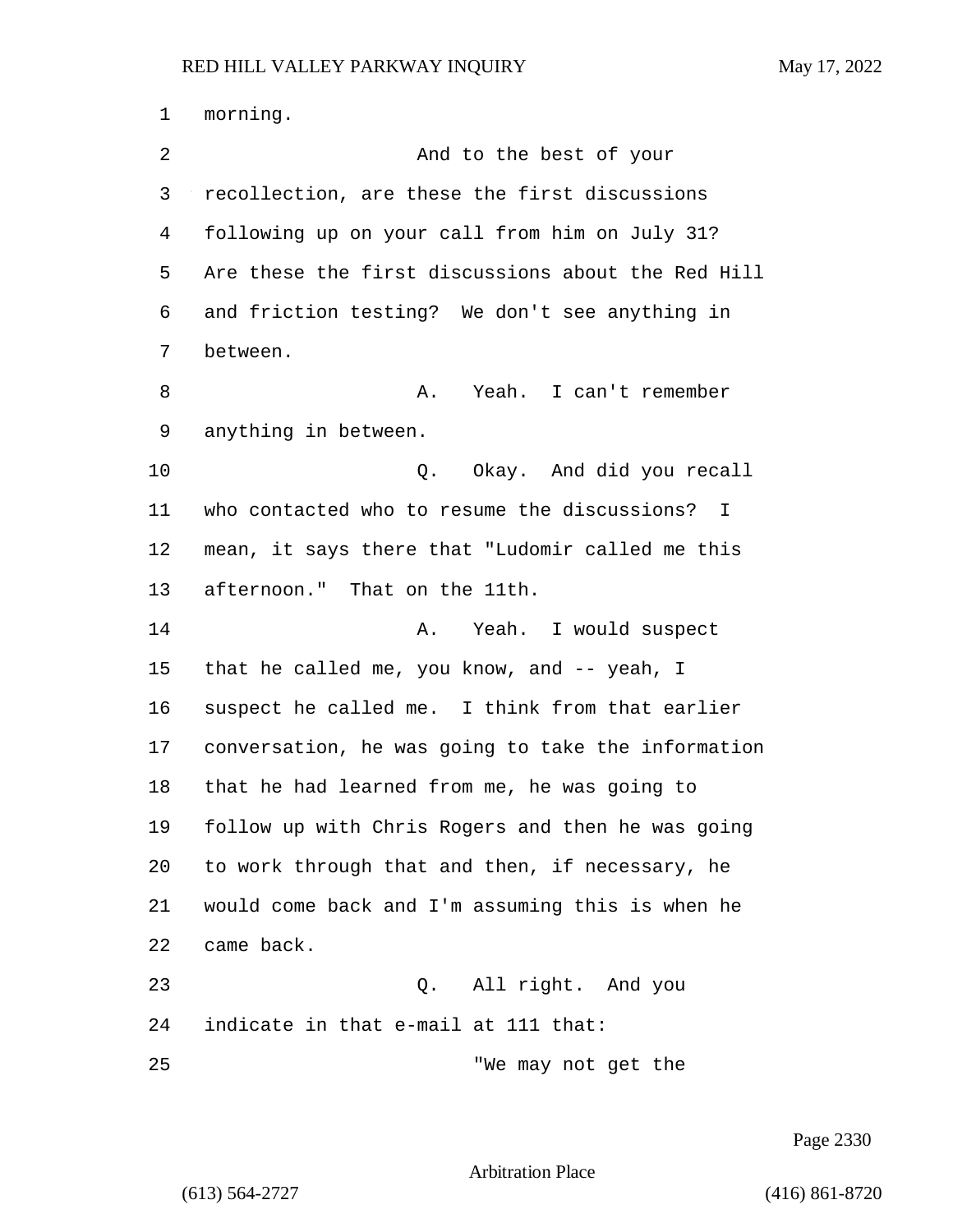morning.

And to the best of your recollection, are these the first discussions following up on your call from him on July 31? Are these the first discussions about the Red Hill and friction testing? We don't see anything in between.

A. Yeah. I can't remember anything in between.

Q. Okay. And did you recall who contacted who to resume the discussions? I mean, it says there that "Ludomir called me this afternoon." That on the 11th.

A. Yeah. I would suspect that he called me, you know, and -- yeah, I suspect he called me. I think from that earlier conversation, he was going to take the information that he had learned from me, he was going to follow up with Chris Rogers and then he was going to work through that and then, if necessary, he would come back and I'm assuming this is when he came back.

Q. All right. And you indicate in that e-mail at 111 that:

"We may not get the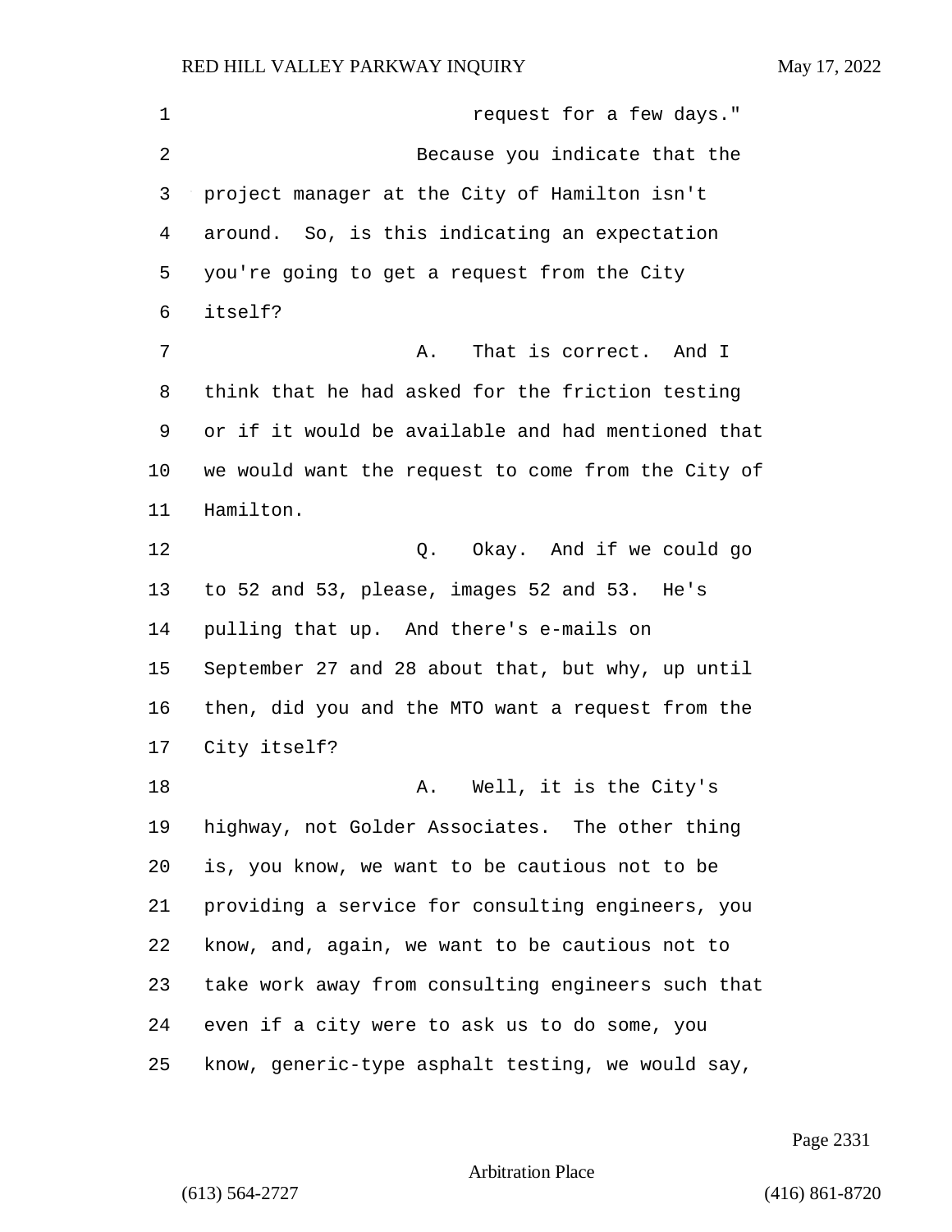request for a few days."

Because you indicate that the project manager at the City of Hamilton isn't around. So, is this indicating an expectation you're going to get a request from the City itself?

A. That is correct. And I think that he had asked for the friction testing or if it would be available and had mentioned that we would want the request to come from the City of Hamilton.

Q. Okay. And if we could go to 52 and 53, please, images 52 and 53. He's pulling that up. And there's e-mails on September 27 and 28 about that, but why, up until then, did you and the MTO want a request from the City itself?

A. Well, it is the City's highway, not Golder Associates. The other thing is, you know, we want to be cautious not to be providing a service for consulting engineers, you know, and, again, we want to be cautious not to take work away from consulting engineers such that even if a city were to ask us to do some, you know, generic-type asphalt testing, we would say,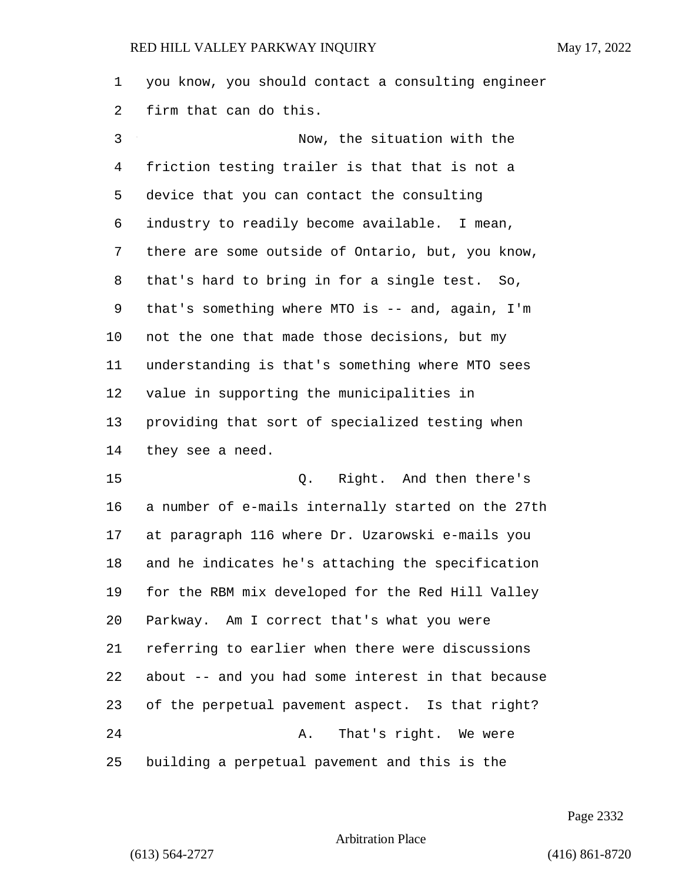you know, you should contact a consulting engineer firm that can do this.

Now, the situation with the friction testing trailer is that that is not a device that you can contact the consulting industry to readily become available. I mean, there are some outside of Ontario, but, you know, that's hard to bring in for a single test. So, that's something where MTO is -- and, again, I'm not the one that made those decisions, but my understanding is that's something where MTO sees value in supporting the municipalities in providing that sort of specialized testing when they see a need.

Q. Right. And then there's a number of e-mails internally started on the 27th at paragraph 116 where Dr. Uzarowski e-mails you and he indicates he's attaching the specification for the RBM mix developed for the Red Hill Valley Parkway. Am I correct that's what you were referring to earlier when there were discussions about -- and you had some interest in that because of the perpetual pavement aspect. Is that right?

A. That's right. We were building a perpetual pavement and this is the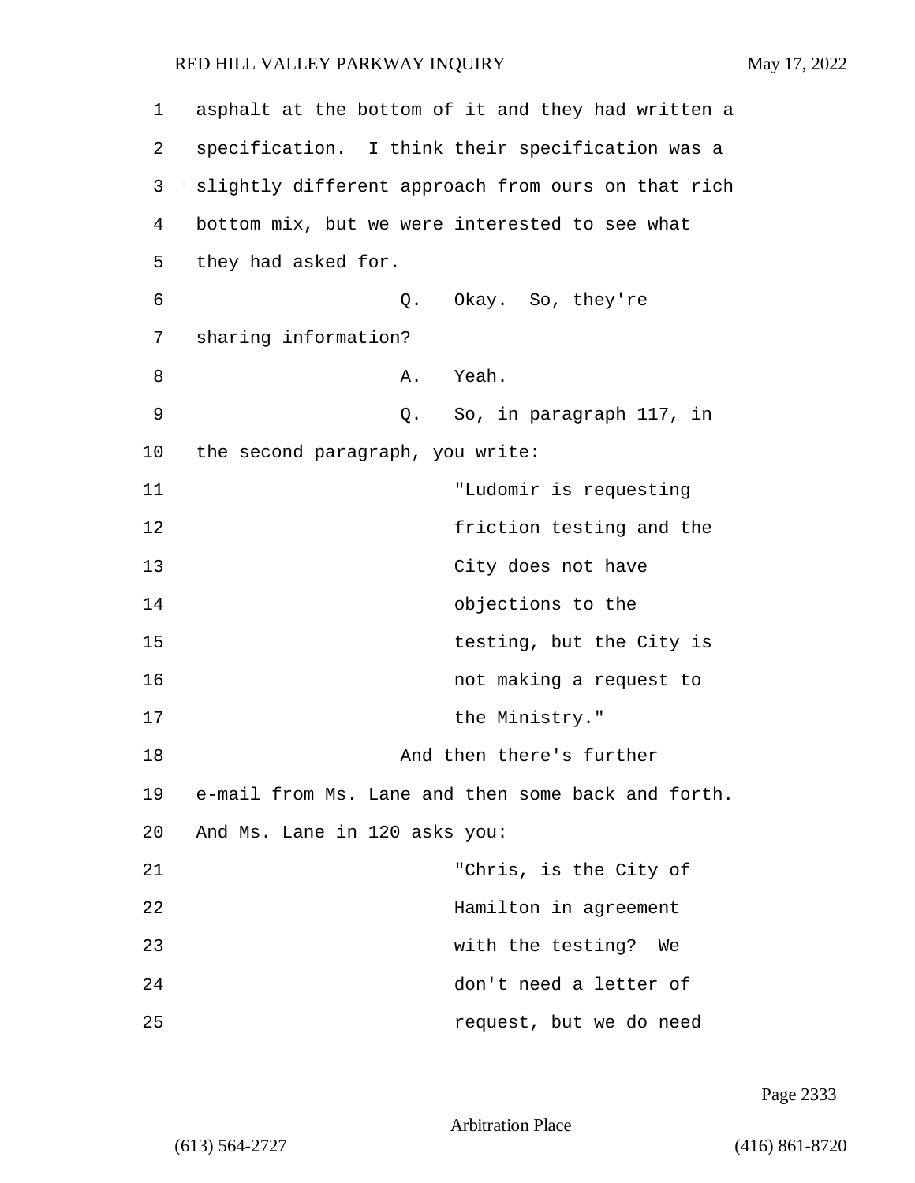asphalt at the bottom of it and they had written a specification. I think their specification was a slightly different approach from ours on that rich bottom mix, but we were interested to see what they had asked for.

Q. Okay. So, they're sharing information?

A. Yeah.

Q. So, in paragraph 117, in the second paragraph, you write:

> "Ludomir is requesting friction testing and the City does not have objections to the testing, but the City is not making a request to the Ministry."

And then there's further e-mail from Ms. Lane and then some back and forth. And Ms. Lane in 120 asks you:

> "Chris, is the City of Hamilton in agreement with the testing? We don't need a letter of request, but we do need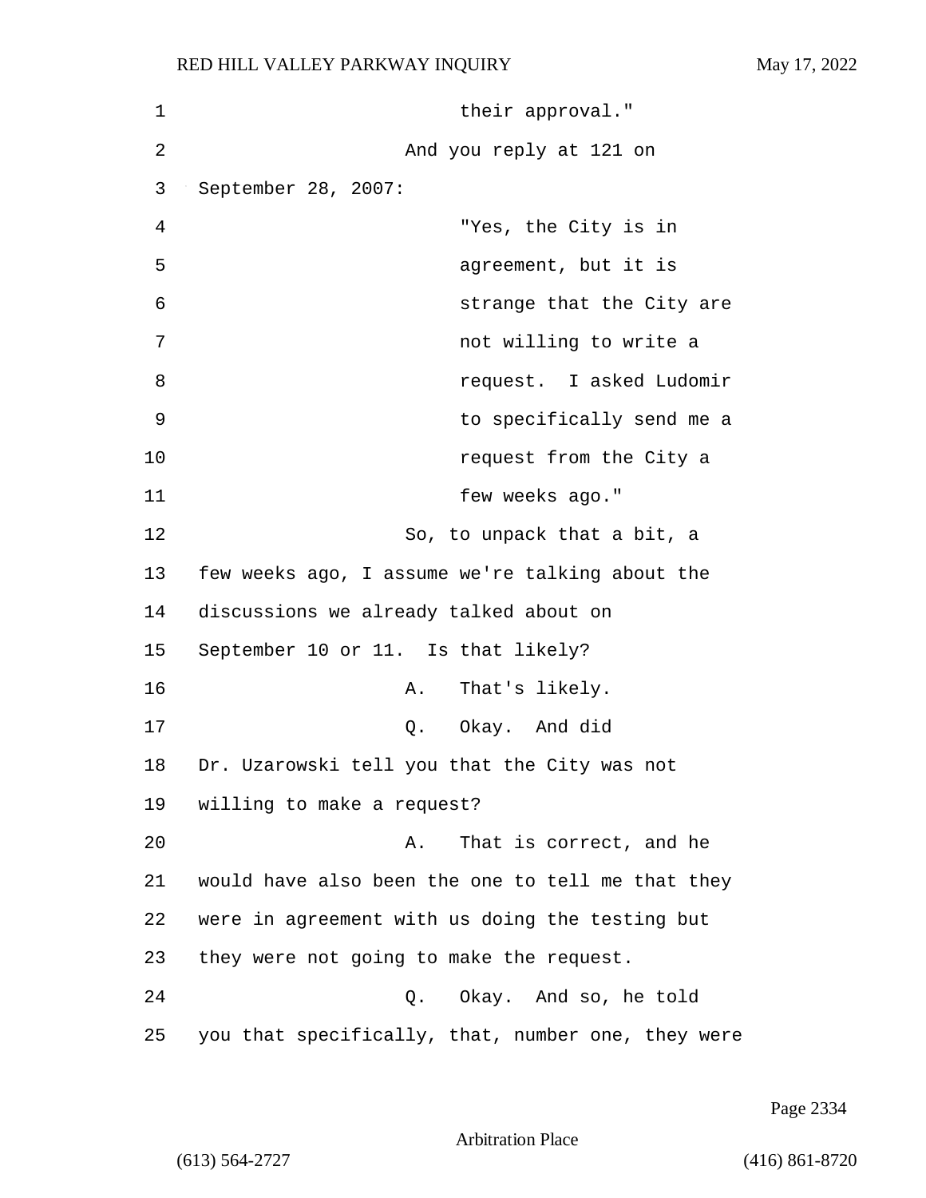their approval."

And you reply at 121 on September 28, 2007:

"Yes, the City is in agreement, but it is strange that the City are not willing to write a request. I asked Ludomir to specifically send me a request from the City a few weeks ago."

So, to unpack that a bit, a few weeks ago, I assume we're talking about the discussions we already talked about on September 10 or 11. Is that likely?

A. That's likely.

Q. Okay. And did Dr. Uzarowski tell you that the City was not willing to make a request?

A. That is correct, and he would have also been the one to tell me that they were in agreement with us doing the testing but they were not going to make the request.

Q. Okay. And so, he told you that specifically, that, number one, they were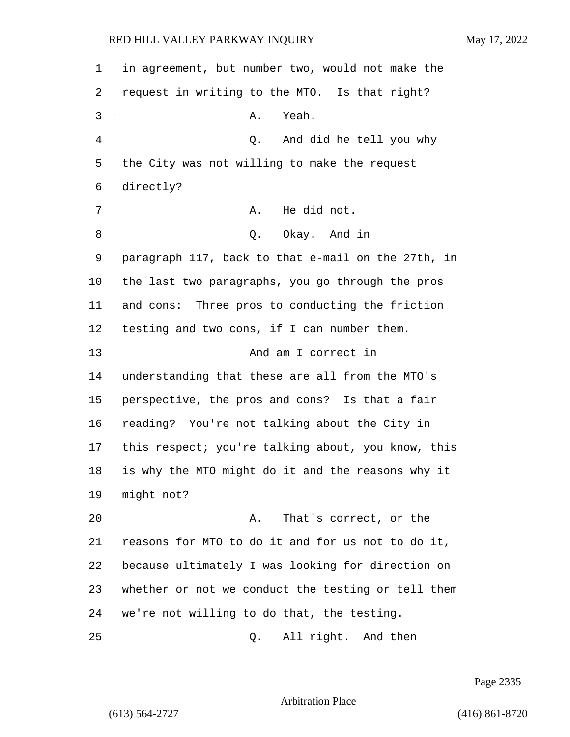in agreement, but number two, would not make the request in writing to the MTO. Is that right?

A. Yeah.

Q. And did he tell you why the City was not willing to make the request directly?

A. He did not.

Q. Okay. And in paragraph 117, back to that e-mail on the 27th, in the last two paragraphs, you go through the pros and cons: Three pros to conducting the friction testing and two cons, if I can number them.

And am I correct in understanding that these are all from the MTO's perspective, the pros and cons? Is that a fair reading? You're not talking about the City in this respect; you're talking about, you know, this is why the MTO might do it and the reasons why it might not?

A. That's correct, or the reasons for MTO to do it and for us not to do it, because ultimately I was looking for direction on whether or not we conduct the testing or tell them we're not willing to do that, the testing.

Q. All right. And then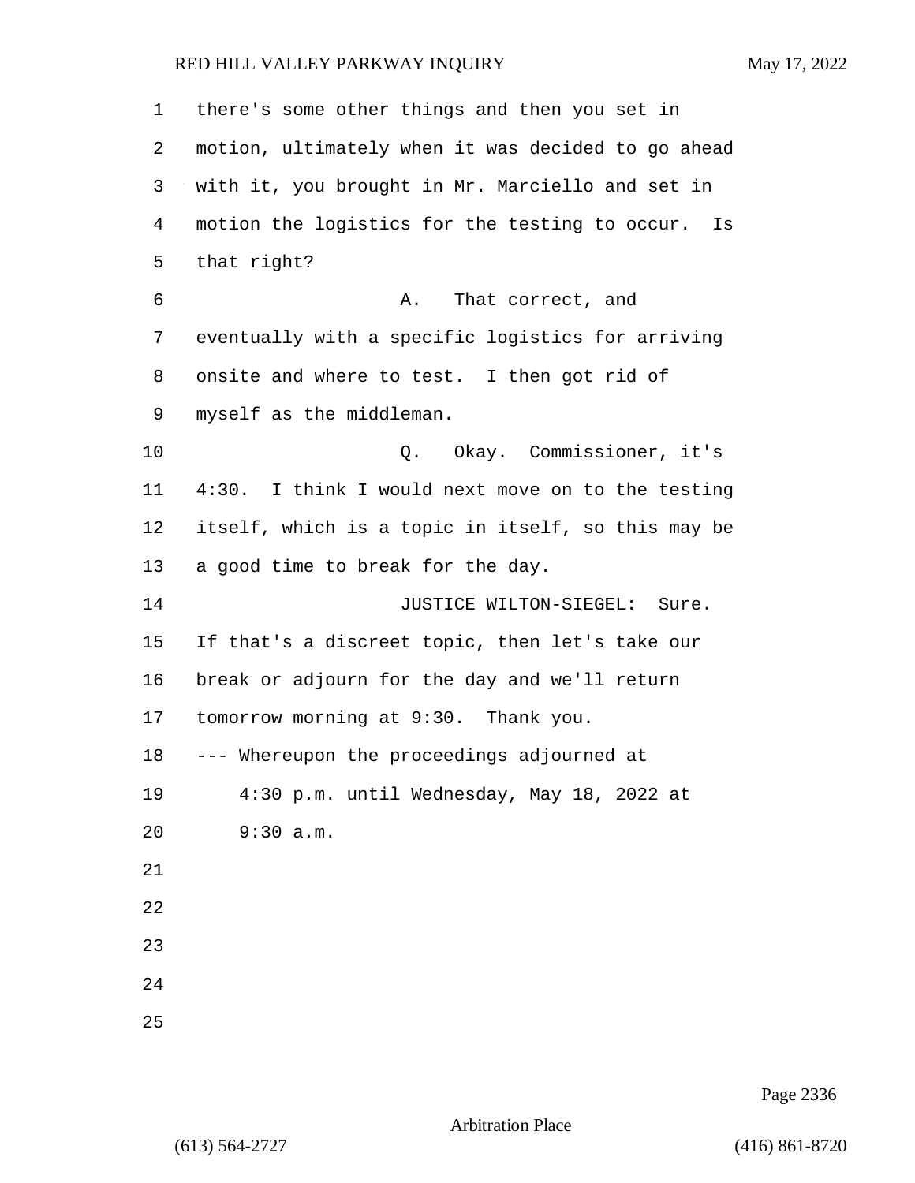there's some other things and then you set in motion, ultimately when it was decided to go ahead with it, you brought in Mr. Marciello and set in motion the logistics for the testing to occur. Is that right?

A. That correct, and eventually with a specific logistics for arriving onsite and where to test. I then got rid of myself as the middleman.

Q. Okay. Commissioner, it's 4:30. I think I would next move on to the testing itself, which is a topic in itself, so this may be a good time to break for the day.

JUSTICE WILTON-SIEGEL: Sure. If that's a discreet topic, then let's take our break or adjourn for the day and we'll return tomorrow morning at 9:30. Thank you.

--- Whereupon the proceedings adjourned at 4:30 p.m. until Wednesday, May 18, 2022 at 9:30 a.m.